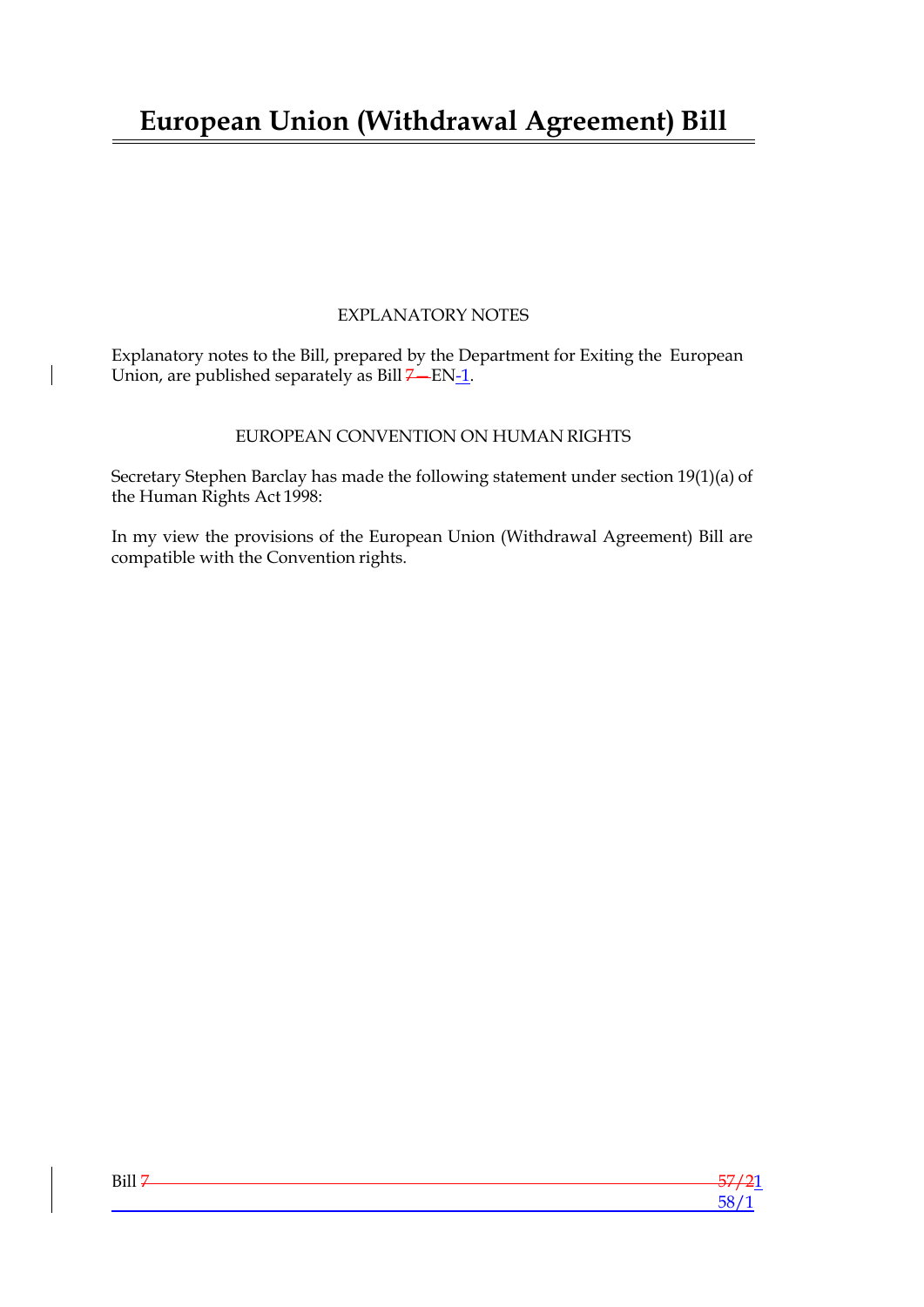# European Union (Withdrawal Agreement) Bill

EXPLANATORY NOTES

Explanatory notes to the Bill, prepared by the Department for Exiting the European Union, are published separately as Bill ~~7—~~EN-1.

EUROPEAN CONVENTION ON HUMAN RIGHTS

Secretary Stephen Barclay has made the following statement under section 19(1)(a) of the Human Rights Act 1998:

In my view the provisions of the European Union (Withdrawal Agreement) Bill are compatible with the Convention rights.

Bill ~~7~~ ~~57/2~~1
58/1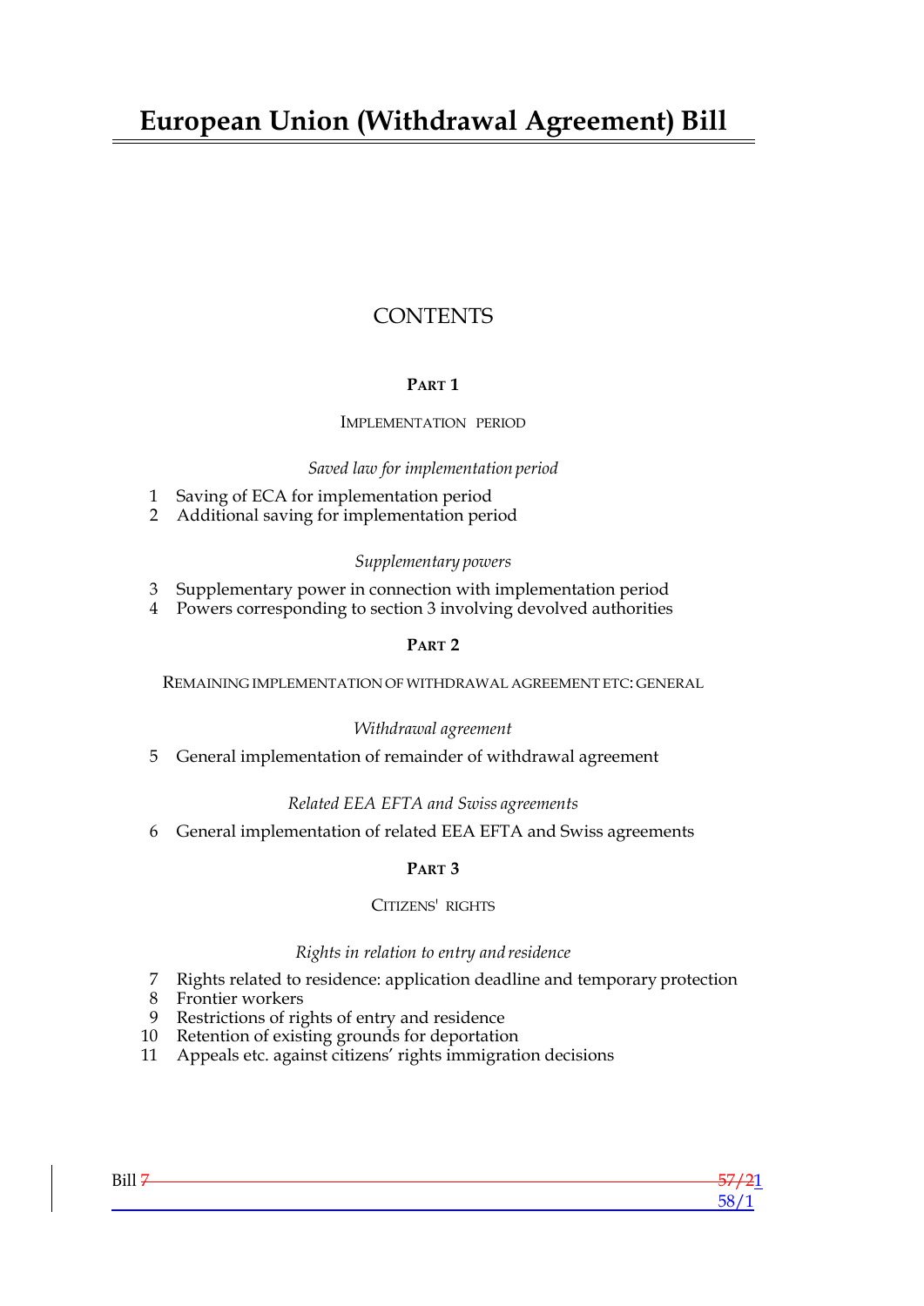# European Union (Withdrawal Agreement) Bill

## CONTENTS

### PART 1

IMPLEMENTATION PERIOD

*Saved law for implementation period*

1 Saving of ECA for implementation period
2 Additional saving for implementation period

*Supplementary powers*

3 Supplementary power in connection with implementation period
4 Powers corresponding to section 3 involving devolved authorities

### PART 2

REMAINING IMPLEMENTATION OF WITHDRAWAL AGREEMENT ETC: GENERAL

*Withdrawal agreement*

5 General implementation of remainder of withdrawal agreement

*Related EEA EFTA and Swiss agreements*

6 General implementation of related EEA EFTA and Swiss agreements

### PART 3

CITIZENS' RIGHTS

*Rights in relation to entry and residence*

7 Rights related to residence: application deadline and temporary protection
8 Frontier workers
9 Restrictions of rights of entry and residence
10 Retention of existing grounds for deportation
11 Appeals etc. against citizens' immigration decisions

Bill ~~7~~ ~~57/2~~1 58/1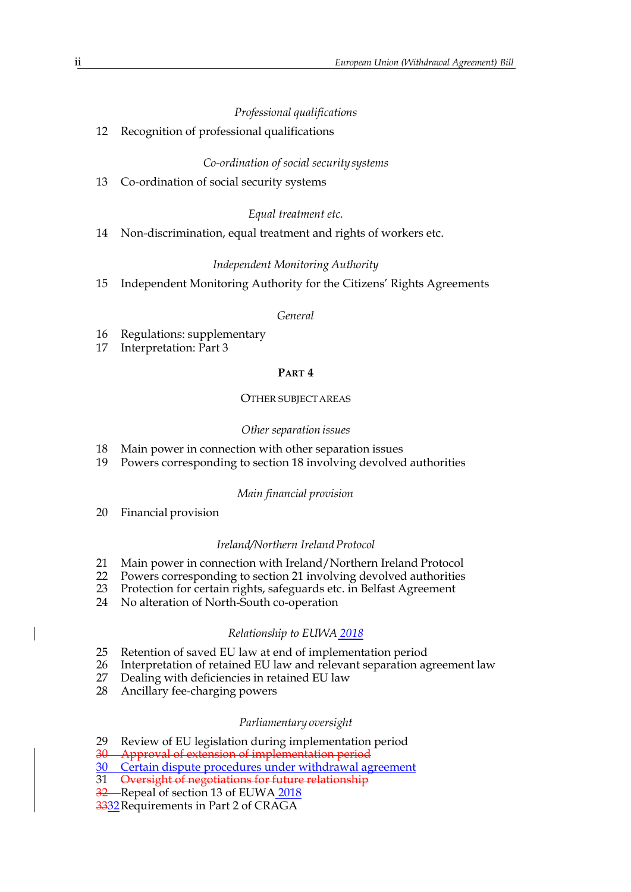*Professional qualifications*

12 Recognition of professional qualifications

*Co-ordination of social security systems*

13 Co-ordination of social security systems

*Equal treatment etc.*

14 Non-discrimination, equal treatment and rights of workers etc.

*Independent Monitoring Authority*

15 Independent Monitoring Authority for the Citizens' Rights Agreements

*General*

16 Regulations: supplementary
17 Interpretation: Part 3

**PART 4**

OTHER SUBJECT AREAS

*Other separation issues*

18 Main power in connection with other separation issues
19 Powers corresponding to section 18 involving devolved authorities

*Main financial provision*

20 Financial provision

*Ireland/Northern Ireland Protocol*

21 Main power in connection with Ireland/Northern Ireland Protocol
22 Powers corresponding to section 21 involving devolved authorities
23 Protection for certain rights, safeguards etc. in Belfast Agreement
24 No alteration of North-South co-operation

*Relationship to EUWA 2018*

25 Retention of saved EU law at end of implementation period
26 Interpretation of retained EU law and relevant separation agreement law
27 Dealing with deficiencies in retained EU law
28 Ancillary fee-charging powers

*Parliamentary oversight*

29 Review of EU legislation during implementation period
~~30 Approval of extension of implementation period~~
30 Certain dispute procedures under withdrawal agreement
31 ~~Oversight of negotiations for future relationship~~
~~32~~ Repeal of section 13 of EUWA 2018
~~33~~32 Requirements in Part 2 of CRAGA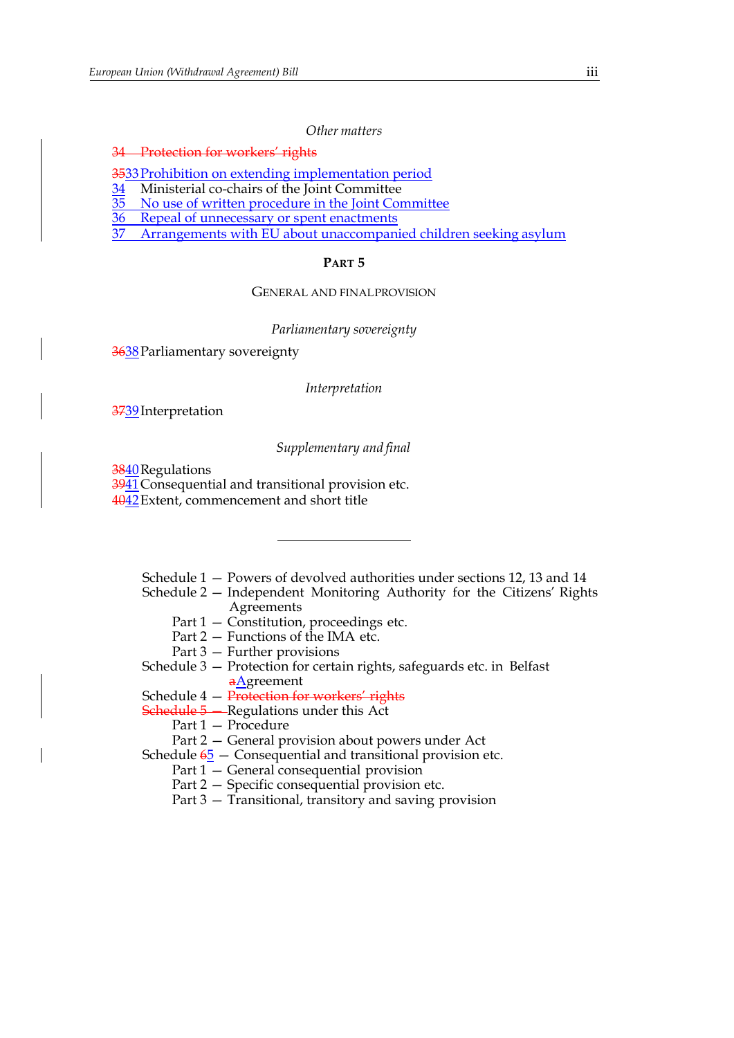*Other matters*

~~34 Protection for workers' rights~~

~~35~~33 Prohibition on extending implementation period
34 Ministerial co-chairs of the Joint Committee
35 No use of written procedure in the Joint Committee
36 Repeal of unnecessary or spent enactments
37 Arrangements with EU about unaccompanied children seeking asylum

**PART 5**

GENERAL AND FINAL PROVISION

*Parliamentary sovereignty*

~~36~~38 Parliamentary sovereignty

*Interpretation*

~~37~~39 Interpretation

*Supplementary and final*

~~38~~40 Regulations
~~39~~41 Consequential and transitional provision etc.
~~40~~42 Extent, commencement and short title

---

Schedule 1 — Powers of devolved authorities under sections 12, 13 and 14
Schedule 2 — Independent Monitoring Authority for the Citizens' Rights Agreements
Part 1 — Constitution, proceedings etc.
Part 2 — Functions of the IMA etc.
Part 3 — Further provisions
Schedule 3 — Protection for certain rights, safeguards etc. in Belfast ~~a~~Agreement
Schedule 4 — ~~Protection for workers' rights~~
~~Schedule 5 —~~ Regulations under this Act
Part 1 — Procedure
Part 2 — General provision about powers under Act
Schedule ~~6~~5 — Consequential and transitional provision etc.
Part 1 — General consequential provision
Part 2 — Specific consequential provision etc.
Part 3 — Transitional, transitory and saving provision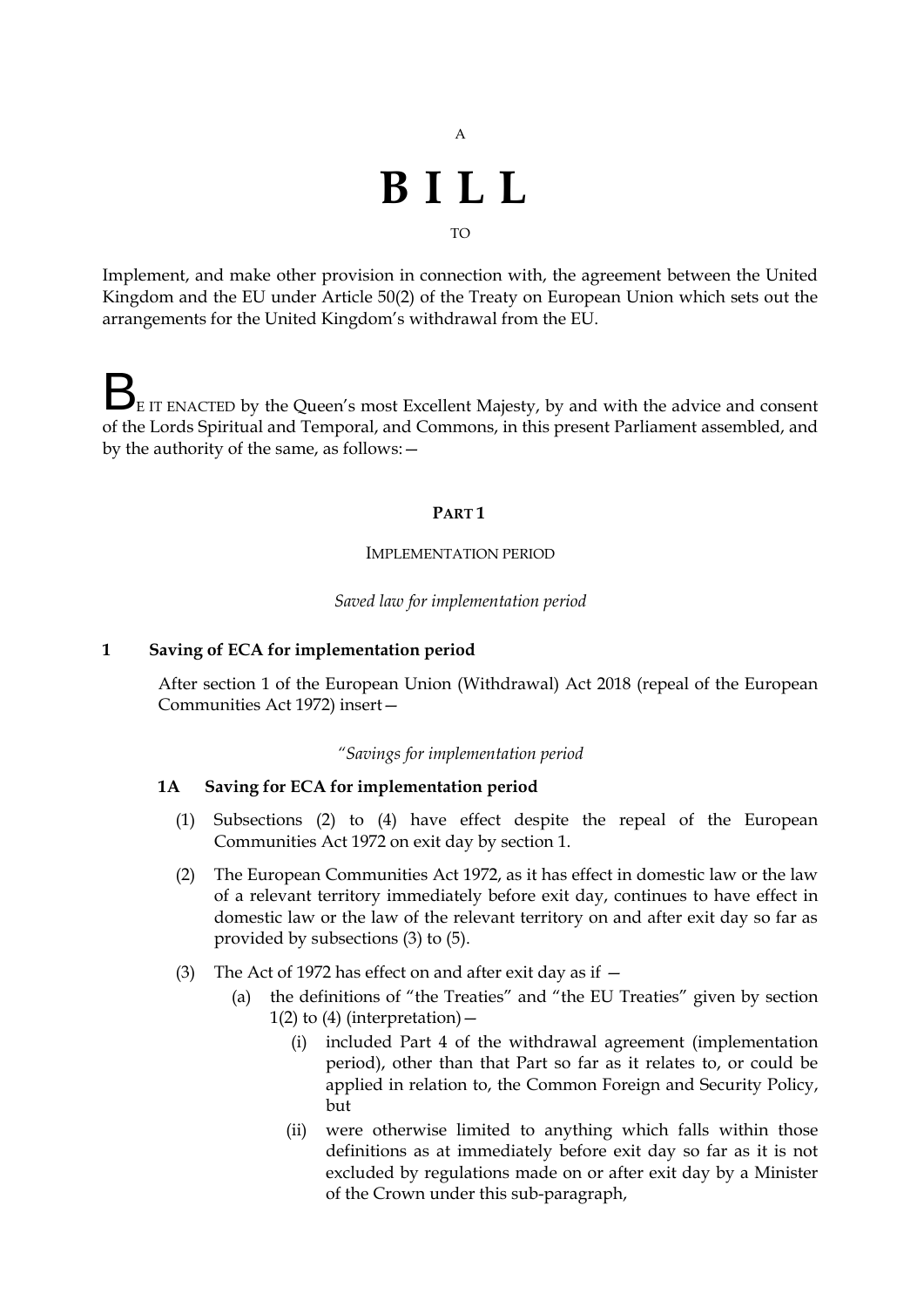A

# B I L L

TO

Implement, and make other provision in connection with, the agreement between the United Kingdom and the EU under Article 50(2) of the Treaty on European Union which sets out the arrangements for the United Kingdom's withdrawal from the EU.

BE IT ENACTED by the Queen's most Excellent Majesty, by and with the advice and consent of the Lords Spiritual and Temporal, and Commons, in this present Parliament assembled, and by the authority of the same, as follows:—

## PART 1

### IMPLEMENTATION PERIOD

*Saved law for implementation period*

**1 Saving of ECA for implementation period**

After section 1 of the European Union (Withdrawal) Act 2018 (repeal of the European Communities Act 1972) insert—

"*Savings for implementation period*

**1A Saving for ECA for implementation period**

(1) Subsections (2) to (4) have effect despite the repeal of the European Communities Act 1972 on exit day by section 1.

(2) The European Communities Act 1972, as it has effect in domestic law or the law of a relevant territory immediately before exit day, continues to have effect in domestic law or the law of the relevant territory on and after exit day so far as provided by subsections (3) to (5).

(3) The Act of 1972 has effect on and after exit day as if —

(a) the definitions of "the Treaties" and "the EU Treaties" given by section 1(2) to (4) (interpretation)—

(i) included Part 4 of the withdrawal agreement (implementation period), other than that Part so far as it relates to, or could be applied in relation to, the Common Foreign and Security Policy, but

(ii) were otherwise limited to anything which falls within those definitions as at immediately before exit day so far as it is not excluded by regulations made on or after exit day by a Minister of the Crown under this sub-paragraph,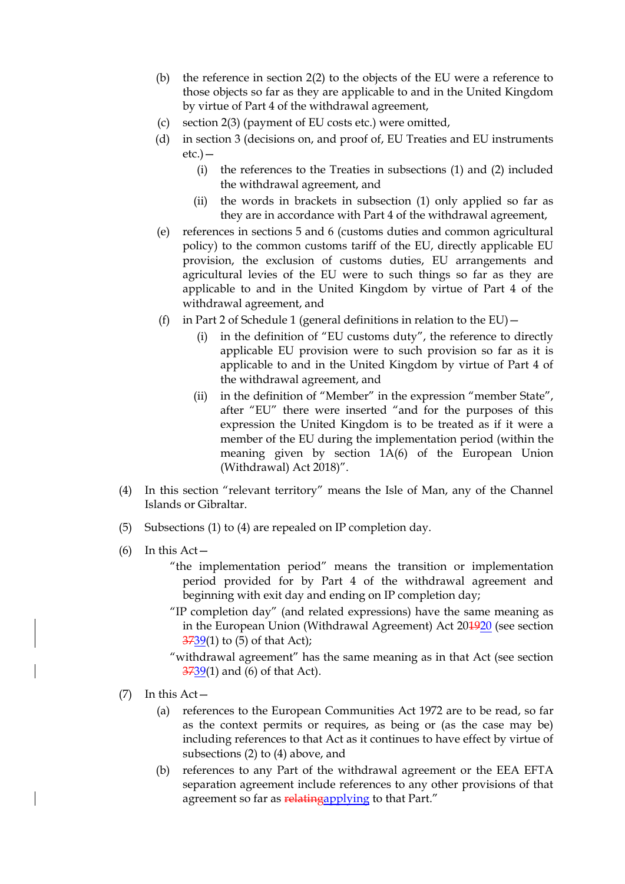(b) the reference in section 2(2) to the objects of the EU were a reference to those objects so far as they are applicable to and in the United Kingdom by virtue of Part 4 of the withdrawal agreement,

(c) section 2(3) (payment of EU costs etc.) were omitted,

(d) in section 3 (decisions on, and proof of, EU Treaties and EU instruments etc.)—

  (i) the references to the Treaties in subsections (1) and (2) included the withdrawal agreement, and

  (ii) the words in brackets in subsection (1) only applied so far as they are in accordance with Part 4 of the withdrawal agreement,

(e) references in sections 5 and 6 (customs duties and common agricultural policy) to the common customs tariff of the EU, directly applicable EU provision, the exclusion of customs duties, EU arrangements and agricultural levies of the EU were to such things so far as they are applicable to and in the United Kingdom by virtue of Part 4 of the withdrawal agreement, and

(f) in Part 2 of Schedule 1 (general definitions in relation to the EU)—

  (i) in the definition of "EU customs duty", the reference to directly applicable EU provision were to such provision so far as it is applicable to and in the United Kingdom by virtue of Part 4 of the withdrawal agreement, and

  (ii) in the definition of "Member" in the expression "member State", after "EU" there were inserted "and for the purposes of this expression the United Kingdom is to be treated as if it were a member of the EU during the implementation period (within the meaning given by section 1A(6) of the European Union (Withdrawal) Act 2018)".

(4) In this section "relevant territory" means the Isle of Man, any of the Channel Islands or Gibraltar.

(5) Subsections (1) to (4) are repealed on IP completion day.

(6) In this Act—

"the implementation period" means the transition or implementation period provided for by Part 4 of the withdrawal agreement and beginning with exit day and ending on IP completion day;

"IP completion day" (and related expressions) have the same meaning as in the European Union (Withdrawal Agreement) Act ~~2019~~20 (see section ~~37~~39(1) to (5) of that Act);

"withdrawal agreement" has the same meaning as in that Act (see section ~~37~~39(1) and (6) of that Act).

(7) In this Act—

(a) references to the European Communities Act 1972 are to be read, so far as the context permits or requires, as being or (as the case may be) including references to that Act as it continues to have effect by virtue of subsections (2) to (4) above, and

(b) references to any Part of the withdrawal agreement or the EEA EFTA separation agreement include references to any other provisions of that agreement so far as ~~relating~~applying to that Part."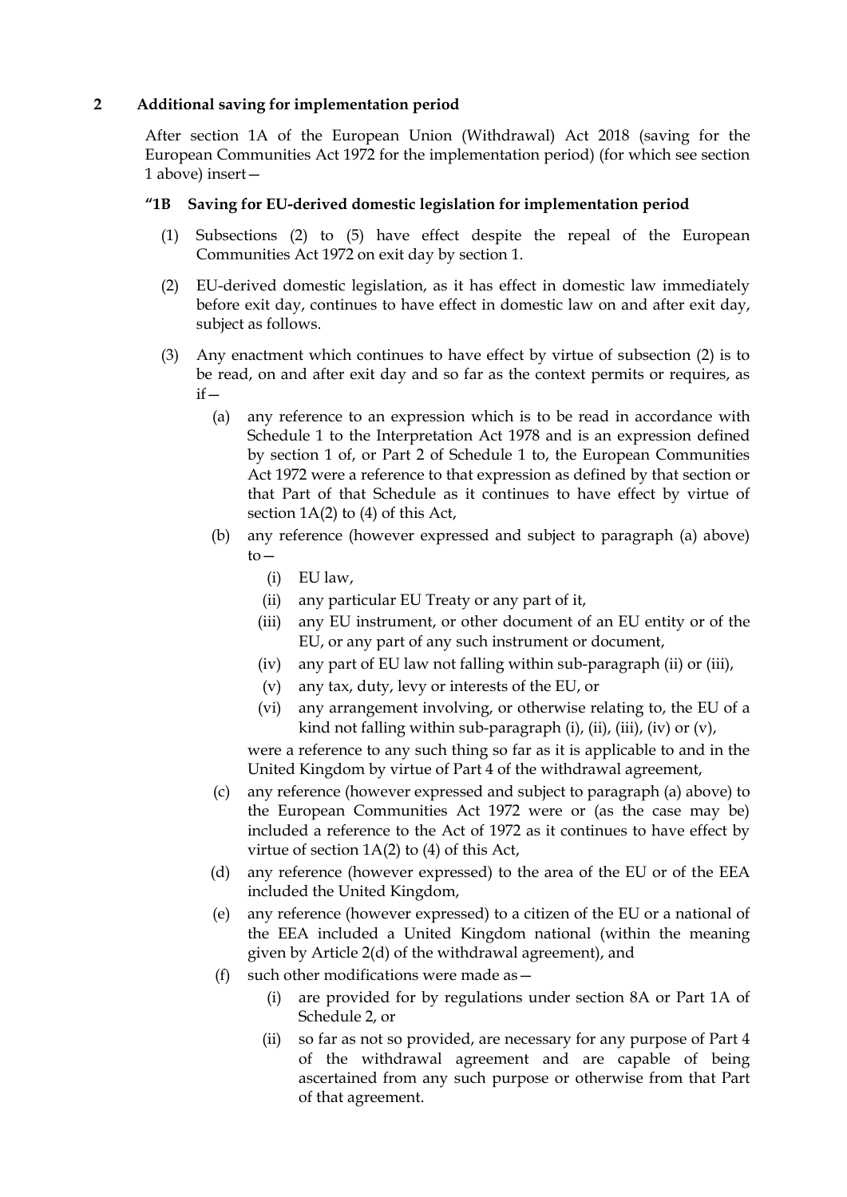## 2 Additional saving for implementation period

After section 1A of the European Union (Withdrawal) Act 2018 (saving for the European Communities Act 1972 for the implementation period) (for which see section 1 above) insert—

### "1B Saving for EU-derived domestic legislation for implementation period

(1) Subsections (2) to (5) have effect despite the repeal of the European Communities Act 1972 on exit day by section 1.

(2) EU-derived domestic legislation, as it has effect in domestic law immediately before exit day, continues to have effect in domestic law on and after exit day, subject as follows.

(3) Any enactment which continues to have effect by virtue of subsection (2) is to be read, on and after exit day and so far as the context permits or requires, as if—

(a) any reference to an expression which is to be read in accordance with Schedule 1 to the Interpretation Act 1978 and is an expression defined by section 1 of, or Part 2 of Schedule 1 to, the European Communities Act 1972 were a reference to that expression as defined by that section or that Part of that Schedule as it continues to have effect by virtue of section 1A(2) to (4) of this Act,

(b) any reference (however expressed and subject to paragraph (a) above) to—

(i) EU law,

(ii) any particular EU Treaty or any part of it,

(iii) any EU instrument, or other document of an EU entity or of the EU, or any part of any such instrument or document,

(iv) any part of EU law not falling within sub-paragraph (ii) or (iii),

(v) any tax, duty, levy or interests of the EU, or

(vi) any arrangement involving, or otherwise relating to, the EU of a kind not falling within sub-paragraph (i), (ii), (iii), (iv) or (v),

were a reference to any such thing so far as it is applicable to and in the United Kingdom by virtue of Part 4 of the withdrawal agreement,

(c) any reference (however expressed and subject to paragraph (a) above) to the European Communities Act 1972 were or (as the case may be) included a reference to the Act of 1972 as it continues to have effect by virtue of section 1A(2) to (4) of this Act,

(d) any reference (however expressed) to the area of the EU or of the EEA included the United Kingdom,

(e) any reference (however expressed) to a citizen of the EU or a national of the EEA included a United Kingdom national (within the meaning given by Article 2(d) of the withdrawal agreement), and

(f) such other modifications were made as—

(i) are provided for by regulations under section 8A or Part 1A of Schedule 2, or

(ii) so far as not so provided, are necessary for any purpose of Part 4 of the withdrawal agreement and are capable of being ascertained from any such purpose or otherwise from that Part of that agreement.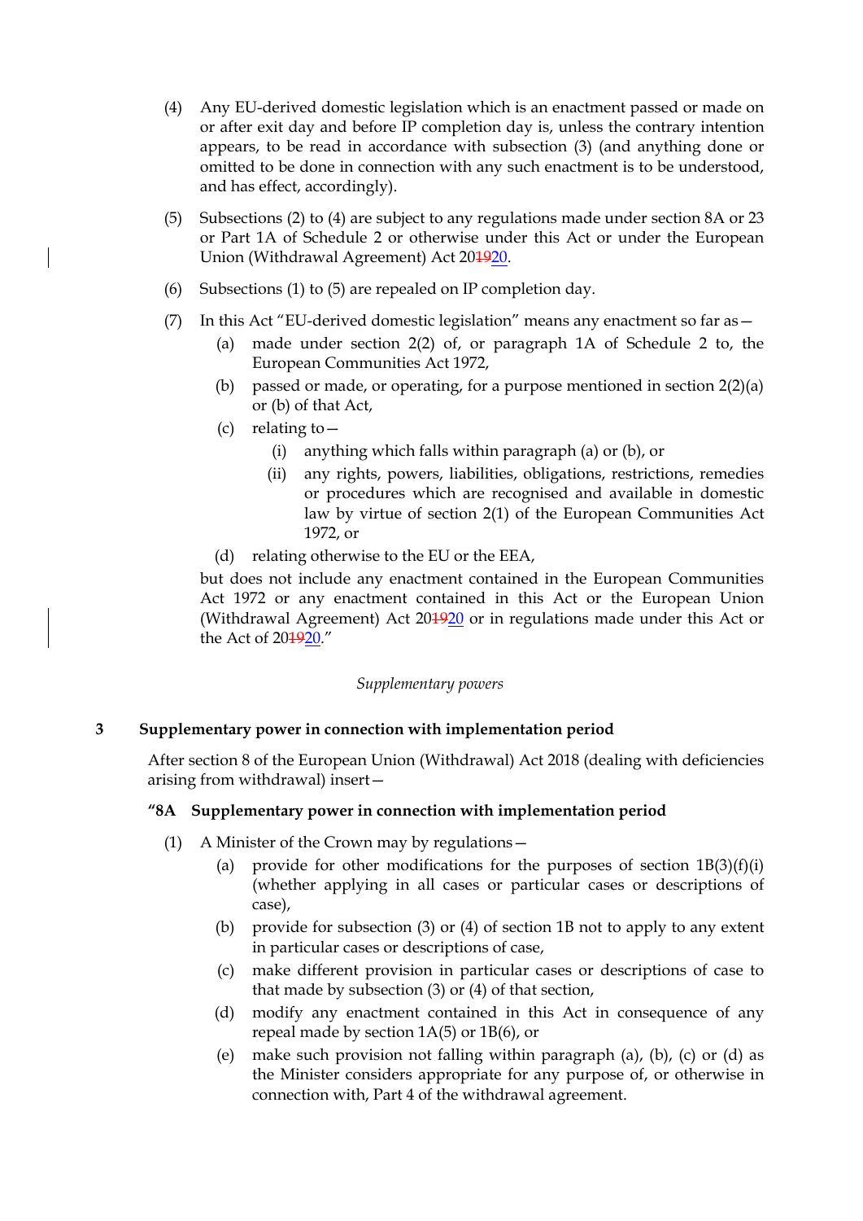(4) Any EU-derived domestic legislation which is an enactment passed or made on or after exit day and before IP completion day is, unless the contrary intention appears, to be read in accordance with subsection (3) (and anything done or omitted to be done in connection with any such enactment is to be understood, and has effect, accordingly).

(5) Subsections (2) to (4) are subject to any regulations made under section 8A or 23 or Part 1A of Schedule 2 or otherwise under this Act or under the European Union (Withdrawal Agreement) Act 20~~19~~20.

(6) Subsections (1) to (5) are repealed on IP completion day.

(7) In this Act "EU-derived domestic legislation" means any enactment so far as—

- (a) made under section 2(2) of, or paragraph 1A of Schedule 2 to, the European Communities Act 1972,
- (b) passed or made, or operating, for a purpose mentioned in section 2(2)(a) or (b) of that Act,
- (c) relating to—
  - (i) anything which falls within paragraph (a) or (b), or
  - (ii) any rights, powers, liabilities, obligations, restrictions, remedies or procedures which are recognised and available in domestic law by virtue of section 2(1) of the European Communities Act 1972, or
- (d) relating otherwise to the EU or the EEA,

but does not include any enactment contained in the European Communities Act 1972 or any enactment contained in this Act or the European Union (Withdrawal Agreement) Act 20~~19~~20 or in regulations made under this Act or the Act of 20~~19~~20."

*Supplementary powers*

### 3 Supplementary power in connection with implementation period

After section 8 of the European Union (Withdrawal) Act 2018 (dealing with deficiencies arising from withdrawal) insert—

**"8A Supplementary power in connection with implementation period**

(1) A Minister of the Crown may by regulations—

- (a) provide for other modifications for the purposes of section 1B(3)(f)(i) (whether applying in all cases or particular cases or descriptions of case),
- (b) provide for subsection (3) or (4) of section 1B not to apply to any extent in particular cases or descriptions of case,
- (c) make different provision in particular cases or descriptions of case to that made by subsection (3) or (4) of that section,
- (d) modify any enactment contained in this Act in consequence of any repeal made by section 1A(5) or 1B(6), or
- (e) make such provision not falling within paragraph (a), (b), (c) or (d) as the Minister considers appropriate for any purpose of, or otherwise in connection with, Part 4 of the withdrawal agreement.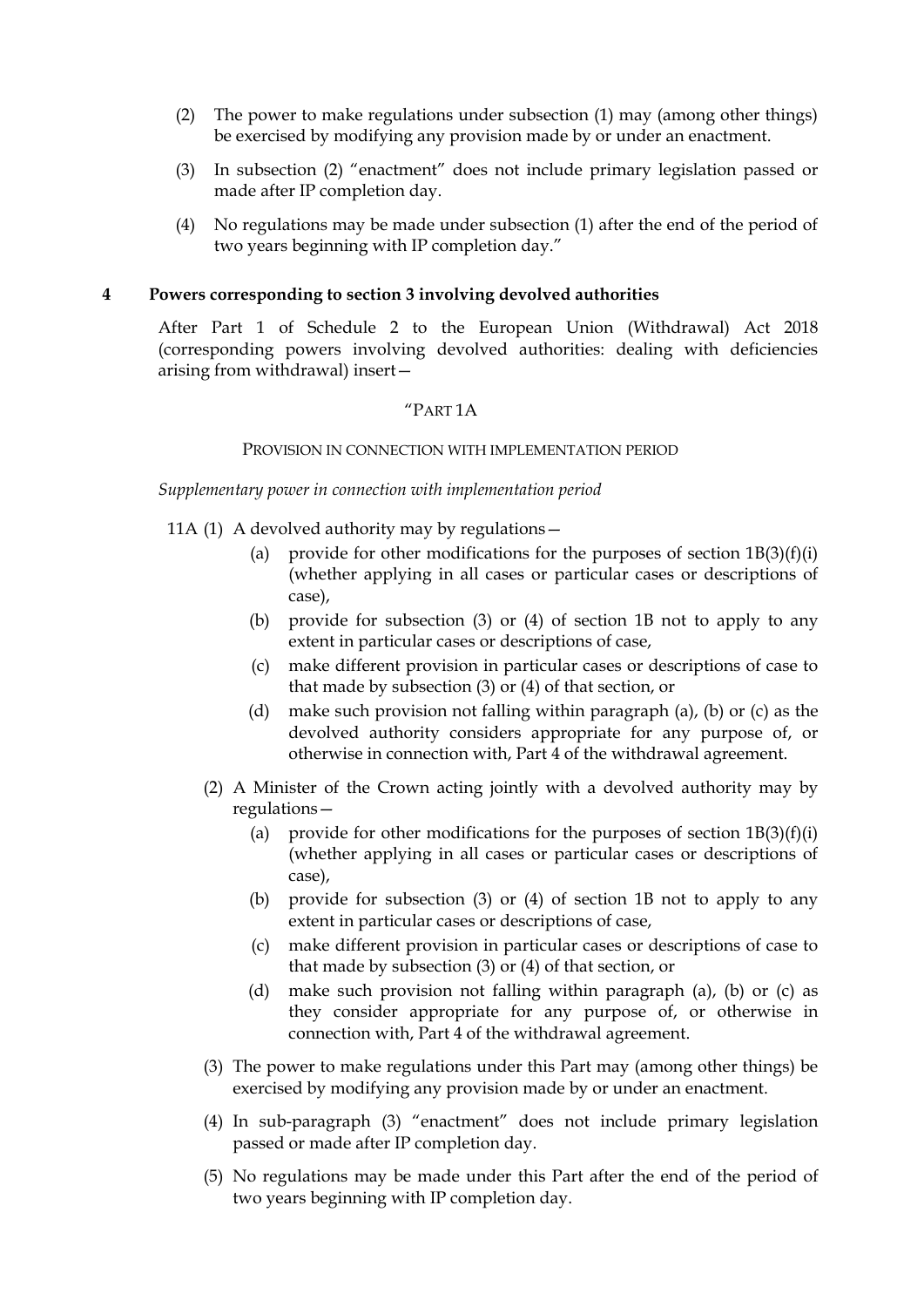(2) The power to make regulations under subsection (1) may (among other things) be exercised by modifying any provision made by or under an enactment.

(3) In subsection (2) "enactment" does not include primary legislation passed or made after IP completion day.

(4) No regulations may be made under subsection (1) after the end of the period of two years beginning with IP completion day."

### 4 Powers corresponding to section 3 involving devolved authorities

After Part 1 of Schedule 2 to the European Union (Withdrawal) Act 2018 (corresponding powers involving devolved authorities: dealing with deficiencies arising from withdrawal) insert—

"PART 1A

PROVISION IN CONNECTION WITH IMPLEMENTATION PERIOD

*Supplementary power in connection with implementation period*

11A (1) A devolved authority may by regulations—

(a) provide for other modifications for the purposes of section 1B(3)(f)(i) (whether applying in all cases or particular cases or descriptions of case),

(b) provide for subsection (3) or (4) of section 1B not to apply to any extent in particular cases or descriptions of case,

(c) make different provision in particular cases or descriptions of case to that made by subsection (3) or (4) of that section, or

(d) make such provision not falling within paragraph (a), (b) or (c) as the devolved authority considers appropriate for any purpose of, or otherwise in connection with, Part 4 of the withdrawal agreement.

(2) A Minister of the Crown acting jointly with a devolved authority may by regulations—

(a) provide for other modifications for the purposes of section 1B(3)(f)(i) (whether applying in all cases or particular cases or descriptions of case),

(b) provide for subsection (3) or (4) of section 1B not to apply to any extent in particular cases or descriptions of case,

(c) make different provision in particular cases or descriptions of case to that made by subsection (3) or (4) of that section, or

(d) make such provision not falling within paragraph (a), (b) or (c) as they consider appropriate for any purpose of, or otherwise in connection with, Part 4 of the withdrawal agreement.

(3) The power to make regulations under this Part may (among other things) be exercised by modifying any provision made by or under an enactment.

(4) In sub-paragraph (3) "enactment" does not include primary legislation passed or made after IP completion day.

(5) No regulations may be made under this Part after the end of the period of two years beginning with IP completion day.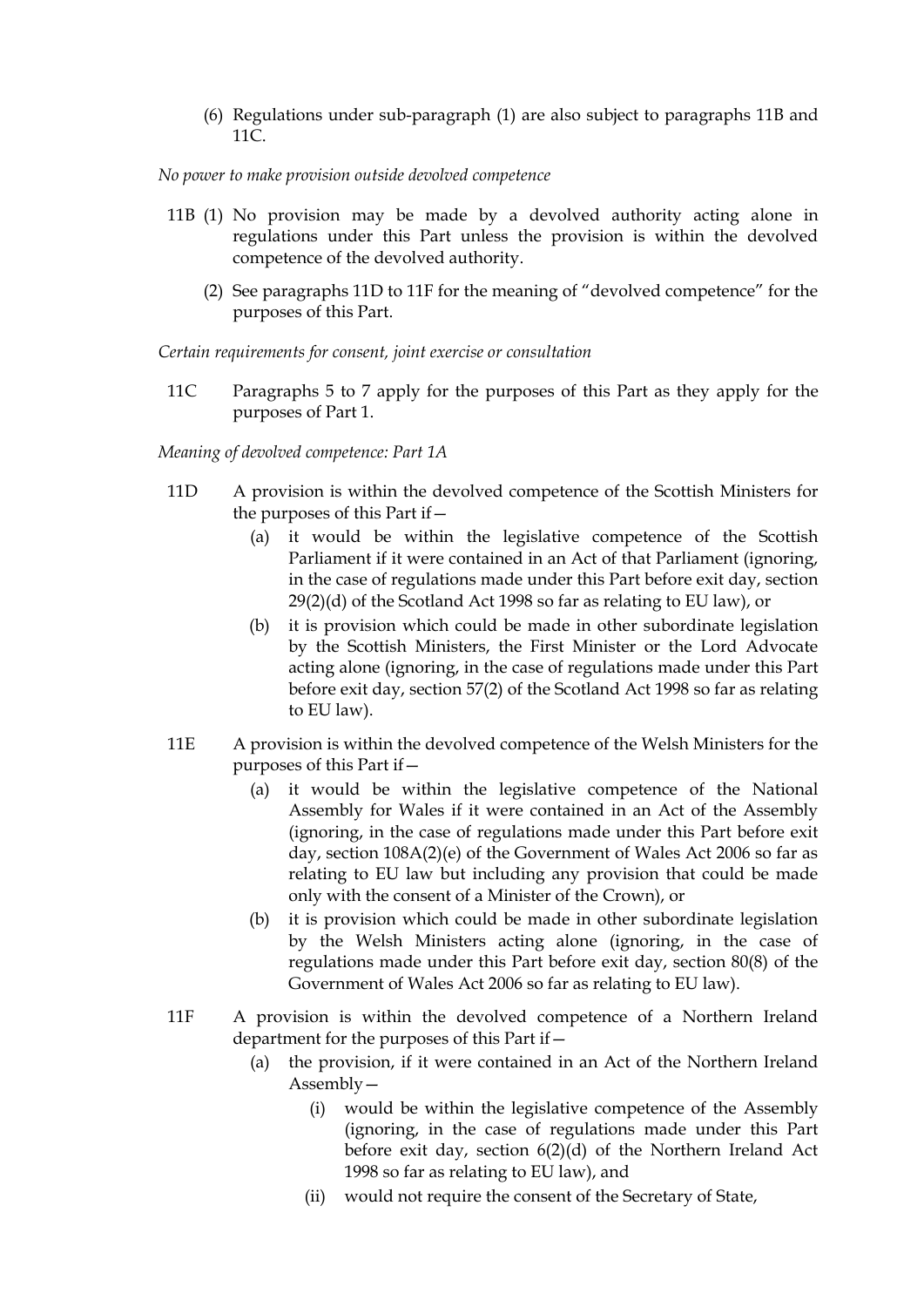(6) Regulations under sub-paragraph (1) are also subject to paragraphs 11B and 11C.

*No power to make provision outside devolved competence*

11B (1) No provision may be made by a devolved authority acting alone in regulations under this Part unless the provision is within the devolved competence of the devolved authority.

(2) See paragraphs 11D to 11F for the meaning of "devolved competence" for the purposes of this Part.

*Certain requirements for consent, joint exercise or consultation*

11C Paragraphs 5 to 7 apply for the purposes of this Part as they apply for the purposes of Part 1.

*Meaning of devolved competence: Part 1A*

11D A provision is within the devolved competence of the Scottish Ministers for the purposes of this Part if—

(a) it would be within the legislative competence of the Scottish Parliament if it were contained in an Act of that Parliament (ignoring, in the case of regulations made under this Part before exit day, section 29(2)(d) of the Scotland Act 1998 so far as relating to EU law), or

(b) it is provision which could be made in other subordinate legislation by the Scottish Ministers, the First Minister or the Lord Advocate acting alone (ignoring, in the case of regulations made under this Part before exit day, section 57(2) of the Scotland Act 1998 so far as relating to EU law).

11E A provision is within the devolved competence of the Welsh Ministers for the purposes of this Part if—

(a) it would be within the legislative competence of the National Assembly for Wales if it were contained in an Act of the Assembly (ignoring, in the case of regulations made under this Part before exit day, section 108A(2)(e) of the Government of Wales Act 2006 so far as relating to EU law but including any provision that could be made only with the consent of a Minister of the Crown), or

(b) it is provision which could be made in other subordinate legislation by the Welsh Ministers acting alone (ignoring, in the case of regulations made under this Part before exit day, section 80(8) of the Government of Wales Act 2006 so far as relating to EU law).

11F A provision is within the devolved competence of a Northern Ireland department for the purposes of this Part if—

(a) the provision, if it were contained in an Act of the Northern Ireland Assembly—

(i) would be within the legislative competence of the Assembly (ignoring, in the case of regulations made under this Part before exit day, section 6(2)(d) of the Northern Ireland Act 1998 so far as relating to EU law), and

(ii) would not require the consent of the Secretary of State,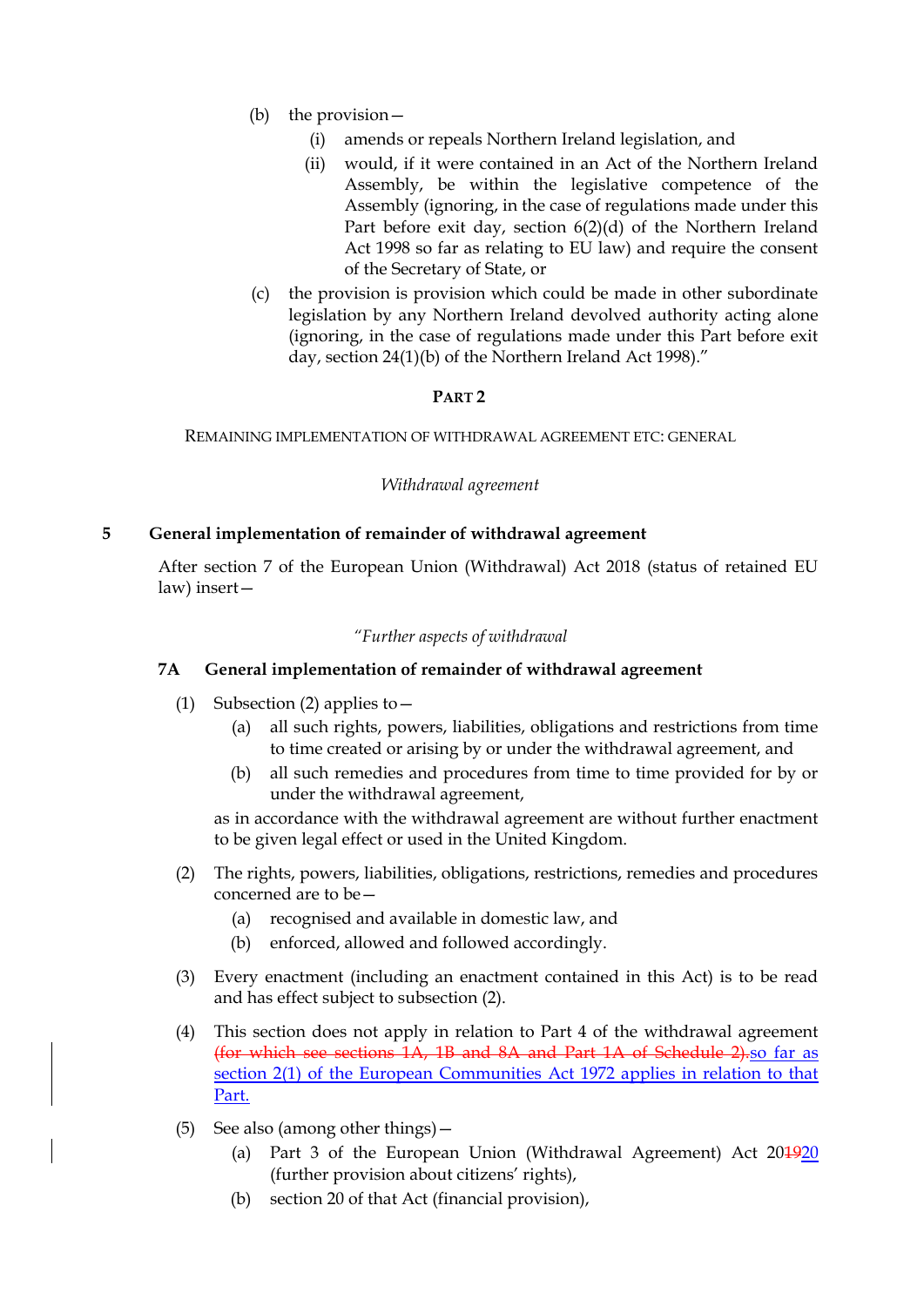(b) the provision—

  (i) amends or repeals Northern Ireland legislation, and

  (ii) would, if it were contained in an Act of the Northern Ireland Assembly, be within the legislative competence of the Assembly (ignoring, in the case of regulations made under this Part before exit day, section 6(2)(d) of the Northern Ireland Act 1998 so far as relating to EU law) and require the consent of the Secretary of State, or

(c) the provision is provision which could be made in other subordinate legislation by any Northern Ireland devolved authority acting alone (ignoring, in the case of regulations made under this Part before exit day, section 24(1)(b) of the Northern Ireland Act 1998)."

## PART 2

REMAINING IMPLEMENTATION OF WITHDRAWAL AGREEMENT ETC: GENERAL

*Withdrawal agreement*

### 5 General implementation of remainder of withdrawal agreement

After section 7 of the European Union (Withdrawal) Act 2018 (status of retained EU law) insert—

*"Further aspects of withdrawal*

**7A General implementation of remainder of withdrawal agreement**

(1) Subsection (2) applies to—

  (a) all such rights, powers, liabilities, obligations and restrictions from time to time created or arising by or under the withdrawal agreement, and

  (b) all such remedies and procedures from time to time provided for by or under the withdrawal agreement,

as in accordance with the withdrawal agreement are without further enactment to be given legal effect or used in the United Kingdom.

(2) The rights, powers, liabilities, obligations, restrictions, remedies and procedures concerned are to be—

  (a) recognised and available in domestic law, and

  (b) enforced, allowed and followed accordingly.

(3) Every enactment (including an enactment contained in this Act) is to be read and has effect subject to subsection (2).

(4) This section does not apply in relation to Part 4 of the withdrawal agreement ~~(for which see sections 1A, 1B and 8A and Part 1A of Schedule 2).~~<u>so far as section 2(1) of the European Communities Act 1972 applies in relation to that Part.</u>

(5) See also (among other things)—

  (a) Part 3 of the European Union (Withdrawal Agreement) Act 20~~19~~<u>20</u> (further provision about citizens' rights),

  (b) section 20 of that Act (financial provision),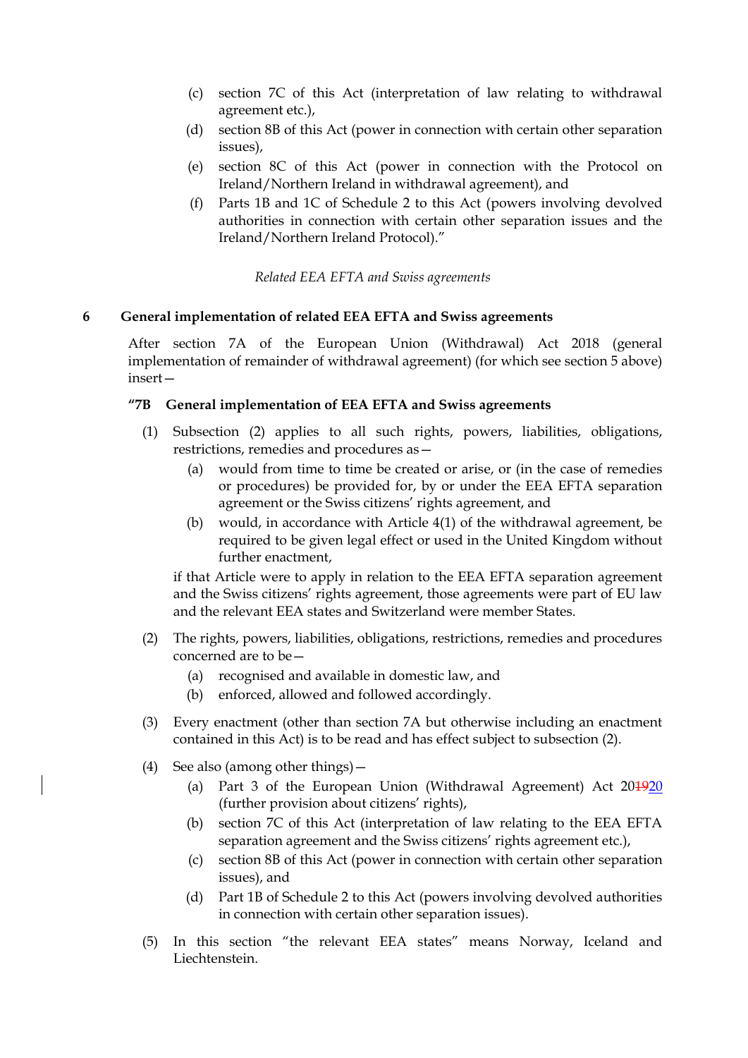(c) section 7C of this Act (interpretation of law relating to withdrawal agreement etc.),

(d) section 8B of this Act (power in connection with certain other separation issues),

(e) section 8C of this Act (power in connection with the Protocol on Ireland/Northern Ireland in withdrawal agreement), and

(f) Parts 1B and 1C of Schedule 2 to this Act (powers involving devolved authorities in connection with certain other separation issues and the Ireland/Northern Ireland Protocol)."

*Related EEA EFTA and Swiss agreements*

**6 General implementation of related EEA EFTA and Swiss agreements**

After section 7A of the European Union (Withdrawal) Act 2018 (general implementation of remainder of withdrawal agreement) (for which see section 5 above) insert—

**"7B General implementation of EEA EFTA and Swiss agreements**

(1) Subsection (2) applies to all such rights, powers, liabilities, obligations, restrictions, remedies and procedures as—

(a) would from time to time be created or arise, or (in the case of remedies or procedures) be provided for, by or under the EEA EFTA separation agreement or the Swiss citizens' rights agreement, and

(b) would, in accordance with Article 4(1) of the withdrawal agreement, be required to be given legal effect or used in the United Kingdom without further enactment,

if that Article were to apply in relation to the EEA EFTA separation agreement and the Swiss citizens' rights agreement, those agreements were part of EU law and the relevant EEA states and Switzerland were member States.

(2) The rights, powers, liabilities, obligations, restrictions, remedies and procedures concerned are to be—

(a) recognised and available in domestic law, and

(b) enforced, allowed and followed accordingly.

(3) Every enactment (other than section 7A but otherwise including an enactment contained in this Act) is to be read and has effect subject to subsection (2).

(4) See also (among other things)—

(a) Part 3 of the European Union (Withdrawal Agreement) Act 2~~19~~20 (further provision about citizens' rights),

(b) section 7C of this Act (interpretation of law relating to the EEA EFTA separation agreement and the Swiss citizens' rights agreement etc.),

(c) section 8B of this Act (power in connection with certain other separation issues), and

(d) Part 1B of Schedule 2 to this Act (powers involving devolved authorities in connection with certain other separation issues).

(5) In this section "the relevant EEA states" means Norway, Iceland and Liechtenstein.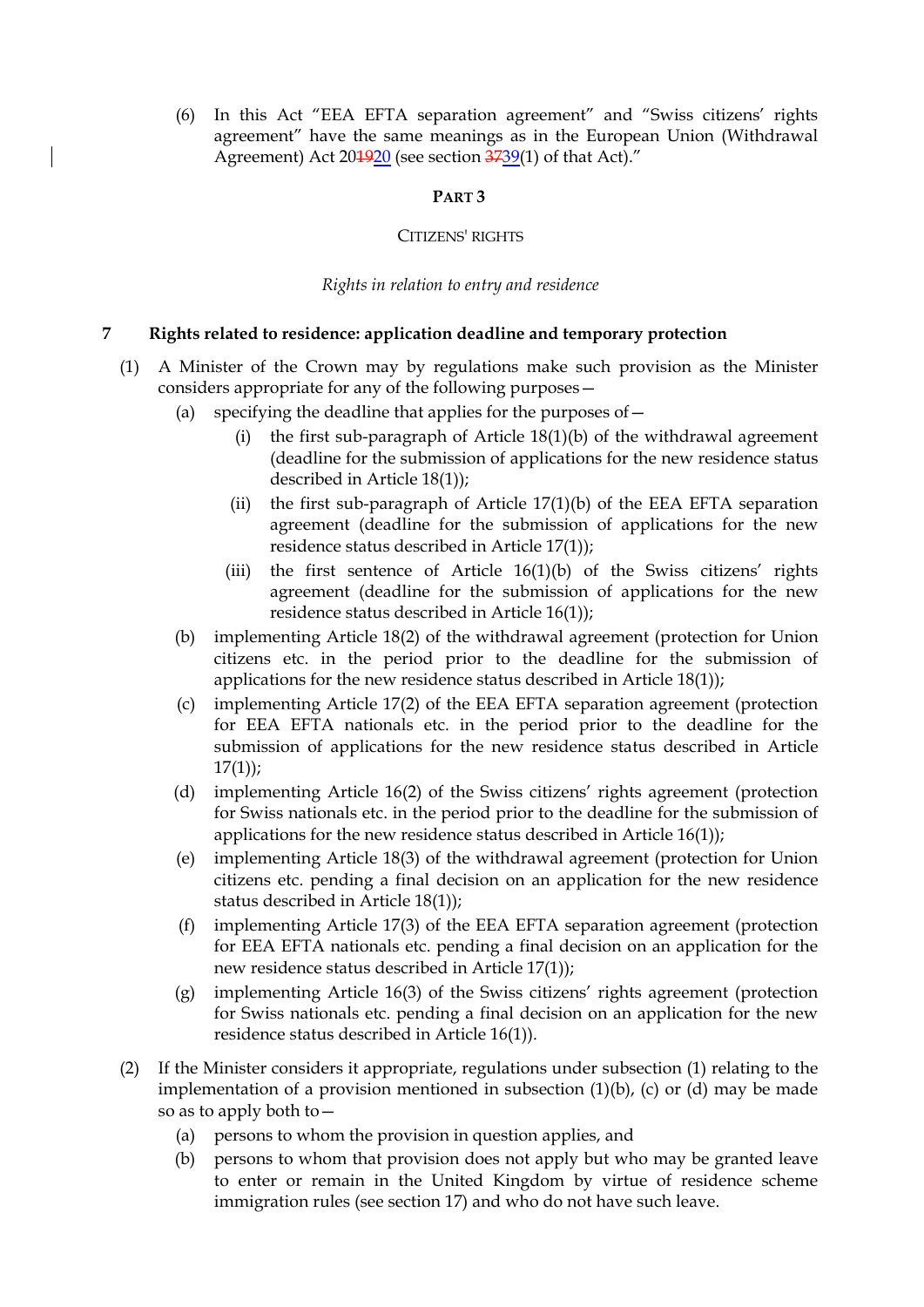(6) In this Act "EEA EFTA separation agreement" and "Swiss citizens' rights agreement" have the same meanings as in the European Union (Withdrawal Agreement) Act 2020 (see section 39(1) of that Act)."

## PART 3

### CITIZENS' RIGHTS

*Rights in relation to entry and residence*

### 7 Rights related to residence: application deadline and temporary protection

(1) A Minister of the Crown may by regulations make such provision as the Minister considers appropriate for any of the following purposes—

- (a) specifying the deadline that applies for the purposes of—
  - (i) the first sub-paragraph of Article 18(1)(b) of the withdrawal agreement (deadline for the submission of applications for the new residence status described in Article 18(1));
  - (ii) the first sub-paragraph of Article 17(1)(b) of the EEA EFTA separation agreement (deadline for the submission of applications for the new residence status described in Article 17(1));
  - (iii) the first sentence of Article 16(1)(b) of the Swiss citizens' rights agreement (deadline for the submission of applications for the new residence status described in Article 16(1));
- (b) implementing Article 18(2) of the withdrawal agreement (protection for Union citizens etc. in the period prior to the deadline for the submission of applications for the new residence status described in Article 18(1));
- (c) implementing Article 17(2) of the EEA EFTA separation agreement (protection for EEA EFTA nationals etc. in the period prior to the deadline for the submission of applications for the new residence status described in Article 17(1));
- (d) implementing Article 16(2) of the Swiss citizens' rights agreement (protection for Swiss nationals etc. in the period prior to the deadline for the submission of applications for the new residence status described in Article 16(1));
- (e) implementing Article 18(3) of the withdrawal agreement (protection for Union citizens etc. pending a final decision on an application for the new residence status described in Article 18(1));
- (f) implementing Article 17(3) of the EEA EFTA separation agreement (protection for EEA EFTA nationals etc. pending a final decision on an application for the new residence status described in Article 17(1));
- (g) implementing Article 16(3) of the Swiss citizens' rights agreement (protection for Swiss nationals etc. pending a final decision on an application for the new residence status described in Article 16(1)).

(2) If the Minister considers it appropriate, regulations under subsection (1) relating to the implementation of a provision mentioned in subsection (1)(b), (c) or (d) may be made so as to apply both to—

- (a) persons to whom the provision in question applies, and
- (b) persons to whom that provision does not apply but who may be granted leave to enter or remain in the United Kingdom by virtue of residence scheme immigration rules (see section 17) and who do not have such leave.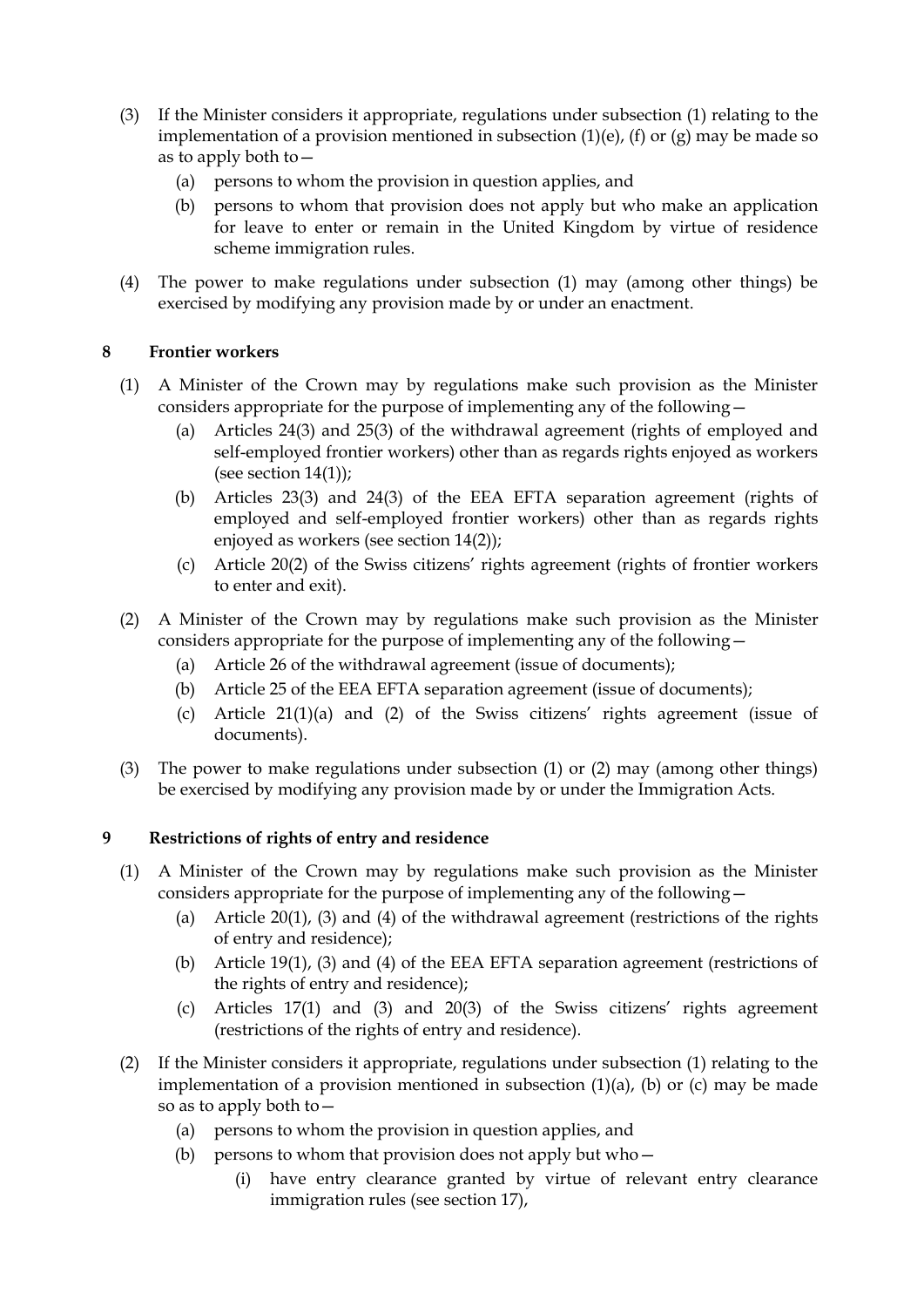(3) If the Minister considers it appropriate, regulations under subsection (1) relating to the implementation of a provision mentioned in subsection (1)(e), (f) or (g) may be made so as to apply both to—

  (a) persons to whom the provision in question applies, and

  (b) persons to whom that provision does not apply but who make an application for leave to enter or remain in the United Kingdom by virtue of residence scheme immigration rules.

(4) The power to make regulations under subsection (1) may (among other things) be exercised by modifying any provision made by or under an enactment.

### 8 Frontier workers

(1) A Minister of the Crown may by regulations make such provision as the Minister considers appropriate for the purpose of implementing any of the following—

  (a) Articles 24(3) and 25(3) of the withdrawal agreement (rights of employed and self-employed frontier workers) other than as regards rights enjoyed as workers (see section 14(1));

  (b) Articles 23(3) and 24(3) of the EEA EFTA separation agreement (rights of employed and self-employed frontier workers) other than as regards rights enjoyed as workers (see section 14(2));

  (c) Article 20(2) of the Swiss citizens' rights agreement (rights of frontier workers to enter and exit).

(2) A Minister of the Crown may by regulations make such provision as the Minister considers appropriate for the purpose of implementing any of the following—

  (a) Article 26 of the withdrawal agreement (issue of documents);

  (b) Article 25 of the EEA EFTA separation agreement (issue of documents);

  (c) Article 21(1)(a) and (2) of the Swiss citizens' rights agreement (issue of documents).

(3) The power to make regulations under subsection (1) or (2) may (among other things) be exercised by modifying any provision made by or under the Immigration Acts.

### 9 Restrictions of rights of entry and residence

(1) A Minister of the Crown may by regulations make such provision as the Minister considers appropriate for the purpose of implementing any of the following—

  (a) Article 20(1), (3) and (4) of the withdrawal agreement (restrictions of the rights of entry and residence);

  (b) Article 19(1), (3) and (4) of the EEA EFTA separation agreement (restrictions of the rights of entry and residence);

  (c) Articles 17(1) and (3) and 20(3) of the Swiss citizens' rights agreement (restrictions of the rights of entry and residence).

(2) If the Minister considers it appropriate, regulations under subsection (1) relating to the implementation of a provision mentioned in subsection (1)(a), (b) or (c) may be made so as to apply both to—

  (a) persons to whom the provision in question applies, and

  (b) persons to whom that provision does not apply but who—

    (i) have entry clearance granted by virtue of relevant entry clearance immigration rules (see section 17),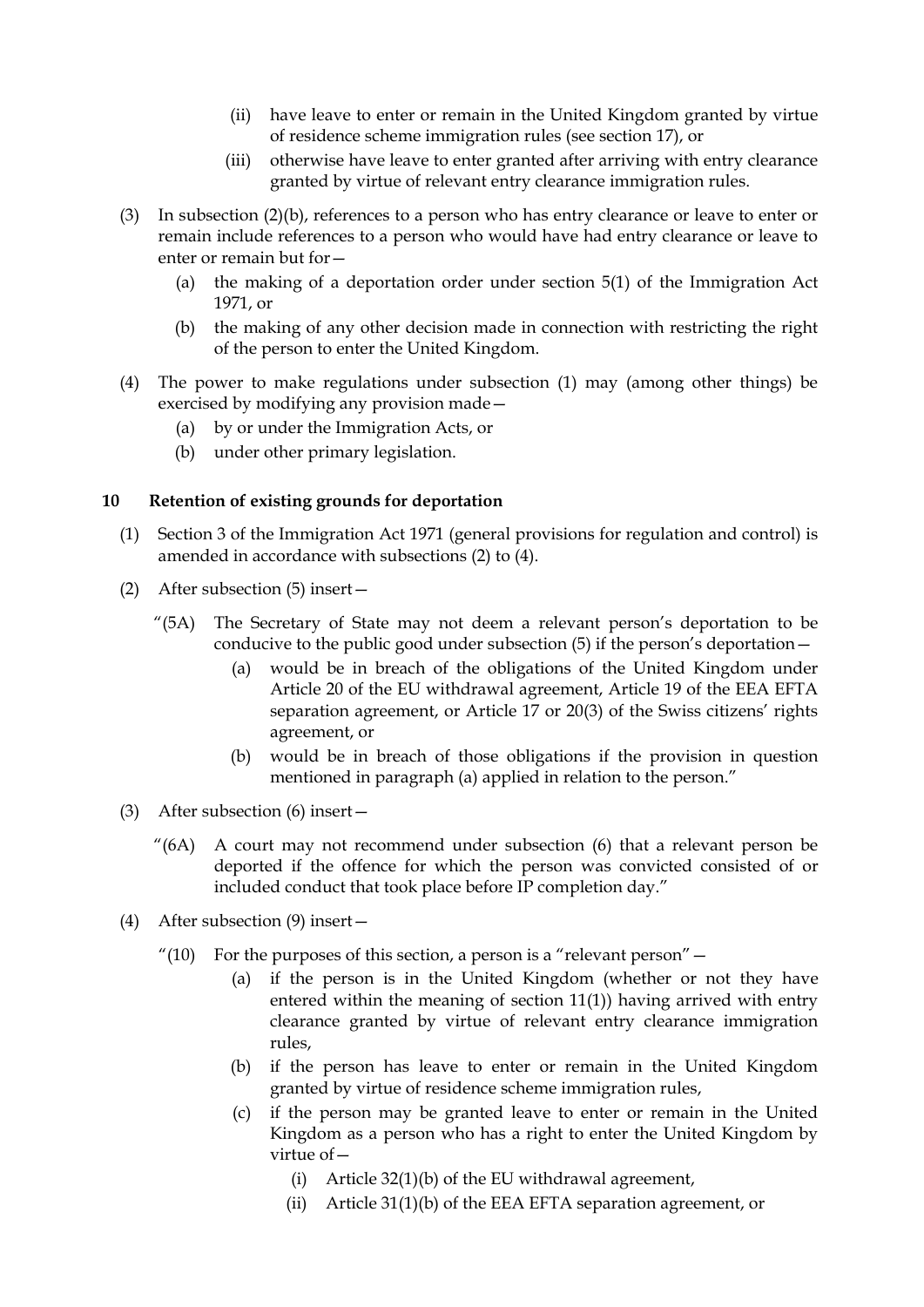(ii) have leave to enter or remain in the United Kingdom granted by virtue of residence scheme immigration rules (see section 17), or

(iii) otherwise have leave to enter granted after arriving with entry clearance granted by virtue of relevant entry clearance immigration rules.

(3) In subsection (2)(b), references to a person who has entry clearance or leave to enter or remain include references to a person who would have had entry clearance or leave to enter or remain but for—

(a) the making of a deportation order under section 5(1) of the Immigration Act 1971, or

(b) the making of any other decision made in connection with restricting the right of the person to enter the United Kingdom.

(4) The power to make regulations under subsection (1) may (among other things) be exercised by modifying any provision made—

(a) by or under the Immigration Acts, or

(b) under other primary legislation.

### 10 Retention of existing grounds for deportation

(1) Section 3 of the Immigration Act 1971 (general provisions for regulation and control) is amended in accordance with subsections (2) to (4).

(2) After subsection (5) insert—

"(5A) The Secretary of State may not deem a relevant person's deportation to be conducive to the public good under subsection (5) if the person's deportation—

(a) would be in breach of the obligations of the United Kingdom under Article 20 of the EU withdrawal agreement, Article 19 of the EEA EFTA separation agreement, or Article 17 or 20(3) of the Swiss citizens' rights agreement, or

(b) would be in breach of those obligations if the provision in question mentioned in paragraph (a) applied in relation to the person."

(3) After subsection (6) insert—

"(6A) A court may not recommend under subsection (6) that a relevant person be deported if the offence for which the person was convicted consisted of or included conduct that took place before IP completion day."

(4) After subsection (9) insert—

"(10) For the purposes of this section, a person is a "relevant person"—

(a) if the person is in the United Kingdom (whether or not they have entered within the meaning of section 11(1)) having arrived with entry clearance granted by virtue of relevant entry clearance immigration rules,

(b) if the person has leave to enter or remain in the United Kingdom granted by virtue of residence scheme immigration rules,

(c) if the person may be granted leave to enter or remain in the United Kingdom as a person who has a right to enter the United Kingdom by virtue of—

(i) Article 32(1)(b) of the EU withdrawal agreement,

(ii) Article 31(1)(b) of the EEA EFTA separation agreement, or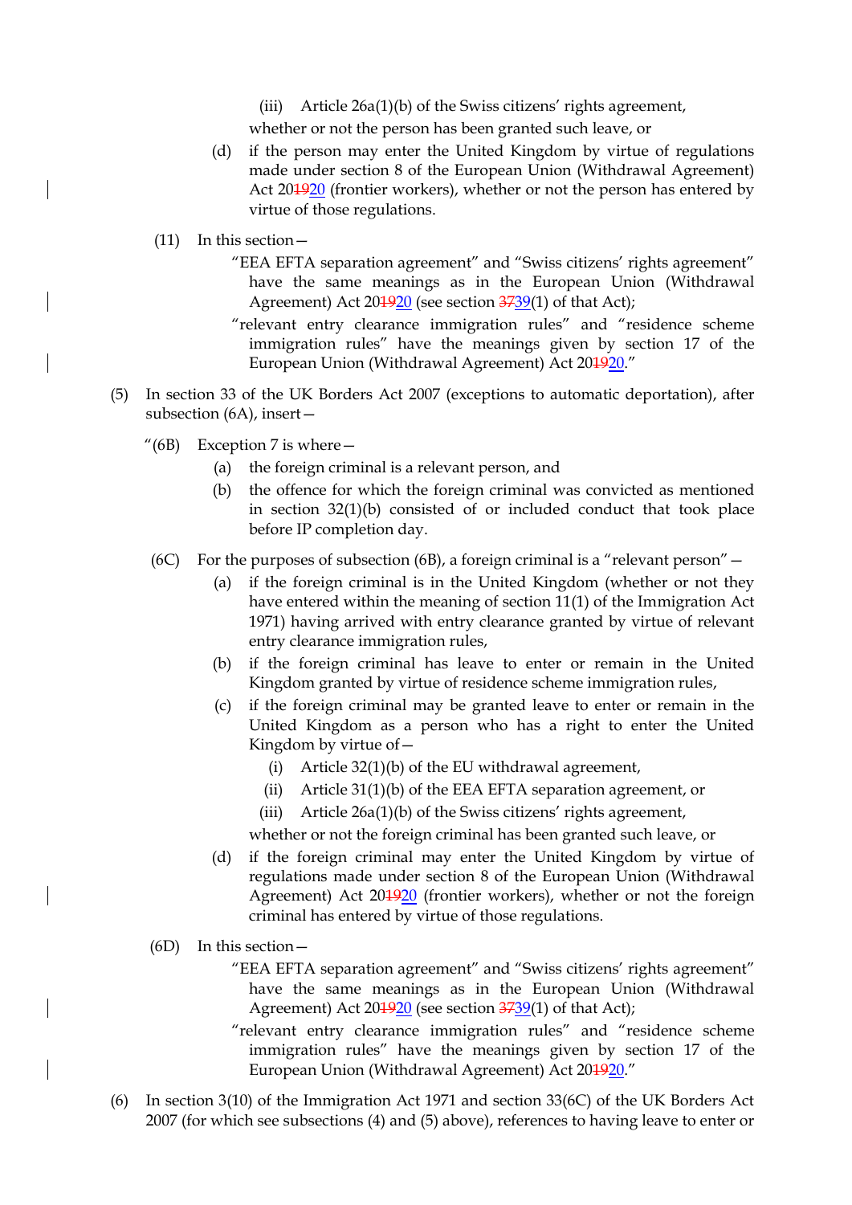(iii) Article 26a(1)(b) of the Swiss citizens' rights agreement,

whether or not the person has been granted such leave, or

(d) if the person may enter the United Kingdom by virtue of regulations made under section 8 of the European Union (Withdrawal Agreement) Act 20~~19~~20 (frontier workers), whether or not the person has entered by virtue of those regulations.

(11) In this section—

"EEA EFTA separation agreement" and "Swiss citizens' rights agreement" have the same meanings as in the European Union (Withdrawal Agreement) Act 20~~19~~20 (see section ~~37~~39(1) of that Act);

"relevant entry clearance immigration rules" and "residence scheme immigration rules" have the meanings given by section 17 of the European Union (Withdrawal Agreement) Act 20~~19~~20."

(5) In section 33 of the UK Borders Act 2007 (exceptions to automatic deportation), after subsection (6A), insert—

"(6B) Exception 7 is where—

(a) the foreign criminal is a relevant person, and

(b) the offence for which the foreign criminal was convicted as mentioned in section 32(1)(b) consisted of or included conduct that took place before IP completion day.

(6C) For the purposes of subsection (6B), a foreign criminal is a "relevant person"—

(a) if the foreign criminal is in the United Kingdom (whether or not they have entered within the meaning of section 11(1) of the Immigration Act 1971) having arrived with entry clearance granted by virtue of relevant entry clearance immigration rules,

(b) if the foreign criminal has leave to enter or remain in the United Kingdom granted by virtue of residence scheme immigration rules,

(c) if the foreign criminal may be granted leave to enter or remain in the United Kingdom as a person who has a right to enter the United Kingdom by virtue of—

(i) Article 32(1)(b) of the EU withdrawal agreement,

(ii) Article 31(1)(b) of the EEA EFTA separation agreement, or

(iii) Article 26a(1)(b) of the Swiss citizens' rights agreement,

whether or not the foreign criminal has been granted such leave, or

(d) if the foreign criminal may enter the United Kingdom by virtue of regulations made under section 8 of the European Union (Withdrawal Agreement) Act 20~~19~~20 (frontier workers), whether or not the foreign criminal has entered by virtue of those regulations.

(6D) In this section—

"EEA EFTA separation agreement" and "Swiss citizens' rights agreement" have the same meanings as in the European Union (Withdrawal Agreement) Act 20~~19~~20 (see section ~~37~~39(1) of that Act);

"relevant entry clearance immigration rules" and "residence scheme immigration rules" have the meanings given by section 17 of the European Union (Withdrawal Agreement) Act 20~~19~~20."

(6) In section 3(10) of the Immigration Act 1971 and section 33(6C) of the UK Borders Act 2007 (for which see subsections (4) and (5) above), references to having leave to enter or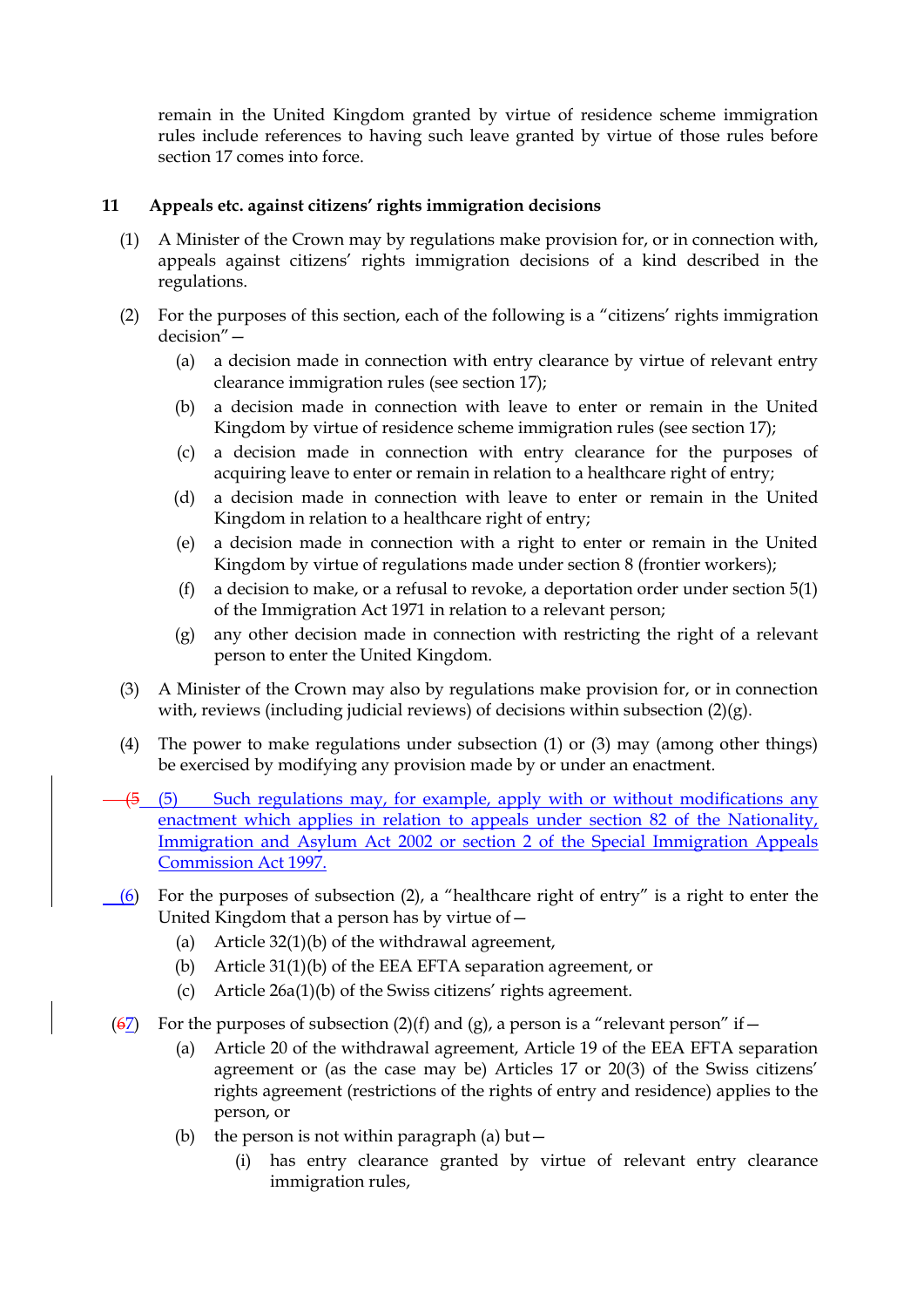remain in the United Kingdom granted by virtue of residence scheme immigration rules include references to having such leave granted by virtue of those rules before section 17 comes into force.

**11 Appeals etc. against citizens' rights immigration decisions**

(1) A Minister of the Crown may by regulations make provision for, or in connection with, appeals against citizens' rights immigration decisions of a kind described in the regulations.

(2) For the purposes of this section, each of the following is a "citizens' rights immigration decision"—

(a) a decision made in connection with entry clearance by virtue of relevant entry clearance immigration rules (see section 17);

(b) a decision made in connection with leave to enter or remain in the United Kingdom by virtue of residence scheme immigration rules (see section 17);

(c) a decision made in connection with entry clearance for the purposes of acquiring leave to enter or remain in relation to a healthcare right of entry;

(d) a decision made in connection with leave to enter or remain in the United Kingdom in relation to a healthcare right of entry;

(e) a decision made in connection with a right to enter or remain in the United Kingdom by virtue of regulations made under section 8 (frontier workers);

(f) a decision to make, or a refusal to revoke, a deportation order under section 5(1) of the Immigration Act 1971 in relation to a relevant person;

(g) any other decision made in connection with restricting the right of a relevant person to enter the United Kingdom.

(3) A Minister of the Crown may also by regulations make provision for, or in connection with, reviews (including judicial reviews) of decisions within subsection (2)(g).

(4) The power to make regulations under subsection (1) or (3) may (among other things) be exercised by modifying any provision made by or under an enactment.

~~(5~~ (5) Such regulations may, for example, apply with or without modifications any enactment which applies in relation to appeals under section 82 of the Nationality, Immigration and Asylum Act 2002 or section 2 of the Special Immigration Appeals Commission Act 1997.

(6) For the purposes of subsection (2), a "healthcare right of entry" is a right to enter the United Kingdom that a person has by virtue of—

(a) Article 32(1)(b) of the withdrawal agreement,

(b) Article 31(1)(b) of the EEA EFTA separation agreement, or

(c) Article 26a(1)(b) of the Swiss citizens' rights agreement.

(~~6~~7) For the purposes of subsection (2)(f) and (g), a person is a "relevant person" if—

(a) Article 20 of the withdrawal agreement, Article 19 of the EEA EFTA separation agreement or (as the case may be) Articles 17 or 20(3) of the Swiss citizens' rights agreement (restrictions of the rights of entry and residence) applies to the person, or

(b) the person is not within paragraph (a) but—

(i) has entry clearance granted by virtue of relevant entry clearance immigration rules,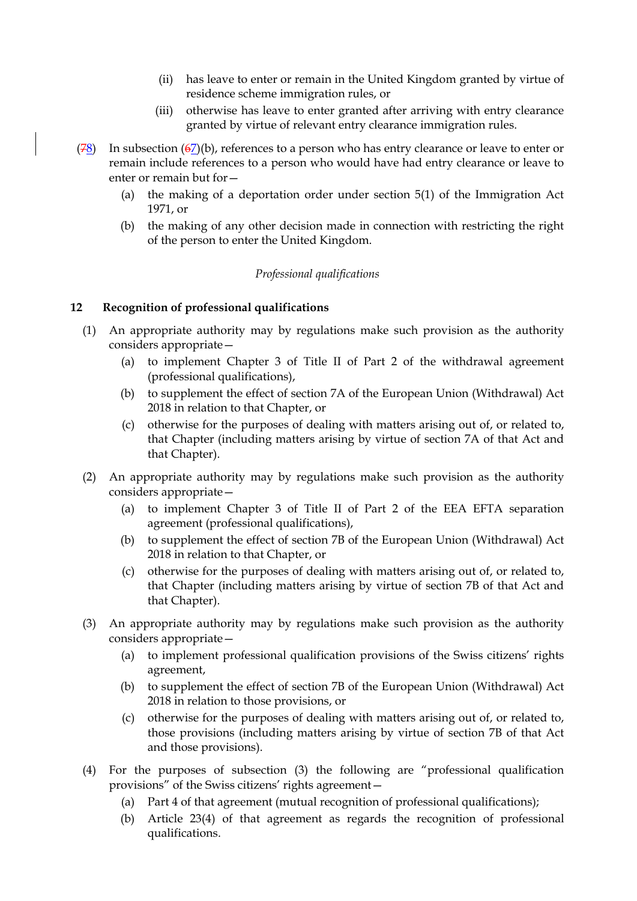(ii) has leave to enter or remain in the United Kingdom granted by virtue of residence scheme immigration rules, or

(iii) otherwise has leave to enter granted after arriving with entry clearance granted by virtue of relevant entry clearance immigration rules.

(~~7~~8) In subsection (~~6~~7)(b), references to a person who has entry clearance or leave to enter or remain include references to a person who would have had entry clearance or leave to enter or remain but for—

(a) the making of a deportation order under section 5(1) of the Immigration Act 1971, or

(b) the making of any other decision made in connection with restricting the right of the person to enter the United Kingdom.

*Professional qualifications*

**12 Recognition of professional qualifications**

(1) An appropriate authority may by regulations make such provision as the authority considers appropriate—

(a) to implement Chapter 3 of Title II of Part 2 of the withdrawal agreement (professional qualifications),

(b) to supplement the effect of section 7A of the European Union (Withdrawal) Act 2018 in relation to that Chapter, or

(c) otherwise for the purposes of dealing with matters arising out of, or related to, that Chapter (including matters arising by virtue of section 7A of that Act and that Chapter).

(2) An appropriate authority may by regulations make such provision as the authority considers appropriate—

(a) to implement Chapter 3 of Title II of Part 2 of the EEA EFTA separation agreement (professional qualifications),

(b) to supplement the effect of section 7B of the European Union (Withdrawal) Act 2018 in relation to that Chapter, or

(c) otherwise for the purposes of dealing with matters arising out of, or related to, that Chapter (including matters arising by virtue of section 7B of that Act and that Chapter).

(3) An appropriate authority may by regulations make such provision as the authority considers appropriate—

(a) to implement professional qualification provisions of the Swiss citizens' rights agreement,

(b) to supplement the effect of section 7B of the European Union (Withdrawal) Act 2018 in relation to those provisions, or

(c) otherwise for the purposes of dealing with matters arising out of, or related to, those provisions (including matters arising by virtue of section 7B of that Act and those provisions).

(4) For the purposes of subsection (3) the following are "professional qualification provisions" of the Swiss citizens' rights agreement—

(a) Part 4 of that agreement (mutual recognition of professional qualifications);

(b) Article 23(4) of that agreement as regards the recognition of professional qualifications.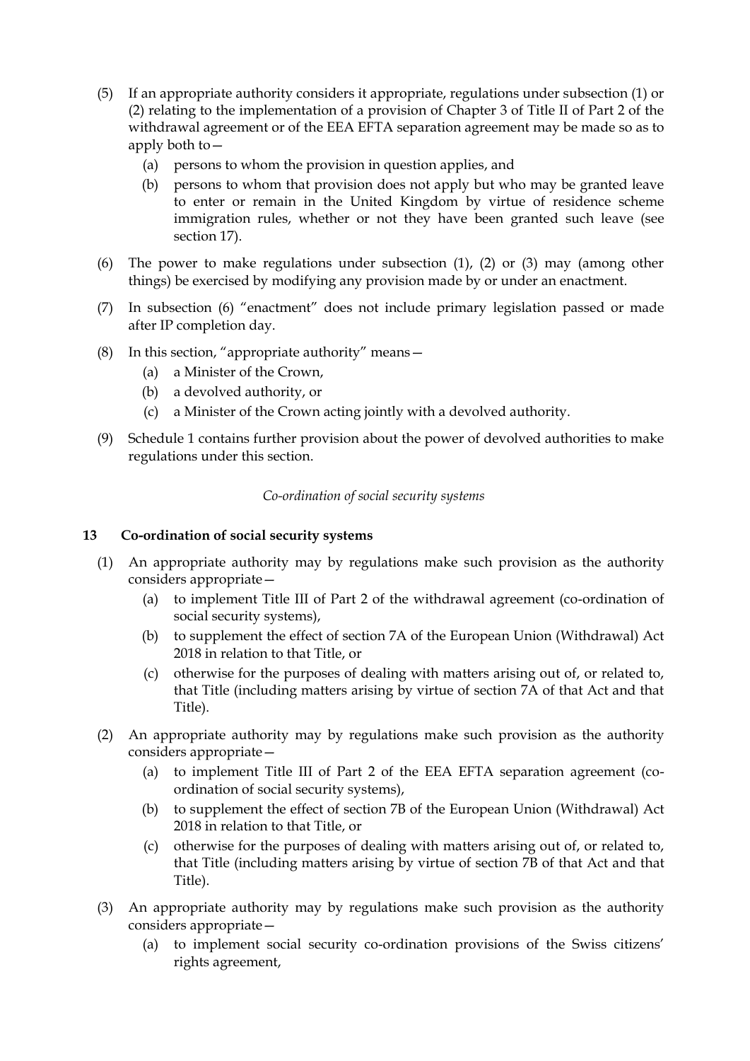(5) If an appropriate authority considers it appropriate, regulations under subsection (1) or (2) relating to the implementation of a provision of Chapter 3 of Title II of Part 2 of the withdrawal agreement or of the EEA EFTA separation agreement may be made so as to apply both to—

   (a) persons to whom the provision in question applies, and

   (b) persons to whom that provision does not apply but who may be granted leave to enter or remain in the United Kingdom by virtue of residence scheme immigration rules, whether or not they have been granted such leave (see section 17).

(6) The power to make regulations under subsection (1), (2) or (3) may (among other things) be exercised by modifying any provision made by or under an enactment.

(7) In subsection (6) "enactment" does not include primary legislation passed or made after IP completion day.

(8) In this section, "appropriate authority" means—

   (a) a Minister of the Crown,

   (b) a devolved authority, or

   (c) a Minister of the Crown acting jointly with a devolved authority.

(9) Schedule 1 contains further provision about the power of devolved authorities to make regulations under this section.

*Co-ordination of social security systems*

### 13 Co-ordination of social security systems

(1) An appropriate authority may by regulations make such provision as the authority considers appropriate—

   (a) to implement Title III of Part 2 of the withdrawal agreement (co-ordination of social security systems),

   (b) to supplement the effect of section 7A of the European Union (Withdrawal) Act 2018 in relation to that Title, or

   (c) otherwise for the purposes of dealing with matters arising out of, or related to, that Title (including matters arising by virtue of section 7A of that Act and that Title).

(2) An appropriate authority may by regulations make such provision as the authority considers appropriate—

   (a) to implement Title III of Part 2 of the EEA EFTA separation agreement (co-ordination of social security systems),

   (b) to supplement the effect of section 7B of the European Union (Withdrawal) Act 2018 in relation to that Title, or

   (c) otherwise for the purposes of dealing with matters arising out of, or related to, that Title (including matters arising by virtue of section 7B of that Act and that Title).

(3) An appropriate authority may by regulations make such provision as the authority considers appropriate—

   (a) to implement social security co-ordination provisions of the Swiss citizens' rights agreement,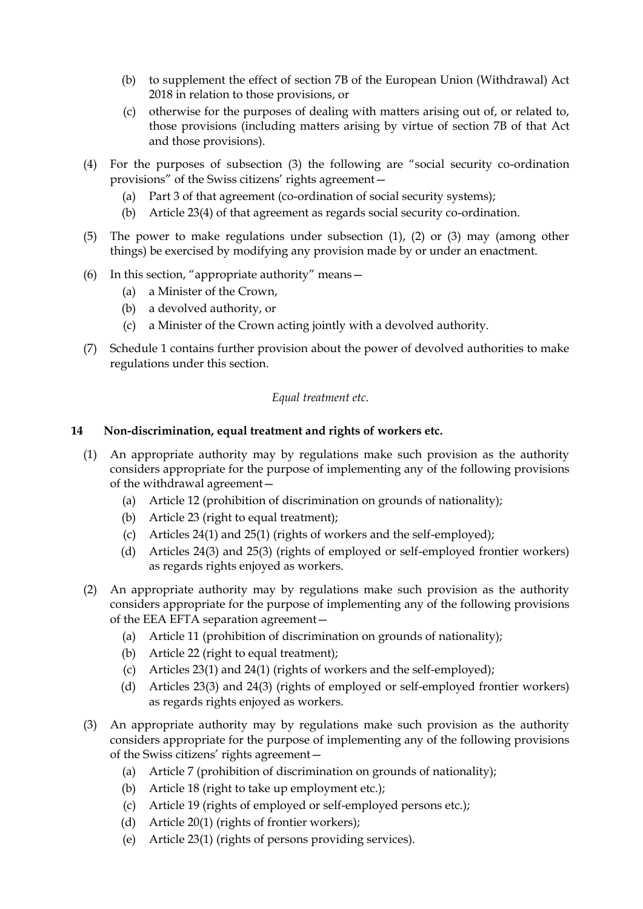(b) to supplement the effect of section 7B of the European Union (Withdrawal) Act 2018 in relation to those provisions, or

(c) otherwise for the purposes of dealing with matters arising out of, or related to, those provisions (including matters arising by virtue of section 7B of that Act and those provisions).

(4) For the purposes of subsection (3) the following are "social security co-ordination provisions" of the Swiss citizens' rights agreement—

(a) Part 3 of that agreement (co-ordination of social security systems);

(b) Article 23(4) of that agreement as regards social security co-ordination.

(5) The power to make regulations under subsection (1), (2) or (3) may (among other things) be exercised by modifying any provision made by or under an enactment.

(6) In this section, "appropriate authority" means—

(a) a Minister of the Crown,

(b) a devolved authority, or

(c) a Minister of the Crown acting jointly with a devolved authority.

(7) Schedule 1 contains further provision about the power of devolved authorities to make regulations under this section.

*Equal treatment etc.*

### 14 Non-discrimination, equal treatment and rights of workers etc.

(1) An appropriate authority may by regulations make such provision as the authority considers appropriate for the purpose of implementing any of the following provisions of the withdrawal agreement—

(a) Article 12 (prohibition of discrimination on grounds of nationality);

(b) Article 23 (right to equal treatment);

(c) Articles 24(1) and 25(1) (rights of workers and the self-employed);

(d) Articles 24(3) and 25(3) (rights of employed or self-employed frontier workers) as regards rights enjoyed as workers.

(2) An appropriate authority may by regulations make such provision as the authority considers appropriate for the purpose of implementing any of the following provisions of the EEA EFTA separation agreement—

(a) Article 11 (prohibition of discrimination on grounds of nationality);

(b) Article 22 (right to equal treatment);

(c) Articles 23(1) and 24(1) (rights of workers and the self-employed);

(d) Articles 23(3) and 24(3) (rights of employed or self-employed frontier workers) as regards rights enjoyed as workers.

(3) An appropriate authority may by regulations make such provision as the authority considers appropriate for the purpose of implementing any of the following provisions of the Swiss citizens' rights agreement—

(a) Article 7 (prohibition of discrimination on grounds of nationality);

(b) Article 18 (right to take up employment etc.);

(c) Article 19 (rights of employed or self-employed persons etc.);

(d) Article 20(1) (rights of frontier workers);

(e) Article 23(1) (rights of persons providing services).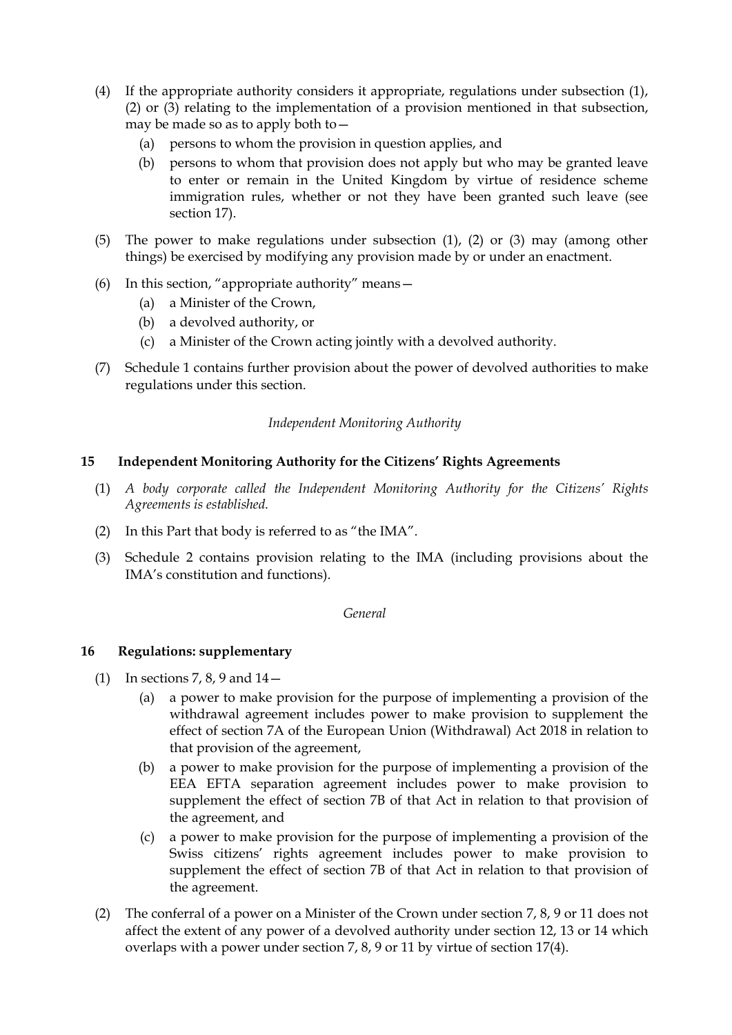(4) If the appropriate authority considers it appropriate, regulations under subsection (1), (2) or (3) relating to the implementation of a provision mentioned in that subsection, may be made so as to apply both to—

   (a) persons to whom the provision in question applies, and

   (b) persons to whom that provision does not apply but who may be granted leave to enter or remain in the United Kingdom by virtue of residence scheme immigration rules, whether or not they have been granted such leave (see section 17).

(5) The power to make regulations under subsection (1), (2) or (3) may (among other things) be exercised by modifying any provision made by or under an enactment.

(6) In this section, "appropriate authority" means—

   (a) a Minister of the Crown,

   (b) a devolved authority, or

   (c) a Minister of the Crown acting jointly with a devolved authority.

(7) Schedule 1 contains further provision about the power of devolved authorities to make regulations under this section.

*Independent Monitoring Authority*

### 15 Independent Monitoring Authority for the Citizens' Rights Agreements

(1) *A body corporate called the Independent Monitoring Authority for the Citizens' Rights Agreements is established.*

(2) In this Part that body is referred to as "the IMA".

(3) Schedule 2 contains provision relating to the IMA (including provisions about the IMA's constitution and functions).

*General*

### 16 Regulations: supplementary

(1) In sections 7, 8, 9 and 14—

   (a) a power to make provision for the purpose of implementing a provision of the withdrawal agreement includes power to make provision to supplement the effect of section 7A of the European Union (Withdrawal) Act 2018 in relation to that provision of the agreement,

   (b) a power to make provision for the purpose of implementing a provision of the EEA EFTA separation agreement includes power to make provision to supplement the effect of section 7B of that Act in relation to that provision of the agreement, and

   (c) a power to make provision for the purpose of implementing a provision of the Swiss citizens' rights agreement includes power to make provision to supplement the effect of section 7B of that Act in relation to that provision of the agreement.

(2) The conferral of a power on a Minister of the Crown under section 7, 8, 9 or 11 does not affect the extent of any power of a devolved authority under section 12, 13 or 14 which overlaps with a power under section 7, 8, 9 or 11 by virtue of section 17(4).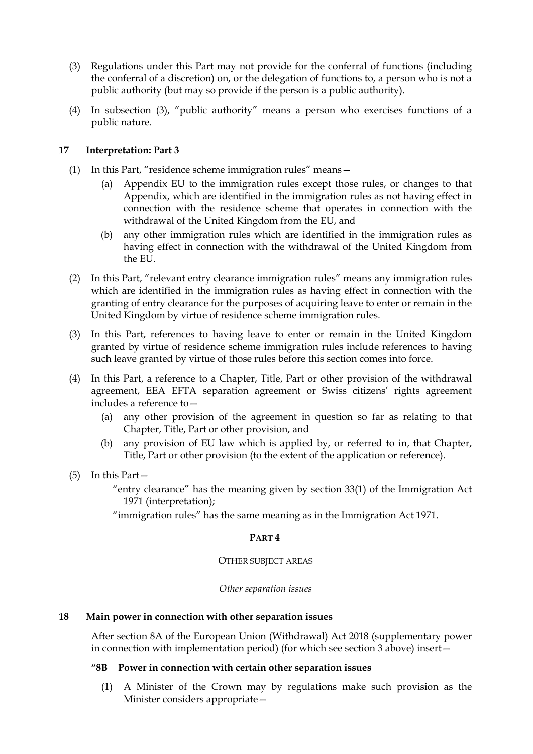(3) Regulations under this Part may not provide for the conferral of functions (including the conferral of a discretion) on, or the delegation of functions to, a person who is not a public authority (but may so provide if the person is a public authority).

(4) In subsection (3), "public authority" means a person who exercises functions of a public nature.

### 17 Interpretation: Part 3

(1) In this Part, "residence scheme immigration rules" means—

- (a) Appendix EU to the immigration rules except those rules, or changes to that Appendix, which are identified in the immigration rules as not having effect in connection with the residence scheme that operates in connection with the withdrawal of the United Kingdom from the EU, and
- (b) any other immigration rules which are identified in the immigration rules as having effect in connection with the withdrawal of the United Kingdom from the EU.

(2) In this Part, "relevant entry clearance immigration rules" means any immigration rules which are identified in the immigration rules as having effect in connection with the granting of entry clearance for the purposes of acquiring leave to enter or remain in the United Kingdom by virtue of residence scheme immigration rules.

(3) In this Part, references to having leave to enter or remain in the United Kingdom granted by virtue of residence scheme immigration rules include references to having such leave granted by virtue of those rules before this section comes into force.

(4) In this Part, a reference to a Chapter, Title, Part or other provision of the withdrawal agreement, EEA EFTA separation agreement or Swiss citizens' rights agreement includes a reference to—

- (a) any other provision of the agreement in question so far as relating to that Chapter, Title, Part or other provision, and
- (b) any provision of EU law which is applied by, or referred to in, that Chapter, Title, Part or other provision (to the extent of the application or reference).

(5) In this Part—

"entry clearance" has the meaning given by section 33(1) of the Immigration Act 1971 (interpretation);

"immigration rules" has the same meaning as in the Immigration Act 1971.

## PART 4

OTHER SUBJECT AREAS

*Other separation issues*

### 18 Main power in connection with other separation issues

After section 8A of the European Union (Withdrawal) Act 2018 (supplementary power in connection with implementation period) (for which see section 3 above) insert—

**"8B Power in connection with certain other separation issues**

(1) A Minister of the Crown may by regulations make such provision as the Minister considers appropriate—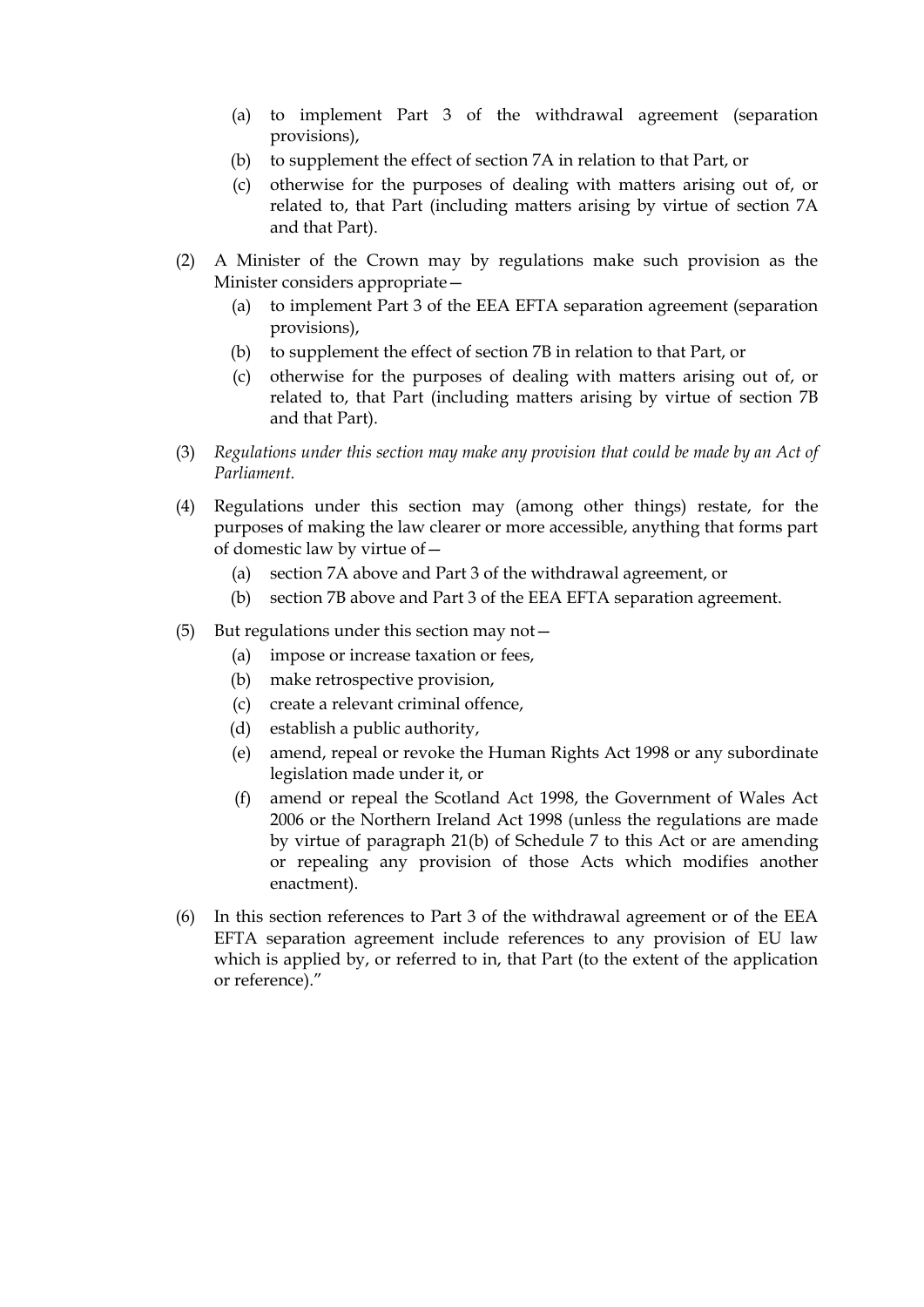(a) to implement Part 3 of the withdrawal agreement (separation provisions),

(b) to supplement the effect of section 7A in relation to that Part, or

(c) otherwise for the purposes of dealing with matters arising out of, or related to, that Part (including matters arising by virtue of section 7A and that Part).

(2) A Minister of the Crown may by regulations make such provision as the Minister considers appropriate—

(a) to implement Part 3 of the EEA EFTA separation agreement (separation provisions),

(b) to supplement the effect of section 7B in relation to that Part, or

(c) otherwise for the purposes of dealing with matters arising out of, or related to, that Part (including matters arising by virtue of section 7B and that Part).

(3) *Regulations under this section may make any provision that could be made by an Act of Parliament.*

(4) Regulations under this section may (among other things) restate, for the purposes of making the law clearer or more accessible, anything that forms part of domestic law by virtue of—

(a) section 7A above and Part 3 of the withdrawal agreement, or

(b) section 7B above and Part 3 of the EEA EFTA separation agreement.

(5) But regulations under this section may not—

(a) impose or increase taxation or fees,

(b) make retrospective provision,

(c) create a relevant criminal offence,

(d) establish a public authority,

(e) amend, repeal or revoke the Human Rights Act 1998 or any subordinate legislation made under it, or

(f) amend or repeal the Scotland Act 1998, the Government of Wales Act 2006 or the Northern Ireland Act 1998 (unless the regulations are made by virtue of paragraph 21(b) of Schedule 7 to this Act or are amending or repealing any provision of those Acts which modifies another enactment).

(6) In this section references to Part 3 of the withdrawal agreement or of the EEA EFTA separation agreement include references to any provision of EU law which is applied by, or referred to in, that Part (to the extent of the application or reference)."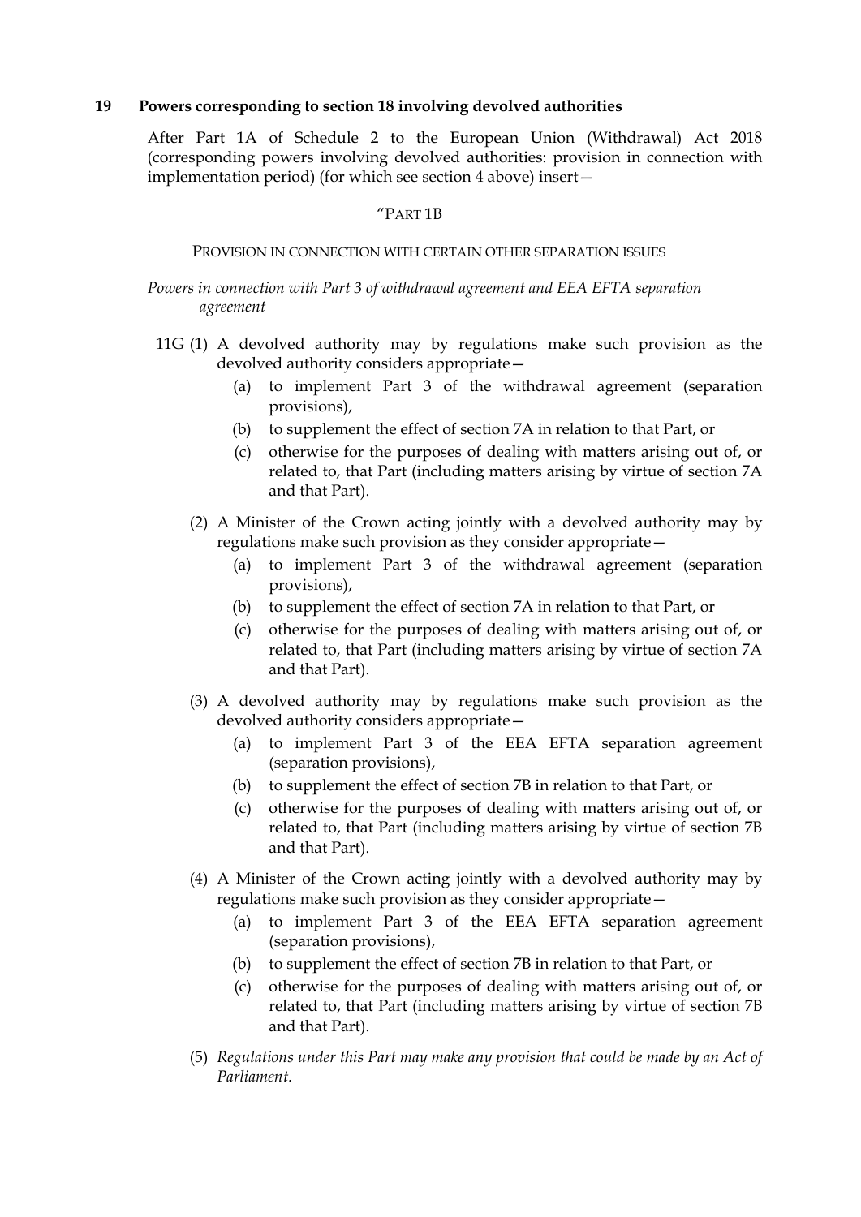## 19 Powers corresponding to section 18 involving devolved authorities

After Part 1A of Schedule 2 to the European Union (Withdrawal) Act 2018 (corresponding powers involving devolved authorities: provision in connection with implementation period) (for which see section 4 above) insert—

"PART 1B

PROVISION IN CONNECTION WITH CERTAIN OTHER SEPARATION ISSUES

*Powers in connection with Part 3 of withdrawal agreement and EEA EFTA separation agreement*

11G (1) A devolved authority may by regulations make such provision as the devolved authority considers appropriate—

(a) to implement Part 3 of the withdrawal agreement (separation provisions),

(b) to supplement the effect of section 7A in relation to that Part, or

(c) otherwise for the purposes of dealing with matters arising out of, or related to, that Part (including matters arising by virtue of section 7A and that Part).

(2) A Minister of the Crown acting jointly with a devolved authority may by regulations make such provision as they consider appropriate—

(a) to implement Part 3 of the withdrawal agreement (separation provisions),

(b) to supplement the effect of section 7A in relation to that Part, or

(c) otherwise for the purposes of dealing with matters arising out of, or related to, that Part (including matters arising by virtue of section 7A and that Part).

(3) A devolved authority may by regulations make such provision as the devolved authority considers appropriate—

(a) to implement Part 3 of the EEA EFTA separation agreement (separation provisions),

(b) to supplement the effect of section 7B in relation to that Part, or

(c) otherwise for the purposes of dealing with matters arising out of, or related to, that Part (including matters arising by virtue of section 7B and that Part).

(4) A Minister of the Crown acting jointly with a devolved authority may by regulations make such provision as they consider appropriate—

(a) to implement Part 3 of the EEA EFTA separation agreement (separation provisions),

(b) to supplement the effect of section 7B in relation to that Part, or

(c) otherwise for the purposes of dealing with matters arising out of, or related to, that Part (including matters arising by virtue of section 7B and that Part).

(5) *Regulations under this Part may make any provision that could be made by an Act of Parliament.*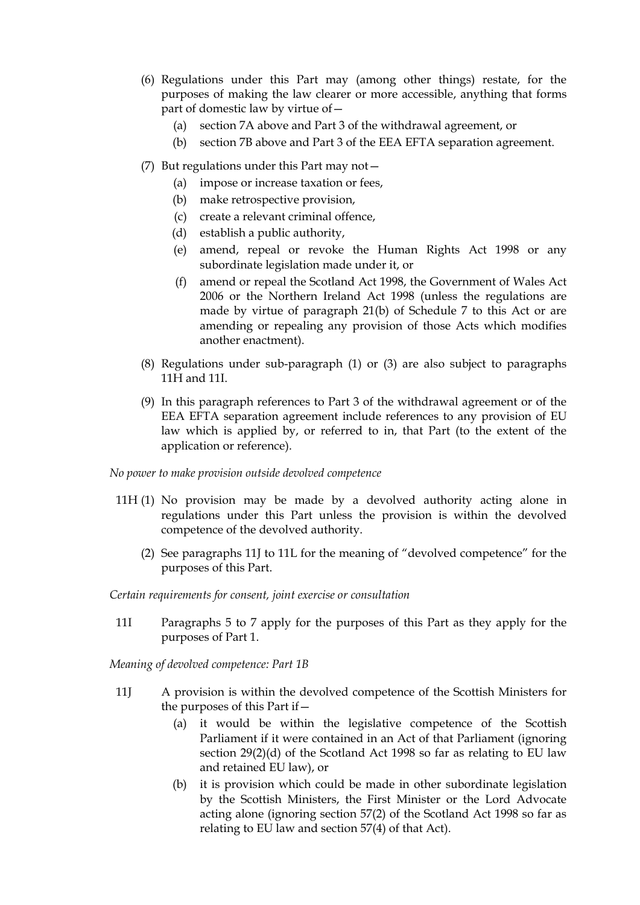(6) Regulations under this Part may (among other things) restate, for the purposes of making the law clearer or more accessible, anything that forms part of domestic law by virtue of—

   (a) section 7A above and Part 3 of the withdrawal agreement, or

   (b) section 7B above and Part 3 of the EEA EFTA separation agreement.

(7) But regulations under this Part may not—

   (a) impose or increase taxation or fees,

   (b) make retrospective provision,

   (c) create a relevant criminal offence,

   (d) establish a public authority,

   (e) amend, repeal or revoke the Human Rights Act 1998 or any subordinate legislation made under it, or

   (f) amend or repeal the Scotland Act 1998, the Government of Wales Act 2006 or the Northern Ireland Act 1998 (unless the regulations are made by virtue of paragraph 21(b) of Schedule 7 to this Act or are amending or repealing any provision of those Acts which modifies another enactment).

(8) Regulations under sub-paragraph (1) or (3) are also subject to paragraphs 11H and 11I.

(9) In this paragraph references to Part 3 of the withdrawal agreement or of the EEA EFTA separation agreement include references to any provision of EU law which is applied by, or referred to in, that Part (to the extent of the application or reference).

*No power to make provision outside devolved competence*

11H (1) No provision may be made by a devolved authority acting alone in regulations under this Part unless the provision is within the devolved competence of the devolved authority.

(2) See paragraphs 11J to 11L for the meaning of "devolved competence" for the purposes of this Part.

*Certain requirements for consent, joint exercise or consultation*

11I Paragraphs 5 to 7 apply for the purposes of this Part as they apply for the purposes of Part 1.

*Meaning of devolved competence: Part 1B*

11J A provision is within the devolved competence of the Scottish Ministers for the purposes of this Part if—

   (a) it would be within the legislative competence of the Scottish Parliament if it were contained in an Act of that Parliament (ignoring section 29(2)(d) of the Scotland Act 1998 so far as relating to EU law and retained EU law), or

   (b) it is provision which could be made in other subordinate legislation by the Scottish Ministers, the First Minister or the Lord Advocate acting alone (ignoring section 57(2) of the Scotland Act 1998 so far as relating to EU law and section 57(4) of that Act).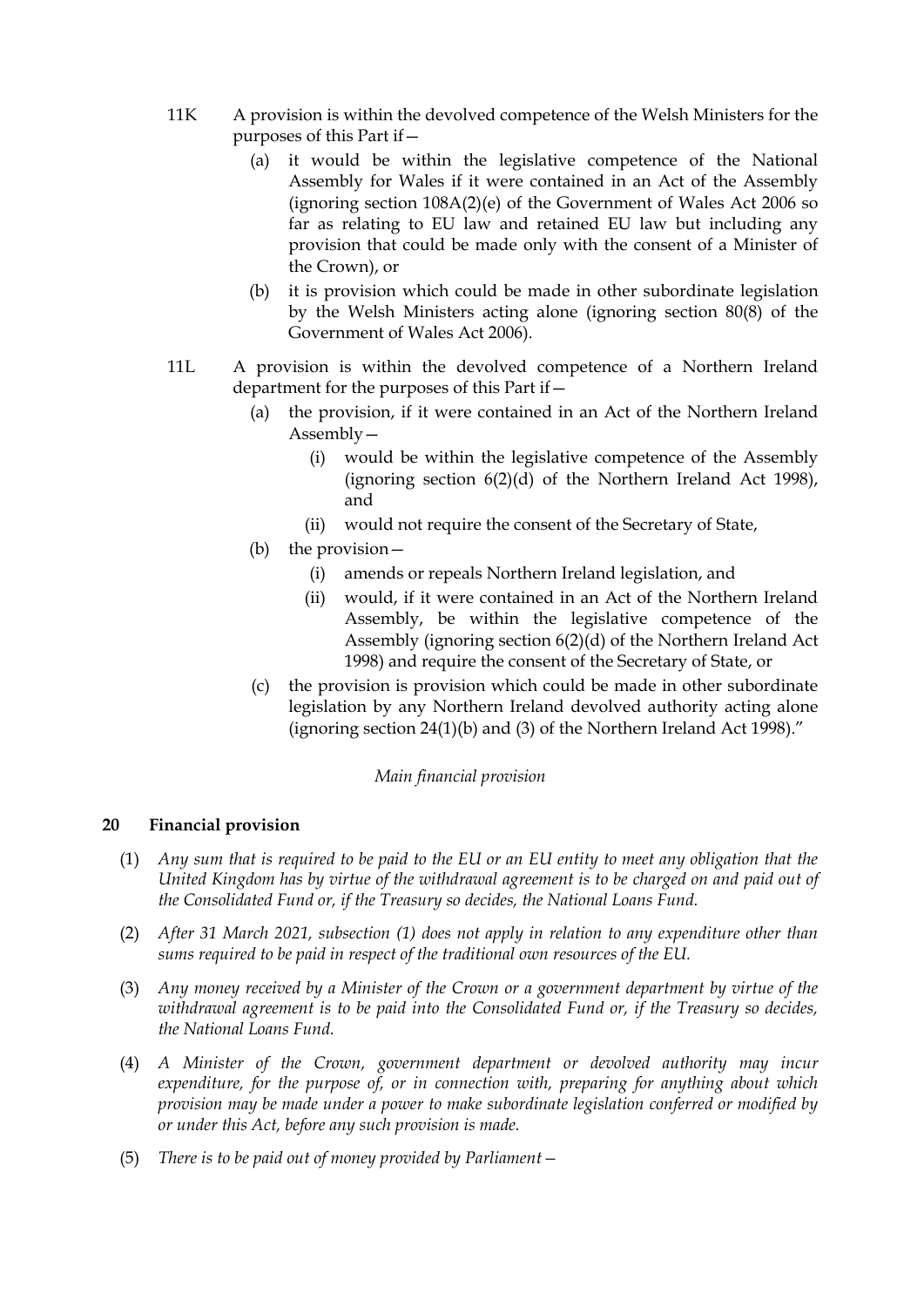11K A provision is within the devolved competence of the Welsh Ministers for the purposes of this Part if—

(a) it would be within the legislative competence of the National Assembly for Wales if it were contained in an Act of the Assembly (ignoring section 108A(2)(e) of the Government of Wales Act 2006 so far as relating to EU law and retained EU law but including any provision that could be made only with the consent of a Minister of the Crown), or

(b) it is provision which could be made in other subordinate legislation by the Welsh Ministers acting alone (ignoring section 80(8) of the Government of Wales Act 2006).

11L A provision is within the devolved competence of a Northern Ireland department for the purposes of this Part if—

(a) the provision, if it were contained in an Act of the Northern Ireland Assembly—

(i) would be within the legislative competence of the Assembly (ignoring section 6(2)(d) of the Northern Ireland Act 1998), and

(ii) would not require the consent of the Secretary of State,

(b) the provision—

(i) amends or repeals Northern Ireland legislation, and

(ii) would, if it were contained in an Act of the Northern Ireland Assembly, be within the legislative competence of the Assembly (ignoring section 6(2)(d) of the Northern Ireland Act 1998) and require the consent of the Secretary of State, or

(c) the provision is provision which could be made in other subordinate legislation by any Northern Ireland devolved authority acting alone (ignoring section 24(1)(b) and (3) of the Northern Ireland Act 1998)."

*Main financial provision*

**20 Financial provision**

(1) *Any sum that is required to be paid to the EU or an EU entity to meet any obligation that the United Kingdom has by virtue of the withdrawal agreement is to be charged on and paid out of the Consolidated Fund or, if the Treasury so decides, the National Loans Fund.*

(2) *After 31 March 2021, subsection (1) does not apply in relation to any expenditure other than sums required to be paid in respect of the traditional own resources of the EU.*

(3) *Any money received by a Minister of the Crown or a government department by virtue of the withdrawal agreement is to be paid into the Consolidated Fund or, if the Treasury so decides, the National Loans Fund.*

(4) *A Minister of the Crown, government department or devolved authority may incur expenditure, for the purpose of, or in connection with, preparing for anything about which provision may be made under a power to make subordinate legislation conferred or modified by or under this Act, before any such provision is made.*

(5) *There is to be paid out of money provided by Parliament—*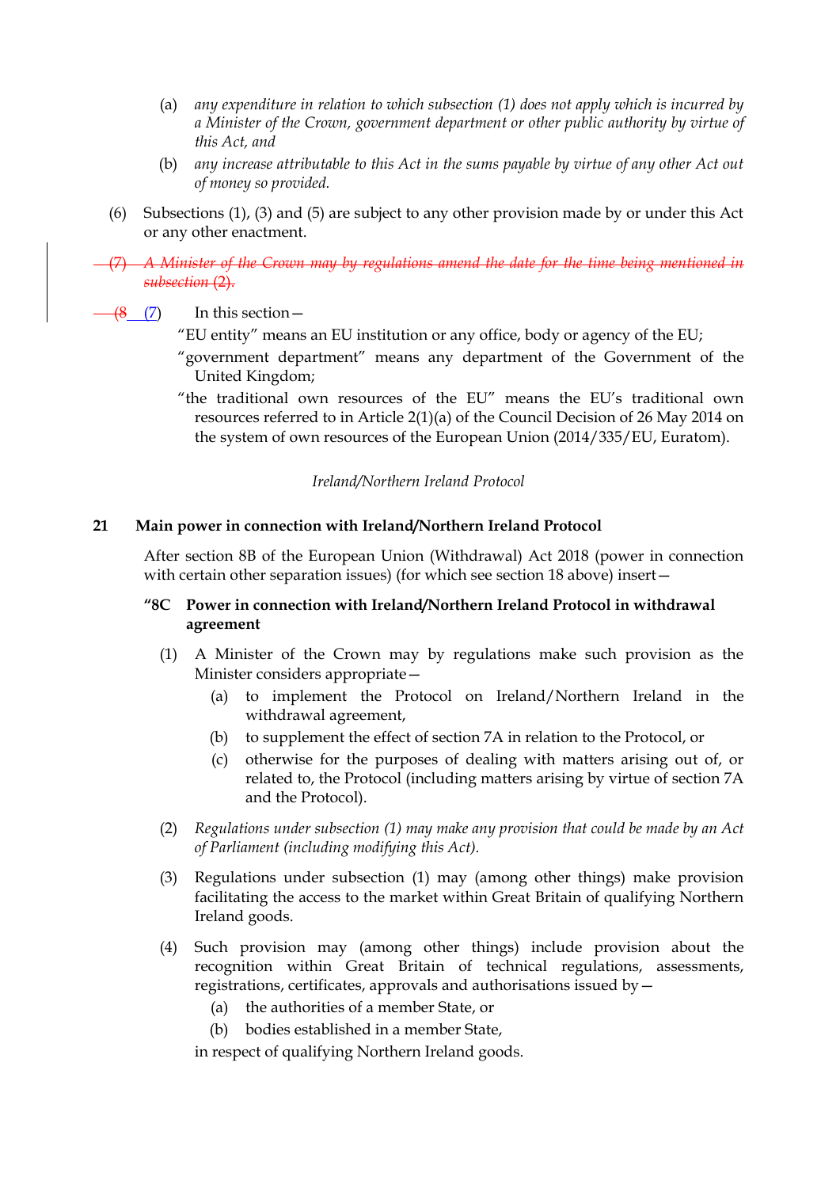(a) *any expenditure in relation to which subsection (1) does not apply which is incurred by a Minister of the Crown, government department or other public authority by virtue of this Act, and*

(b) *any increase attributable to this Act in the sums payable by virtue of any other Act out of money so provided.*

(6) Subsections (1), (3) and (5) are subject to any other provision made by or under this Act or any other enactment.

~~(7) *A Minister of the Crown may by regulations amend the date for the time being mentioned in subsection (2).*~~

~~(8~~ (7) In this section—

"EU entity" means an EU institution or any office, body or agency of the EU;

"government department" means any department of the Government of the United Kingdom;

"the traditional own resources of the EU" means the EU's traditional own resources referred to in Article 2(1)(a) of the Council Decision of 26 May 2014 on the system of own resources of the European Union (2014/335/EU, Euratom).

*Ireland/Northern Ireland Protocol*

**21 Main power in connection with Ireland/Northern Ireland Protocol**

After section 8B of the European Union (Withdrawal) Act 2018 (power in connection with certain other separation issues) (for which see section 18 above) insert—

**"8C Power in connection with Ireland/Northern Ireland Protocol in withdrawal agreement**

(1) A Minister of the Crown may by regulations make such provision as the Minister considers appropriate—

(a) to implement the Protocol on Ireland/Northern Ireland in the withdrawal agreement,

(b) to supplement the effect of section 7A in relation to the Protocol, or

(c) otherwise for the purposes of dealing with matters arising out of, or related to, the Protocol (including matters arising by virtue of section 7A and the Protocol).

(2) *Regulations under subsection (1) may make any provision that could be made by an Act of Parliament (including modifying this Act).*

(3) Regulations under subsection (1) may (among other things) make provision facilitating the access to the market within Great Britain of qualifying Northern Ireland goods.

(4) Such provision may (among other things) include provision about the recognition within Great Britain of technical regulations, assessments, registrations, certificates, approvals and authorisations issued by—

(a) the authorities of a member State, or

(b) bodies established in a member State,

in respect of qualifying Northern Ireland goods.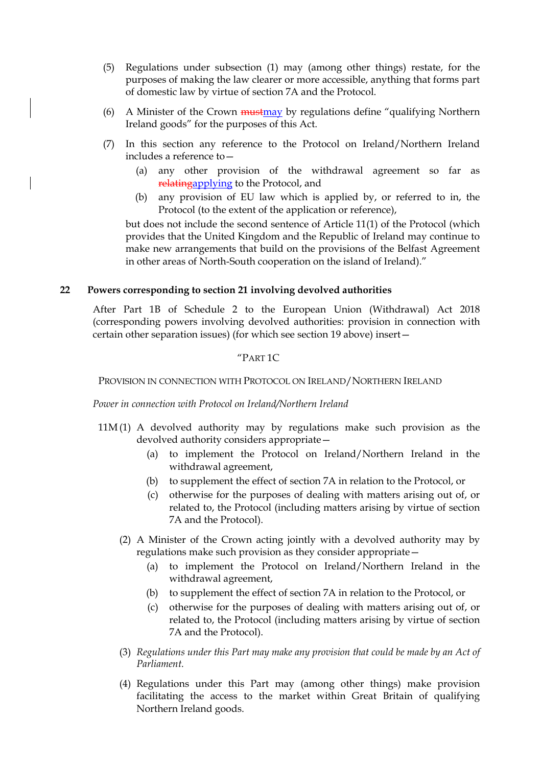(5) Regulations under subsection (1) may (among other things) restate, for the purposes of making the law clearer or more accessible, anything that forms part of domestic law by virtue of section 7A and the Protocol.

(6) A Minister of the Crown ~~must~~may by regulations define "qualifying Northern Ireland goods" for the purposes of this Act.

(7) In this section any reference to the Protocol on Ireland/Northern Ireland includes a reference to—

   (a) any other provision of the withdrawal agreement so far as ~~relating~~applying to the Protocol, and

   (b) any provision of EU law which is applied by, or referred to in, the Protocol (to the extent of the application or reference),

but does not include the second sentence of Article 11(1) of the Protocol (which provides that the United Kingdom and the Republic of Ireland may continue to make new arrangements that build on the provisions of the Belfast Agreement in other areas of North-South cooperation on the island of Ireland)."

## 22 Powers corresponding to section 21 involving devolved authorities

After Part 1B of Schedule 2 to the European Union (Withdrawal) Act 2018 (corresponding powers involving devolved authorities: provision in connection with certain other separation issues) (for which see section 19 above) insert—

"PART 1C

PROVISION IN CONNECTION WITH PROTOCOL ON IRELAND/NORTHERN IRELAND

*Power in connection with Protocol on Ireland/Northern Ireland*

11M (1) A devolved authority may by regulations make such provision as the devolved authority considers appropriate—

   (a) to implement the Protocol on Ireland/Northern Ireland in the withdrawal agreement,

   (b) to supplement the effect of section 7A in relation to the Protocol, or

   (c) otherwise for the purposes of dealing with matters arising out of, or related to, the Protocol (including matters arising by virtue of section 7A and the Protocol).

(2) A Minister of the Crown acting jointly with a devolved authority may by regulations make such provision as they consider appropriate—

   (a) to implement the Protocol on Ireland/Northern Ireland in the withdrawal agreement,

   (b) to supplement the effect of section 7A in relation to the Protocol, or

   (c) otherwise for the purposes of dealing with matters arising out of, or related to, the Protocol (including matters arising by virtue of section 7A and the Protocol).

(3) *Regulations under this Part may make any provision that could be made by an Act of Parliament.*

(4) Regulations under this Part may (among other things) make provision facilitating the access to the market within Great Britain of qualifying Northern Ireland goods.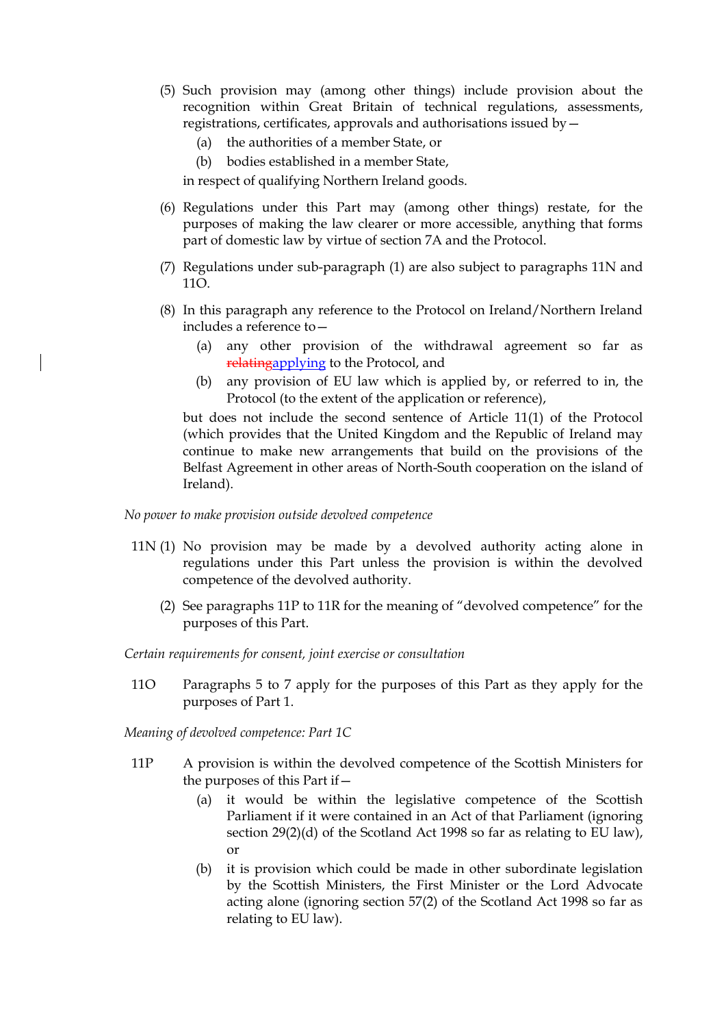(5) Such provision may (among other things) include provision about the recognition within Great Britain of technical regulations, assessments, registrations, certificates, approvals and authorisations issued by—

   (a) the authorities of a member State, or

   (b) bodies established in a member State,

   in respect of qualifying Northern Ireland goods.

(6) Regulations under this Part may (among other things) restate, for the purposes of making the law clearer or more accessible, anything that forms part of domestic law by virtue of section 7A and the Protocol.

(7) Regulations under sub-paragraph (1) are also subject to paragraphs 11N and 11O.

(8) In this paragraph any reference to the Protocol on Ireland/Northern Ireland includes a reference to—

   (a) any other provision of the withdrawal agreement so far as ~~relating~~applying to the Protocol, and

   (b) any provision of EU law which is applied by, or referred to in, the Protocol (to the extent of the application or reference),

   but does not include the second sentence of Article 11(1) of the Protocol (which provides that the United Kingdom and the Republic of Ireland may continue to make new arrangements that build on the provisions of the Belfast Agreement in other areas of North-South cooperation on the island of Ireland).

*No power to make provision outside devolved competence*

11N (1) No provision may be made by a devolved authority acting alone in regulations under this Part unless the provision is within the devolved competence of the devolved authority.

(2) See paragraphs 11P to 11R for the meaning of "devolved competence" for the purposes of this Part.

*Certain requirements for consent, joint exercise or consultation*

11O Paragraphs 5 to 7 apply for the purposes of this Part as they apply for the purposes of Part 1.

*Meaning of devolved competence: Part 1C*

11P A provision is within the devolved competence of the Scottish Ministers for the purposes of this Part if—

   (a) it would be within the legislative competence of the Scottish Parliament if it were contained in an Act of that Parliament (ignoring section 29(2)(d) of the Scotland Act 1998 so far as relating to EU law), or

   (b) it is provision which could be made in other subordinate legislation by the Scottish Ministers, the First Minister or the Lord Advocate acting alone (ignoring section 57(2) of the Scotland Act 1998 so far as relating to EU law).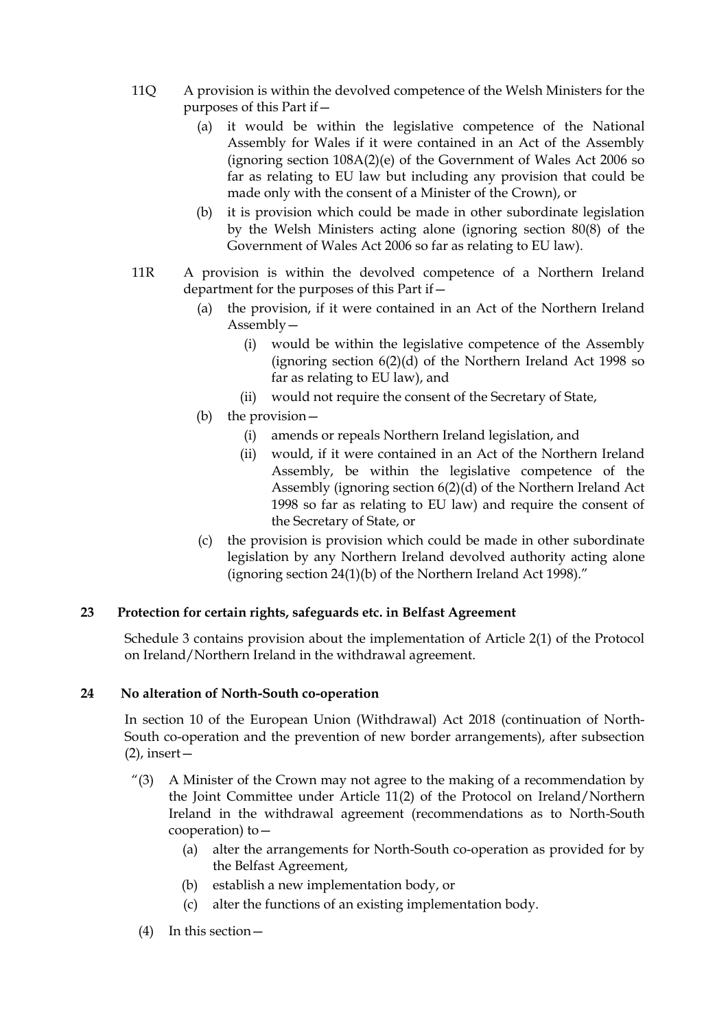11Q A provision is within the devolved competence of the Welsh Ministers for the purposes of this Part if—

(a) it would be within the legislative competence of the National Assembly for Wales if it were contained in an Act of the Assembly (ignoring section 108A(2)(e) of the Government of Wales Act 2006 so far as relating to EU law but including any provision that could be made only with the consent of a Minister of the Crown), or

(b) it is provision which could be made in other subordinate legislation by the Welsh Ministers acting alone (ignoring section 80(8) of the Government of Wales Act 2006 so far as relating to EU law).

11R A provision is within the devolved competence of a Northern Ireland department for the purposes of this Part if—

(a) the provision, if it were contained in an Act of the Northern Ireland Assembly—

(i) would be within the legislative competence of the Assembly (ignoring section 6(2)(d) of the Northern Ireland Act 1998 so far as relating to EU law), and

(ii) would not require the consent of the Secretary of State,

(b) the provision—

(i) amends or repeals Northern Ireland legislation, and

(ii) would, if it were contained in an Act of the Northern Ireland Assembly, be within the legislative competence of the Assembly (ignoring section 6(2)(d) of the Northern Ireland Act 1998 so far as relating to EU law) and require the consent of the Secretary of State, or

(c) the provision is provision which could be made in other subordinate legislation by any Northern Ireland devolved authority acting alone (ignoring section 24(1)(b) of the Northern Ireland Act 1998)."

**23 Protection for certain rights, safeguards etc. in Belfast Agreement**

Schedule 3 contains provision about the implementation of Article 2(1) of the Protocol on Ireland/Northern Ireland in the withdrawal agreement.

**24 No alteration of North-South co-operation**

In section 10 of the European Union (Withdrawal) Act 2018 (continuation of North-South co-operation and the prevention of new border arrangements), after subsection (2), insert—

"(3) A Minister of the Crown may not agree to the making of a recommendation by the Joint Committee under Article 11(2) of the Protocol on Ireland/Northern Ireland in the withdrawal agreement (recommendations as to North-South cooperation) to—

(a) alter the arrangements for North-South co-operation as provided for by the Belfast Agreement,

(b) establish a new implementation body, or

(c) alter the functions of an existing implementation body.

(4) In this section—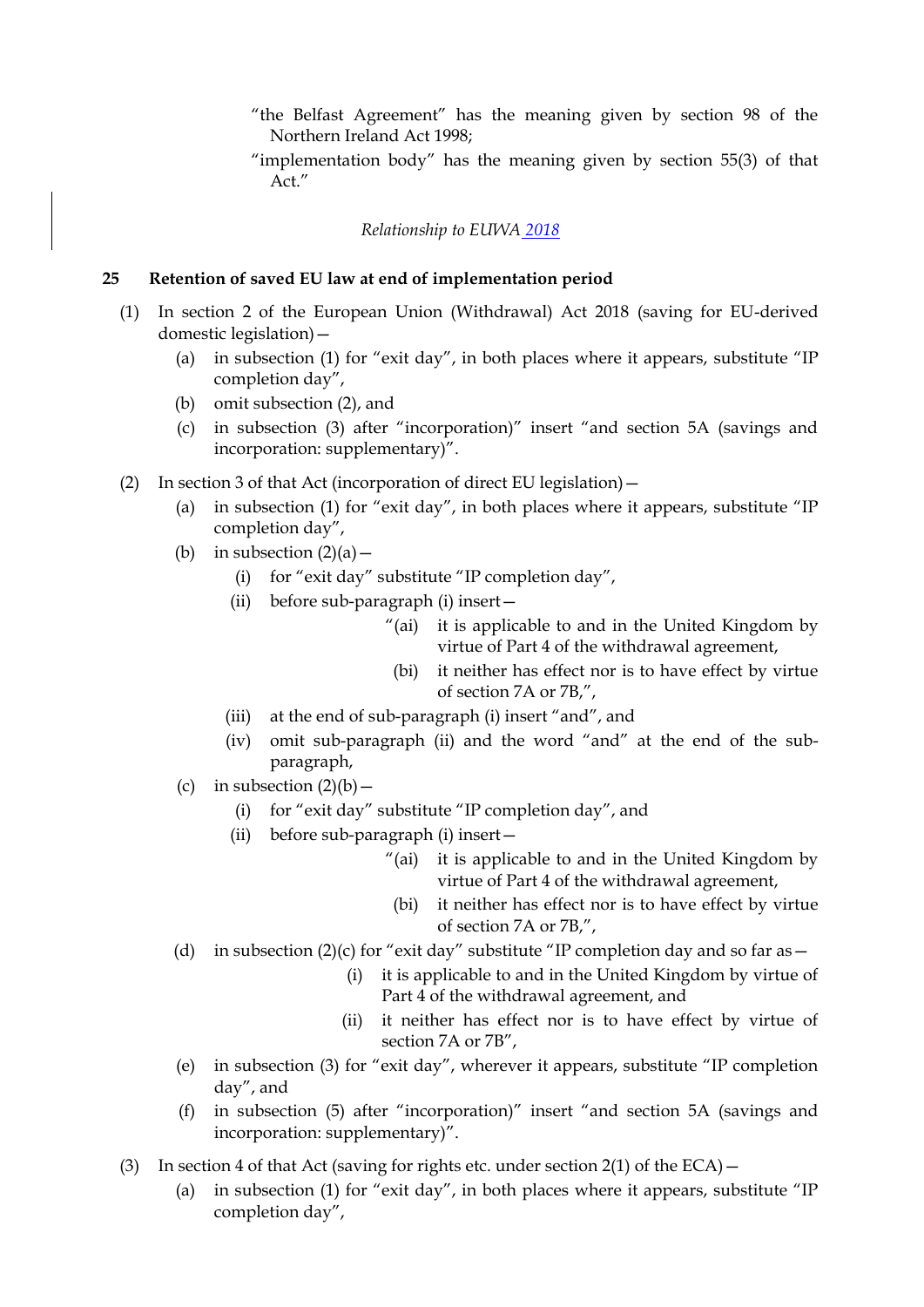"the Belfast Agreement" has the meaning given by section 98 of the Northern Ireland Act 1998;

"implementation body" has the meaning given by section 55(3) of that Act."

*Relationship to EUWA 2018*

**25 Retention of saved EU law at end of implementation period**

(1) In section 2 of the European Union (Withdrawal) Act 2018 (saving for EU-derived domestic legislation)—

(a) in subsection (1) for "exit day", in both places where it appears, substitute "IP completion day",

(b) omit subsection (2), and

(c) in subsection (3) after "incorporation)" insert "and section 5A (savings and incorporation: supplementary)".

(2) In section 3 of that Act (incorporation of direct EU legislation)—

(a) in subsection (1) for "exit day", in both places where it appears, substitute "IP completion day",

(b) in subsection (2)(a)—

(i) for "exit day" substitute "IP completion day",

(ii) before sub-paragraph (i) insert—

"(ai) it is applicable to and in the United Kingdom by virtue of Part 4 of the withdrawal agreement,

(bi) it neither has effect nor is to have effect by virtue of section 7A or 7B,",

(iii) at the end of sub-paragraph (i) insert "and", and

(iv) omit sub-paragraph (ii) and the word "and" at the end of the sub-paragraph,

(c) in subsection (2)(b)—

(i) for "exit day" substitute "IP completion day", and

(ii) before sub-paragraph (i) insert—

"(ai) it is applicable to and in the United Kingdom by virtue of Part 4 of the withdrawal agreement,

(bi) it neither has effect nor is to have effect by virtue of section 7A or 7B,",

(d) in subsection (2)(c) for "exit day" substitute "IP completion day and so far as—

(i) it is applicable to and in the United Kingdom by virtue of Part 4 of the withdrawal agreement, and

(ii) it neither has effect nor is to have effect by virtue of section 7A or 7B",

(e) in subsection (3) for "exit day", wherever it appears, substitute "IP completion day", and

(f) in subsection (5) after "incorporation)" insert "and section 5A (savings and incorporation: supplementary)".

(3) In section 4 of that Act (saving for rights etc. under section 2(1) of the ECA)—

(a) in subsection (1) for "exit day", in both places where it appears, substitute "IP completion day",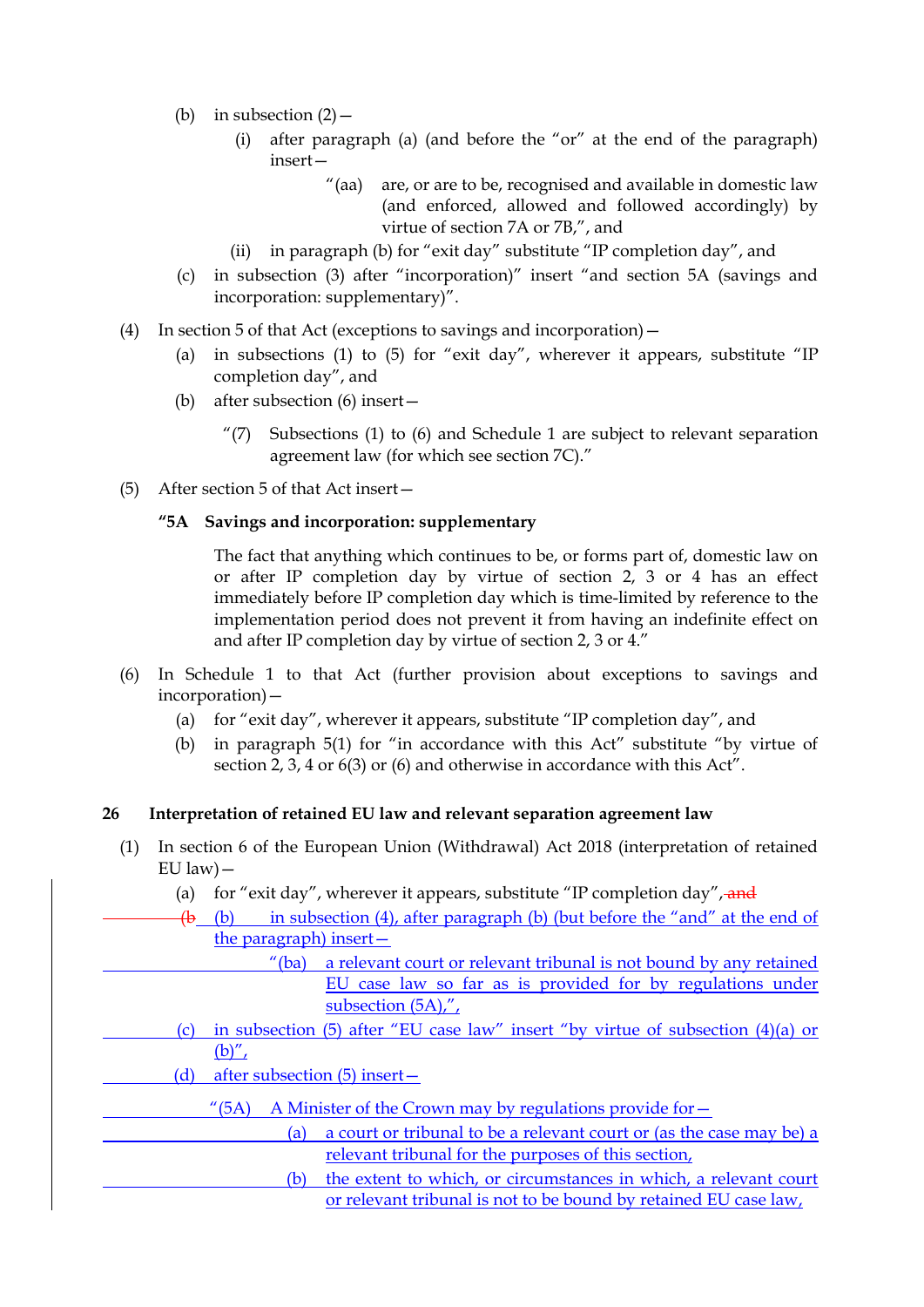(b) in subsection (2)—

  (i) after paragraph (a) (and before the "or" at the end of the paragraph) insert—

    "(aa) are, or are to be, recognised and available in domestic law (and enforced, allowed and followed accordingly) by virtue of section 7A or 7B,", and

  (ii) in paragraph (b) for "exit day" substitute "IP completion day", and

(c) in subsection (3) after "incorporation)" insert "and section 5A (savings and incorporation: supplementary)".

(4) In section 5 of that Act (exceptions to savings and incorporation)—

  (a) in subsections (1) to (5) for "exit day", wherever it appears, substitute "IP completion day", and

  (b) after subsection (6) insert—

    "(7) Subsections (1) to (6) and Schedule 1 are subject to relevant separation agreement law (for which see section 7C)."

(5) After section 5 of that Act insert—

**"5A Savings and incorporation: supplementary**

The fact that anything which continues to be, or forms part of, domestic law on or after IP completion day by virtue of section 2, 3 or 4 has an effect immediately before IP completion day which is time-limited by reference to the implementation period does not prevent it from having an indefinite effect on and after IP completion day by virtue of section 2, 3 or 4."

(6) In Schedule 1 to that Act (further provision about exceptions to savings and incorporation)—

  (a) for "exit day", wherever it appears, substitute "IP completion day", and

  (b) in paragraph 5(1) for "in accordance with this Act" substitute "by virtue of section 2, 3, 4 or 6(3) or (6) and otherwise in accordance with this Act".

### 26 Interpretation of retained EU law and relevant separation agreement law

(1) In section 6 of the European Union (Withdrawal) Act 2018 (interpretation of retained EU law)—

  (a) for "exit day", wherever it appears, substitute "IP completion day", ~~and~~

  ~~(b~~ (b) in subsection (4), after paragraph (b) (but before the "and" at the end of the paragraph) insert—

    "(ba) a relevant court or relevant tribunal is not bound by any retained EU case law so far as is provided for by regulations under subsection (5A),",

  (c) in subsection (5) after "EU case law" insert "by virtue of subsection (4)(a) or (b)",

  (d) after subsection (5) insert—

    "(5A) A Minister of the Crown may by regulations provide for—

      (a) a court or tribunal to be a relevant court or (as the case may be) a relevant tribunal for the purposes of this section,

      (b) the extent to which, or circumstances in which, a relevant court or relevant tribunal is not to be bound by retained EU case law,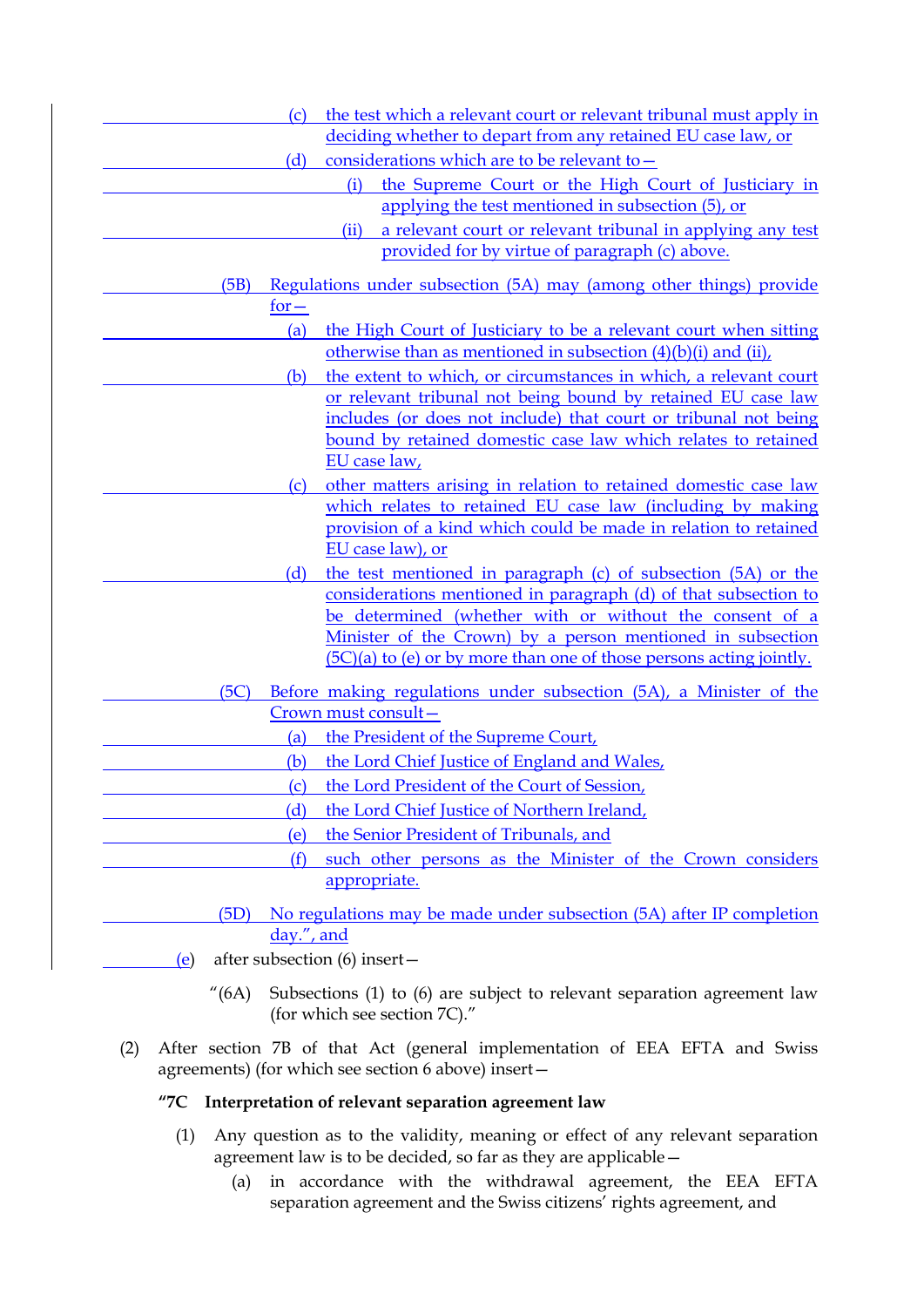(c) the test which a relevant court or relevant tribunal must apply in deciding whether to depart from any retained EU case law, or

(d) considerations which are to be relevant to—

(i) the Supreme Court or the High Court of Justiciary in applying the test mentioned in subsection (5), or

(ii) a relevant court or relevant tribunal in applying any test provided for by virtue of paragraph (c) above.

(5B) Regulations under subsection (5A) may (among other things) provide for—

(a) the High Court of Justiciary to be a relevant court when sitting otherwise than as mentioned in subsection (4)(b)(i) and (ii),

(b) the extent to which, or circumstances in which, a relevant court or relevant tribunal not being bound by retained EU case law includes (or does not include) that court or tribunal not being bound by retained domestic case law which relates to retained EU case law,

(c) other matters arising in relation to retained domestic case law which relates to retained EU case law (including by making provision of a kind which could be made in relation to retained EU case law), or

(d) the test mentioned in paragraph (c) of subsection (5A) or the considerations mentioned in paragraph (d) of that subsection to be determined (whether with or without the consent of a Minister of the Crown) by a person mentioned in subsection (5C)(a) to (e) or by more than one of those persons acting jointly.

(5C) Before making regulations under subsection (5A), a Minister of the Crown must consult—

(a) the President of the Supreme Court,

(b) the Lord Chief Justice of England and Wales,

(c) the Lord President of the Court of Session,

(d) the Lord Chief Justice of Northern Ireland,

(e) the Senior President of Tribunals, and

(f) such other persons as the Minister of the Crown considers appropriate.

(5D) No regulations may be made under subsection (5A) after IP completion day.", and

(e) after subsection (6) insert—

"(6A) Subsections (1) to (6) are subject to relevant separation agreement law (for which see section 7C)."

(2) After section 7B of that Act (general implementation of EEA EFTA and Swiss agreements) (for which see section 6 above) insert—

**"7C Interpretation of relevant separation agreement law**

(1) Any question as to the validity, meaning or effect of any relevant separation agreement law is to be decided, so far as they are applicable—

(a) in accordance with the withdrawal agreement, the EEA EFTA separation agreement and the Swiss citizens' rights agreement, and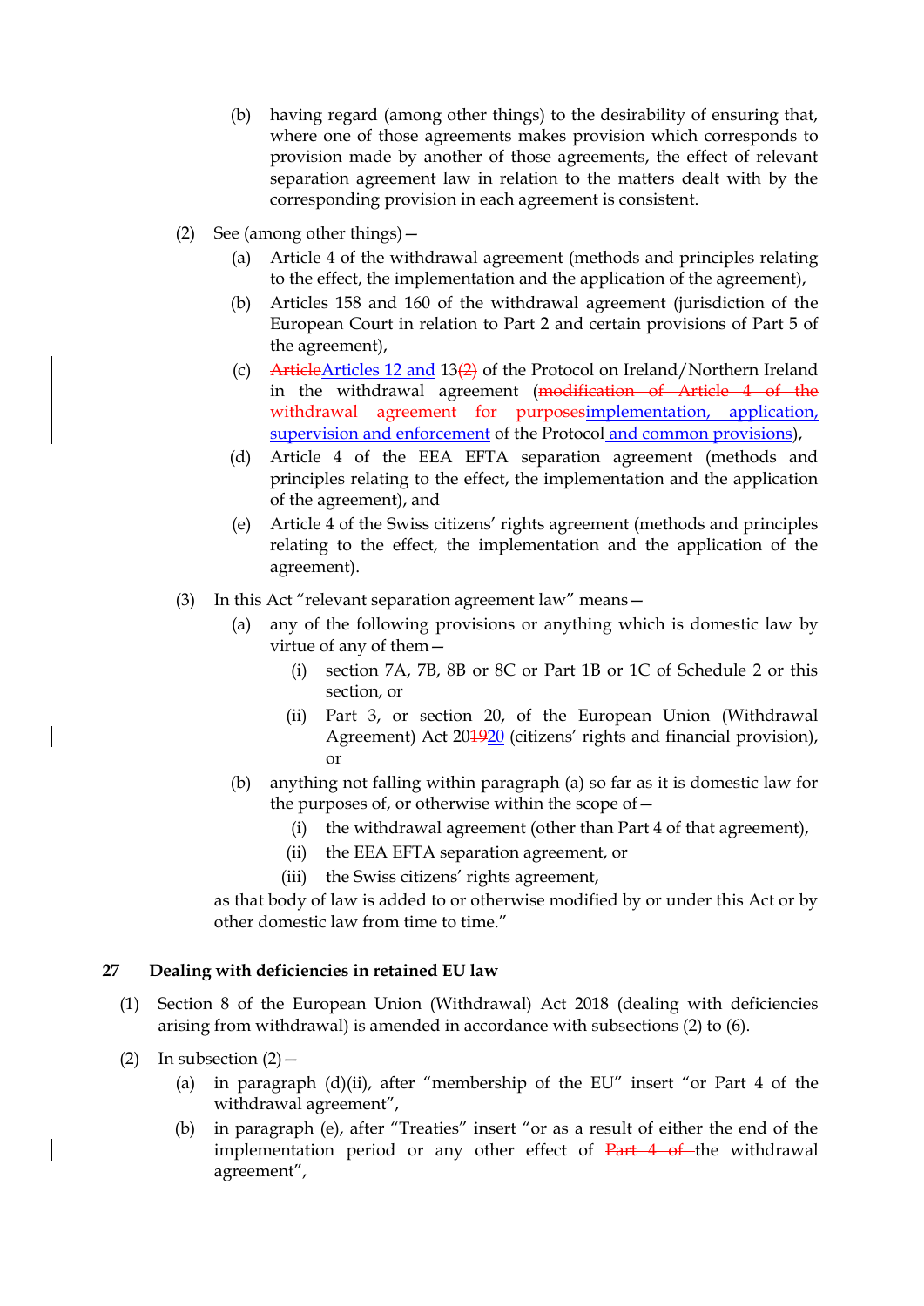(b) having regard (among other things) to the desirability of ensuring that, where one of those agreements makes provision which corresponds to provision made by another of those agreements, the effect of relevant separation agreement law in relation to the matters dealt with by the corresponding provision in each agreement is consistent.

(2) See (among other things)—

(a) Article 4 of the withdrawal agreement (methods and principles relating to the effect, the implementation and the application of the agreement),

(b) Articles 158 and 160 of the withdrawal agreement (jurisdiction of the European Court in relation to Part 2 and certain provisions of Part 5 of the agreement),

(c) ~~Article~~Articles 12 and 13~~(2)~~ of the Protocol on Ireland/Northern Ireland in the withdrawal agreement (~~modification of Article 4 of the withdrawal agreement for purposes~~implementation, application, supervision and enforcement of the Protocol and common provisions),

(d) Article 4 of the EEA EFTA separation agreement (methods and principles relating to the effect, the implementation and the application of the agreement), and

(e) Article 4 of the Swiss citizens' rights agreement (methods and principles relating to the effect, the implementation and the application of the agreement).

(3) In this Act "relevant separation agreement law" means—

(a) any of the following provisions or anything which is domestic law by virtue of any of them—

(i) section 7A, 7B, 8B or 8C or Part 1B or 1C of Schedule 2 or this section, or

(ii) Part 3, or section 20, of the European Union (Withdrawal Agreement) Act 20~~19~~20 (citizens' rights and financial provision), or

(b) anything not falling within paragraph (a) so far as it is domestic law for the purposes of, or otherwise within the scope of—

(i) the withdrawal agreement (other than Part 4 of that agreement),

(ii) the EEA EFTA separation agreement, or

(iii) the Swiss citizens' rights agreement,

as that body of law is added to or otherwise modified by or under this Act or by other domestic law from time to time."

## 27 Dealing with deficiencies in retained EU law

(1) Section 8 of the European Union (Withdrawal) Act 2018 (dealing with deficiencies arising from withdrawal) is amended in accordance with subsections (2) to (6).

(2) In subsection (2)—

(a) in paragraph (d)(ii), after "membership of the EU" insert "or Part 4 of the withdrawal agreement",

(b) in paragraph (e), after "Treaties" insert "or as a result of either the end of the implementation period or any other effect of ~~Part 4 of~~ the withdrawal agreement",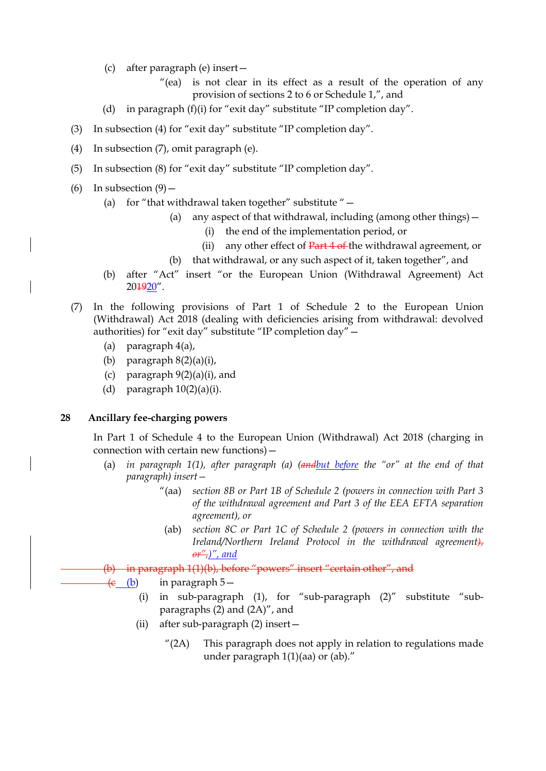(c) after paragraph (e) insert—

"(ea) is not clear in its effect as a result of the operation of any provision of sections 2 to 6 or Schedule 1,", and

(d) in paragraph (f)(i) for "exit day" substitute "IP completion day".

(3) In subsection (4) for "exit day" substitute "IP completion day".

(4) In subsection (7), omit paragraph (e).

(5) In subsection (8) for "exit day" substitute "IP completion day".

(6) In subsection (9)—

(a) for "that withdrawal taken together" substitute "—

(a) any aspect of that withdrawal, including (among other things)—

(i) the end of the implementation period, or

(ii) any other effect of ~~Part 4 of~~ the withdrawal agreement, or

(b) that withdrawal, or any such aspect of it, taken together", and

(b) after "Act" insert "or the European Union (Withdrawal Agreement) Act 20~~19~~20".

(7) In the following provisions of Part 1 of Schedule 2 to the European Union (Withdrawal) Act 2018 (dealing with deficiencies arising from withdrawal: devolved authorities) for "exit day" substitute "IP completion day"—

(a) paragraph 4(a),

(b) paragraph 8(2)(a)(i),

(c) paragraph 9(2)(a)(i), and

(d) paragraph 10(2)(a)(i).

## 28 Ancillary fee-charging powers

In Part 1 of Schedule 4 to the European Union (Withdrawal) Act 2018 (charging in connection with certain new functions)—

(a) *in paragraph 1(1), after paragraph (a) (~~and~~but before the "or" at the end of that paragraph) insert—*

*"(aa) section 8B or Part 1B of Schedule 2 (powers in connection with Part 3 of the withdrawal agreement and Part 3 of the EEA EFTA separation agreement), or*

*(ab) section 8C or Part 1C of Schedule 2 (powers in connection with the Ireland/Northern Ireland Protocol in the withdrawal agreement~~), or",~~)", and*

~~(b) in paragraph 1(1)(b), before "powers" insert "certain other", and~~

~~(c~~ (b) in paragraph 5—

(i) in sub-paragraph (1), for "sub-paragraph (2)" substitute "sub-paragraphs (2) and (2A)", and

(ii) after sub-paragraph (2) insert—

"(2A) This paragraph does not apply in relation to regulations made under paragraph 1(1)(aa) or (ab)."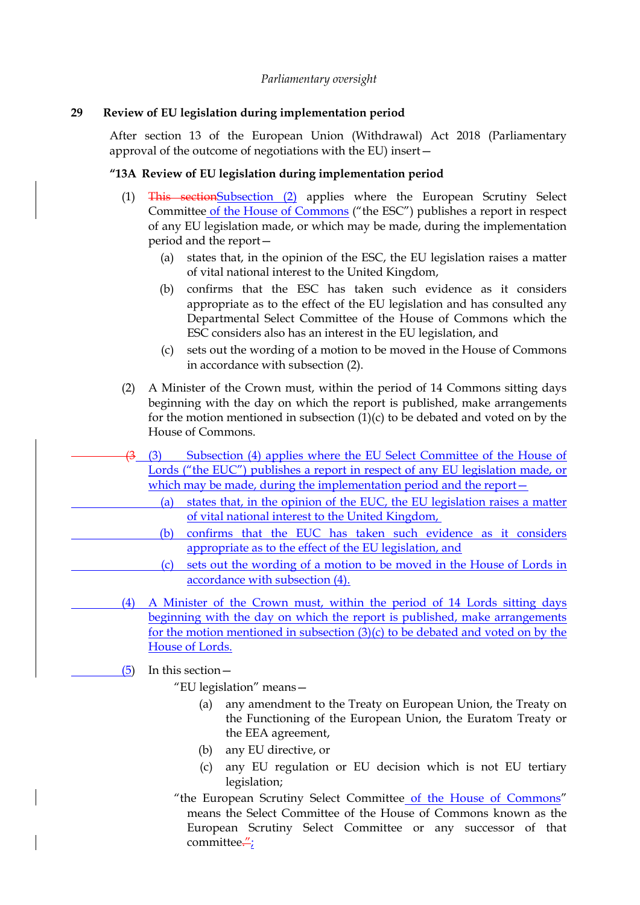*Parliamentary oversight*

**29 Review of EU legislation during implementation period**

After section 13 of the European Union (Withdrawal) Act 2018 (Parliamentary approval of the outcome of negotiations with the EU) insert—

**"13A Review of EU legislation during implementation period**

(1) ~~This section~~Subsection (2) applies where the European Scrutiny Select Committee of the House of Commons ("the ESC") publishes a report in respect of any EU legislation made, or which may be made, during the implementation period and the report—

(a) states that, in the opinion of the ESC, the EU legislation raises a matter of vital national interest to the United Kingdom,

(b) confirms that the ESC has taken such evidence as it considers appropriate as to the effect of the EU legislation and has consulted any Departmental Select Committee of the House of Commons which the ESC considers also has an interest in the EU legislation, and

(c) sets out the wording of a motion to be moved in the House of Commons in accordance with subsection (2).

(2) A Minister of the Crown must, within the period of 14 Commons sitting days beginning with the day on which the report is published, make arrangements for the motion mentioned in subsection (1)(c) to be debated and voted on by the House of Commons.

~~(3~~ (3) Subsection (4) applies where the EU Select Committee of the House of Lords ("the EUC") publishes a report in respect of any EU legislation made, or which may be made, during the implementation period and the report—

(a) states that, in the opinion of the EUC, the EU legislation raises a matter of vital national interest to the United Kingdom,

(b) confirms that the EUC has taken such evidence as it considers appropriate as to the effect of the EU legislation, and

(c) sets out the wording of a motion to be moved in the House of Lords in accordance with subsection (4).

(4) A Minister of the Crown must, within the period of 14 Lords sitting days beginning with the day on which the report is published, make arrangements for the motion mentioned in subsection (3)(c) to be debated and voted on by the House of Lords.

(5) In this section—

"EU legislation" means—

(a) any amendment to the Treaty on European Union, the Treaty on the Functioning of the European Union, the Euratom Treaty or the EEA agreement,

(b) any EU directive, or

(c) any EU regulation or EU decision which is not EU tertiary legislation;

"the European Scrutiny Select Committee of the House of Commons" means the Select Committee of the House of Commons known as the European Scrutiny Select Committee or any successor of that committee~~."~~;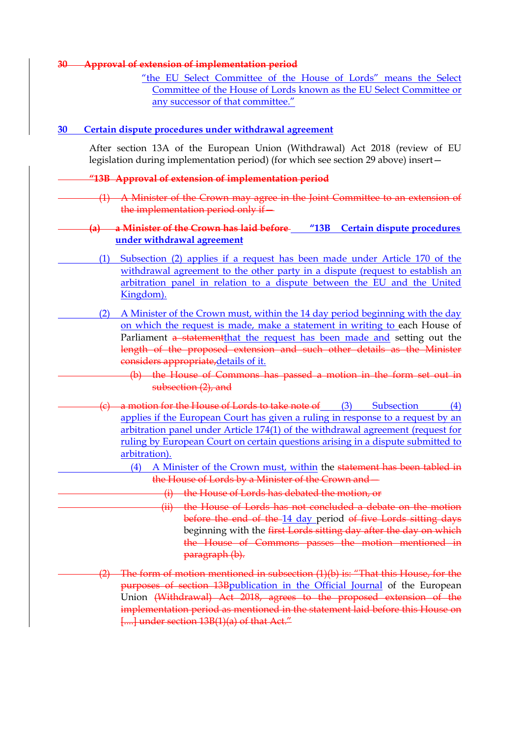**30 Approval of extension of implementation period**

"the EU Select Committee of the House of Lords" means the Select Committee of the House of Lords known as the EU Select Committee or any successor of that committee."

## 30 Certain dispute procedures under withdrawal agreement

After section 13A of the European Union (Withdrawal) Act 2018 (review of EU legislation during implementation period) (for which see section 29 above) insert—

**"13B Approval of extension of implementation period**

(1) A Minister of the Crown may agree in the Joint Committee to an extension of the implementation period only if—

(a) a Minister of the Crown has laid before **"13B Certain dispute procedures under withdrawal agreement**

(1) Subsection (2) applies if a request has been made under Article 170 of the withdrawal agreement to the other party in a dispute (request to establish an arbitration panel in relation to a dispute between the EU and the United Kingdom).

(2) A Minister of the Crown must, within the 14 day period beginning with the day on which the request is made, make a statement in writing to each House of Parliament a statementthat the request has been made and setting out the length of the proposed extension and such other details as the Minister considers appropriate,details of it.

(b) the House of Commons has passed a motion in the form set out in subsection (2), and

(c) a motion for the House of Lords to take note of (3) Subsection (4) applies if the European Court has given a ruling in response to a request by an arbitration panel under Article 174(1) of the withdrawal agreement (request for ruling by European Court on certain questions arising in a dispute submitted to arbitration).

(4) A Minister of the Crown must, within the statement has been tabled in the House of Lords by a Minister of the Crown and—

(i) the House of Lords has debated the motion, or

(ii) the House of Lords has not concluded a debate on the motion before the end of the 14 day period of five Lords sitting days beginning with the first Lords sitting day after the day on which the House of Commons passes the motion mentioned in paragraph (b).

(2) The form of motion mentioned in subsection (1)(b) is: "That this House, for the purposes of section 13Bpublication in the Official Journal of the European Union (Withdrawal) Act 2018, agrees to the proposed extension of the implementation period as mentioned in the statement laid before this House on [....] under section 13B(1)(a) of that Act."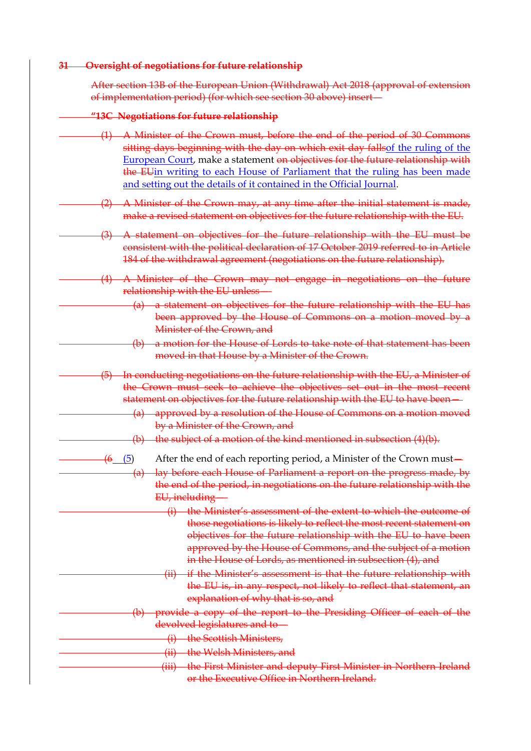~~31 Oversight of negotiations for future relationship~~

~~After section 13B of the European Union (Withdrawal) Act 2018 (approval of extension of implementation period) (for which see section 30 above) insert—~~

~~"13C Negotiations for future relationship~~

~~(1)~~ ~~A Minister of the Crown must, before the end of the period of 30 Commons sitting days beginning with the day on which exit day falls~~<u>of the ruling of the European Court</u>, make a statement ~~on objectives for the future relationship with the EU~~<u>in writing to each House of Parliament that the ruling has been made and setting out the details of it contained in the Official Journal</u>.

~~(2) A Minister of the Crown may, at any time after the initial statement is made, make a revised statement on objectives for the future relationship with the EU.~~

~~(3) A statement on objectives for the future relationship with the EU must be consistent with the political declaration of 17 October 2019 referred to in Article 184 of the withdrawal agreement (negotiations on the future relationship).~~

~~(4) A Minister of the Crown may not engage in negotiations on the future relationship with the EU unless—~~

~~(a) a statement on objectives for the future relationship with the EU has been approved by the House of Commons on a motion moved by a Minister of the Crown, and~~

~~(b) a motion for the House of Lords to take note of that statement has been moved in that House by a Minister of the Crown.~~

~~(5) In conducting negotiations on the future relationship with the EU, a Minister of the Crown must seek to achieve the objectives set out in the most recent statement on objectives for the future relationship with the EU to have been—~~

~~(a) approved by a resolution of the House of Commons on a motion moved by a Minister of the Crown, and~~

~~(b) the subject of a motion of the kind mentioned in subsection (4)(b).~~

~~(6~~ <u>(5</u>) After the end of each reporting period, a Minister of the Crown must~~—~~

~~(a) lay before each House of Parliament a report on the progress made, by the end of the period, in negotiations on the future relationship with the EU, including—~~

~~(i) the Minister's assessment of the extent to which the outcome of those negotiations is likely to reflect the most recent statement on objectives for the future relationship with the EU to have been approved by the House of Commons, and the subject of a motion in the House of Lords, as mentioned in subsection (4), and~~

~~(ii) if the Minister's assessment is that the future relationship with the EU is, in any respect, not likely to reflect that statement, an explanation of why that is so, and~~

~~(b) provide a copy of the report to the Presiding Officer of each of the devolved legislatures and to—~~

~~(i) the Scottish Ministers,~~

~~(ii) the Welsh Ministers, and~~

~~(iii) the First Minister and deputy First Minister in Northern Ireland or the Executive Office in Northern Ireland.~~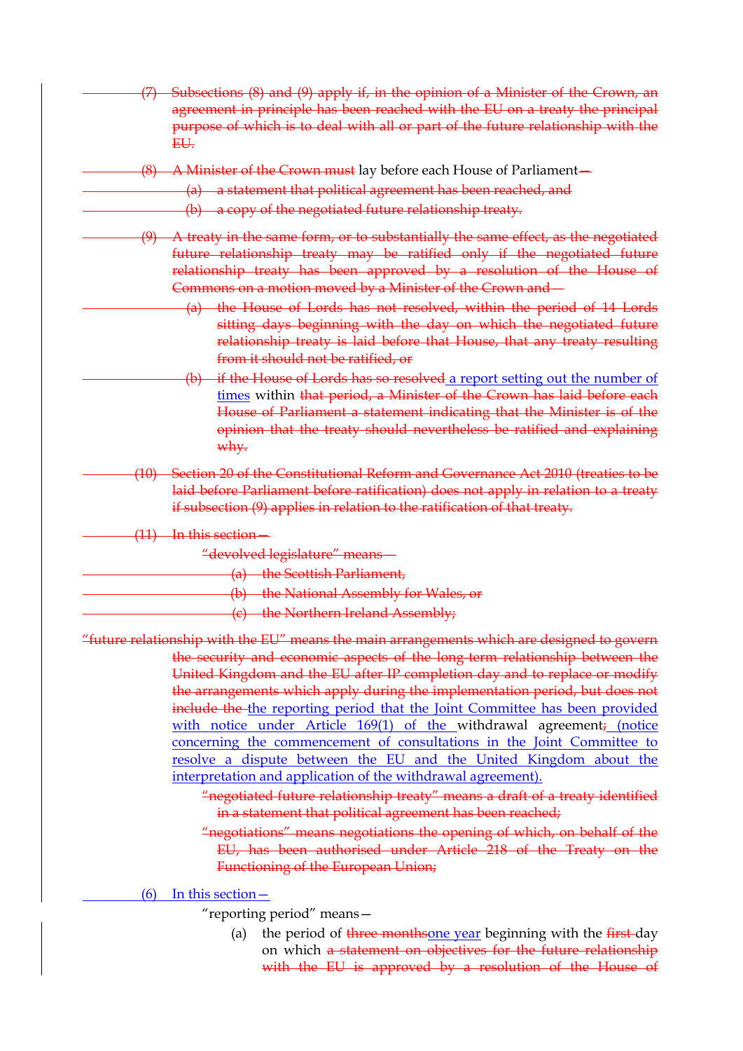~~(7) Subsections (8) and (9) apply if, in the opinion of a Minister of the Crown, an agreement in principle has been reached with the EU on a treaty the principal purpose of which is to deal with all or part of the future relationship with the EU.~~

~~(8) A Minister of the Crown must~~ lay before each House of Parliament~~—~~

~~(a) a statement that political agreement has been reached, and~~

~~(b) a copy of the negotiated future relationship treaty.~~

~~(9) A treaty in the same form, or to substantially the same effect, as the negotiated future relationship treaty may be ratified only if the negotiated future relationship treaty has been approved by a resolution of the House of Commons on a motion moved by a Minister of the Crown and—~~

~~(a) the House of Lords has not resolved, within the period of 14 Lords sitting days beginning with the day on which the negotiated future relationship treaty is laid before that House, that any treaty resulting from it should not be ratified, or~~

~~(b) if the House of Lords has so resolved~~ a report setting out the number of times within ~~that period, a Minister of the Crown has laid before each House of Parliament a statement indicating that the Minister is of the opinion that the treaty should nevertheless be ratified and explaining why.~~

~~(10) Section 20 of the Constitutional Reform and Governance Act 2010 (treaties to be laid before Parliament before ratification) does not apply in relation to a treaty if subsection (9) applies in relation to the ratification of that treaty.~~

~~(11) In this section—~~

~~"devolved legislature" means—~~

~~(a) the Scottish Parliament,~~

~~(b) the National Assembly for Wales, or~~

~~(c) the Northern Ireland Assembly;~~

~~"future relationship with the EU" means the main arrangements which are designed to govern the security and economic aspects of the long term relationship between the United Kingdom and the EU after IP completion day and to replace or modify the arrangements which apply during the implementation period, but does not include the~~ the reporting period that the Joint Committee has been provided with notice under Article 169(1) of the withdrawal agreement~~;~~ (notice concerning the commencement of consultations in the Joint Committee to resolve a dispute between the EU and the United Kingdom about the interpretation and application of the withdrawal agreement).

~~"negotiated future relationship treaty" means a draft of a treaty identified in a statement that political agreement has been reached;~~

~~"negotiations" means negotiations the opening of which, on behalf of the EU, has been authorised under Article 218 of the Treaty on the Functioning of the European Union;~~

(6) In this section—

"reporting period" means—

(a) the period of ~~three months~~one year beginning with the ~~first~~ day on which ~~a statement on objectives for the future relationship with the EU is approved by a resolution of the House of~~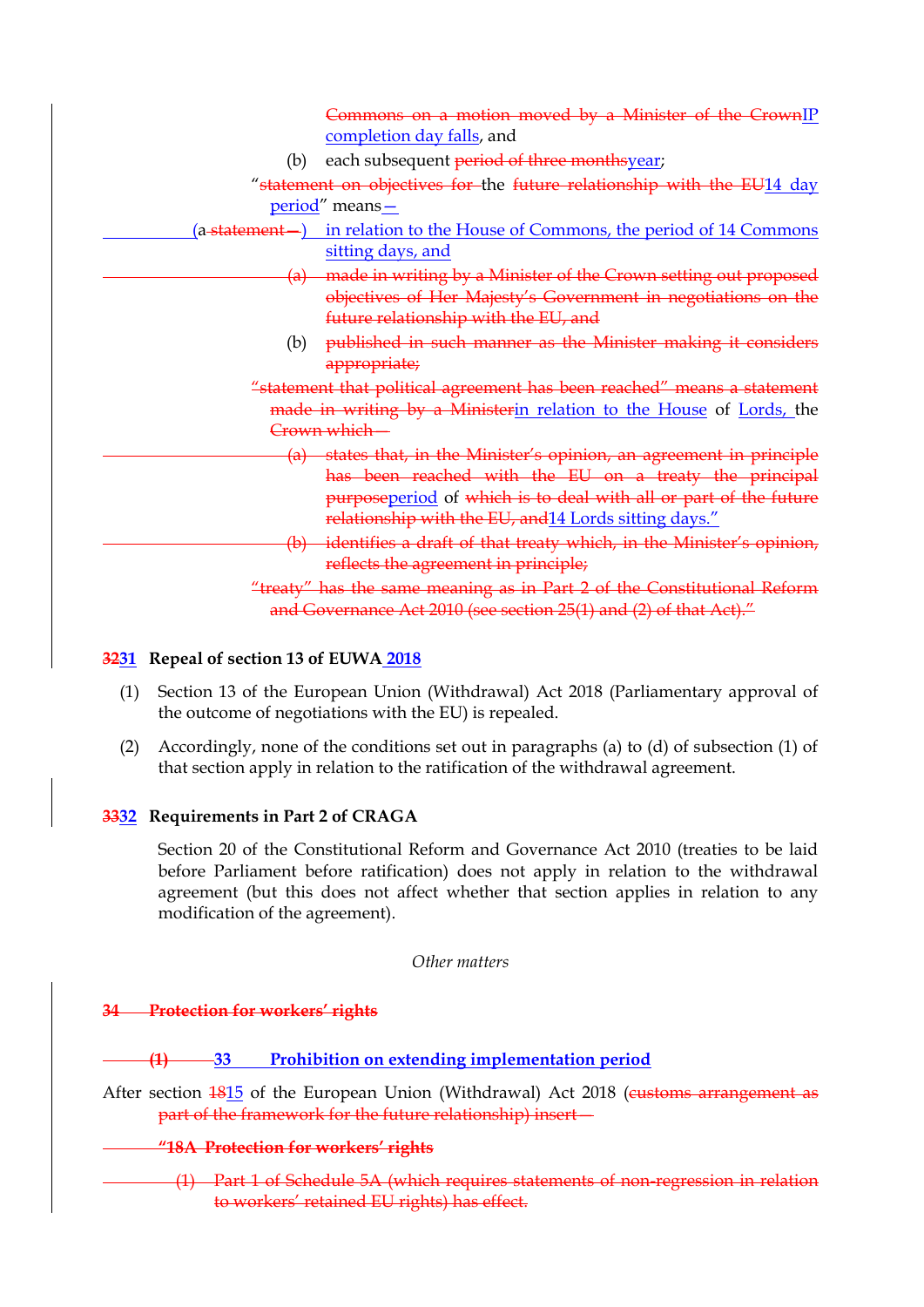Commons on a motion moved by a Minister of the CrownIP completion day falls, and

(b) each subsequent period of three monthsyear;

"statement on objectives for the future relationship with the EU14 day period" means—

(a statement—) in relation to the House of Commons, the period of 14 Commons sitting days, and

(a) made in writing by a Minister of the Crown setting out proposed objectives of Her Majesty's Government in negotiations on the future relationship with the EU, and

(b) published in such manner as the Minister making it considers appropriate;

"statement that political agreement has been reached" means a statement made in writing by a Ministerin relation to the House of Lords, the Crown which—

(a) states that, in the Minister's opinion, an agreement in principle has been reached with the EU on a treaty the principal purposeperiod of which is to deal with all or part of the future relationship with the EU, and14 Lords sitting days."

(b) identifies a draft of that treaty which, in the Minister's opinion, reflects the agreement in principle;

"treaty" has the same meaning as in Part 2 of the Constitutional Reform and Governance Act 2010 (see section 25(1) and (2) of that Act)."

**3231 Repeal of section 13 of EUWA 2018**

(1) Section 13 of the European Union (Withdrawal) Act 2018 (Parliamentary approval of the outcome of negotiations with the EU) is repealed.

(2) Accordingly, none of the conditions set out in paragraphs (a) to (d) of subsection (1) of that section apply in relation to the ratification of the withdrawal agreement.

**3332 Requirements in Part 2 of CRAGA**

Section 20 of the Constitutional Reform and Governance Act 2010 (treaties to be laid before Parliament before ratification) does not apply in relation to the withdrawal agreement (but this does not affect whether that section applies in relation to any modification of the agreement).

*Other matters*

**34 Protection for workers' rights**

**(1) 33 Prohibition on extending implementation period**

After section 1815 of the European Union (Withdrawal) Act 2018 (customs arrangement as part of the framework for the future relationship) insert—

**"18A Protection for workers' rights**

(1) Part 1 of Schedule 5A (which requires statements of non-regression in relation to workers' retained EU rights) has effect.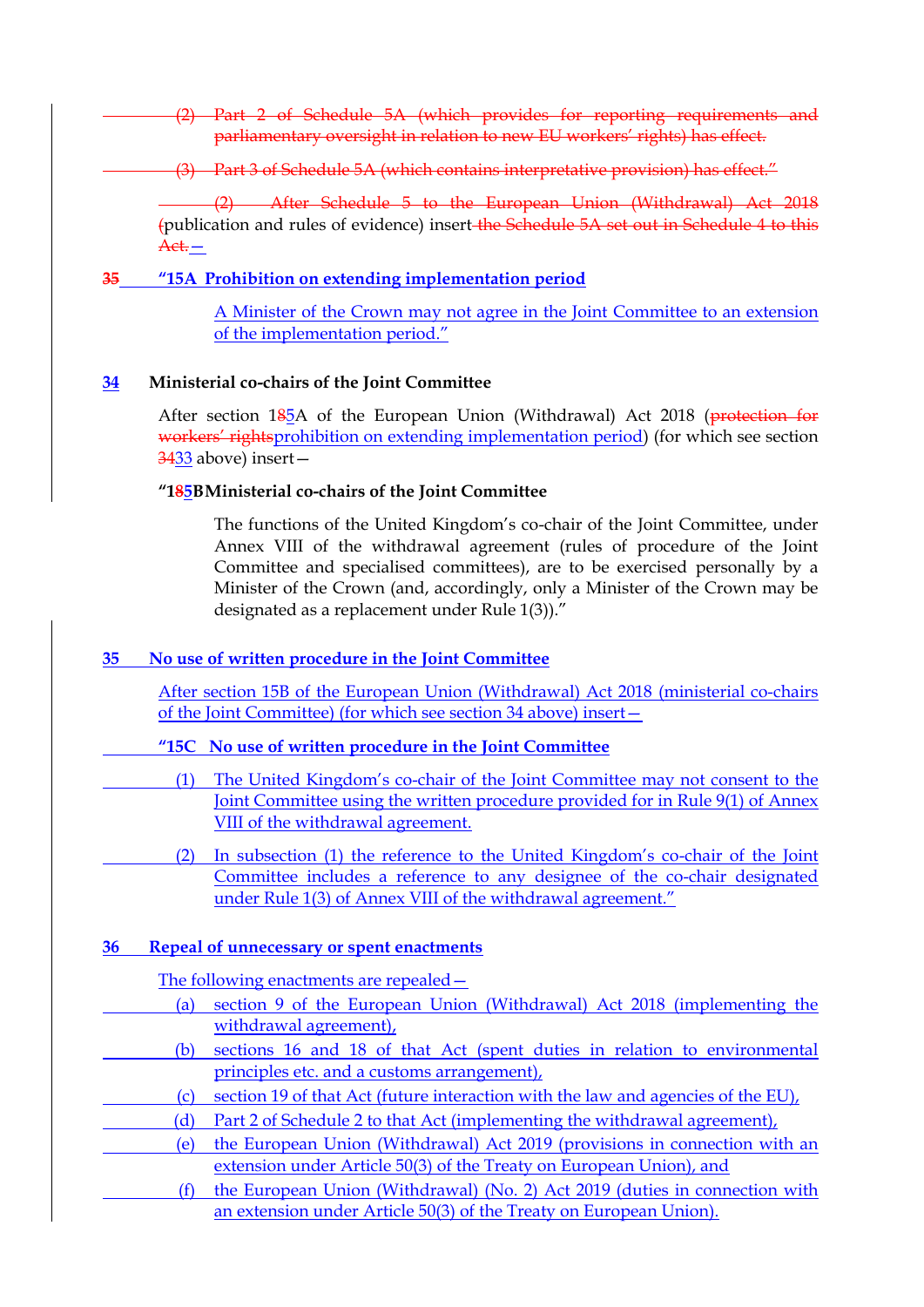(2) Part 2 of Schedule 5A (which provides for reporting requirements and parliamentary oversight in relation to new EU workers' rights) has effect.

(3) Part 3 of Schedule 5A (which contains interpretative provision) has effect."

(2) After Schedule 5 to the European Union (Withdrawal) Act 2018 (publication and rules of evidence) insert the Schedule 5A set out in Schedule 4 to this Act.—

35 **"15A Prohibition on extending implementation period**

A Minister of the Crown may not agree in the Joint Committee to an extension of the implementation period."

**34 Ministerial co-chairs of the Joint Committee**

After section 185A of the European Union (Withdrawal) Act 2018 (protection for workers' rightsprohibition on extending implementation period) (for which see section 3433 above) insert—

**"185BMinisterial co-chairs of the Joint Committee**

The functions of the United Kingdom's co-chair of the Joint Committee, under Annex VIII of the withdrawal agreement (rules of procedure of the Joint Committee and specialised committees), are to be exercised personally by a Minister of the Crown (and, accordingly, only a Minister of the Crown may be designated as a replacement under Rule 1(3))."

**35 No use of written procedure in the Joint Committee**

After section 15B of the European Union (Withdrawal) Act 2018 (ministerial co-chairs of the Joint Committee) (for which see section 34 above) insert—

**"15C No use of written procedure in the Joint Committee**

(1) The United Kingdom's co-chair of the Joint Committee may not consent to the Joint Committee using the written procedure provided for in Rule 9(1) of Annex VIII of the withdrawal agreement.

(2) In subsection (1) the reference to the United Kingdom's co-chair of the Joint Committee includes a reference to any designee of the co-chair designated under Rule 1(3) of Annex VIII of the withdrawal agreement."

**36 Repeal of unnecessary or spent enactments**

The following enactments are repealed—

(a) section 9 of the European Union (Withdrawal) Act 2018 (implementing the withdrawal agreement),

(b) sections 16 and 18 of that Act (spent duties in relation to environmental principles etc. and a customs arrangement),

(c) section 19 of that Act (future interaction with the law and agencies of the EU),

(d) Part 2 of Schedule 2 to that Act (implementing the withdrawal agreement),

(e) the European Union (Withdrawal) Act 2019 (provisions in connection with an extension under Article 50(3) of the Treaty on European Union), and

(f) the European Union (Withdrawal) (No. 2) Act 2019 (duties in connection with an extension under Article 50(3) of the Treaty on European Union).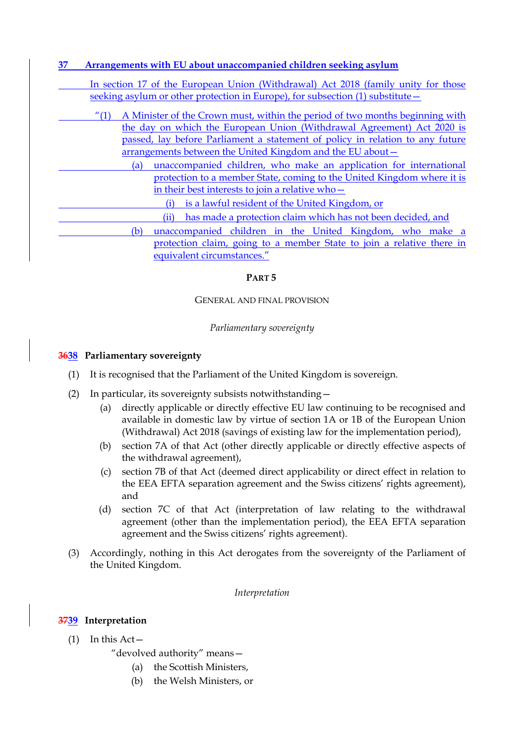### 37 Arrangements with EU about unaccompanied children seeking asylum

In section 17 of the European Union (Withdrawal) Act 2018 (family unity for those seeking asylum or other protection in Europe), for subsection (1) substitute—

"(1) A Minister of the Crown must, within the period of two months beginning with the day on which the European Union (Withdrawal Agreement) Act 2020 is passed, lay before Parliament a statement of policy in relation to any future arrangements between the United Kingdom and the EU about—

(a) unaccompanied children, who make an application for international protection to a member State, coming to the United Kingdom where it is in their best interests to join a relative who—

(i) is a lawful resident of the United Kingdom, or

(ii) has made a protection claim which has not been decided, and

(b) unaccompanied children in the United Kingdom, who make a protection claim, going to a member State to join a relative there in equivalent circumstances."

## PART 5

GENERAL AND FINAL PROVISION

*Parliamentary sovereignty*

### ~~36~~38 Parliamentary sovereignty

(1) It is recognised that the Parliament of the United Kingdom is sovereign.

(2) In particular, its sovereignty subsists notwithstanding—

(a) directly applicable or directly effective EU law continuing to be recognised and available in domestic law by virtue of section 1A or 1B of the European Union (Withdrawal) Act 2018 (savings of existing law for the implementation period),

(b) section 7A of that Act (other directly applicable or directly effective aspects of the withdrawal agreement),

(c) section 7B of that Act (deemed direct applicability or direct effect in relation to the EEA EFTA separation agreement and the Swiss citizens' rights agreement), and

(d) section 7C of that Act (interpretation of law relating to the withdrawal agreement (other than the implementation period), the EEA EFTA separation agreement and the Swiss citizens' rights agreement).

(3) Accordingly, nothing in this Act derogates from the sovereignty of the Parliament of the United Kingdom.

*Interpretation*

### ~~37~~39 Interpretation

(1) In this Act—

"devolved authority" means—

(a) the Scottish Ministers,

(b) the Welsh Ministers, or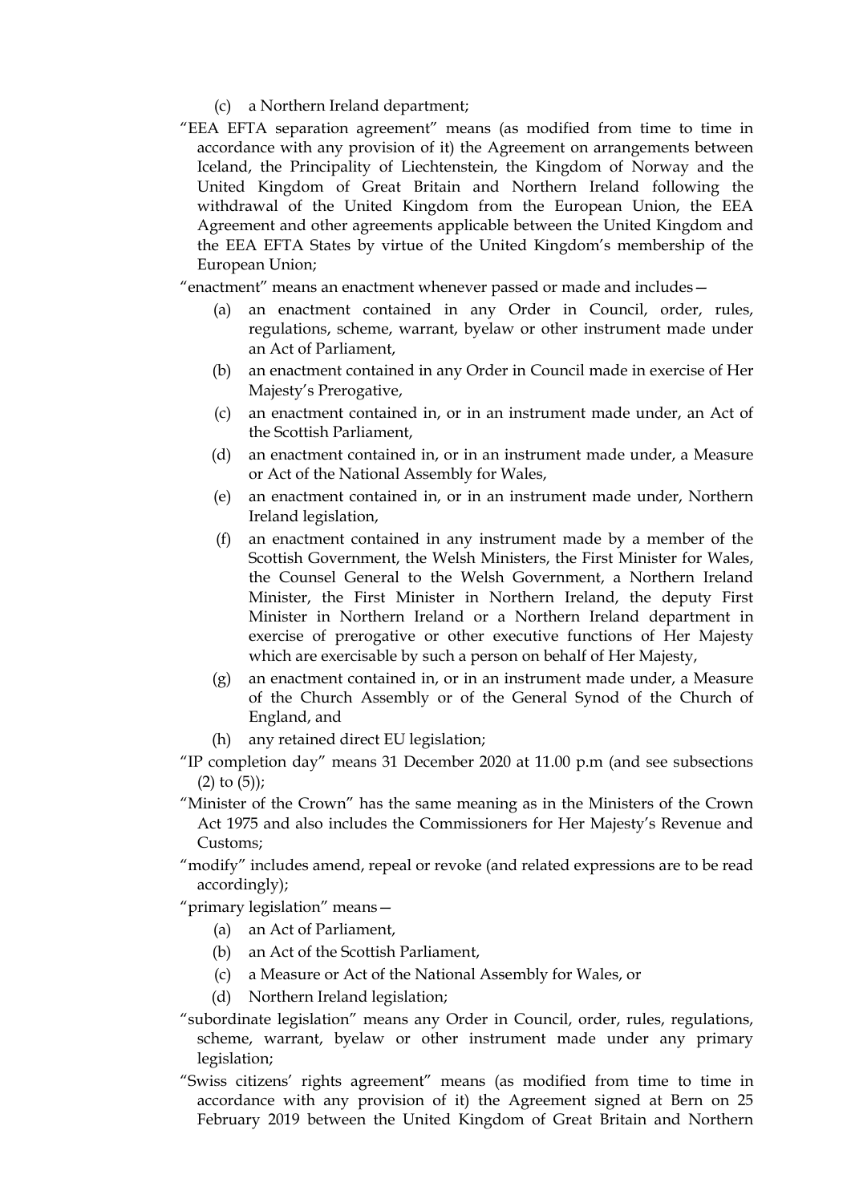(c) a Northern Ireland department;

"EEA EFTA separation agreement" means (as modified from time to time in accordance with any provision of it) the Agreement on arrangements between Iceland, the Principality of Liechtenstein, the Kingdom of Norway and the United Kingdom of Great Britain and Northern Ireland following the withdrawal of the United Kingdom from the European Union, the EEA Agreement and other agreements applicable between the United Kingdom and the EEA EFTA States by virtue of the United Kingdom's membership of the European Union;

"enactment" means an enactment whenever passed or made and includes—

(a) an enactment contained in any Order in Council, order, rules, regulations, scheme, warrant, byelaw or other instrument made under an Act of Parliament,

(b) an enactment contained in any Order in Council made in exercise of Her Majesty's Prerogative,

(c) an enactment contained in, or in an instrument made under, an Act of the Scottish Parliament,

(d) an enactment contained in, or in an instrument made under, a Measure or Act of the National Assembly for Wales,

(e) an enactment contained in, or in an instrument made under, Northern Ireland legislation,

(f) an enactment contained in any instrument made by a member of the Scottish Government, the Welsh Ministers, the First Minister for Wales, the Counsel General to the Welsh Government, a Northern Ireland Minister, the First Minister in Northern Ireland, the deputy First Minister in Northern Ireland or a Northern Ireland department in exercise of prerogative or other executive functions of Her Majesty which are exercisable by such a person on behalf of Her Majesty,

(g) an enactment contained in, or in an instrument made under, a Measure of the Church Assembly or of the General Synod of the Church of England, and

(h) any retained direct EU legislation;

"IP completion day" means 31 December 2020 at 11.00 p.m (and see subsections (2) to (5));

"Minister of the Crown" has the same meaning as in the Ministers of the Crown Act 1975 and also includes the Commissioners for Her Majesty's Revenue and Customs;

"modify" includes amend, repeal or revoke (and related expressions are to be read accordingly);

"primary legislation" means—

(a) an Act of Parliament,

(b) an Act of the Scottish Parliament,

(c) a Measure or Act of the National Assembly for Wales, or

(d) Northern Ireland legislation;

"subordinate legislation" means any Order in Council, order, rules, regulations, scheme, warrant, byelaw or other instrument made under any primary legislation;

"Swiss citizens' rights agreement" means (as modified from time to time in accordance with any provision of it) the Agreement signed at Bern on 25 February 2019 between the United Kingdom of Great Britain and Northern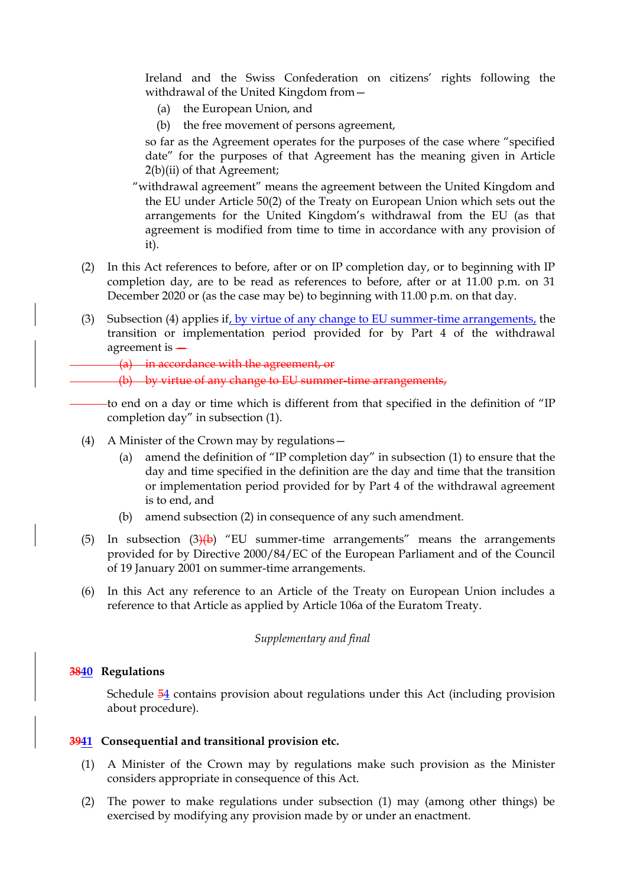Ireland and the Swiss Confederation on citizens' rights following the withdrawal of the United Kingdom from—

(a) the European Union, and

(b) the free movement of persons agreement,

so far as the Agreement operates for the purposes of the case where "specified date" for the purposes of that Agreement has the meaning given in Article 2(b)(ii) of that Agreement;

"withdrawal agreement" means the agreement between the United Kingdom and the EU under Article 50(2) of the Treaty on European Union which sets out the arrangements for the United Kingdom's withdrawal from the EU (as that agreement is modified from time to time in accordance with any provision of it).

(2) In this Act references to before, after or on IP completion day, or to beginning with IP completion day, are to be read as references to before, after or at 11.00 p.m. on 31 December 2020 or (as the case may be) to beginning with 11.00 p.m. on that day.

(3) Subsection (4) applies if, by virtue of any change to EU summer-time arrangements, the transition or implementation period provided for by Part 4 of the withdrawal agreement is ~~—~~

~~(a) in accordance with the agreement, or~~

~~(b) by virtue of any change to EU summer-time arrangements,~~

to end on a day or time which is different from that specified in the definition of "IP completion day" in subsection (1).

(4) A Minister of the Crown may by regulations—

(a) amend the definition of "IP completion day" in subsection (1) to ensure that the day and time specified in the definition are the day and time that the transition or implementation period provided for by Part 4 of the withdrawal agreement is to end, and

(b) amend subsection (2) in consequence of any such amendment.

(5) In subsection (3)~~(b)~~ "EU summer-time arrangements" means the arrangements provided for by Directive 2000/84/EC of the European Parliament and of the Council of 19 January 2001 on summer-time arrangements.

(6) In this Act any reference to an Article of the Treaty on European Union includes a reference to that Article as applied by Article 106a of the Euratom Treaty.

*Supplementary and final*

**~~38~~40 Regulations**

Schedule ~~5~~4 contains provision about regulations under this Act (including provision about procedure).

**~~39~~41 Consequential and transitional provision etc.**

(1) A Minister of the Crown may by regulations make such provision as the Minister considers appropriate in consequence of this Act.

(2) The power to make regulations under subsection (1) may (among other things) be exercised by modifying any provision made by or under an enactment.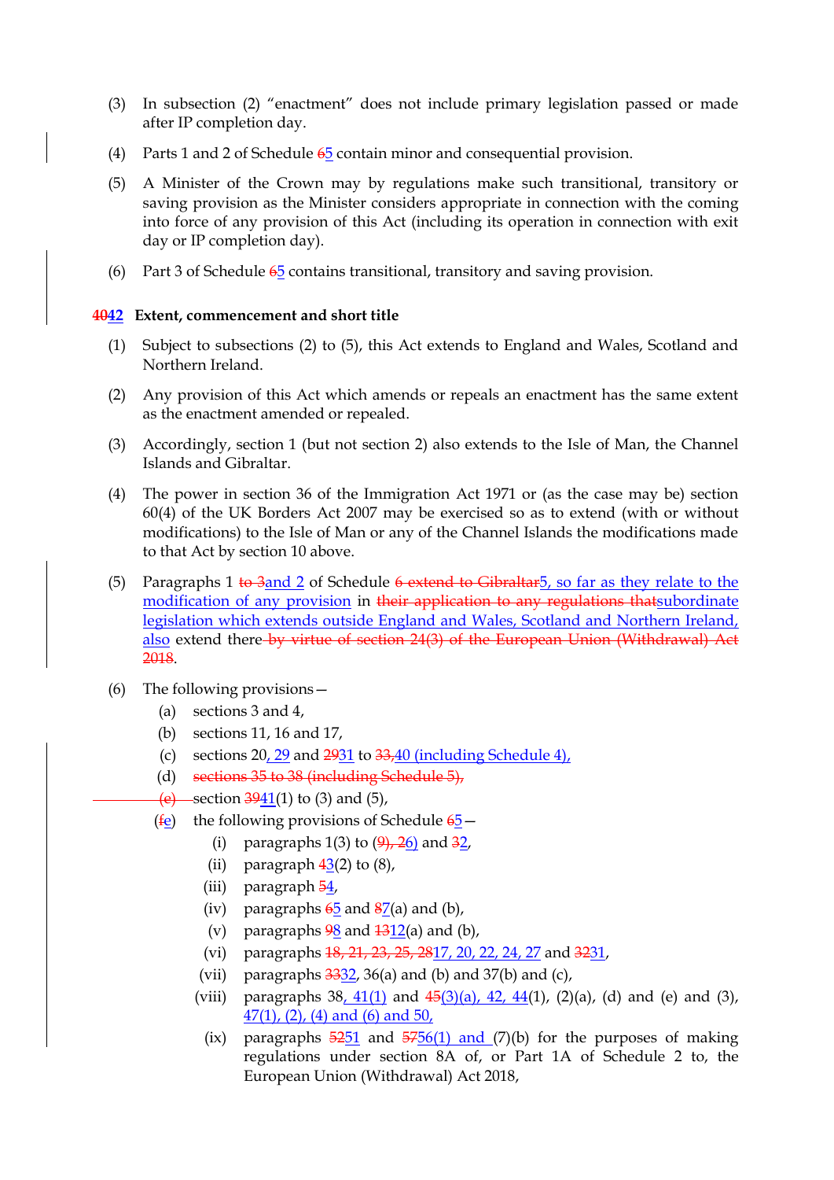(3) In subsection (2) "enactment" does not include primary legislation passed or made after IP completion day.

(4) Parts 1 and 2 of Schedule ~~6~~5 contain minor and consequential provision.

(5) A Minister of the Crown may by regulations make such transitional, transitory or saving provision as the Minister considers appropriate in connection with the coming into force of any provision of this Act (including its operation in connection with exit day or IP completion day).

(6) Part 3 of Schedule ~~6~~5 contains transitional, transitory and saving provision.

**~~40~~42 Extent, commencement and short title**

(1) Subject to subsections (2) to (5), this Act extends to England and Wales, Scotland and Northern Ireland.

(2) Any provision of this Act which amends or repeals an enactment has the same extent as the enactment amended or repealed.

(3) Accordingly, section 1 (but not section 2) also extends to the Isle of Man, the Channel Islands and Gibraltar.

(4) The power in section 36 of the Immigration Act 1971 or (as the case may be) section 60(4) of the UK Borders Act 2007 may be exercised so as to extend (with or without modifications) to the Isle of Man or any of the Channel Islands the modifications made to that Act by section 10 above.

(5) Paragraphs 1 ~~to 3~~and 2 of Schedule ~~6 extend to Gibraltar~~5, so far as they relate to the modification of any provision in ~~their application to any regulations that~~subordinate legislation which extends outside England and Wales, Scotland and Northern Ireland, also extend there~~ by virtue of section 24(3) of the European Union (Withdrawal) Act 2018~~.

(6) The following provisions—

(a) sections 3 and 4,

(b) sections 11, 16 and 17,

(c) sections 20, 29 and ~~29~~31 to ~~33,~~40 (including Schedule 4),

(d) ~~sections 35 to 38 (including Schedule 5),~~

~~(e)~~ section ~~39~~41(1) to (3) and (5),

(~~f~~e) the following provisions of Schedule ~~6~~5—

(i) paragraphs 1(3) to (~~9), 2~~6) and ~~3~~2,

(ii) paragraph ~~4~~3(2) to (8),

(iii) paragraph ~~5~~4,

(iv) paragraphs ~~6~~5 and ~~8~~7(a) and (b),

(v) paragraphs ~~9~~8 and ~~13~~12(a) and (b),

(vi) paragraphs ~~18, 21, 23, 25, 28~~17, 20, 22, 24, 27 and ~~32~~31,

(vii) paragraphs ~~33~~32, 36(a) and (b) and 37(b) and (c),

(viii) paragraphs 38, 41(1) and ~~45~~(3)(a), 42, 44(1), (2)(a), (d) and (e) and (3), 47(1), (2), (4) and (6) and 50,

(ix) paragraphs ~~52~~51 and ~~57~~56(1) and (7)(b) for the purposes of making regulations under section 8A of, or Part 1A of Schedule 2 to, the European Union (Withdrawal) Act 2018,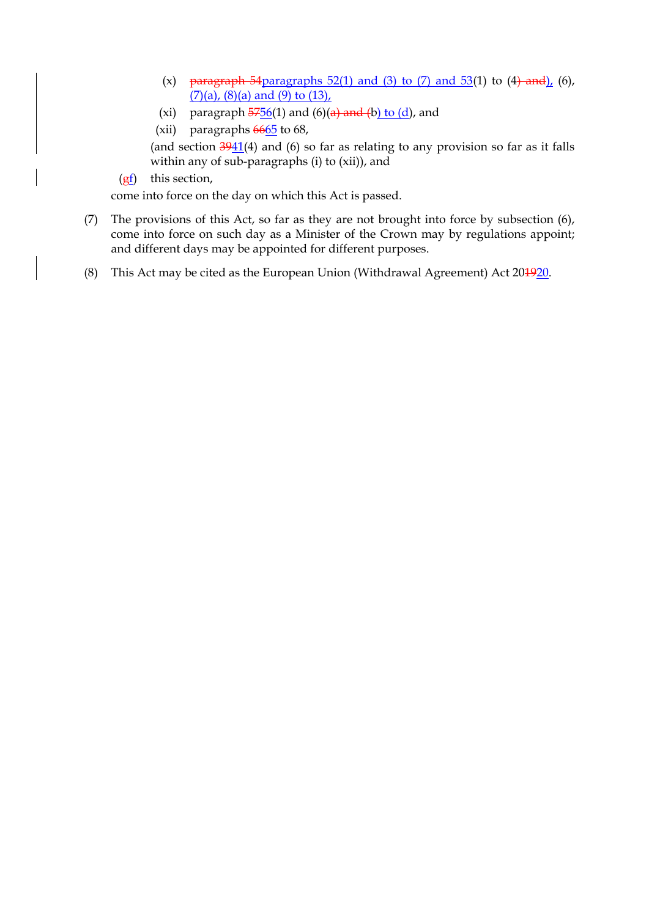- (x) ~~paragraph 54~~paragraphs 52(1) and (3) to (7) and 53(1) to (4~~) and~~), (6), (7)(a), (8)(a) and (9) to (13),
- (xi) paragraph ~~57~~56(1) and (6)(~~a) and (~~b) to (d), and
- (xii) paragraphs ~~66~~65 to 68,

(and section ~~39~~41(4) and (6) so far as relating to any provision so far as it falls within any of sub-paragraphs (i) to (xii)), and

(~~g~~f) this section,

come into force on the day on which this Act is passed.

(7) The provisions of this Act, so far as they are not brought into force by subsection (6), come into force on such day as a Minister of the Crown may by regulations appoint; and different days may be appointed for different purposes.

(8) This Act may be cited as the European Union (Withdrawal Agreement) Act 20~~19~~20.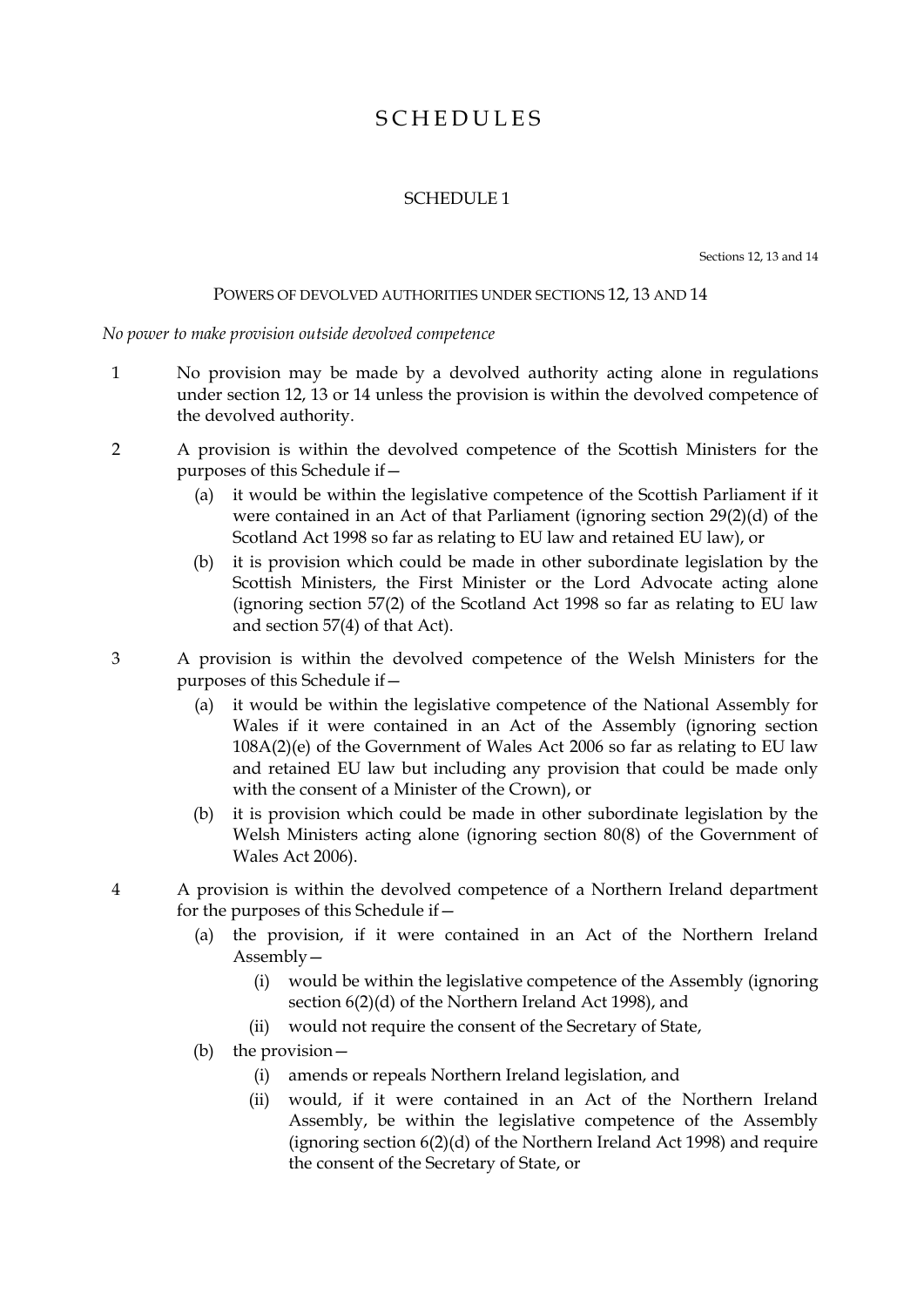# SCHEDULES

## SCHEDULE 1

Sections 12, 13 and 14

### POWERS OF DEVOLVED AUTHORITIES UNDER SECTIONS 12, 13 AND 14

*No power to make provision outside devolved competence*

1 No provision may be made by a devolved authority acting alone in regulations under section 12, 13 or 14 unless the provision is within the devolved competence of the devolved authority.

2 A provision is within the devolved competence of the Scottish Ministers for the purposes of this Schedule if—

- (a) it would be within the legislative competence of the Scottish Parliament if it were contained in an Act of that Parliament (ignoring section 29(2)(d) of the Scotland Act 1998 so far as relating to EU law and retained EU law), or
- (b) it is provision which could be made in other subordinate legislation by the Scottish Ministers, the First Minister or the Lord Advocate acting alone (ignoring section 57(2) of the Scotland Act 1998 so far as relating to EU law and section 57(4) of that Act).

3 A provision is within the devolved competence of the Welsh Ministers for the purposes of this Schedule if—

- (a) it would be within the legislative competence of the National Assembly for Wales if it were contained in an Act of the Assembly (ignoring section 108A(2)(e) of the Government of Wales Act 2006 so far as relating to EU law and retained EU law but including any provision that could be made only with the consent of a Minister of the Crown), or
- (b) it is provision which could be made in other subordinate legislation by the Welsh Ministers acting alone (ignoring section 80(8) of the Government of Wales Act 2006).

4 A provision is within the devolved competence of a Northern Ireland department for the purposes of this Schedule if—

- (a) the provision, if it were contained in an Act of the Northern Ireland Assembly—
  - (i) would be within the legislative competence of the Assembly (ignoring section 6(2)(d) of the Northern Ireland Act 1998), and
  - (ii) would not require the consent of the Secretary of State,
- (b) the provision—
  - (i) amends or repeals Northern Ireland legislation, and
  - (ii) would, if it were contained in an Act of the Northern Ireland Assembly, be within the legislative competence of the Assembly (ignoring section 6(2)(d) of the Northern Ireland Act 1998) and require the consent of the Secretary of State, or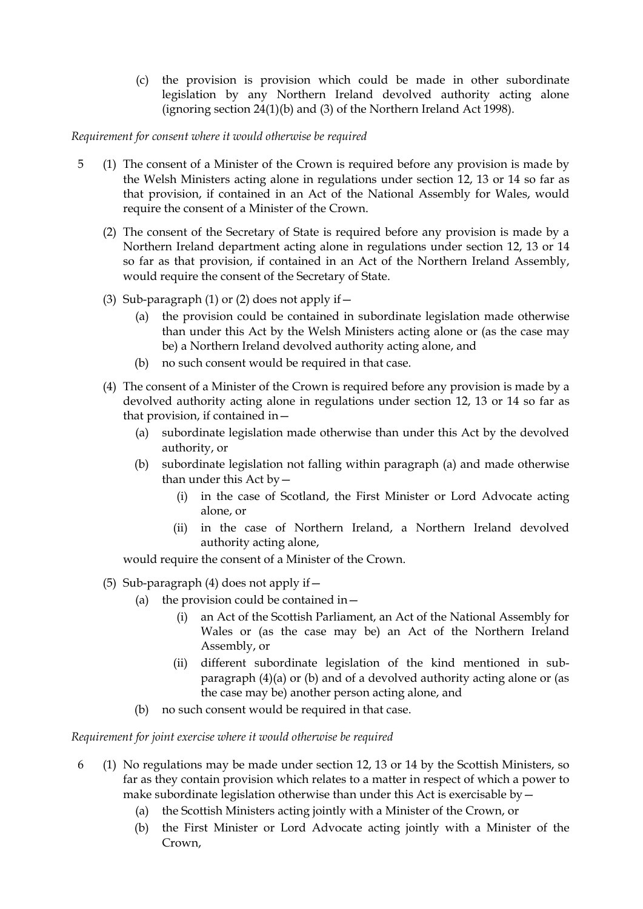(c) the provision is provision which could be made in other subordinate legislation by any Northern Ireland devolved authority acting alone (ignoring section 24(1)(b) and (3) of the Northern Ireland Act 1998).

*Requirement for consent where it would otherwise be required*

5 (1) The consent of a Minister of the Crown is required before any provision is made by the Welsh Ministers acting alone in regulations under section 12, 13 or 14 so far as that provision, if contained in an Act of the National Assembly for Wales, would require the consent of a Minister of the Crown.

(2) The consent of the Secretary of State is required before any provision is made by a Northern Ireland department acting alone in regulations under section 12, 13 or 14 so far as that provision, if contained in an Act of the Northern Ireland Assembly, would require the consent of the Secretary of State.

(3) Sub-paragraph (1) or (2) does not apply if—

(a) the provision could be contained in subordinate legislation made otherwise than under this Act by the Welsh Ministers acting alone or (as the case may be) a Northern Ireland devolved authority acting alone, and

(b) no such consent would be required in that case.

(4) The consent of a Minister of the Crown is required before any provision is made by a devolved authority acting alone in regulations under section 12, 13 or 14 so far as that provision, if contained in—

(a) subordinate legislation made otherwise than under this Act by the devolved authority, or

(b) subordinate legislation not falling within paragraph (a) and made otherwise than under this Act by—

(i) in the case of Scotland, the First Minister or Lord Advocate acting alone, or

(ii) in the case of Northern Ireland, a Northern Ireland devolved authority acting alone,

would require the consent of a Minister of the Crown.

(5) Sub-paragraph (4) does not apply if—

(a) the provision could be contained in—

(i) an Act of the Scottish Parliament, an Act of the National Assembly for Wales or (as the case may be) an Act of the Northern Ireland Assembly, or

(ii) different subordinate legislation of the kind mentioned in sub-paragraph (4)(a) or (b) and of a devolved authority acting alone or (as the case may be) another person acting alone, and

(b) no such consent would be required in that case.

*Requirement for joint exercise where it would otherwise be required*

6 (1) No regulations may be made under section 12, 13 or 14 by the Scottish Ministers, so far as they contain provision which relates to a matter in respect of which a power to make subordinate legislation otherwise than under this Act is exercisable by—

(a) the Scottish Ministers acting jointly with a Minister of the Crown, or

(b) the First Minister or Lord Advocate acting jointly with a Minister of the Crown,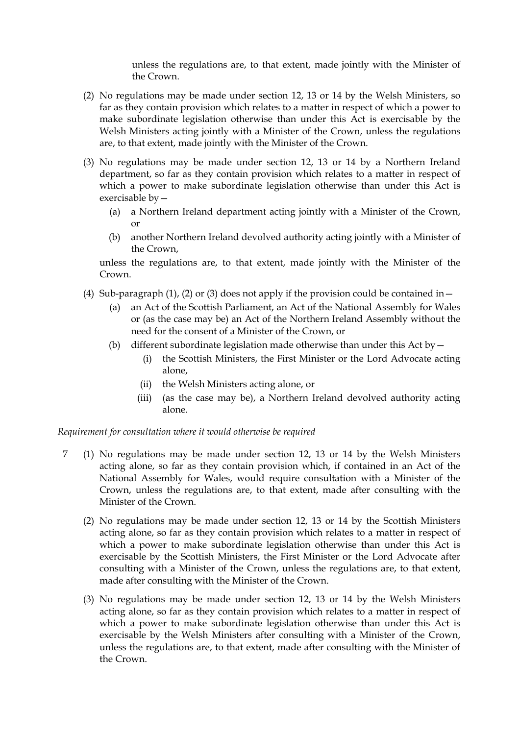unless the regulations are, to that extent, made jointly with the Minister of the Crown.

(2) No regulations may be made under section 12, 13 or 14 by the Welsh Ministers, so far as they contain provision which relates to a matter in respect of which a power to make subordinate legislation otherwise than under this Act is exercisable by the Welsh Ministers acting jointly with a Minister of the Crown, unless the regulations are, to that extent, made jointly with the Minister of the Crown.

(3) No regulations may be made under section 12, 13 or 14 by a Northern Ireland department, so far as they contain provision which relates to a matter in respect of which a power to make subordinate legislation otherwise than under this Act is exercisable by—

- (a) a Northern Ireland department acting jointly with a Minister of the Crown, or
- (b) another Northern Ireland devolved authority acting jointly with a Minister of the Crown,

unless the regulations are, to that extent, made jointly with the Minister of the Crown.

(4) Sub-paragraph (1), (2) or (3) does not apply if the provision could be contained in—

- (a) an Act of the Scottish Parliament, an Act of the National Assembly for Wales or (as the case may be) an Act of the Northern Ireland Assembly without the need for the consent of a Minister of the Crown, or
- (b) different subordinate legislation made otherwise than under this Act by—
  - (i) the Scottish Ministers, the First Minister or the Lord Advocate acting alone,
  - (ii) the Welsh Ministers acting alone, or
  - (iii) (as the case may be), a Northern Ireland devolved authority acting alone.

*Requirement for consultation where it would otherwise be required*

7 (1) No regulations may be made under section 12, 13 or 14 by the Welsh Ministers acting alone, so far as they contain provision which, if contained in an Act of the National Assembly for Wales, would require consultation with a Minister of the Crown, unless the regulations are, to that extent, made after consulting with the Minister of the Crown.

(2) No regulations may be made under section 12, 13 or 14 by the Scottish Ministers acting alone, so far as they contain provision which relates to a matter in respect of which a power to make subordinate legislation otherwise than under this Act is exercisable by the Scottish Ministers, the First Minister or the Lord Advocate after consulting with a Minister of the Crown, unless the regulations are, to that extent, made after consulting with the Minister of the Crown.

(3) No regulations may be made under section 12, 13 or 14 by the Welsh Ministers acting alone, so far as they contain provision which relates to a matter in respect of which a power to make subordinate legislation otherwise than under this Act is exercisable by the Welsh Ministers after consulting with a Minister of the Crown, unless the regulations are, to that extent, made after consulting with the Minister of the Crown.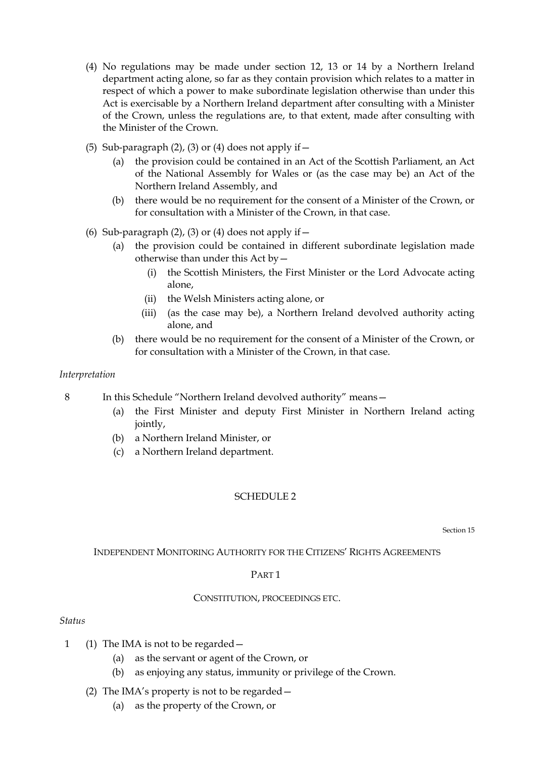(4) No regulations may be made under section 12, 13 or 14 by a Northern Ireland department acting alone, so far as they contain provision which relates to a matter in respect of which a power to make subordinate legislation otherwise than under this Act is exercisable by a Northern Ireland department after consulting with a Minister of the Crown, unless the regulations are, to that extent, made after consulting with the Minister of the Crown.

(5) Sub-paragraph (2), (3) or (4) does not apply if—

(a) the provision could be contained in an Act of the Scottish Parliament, an Act of the National Assembly for Wales or (as the case may be) an Act of the Northern Ireland Assembly, and

(b) there would be no requirement for the consent of a Minister of the Crown, or for consultation with a Minister of the Crown, in that case.

(6) Sub-paragraph (2), (3) or (4) does not apply if—

(a) the provision could be contained in different subordinate legislation made otherwise than under this Act by—

(i) the Scottish Ministers, the First Minister or the Lord Advocate acting alone,

(ii) the Welsh Ministers acting alone, or

(iii) (as the case may be), a Northern Ireland devolved authority acting alone, and

(b) there would be no requirement for the consent of a Minister of the Crown, or for consultation with a Minister of the Crown, in that case.

*Interpretation*

8 In this Schedule "Northern Ireland devolved authority" means—

(a) the First Minister and deputy First Minister in Northern Ireland acting jointly,

(b) a Northern Ireland Minister, or

(c) a Northern Ireland department.

## SCHEDULE 2

Section 15

### INDEPENDENT MONITORING AUTHORITY FOR THE CITIZENS' RIGHTS AGREEMENTS

#### PART 1

#### CONSTITUTION, PROCEEDINGS ETC.

*Status*

1 (1) The IMA is not to be regarded—

(a) as the servant or agent of the Crown, or

(b) as enjoying any status, immunity or privilege of the Crown.

(2) The IMA's property is not to be regarded—

(a) as the property of the Crown, or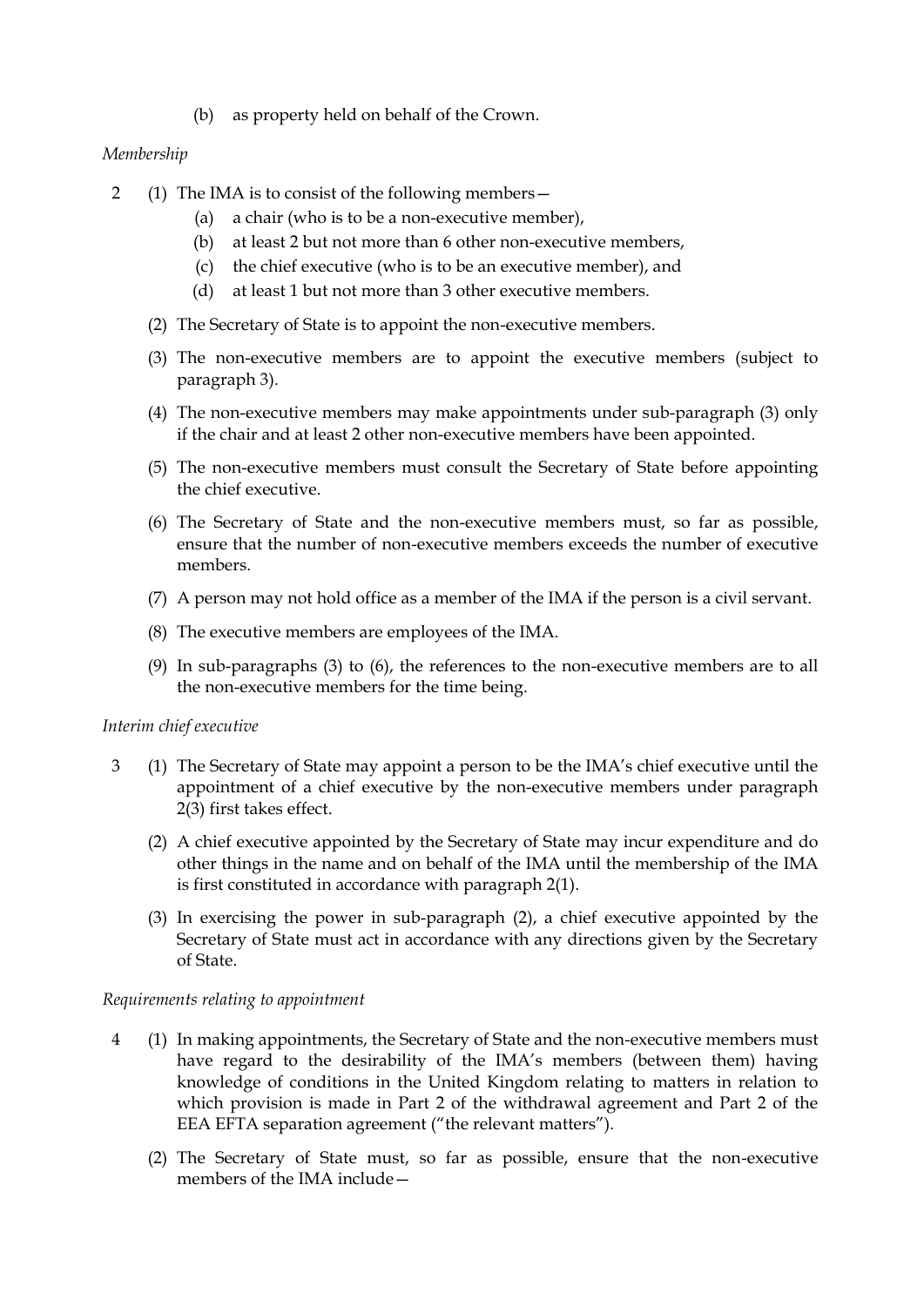(b) as property held on behalf of the Crown.

*Membership*

2 (1) The IMA is to consist of the following members—

(a) a chair (who is to be a non-executive member),

(b) at least 2 but not more than 6 other non-executive members,

(c) the chief executive (who is to be an executive member), and

(d) at least 1 but not more than 3 other executive members.

(2) The Secretary of State is to appoint the non-executive members.

(3) The non-executive members are to appoint the executive members (subject to paragraph 3).

(4) The non-executive members may make appointments under sub-paragraph (3) only if the chair and at least 2 other non-executive members have been appointed.

(5) The non-executive members must consult the Secretary of State before appointing the chief executive.

(6) The Secretary of State and the non-executive members must, so far as possible, ensure that the number of non-executive members exceeds the number of executive members.

(7) A person may not hold office as a member of the IMA if the person is a civil servant.

(8) The executive members are employees of the IMA.

(9) In sub-paragraphs (3) to (6), the references to the non-executive members are to all the non-executive members for the time being.

*Interim chief executive*

3 (1) The Secretary of State may appoint a person to be the IMA's chief executive until the appointment of a chief executive by the non-executive members under paragraph 2(3) first takes effect.

(2) A chief executive appointed by the Secretary of State may incur expenditure and do other things in the name and on behalf of the IMA until the membership of the IMA is first constituted in accordance with paragraph 2(1).

(3) In exercising the power in sub-paragraph (2), a chief executive appointed by the Secretary of State must act in accordance with any directions given by the Secretary of State.

*Requirements relating to appointment*

4 (1) In making appointments, the Secretary of State and the non-executive members must have regard to the desirability of the IMA's members (between them) having knowledge of conditions in the United Kingdom relating to matters in relation to which provision is made in Part 2 of the withdrawal agreement and Part 2 of the EEA EFTA separation agreement ("the relevant matters").

(2) The Secretary of State must, so far as possible, ensure that the non-executive members of the IMA include—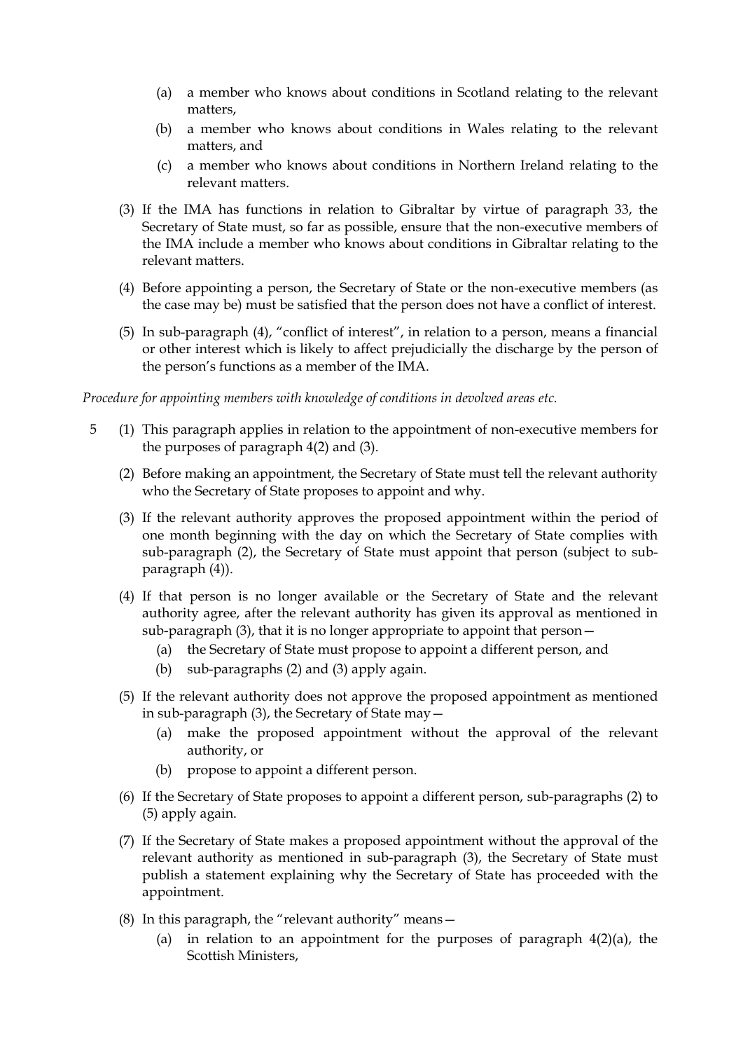(a) a member who knows about conditions in Scotland relating to the relevant matters,

(b) a member who knows about conditions in Wales relating to the relevant matters, and

(c) a member who knows about conditions in Northern Ireland relating to the relevant matters.

(3) If the IMA has functions in relation to Gibraltar by virtue of paragraph 33, the Secretary of State must, so far as possible, ensure that the non-executive members of the IMA include a member who knows about conditions in Gibraltar relating to the relevant matters.

(4) Before appointing a person, the Secretary of State or the non-executive members (as the case may be) must be satisfied that the person does not have a conflict of interest.

(5) In sub-paragraph (4), "conflict of interest", in relation to a person, means a financial or other interest which is likely to affect prejudicially the discharge by the person of the person's functions as a member of the IMA.

*Procedure for appointing members with knowledge of conditions in devolved areas etc.*

5 (1) This paragraph applies in relation to the appointment of non-executive members for the purposes of paragraph 4(2) and (3).

(2) Before making an appointment, the Secretary of State must tell the relevant authority who the Secretary of State proposes to appoint and why.

(3) If the relevant authority approves the proposed appointment within the period of one month beginning with the day on which the Secretary of State complies with sub-paragraph (2), the Secretary of State must appoint that person (subject to sub-paragraph (4)).

(4) If that person is no longer available or the Secretary of State and the relevant authority agree, after the relevant authority has given its approval as mentioned in sub-paragraph (3), that it is no longer appropriate to appoint that person—

(a) the Secretary of State must propose to appoint a different person, and

(b) sub-paragraphs (2) and (3) apply again.

(5) If the relevant authority does not approve the proposed appointment as mentioned in sub-paragraph (3), the Secretary of State may—

(a) make the proposed appointment without the approval of the relevant authority, or

(b) propose to appoint a different person.

(6) If the Secretary of State proposes to appoint a different person, sub-paragraphs (2) to (5) apply again.

(7) If the Secretary of State makes a proposed appointment without the approval of the relevant authority as mentioned in sub-paragraph (3), the Secretary of State must publish a statement explaining why the Secretary of State has proceeded with the appointment.

(8) In this paragraph, the "relevant authority" means—

(a) in relation to an appointment for the purposes of paragraph 4(2)(a), the Scottish Ministers,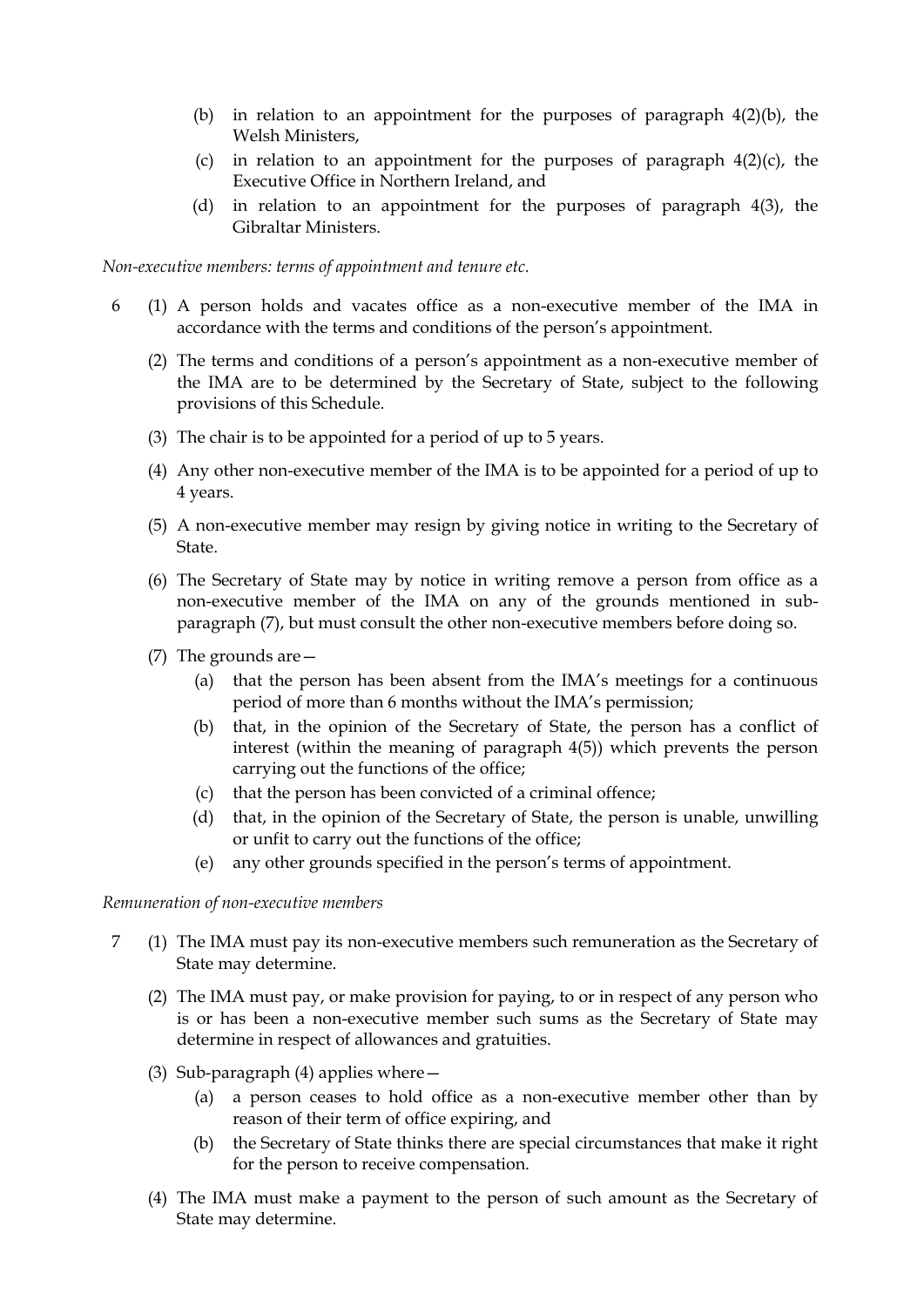(b) in relation to an appointment for the purposes of paragraph 4(2)(b), the Welsh Ministers,

(c) in relation to an appointment for the purposes of paragraph 4(2)(c), the Executive Office in Northern Ireland, and

(d) in relation to an appointment for the purposes of paragraph 4(3), the Gibraltar Ministers.

*Non-executive members: terms of appointment and tenure etc.*

6 (1) A person holds and vacates office as a non-executive member of the IMA in accordance with the terms and conditions of the person's appointment.

(2) The terms and conditions of a person's appointment as a non-executive member of the IMA are to be determined by the Secretary of State, subject to the following provisions of this Schedule.

(3) The chair is to be appointed for a period of up to 5 years.

(4) Any other non-executive member of the IMA is to be appointed for a period of up to 4 years.

(5) A non-executive member may resign by giving notice in writing to the Secretary of State.

(6) The Secretary of State may by notice in writing remove a person from office as a non-executive member of the IMA on any of the grounds mentioned in sub-paragraph (7), but must consult the other non-executive members before doing so.

(7) The grounds are—

(a) that the person has been absent from the IMA's meetings for a continuous period of more than 6 months without the IMA's permission;

(b) that, in the opinion of the Secretary of State, the person has a conflict of interest (within the meaning of paragraph 4(5)) which prevents the person carrying out the functions of the office;

(c) that the person has been convicted of a criminal offence;

(d) that, in the opinion of the Secretary of State, the person is unable, unwilling or unfit to carry out the functions of the office;

(e) any other grounds specified in the person's terms of appointment.

*Remuneration of non-executive members*

7 (1) The IMA must pay its non-executive members such remuneration as the Secretary of State may determine.

(2) The IMA must pay, or make provision for paying, to or in respect of any person who is or has been a non-executive member such sums as the Secretary of State may determine in respect of allowances and gratuities.

(3) Sub-paragraph (4) applies where—

(a) a person ceases to hold office as a non-executive member other than by reason of their term of office expiring, and

(b) the Secretary of State thinks there are special circumstances that make it right for the person to receive compensation.

(4) The IMA must make a payment to the person of such amount as the Secretary of State may determine.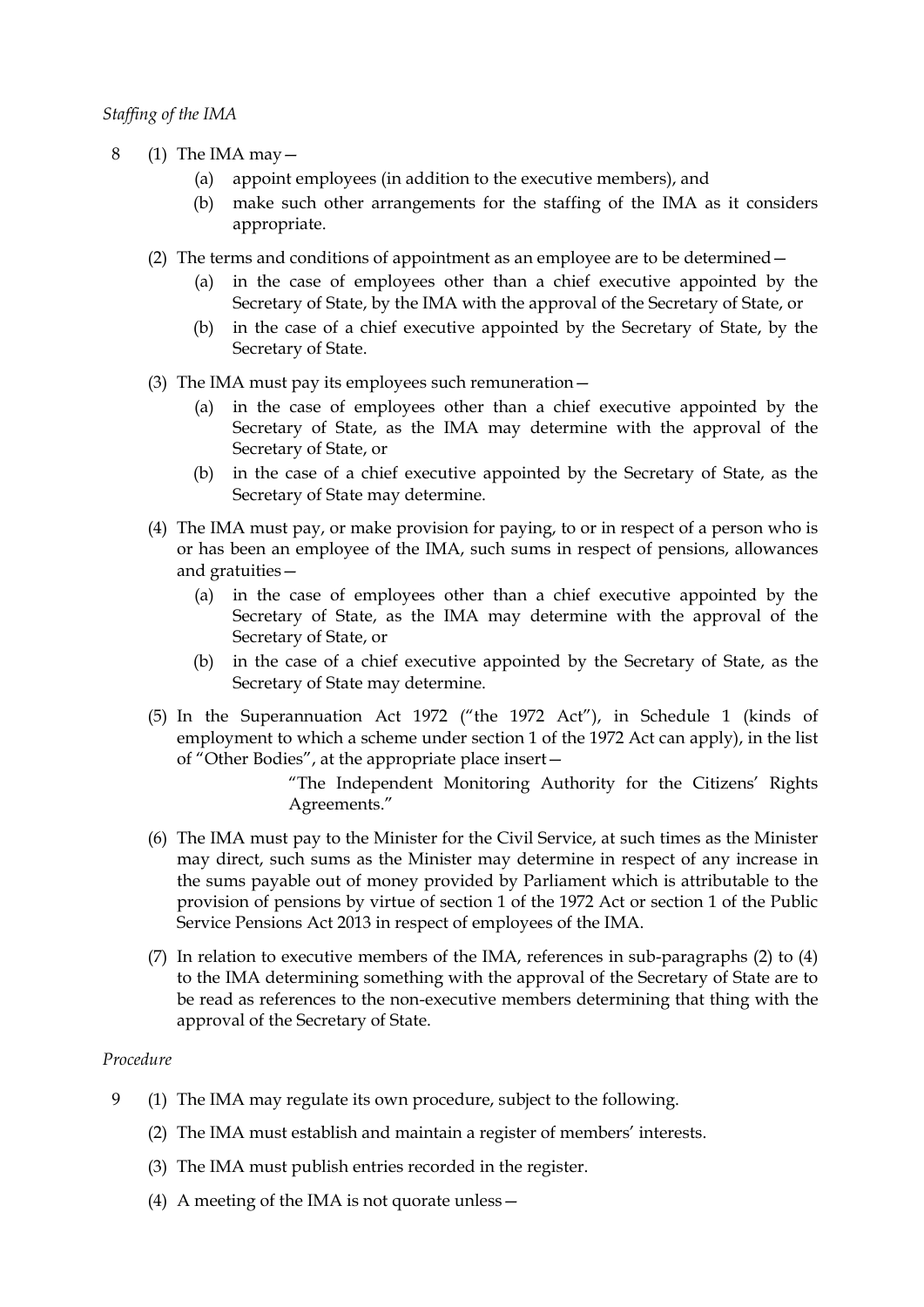*Staffing of the IMA*

8 (1) The IMA may—

(a) appoint employees (in addition to the executive members), and

(b) make such other arrangements for the staffing of the IMA as it considers appropriate.

(2) The terms and conditions of appointment as an employee are to be determined—

(a) in the case of employees other than a chief executive appointed by the Secretary of State, by the IMA with the approval of the Secretary of State, or

(b) in the case of a chief executive appointed by the Secretary of State, by the Secretary of State.

(3) The IMA must pay its employees such remuneration—

(a) in the case of employees other than a chief executive appointed by the Secretary of State, as the IMA may determine with the approval of the Secretary of State, or

(b) in the case of a chief executive appointed by the Secretary of State, as the Secretary of State may determine.

(4) The IMA must pay, or make provision for paying, to or in respect of a person who is or has been an employee of the IMA, such sums in respect of pensions, allowances and gratuities—

(a) in the case of employees other than a chief executive appointed by the Secretary of State, as the IMA may determine with the approval of the Secretary of State, or

(b) in the case of a chief executive appointed by the Secretary of State, as the Secretary of State may determine.

(5) In the Superannuation Act 1972 ("the 1972 Act"), in Schedule 1 (kinds of employment to which a scheme under section 1 of the 1972 Act can apply), in the list of "Other Bodies", at the appropriate place insert—

> "The Independent Monitoring Authority for the Citizens' Rights Agreements."

(6) The IMA must pay to the Minister for the Civil Service, at such times as the Minister may direct, such sums as the Minister may determine in respect of any increase in the sums payable out of money provided by Parliament which is attributable to the provision of pensions by virtue of section 1 of the 1972 Act or section 1 of the Public Service Pensions Act 2013 in respect of employees of the IMA.

(7) In relation to executive members of the IMA, references in sub-paragraphs (2) to (4) to the IMA determining something with the approval of the Secretary of State are to be read as references to the non-executive members determining that thing with the approval of the Secretary of State.

*Procedure*

9 (1) The IMA may regulate its own procedure, subject to the following.

(2) The IMA must establish and maintain a register of members' interests.

(3) The IMA must publish entries recorded in the register.

(4) A meeting of the IMA is not quorate unless—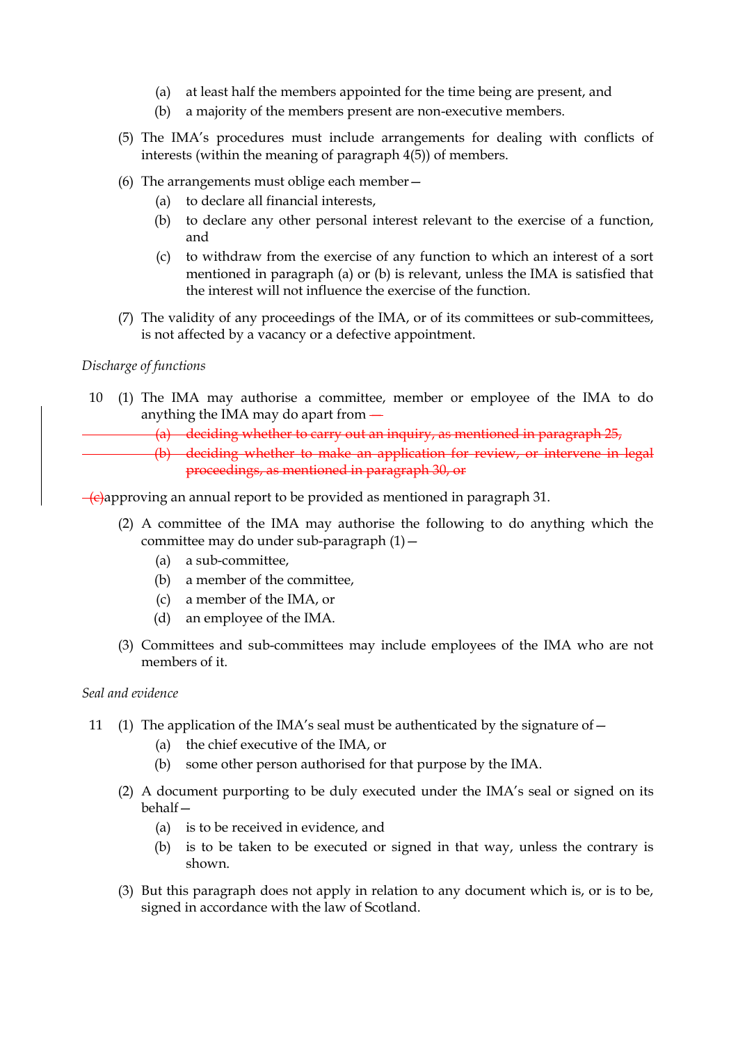(a) at least half the members appointed for the time being are present, and

(b) a majority of the members present are non-executive members.

(5) The IMA's procedures must include arrangements for dealing with conflicts of interests (within the meaning of paragraph 4(5)) of members.

(6) The arrangements must oblige each member—

(a) to declare all financial interests,

(b) to declare any other personal interest relevant to the exercise of a function, and

(c) to withdraw from the exercise of any function to which an interest of a sort mentioned in paragraph (a) or (b) is relevant, unless the IMA is satisfied that the interest will not influence the exercise of the function.

(7) The validity of any proceedings of the IMA, or of its committees or sub-committees, is not affected by a vacancy or a defective appointment.

*Discharge of functions*

10 (1) The IMA may authorise a committee, member or employee of the IMA to do anything the IMA may do apart from ~~—~~

~~(a) deciding whether to carry out an inquiry, as mentioned in paragraph 25,~~

~~(b) deciding whether to make an application for review, or intervene in legal proceedings, as mentioned in paragraph 30, or~~

~~(c)~~approving an annual report to be provided as mentioned in paragraph 31.

(2) A committee of the IMA may authorise the following to do anything which the committee may do under sub-paragraph (1)—

(a) a sub-committee,

(b) a member of the committee,

(c) a member of the IMA, or

(d) an employee of the IMA.

(3) Committees and sub-committees may include employees of the IMA who are not members of it.

*Seal and evidence*

11 (1) The application of the IMA's seal must be authenticated by the signature of—

(a) the chief executive of the IMA, or

(b) some other person authorised for that purpose by the IMA.

(2) A document purporting to be duly executed under the IMA's seal or signed on its behalf—

(a) is to be received in evidence, and

(b) is to be taken to be executed or signed in that way, unless the contrary is shown.

(3) But this paragraph does not apply in relation to any document which is, or is to be, signed in accordance with the law of Scotland.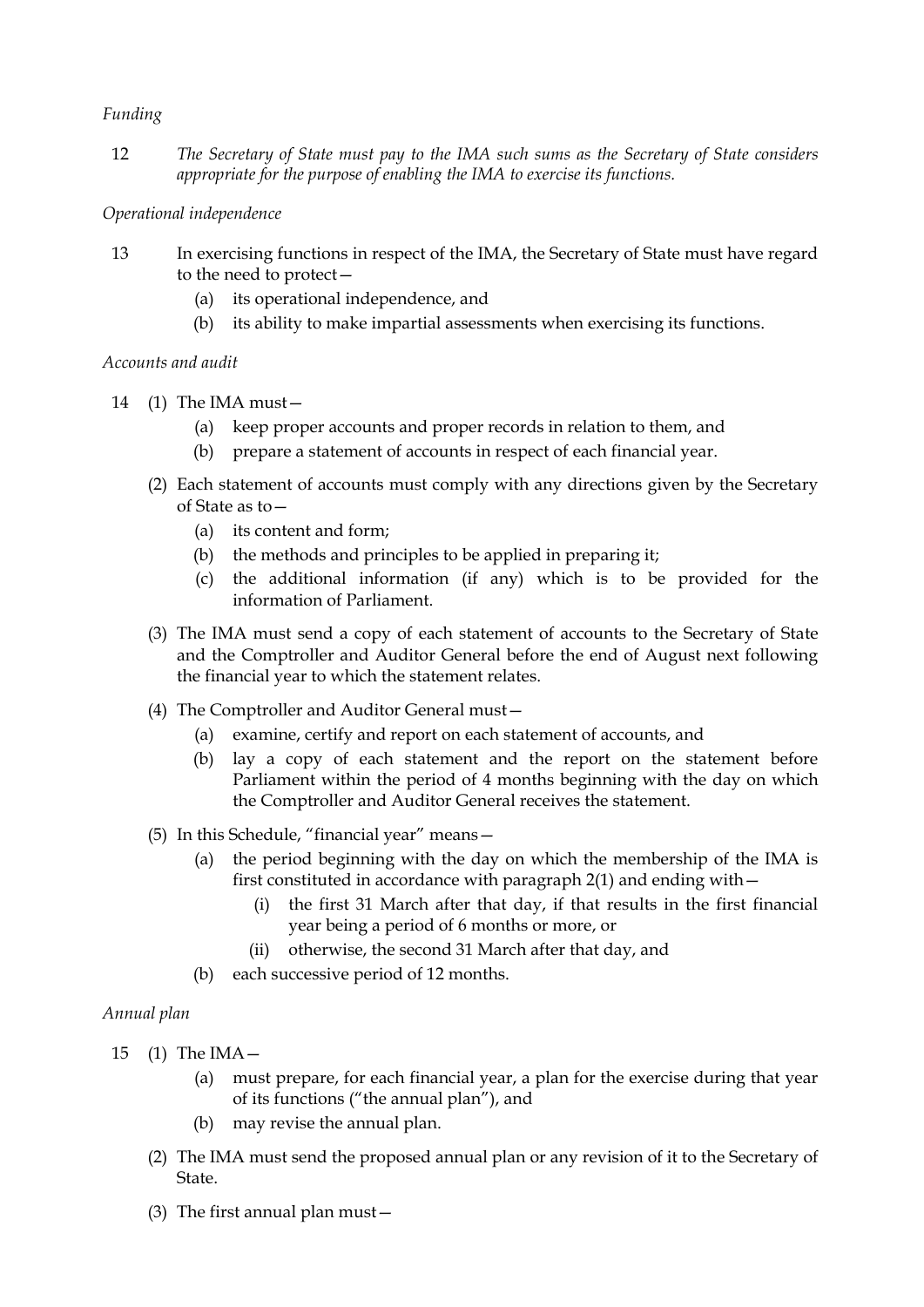*Funding*

12 *The Secretary of State must pay to the IMA such sums as the Secretary of State considers appropriate for the purpose of enabling the IMA to exercise its functions.*

*Operational independence*

13 In exercising functions in respect of the IMA, the Secretary of State must have regard to the need to protect—

- (a) its operational independence, and
- (b) its ability to make impartial assessments when exercising its functions.

*Accounts and audit*

14 (1) The IMA must—

- (a) keep proper accounts and proper records in relation to them, and
- (b) prepare a statement of accounts in respect of each financial year.

(2) Each statement of accounts must comply with any directions given by the Secretary of State as to—

- (a) its content and form;
- (b) the methods and principles to be applied in preparing it;
- (c) the additional information (if any) which is to be provided for the information of Parliament.

(3) The IMA must send a copy of each statement of accounts to the Secretary of State and the Comptroller and Auditor General before the end of August next following the financial year to which the statement relates.

(4) The Comptroller and Auditor General must—

- (a) examine, certify and report on each statement of accounts, and
- (b) lay a copy of each statement and the report on the statement before Parliament within the period of 4 months beginning with the day on which the Comptroller and Auditor General receives the statement.

(5) In this Schedule, "financial year" means—

- (a) the period beginning with the day on which the membership of the IMA is first constituted in accordance with paragraph 2(1) and ending with—
  - (i) the first 31 March after that day, if that results in the first financial year being a period of 6 months or more, or
  - (ii) otherwise, the second 31 March after that day, and
- (b) each successive period of 12 months.

*Annual plan*

15 (1) The IMA—

- (a) must prepare, for each financial year, a plan for the exercise during that year of its functions ("the annual plan"), and
- (b) may revise the annual plan.

(2) The IMA must send the proposed annual plan or any revision of it to the Secretary of State.

(3) The first annual plan must—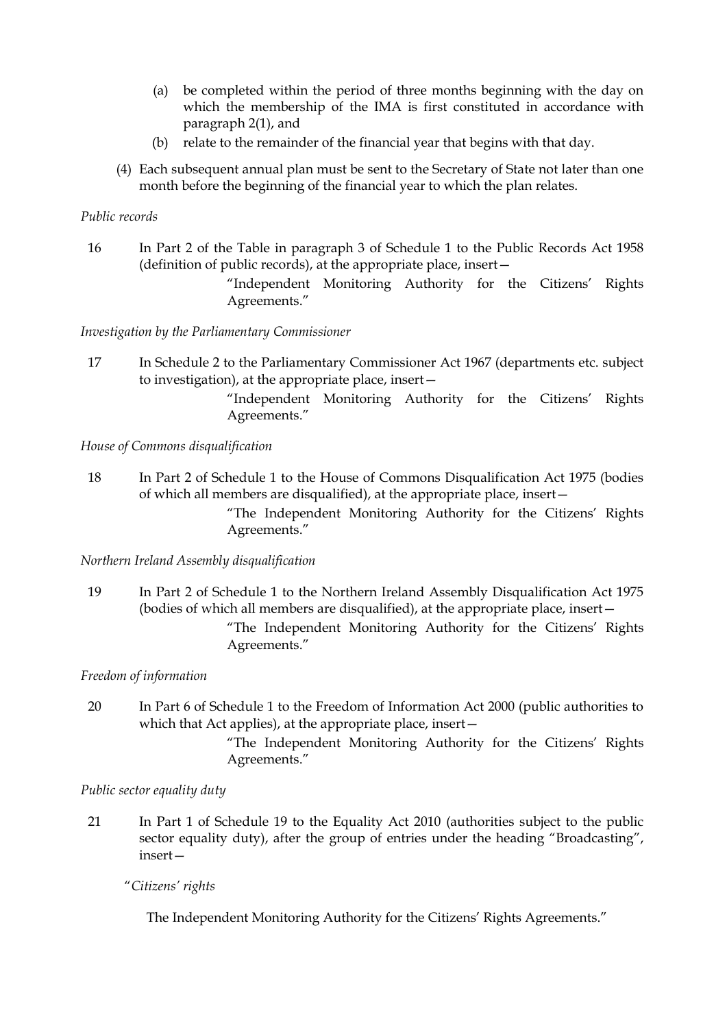(a) be completed within the period of three months beginning with the day on which the membership of the IMA is first constituted in accordance with paragraph 2(1), and

(b) relate to the remainder of the financial year that begins with that day.

(4) Each subsequent annual plan must be sent to the Secretary of State not later than one month before the beginning of the financial year to which the plan relates.

*Public records*

16 In Part 2 of the Table in paragraph 3 of Schedule 1 to the Public Records Act 1958 (definition of public records), at the appropriate place, insert—

> "Independent Monitoring Authority for the Citizens' Rights Agreements."

*Investigation by the Parliamentary Commissioner*

17 In Schedule 2 to the Parliamentary Commissioner Act 1967 (departments etc. subject to investigation), at the appropriate place, insert—

> "Independent Monitoring Authority for the Citizens' Rights Agreements."

*House of Commons disqualification*

18 In Part 2 of Schedule 1 to the House of Commons Disqualification Act 1975 (bodies of which all members are disqualified), at the appropriate place, insert—

> "The Independent Monitoring Authority for the Citizens' Rights Agreements."

*Northern Ireland Assembly disqualification*

19 In Part 2 of Schedule 1 to the Northern Ireland Assembly Disqualification Act 1975 (bodies of which all members are disqualified), at the appropriate place, insert—

> "The Independent Monitoring Authority for the Citizens' Rights Agreements."

*Freedom of information*

20 In Part 6 of Schedule 1 to the Freedom of Information Act 2000 (public authorities to which that Act applies), at the appropriate place, insert—

> "The Independent Monitoring Authority for the Citizens' Rights Agreements."

*Public sector equality duty*

21 In Part 1 of Schedule 19 to the Equality Act 2010 (authorities subject to the public sector equality duty), after the group of entries under the heading "Broadcasting", insert—

> "*Citizens' rights*
>
> The Independent Monitoring Authority for the Citizens' Rights Agreements."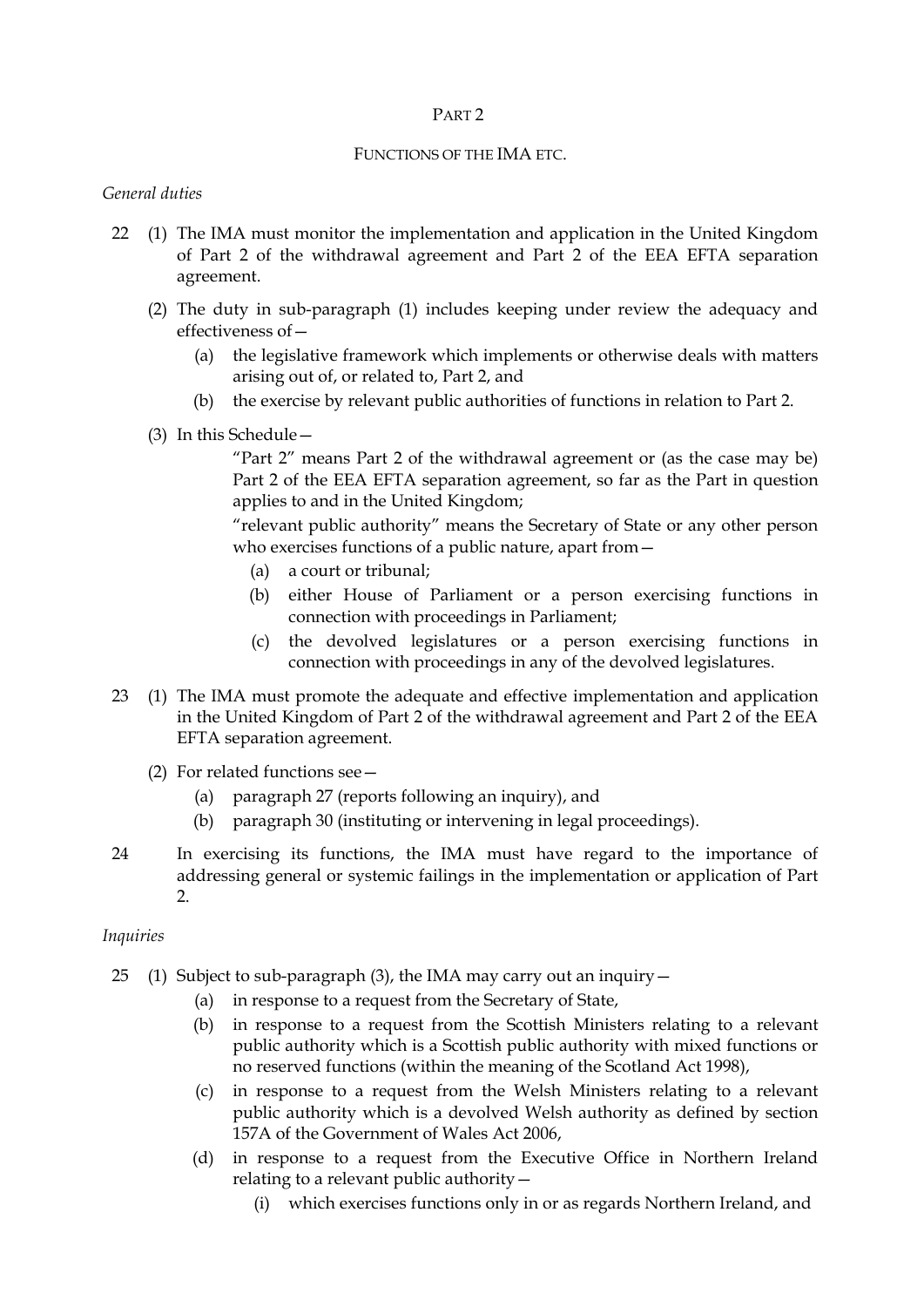## PART 2

### FUNCTIONS OF THE IMA ETC.

*General duties*

22 (1) The IMA must monitor the implementation and application in the United Kingdom of Part 2 of the withdrawal agreement and Part 2 of the EEA EFTA separation agreement.

(2) The duty in sub-paragraph (1) includes keeping under review the adequacy and effectiveness of—

- (a) the legislative framework which implements or otherwise deals with matters arising out of, or related to, Part 2, and
- (b) the exercise by relevant public authorities of functions in relation to Part 2.

(3) In this Schedule—

"Part 2" means Part 2 of the withdrawal agreement or (as the case may be) Part 2 of the EEA EFTA separation agreement, so far as the Part in question applies to and in the United Kingdom;

"relevant public authority" means the Secretary of State or any other person who exercises functions of a public nature, apart from—

- (a) a court or tribunal;
- (b) either House of Parliament or a person exercising functions in connection with proceedings in Parliament;
- (c) the devolved legislatures or a person exercising functions in connection with proceedings in any of the devolved legislatures.

23 (1) The IMA must promote the adequate and effective implementation and application in the United Kingdom of Part 2 of the withdrawal agreement and Part 2 of the EEA EFTA separation agreement.

(2) For related functions see—

- (a) paragraph 27 (reports following an inquiry), and
- (b) paragraph 30 (instituting or intervening in legal proceedings).

24 In exercising its functions, the IMA must have regard to the importance of addressing general or systemic failings in the implementation or application of Part 2.

*Inquiries*

25 (1) Subject to sub-paragraph (3), the IMA may carry out an inquiry—

- (a) in response to a request from the Secretary of State,
- (b) in response to a request from the Scottish Ministers relating to a relevant public authority which is a Scottish public authority with mixed functions or no reserved functions (within the meaning of the Scotland Act 1998),
- (c) in response to a request from the Welsh Ministers relating to a relevant public authority which is a devolved Welsh authority as defined by section 157A of the Government of Wales Act 2006,
- (d) in response to a request from the Executive Office in Northern Ireland relating to a relevant public authority—
  - (i) which exercises functions only in or as regards Northern Ireland, and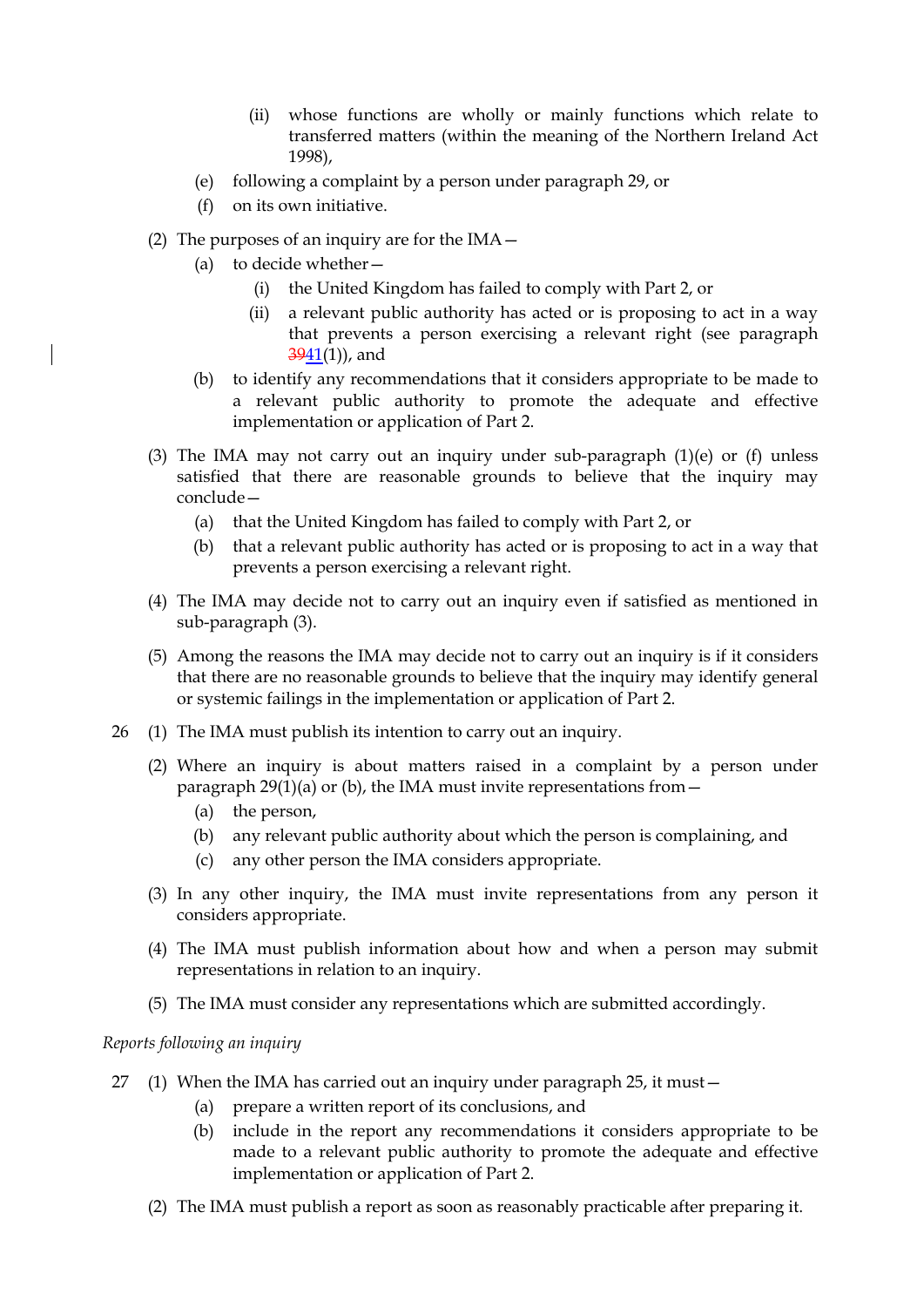(ii) whose functions are wholly or mainly functions which relate to transferred matters (within the meaning of the Northern Ireland Act 1998),

(e) following a complaint by a person under paragraph 29, or

(f) on its own initiative.

(2) The purposes of an inquiry are for the IMA—

(a) to decide whether—

(i) the United Kingdom has failed to comply with Part 2, or

(ii) a relevant public authority has acted or is proposing to act in a way that prevents a person exercising a relevant right (see paragraph ~~39~~41(1)), and

(b) to identify any recommendations that it considers appropriate to be made to a relevant public authority to promote the adequate and effective implementation or application of Part 2.

(3) The IMA may not carry out an inquiry under sub-paragraph (1)(e) or (f) unless satisfied that there are reasonable grounds to believe that the inquiry may conclude—

(a) that the United Kingdom has failed to comply with Part 2, or

(b) that a relevant public authority has acted or is proposing to act in a way that prevents a person exercising a relevant right.

(4) The IMA may decide not to carry out an inquiry even if satisfied as mentioned in sub-paragraph (3).

(5) Among the reasons the IMA may decide not to carry out an inquiry is if it considers that there are no reasonable grounds to believe that the inquiry may identify general or systemic failings in the implementation or application of Part 2.

26 (1) The IMA must publish its intention to carry out an inquiry.

(2) Where an inquiry is about matters raised in a complaint by a person under paragraph 29(1)(a) or (b), the IMA must invite representations from—

(a) the person,

(b) any relevant public authority about which the person is complaining, and

(c) any other person the IMA considers appropriate.

(3) In any other inquiry, the IMA must invite representations from any person it considers appropriate.

(4) The IMA must publish information about how and when a person may submit representations in relation to an inquiry.

(5) The IMA must consider any representations which are submitted accordingly.

*Reports following an inquiry*

27 (1) When the IMA has carried out an inquiry under paragraph 25, it must—

(a) prepare a written report of its conclusions, and

(b) include in the report any recommendations it considers appropriate to be made to a relevant public authority to promote the adequate and effective implementation or application of Part 2.

(2) The IMA must publish a report as soon as reasonably practicable after preparing it.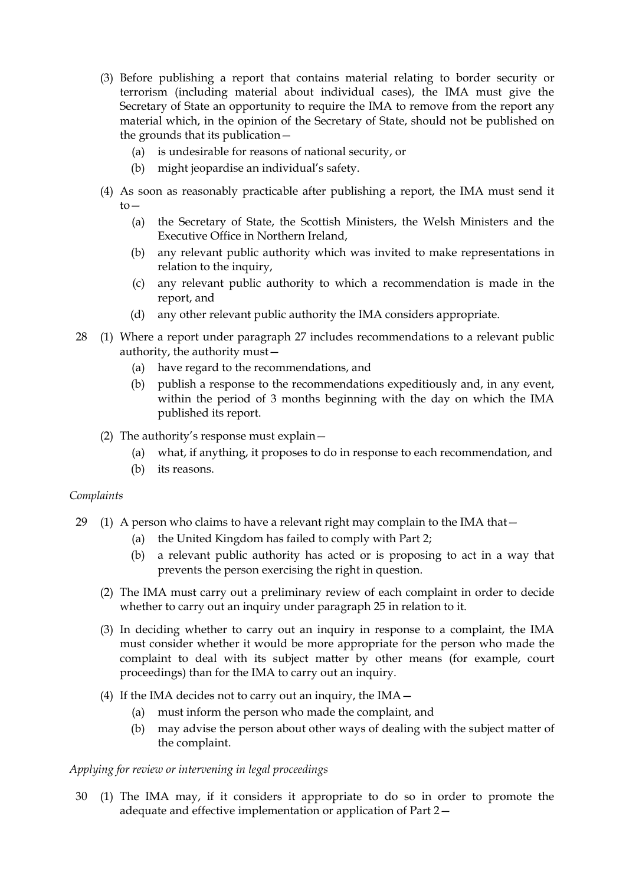(3) Before publishing a report that contains material relating to border security or terrorism (including material about individual cases), the IMA must give the Secretary of State an opportunity to require the IMA to remove from the report any material which, in the opinion of the Secretary of State, should not be published on the grounds that its publication—

(a) is undesirable for reasons of national security, or

(b) might jeopardise an individual's safety.

(4) As soon as reasonably practicable after publishing a report, the IMA must send it to—

(a) the Secretary of State, the Scottish Ministers, the Welsh Ministers and the Executive Office in Northern Ireland,

(b) any relevant public authority which was invited to make representations in relation to the inquiry,

(c) any relevant public authority to which a recommendation is made in the report, and

(d) any other relevant public authority the IMA considers appropriate.

28 (1) Where a report under paragraph 27 includes recommendations to a relevant public authority, the authority must—

(a) have regard to the recommendations, and

(b) publish a response to the recommendations expeditiously and, in any event, within the period of 3 months beginning with the day on which the IMA published its report.

(2) The authority's response must explain—

(a) what, if anything, it proposes to do in response to each recommendation, and

(b) its reasons.

*Complaints*

29 (1) A person who claims to have a relevant right may complain to the IMA that—

(a) the United Kingdom has failed to comply with Part 2;

(b) a relevant public authority has acted or is proposing to act in a way that prevents the person exercising the right in question.

(2) The IMA must carry out a preliminary review of each complaint in order to decide whether to carry out an inquiry under paragraph 25 in relation to it.

(3) In deciding whether to carry out an inquiry in response to a complaint, the IMA must consider whether it would be more appropriate for the person who made the complaint to deal with its subject matter by other means (for example, court proceedings) than for the IMA to carry out an inquiry.

(4) If the IMA decides not to carry out an inquiry, the IMA—

(a) must inform the person who made the complaint, and

(b) may advise the person about other ways of dealing with the subject matter of the complaint.

*Applying for review or intervening in legal proceedings*

30 (1) The IMA may, if it considers it appropriate to do so in order to promote the adequate and effective implementation or application of Part 2—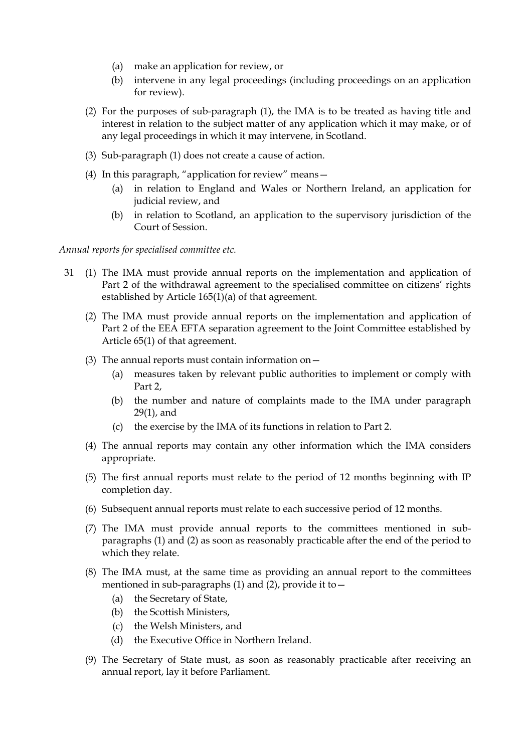(a) make an application for review, or

(b) intervene in any legal proceedings (including proceedings on an application for review).

(2) For the purposes of sub-paragraph (1), the IMA is to be treated as having title and interest in relation to the subject matter of any application which it may make, or of any legal proceedings in which it may intervene, in Scotland.

(3) Sub-paragraph (1) does not create a cause of action.

(4) In this paragraph, "application for review" means—

(a) in relation to England and Wales or Northern Ireland, an application for judicial review, and

(b) in relation to Scotland, an application to the supervisory jurisdiction of the Court of Session.

*Annual reports for specialised committee etc.*

31 (1) The IMA must provide annual reports on the implementation and application of Part 2 of the withdrawal agreement to the specialised committee on citizens' rights established by Article 165(1)(a) of that agreement.

(2) The IMA must provide annual reports on the implementation and application of Part 2 of the EEA EFTA separation agreement to the Joint Committee established by Article 65(1) of that agreement.

(3) The annual reports must contain information on—

(a) measures taken by relevant public authorities to implement or comply with Part 2,

(b) the number and nature of complaints made to the IMA under paragraph 29(1), and

(c) the exercise by the IMA of its functions in relation to Part 2.

(4) The annual reports may contain any other information which the IMA considers appropriate.

(5) The first annual reports must relate to the period of 12 months beginning with IP completion day.

(6) Subsequent annual reports must relate to each successive period of 12 months.

(7) The IMA must provide annual reports to the committees mentioned in sub-paragraphs (1) and (2) as soon as reasonably practicable after the end of the period to which they relate.

(8) The IMA must, at the same time as providing an annual report to the committees mentioned in sub-paragraphs (1) and (2), provide it to—

(a) the Secretary of State,

(b) the Scottish Ministers,

(c) the Welsh Ministers, and

(d) the Executive Office in Northern Ireland.

(9) The Secretary of State must, as soon as reasonably practicable after receiving an annual report, lay it before Parliament.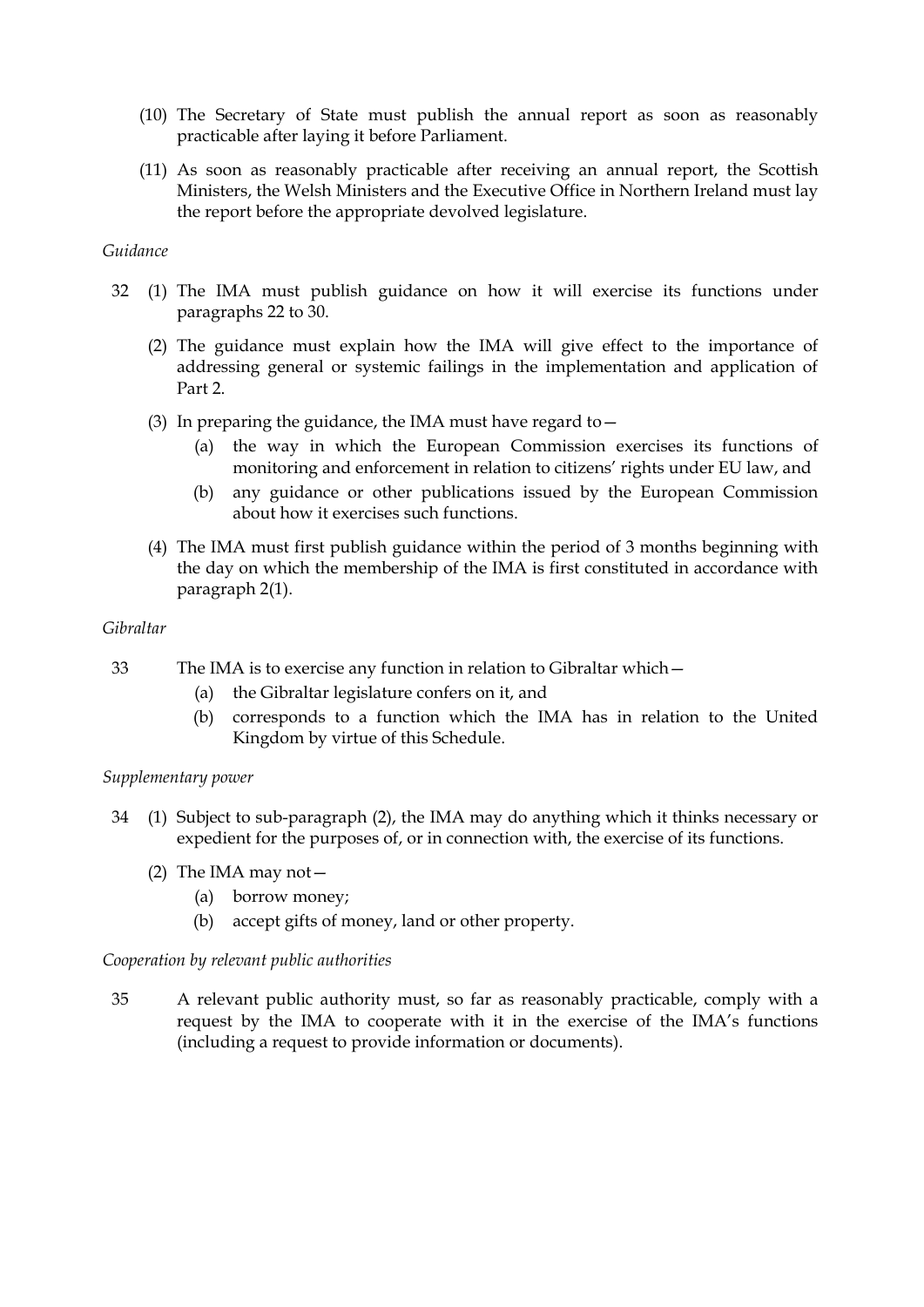(10) The Secretary of State must publish the annual report as soon as reasonably practicable after laying it before Parliament.

(11) As soon as reasonably practicable after receiving an annual report, the Scottish Ministers, the Welsh Ministers and the Executive Office in Northern Ireland must lay the report before the appropriate devolved legislature.

*Guidance*

32 (1) The IMA must publish guidance on how it will exercise its functions under paragraphs 22 to 30.

(2) The guidance must explain how the IMA will give effect to the importance of addressing general or systemic failings in the implementation and application of Part 2.

(3) In preparing the guidance, the IMA must have regard to—

(a) the way in which the European Commission exercises its functions of monitoring and enforcement in relation to citizens' rights under EU law, and

(b) any guidance or other publications issued by the European Commission about how it exercises such functions.

(4) The IMA must first publish guidance within the period of 3 months beginning with the day on which the membership of the IMA is first constituted in accordance with paragraph 2(1).

*Gibraltar*

33 The IMA is to exercise any function in relation to Gibraltar which—

(a) the Gibraltar legislature confers on it, and

(b) corresponds to a function which the IMA has in relation to the United Kingdom by virtue of this Schedule.

*Supplementary power*

34 (1) Subject to sub-paragraph (2), the IMA may do anything which it thinks necessary or expedient for the purposes of, or in connection with, the exercise of its functions.

(2) The IMA may not—

(a) borrow money;

(b) accept gifts of money, land or other property.

*Cooperation by relevant public authorities*

35 A relevant public authority must, so far as reasonably practicable, comply with a request by the IMA to cooperate with it in the exercise of the IMA's functions (including a request to provide information or documents).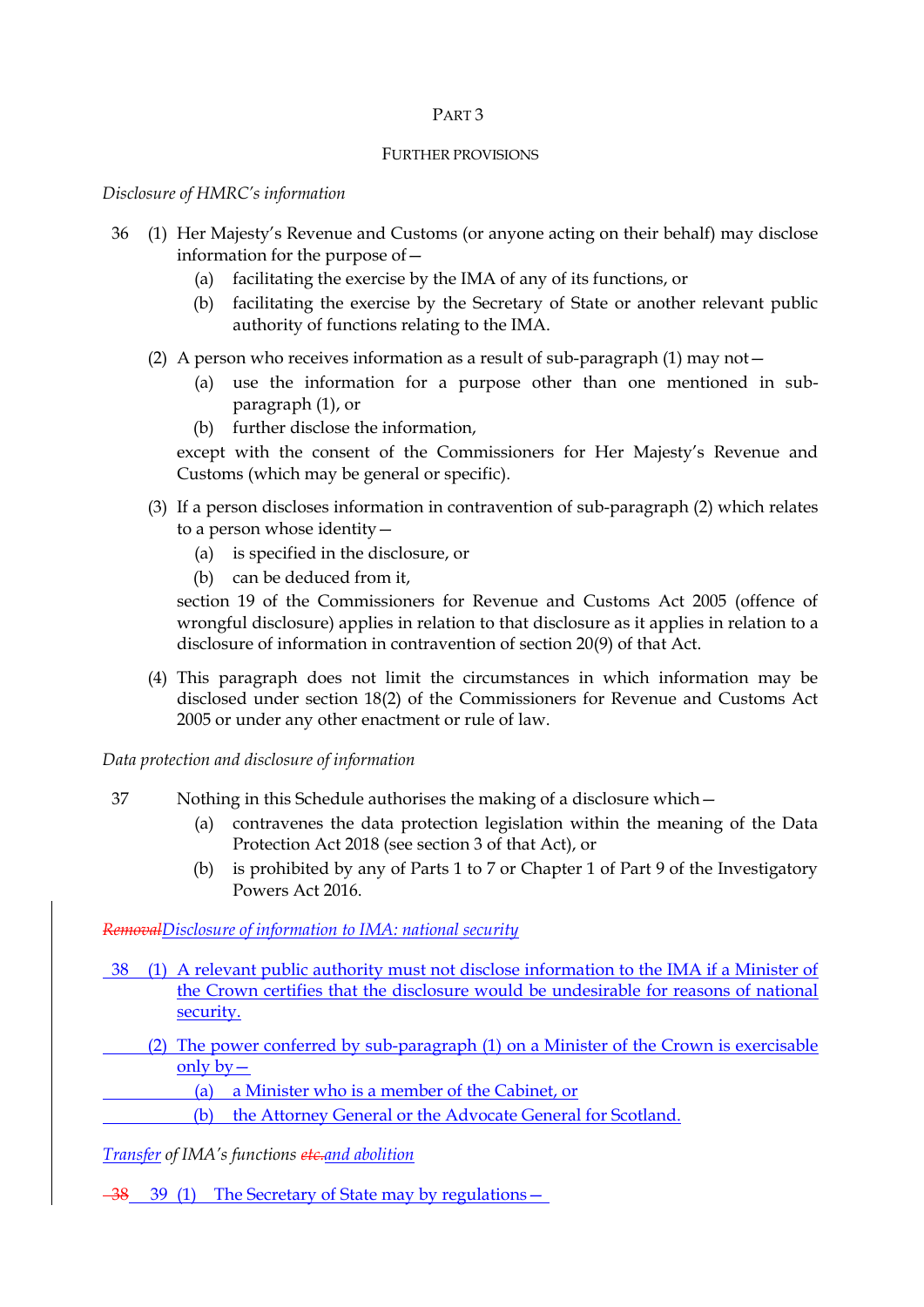## PART 3

### FURTHER PROVISIONS

*Disclosure of HMRC's information*

36 (1) Her Majesty's Revenue and Customs (or anyone acting on their behalf) may disclose information for the purpose of—

- (a) facilitating the exercise by the IMA of any of its functions, or
- (b) facilitating the exercise by the Secretary of State or another relevant public authority of functions relating to the IMA.

(2) A person who receives information as a result of sub-paragraph (1) may not—

- (a) use the information for a purpose other than one mentioned in sub-paragraph (1), or
- (b) further disclose the information,

except with the consent of the Commissioners for Her Majesty's Revenue and Customs (which may be general or specific).

(3) If a person discloses information in contravention of sub-paragraph (2) which relates to a person whose identity—

- (a) is specified in the disclosure, or
- (b) can be deduced from it,

section 19 of the Commissioners for Revenue and Customs Act 2005 (offence of wrongful disclosure) applies in relation to that disclosure as it applies in relation to a disclosure of information in contravention of section 20(9) of that Act.

(4) This paragraph does not limit the circumstances in which information may be disclosed under section 18(2) of the Commissioners for Revenue and Customs Act 2005 or under any other enactment or rule of law.

*Data protection and disclosure of information*

37 Nothing in this Schedule authorises the making of a disclosure which—

- (a) contravenes the data protection legislation within the meaning of the Data Protection Act 2018 (see section 3 of that Act), or
- (b) is prohibited by any of Parts 1 to 7 or Chapter 1 of Part 9 of the Investigatory Powers Act 2016.

*~~Removal~~Disclosure of information to IMA: national security*

38 (1) A relevant public authority must not disclose information to the IMA if a Minister of the Crown certifies that the disclosure would be undesirable for reasons of national security.

(2) The power conferred by sub-paragraph (1) on a Minister of the Crown is exercisable only by—

- (a) a Minister who is a member of the Cabinet, or
- (b) the Attorney General or the Advocate General for Scotland.

*Transfer of IMA's functions ~~etc.~~and abolition*

~~38~~ 39 (1) The Secretary of State may by regulations—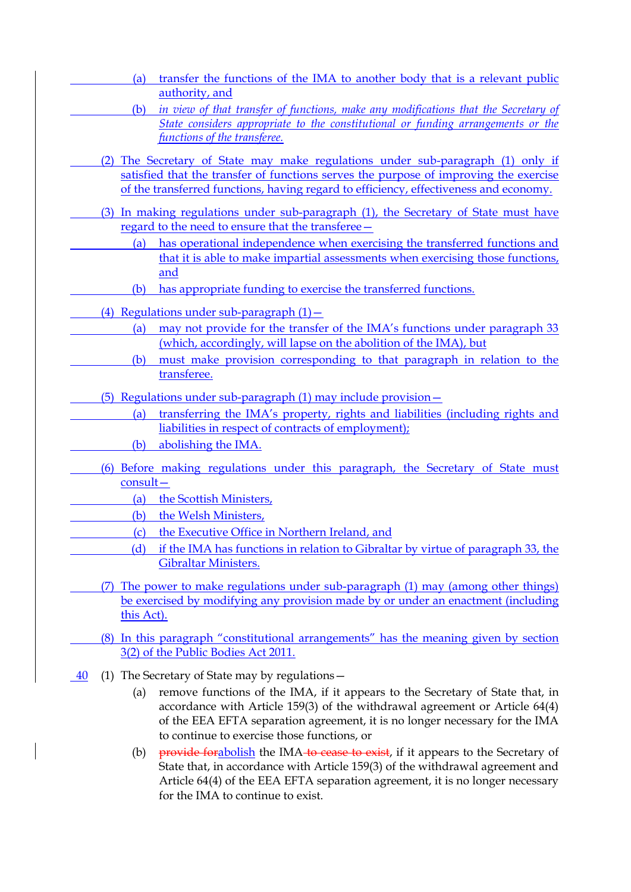(a) transfer the functions of the IMA to another body that is a relevant public authority, and

(b) *in view of that transfer of functions, make any modifications that the Secretary of State considers appropriate to the constitutional or funding arrangements or the functions of the transferee.*

(2) The Secretary of State may make regulations under sub-paragraph (1) only if satisfied that the transfer of functions serves the purpose of improving the exercise of the transferred functions, having regard to efficiency, effectiveness and economy.

(3) In making regulations under sub-paragraph (1), the Secretary of State must have regard to the need to ensure that the transferee—

(a) has operational independence when exercising the transferred functions and that it is able to make impartial assessments when exercising those functions, and

(b) has appropriate funding to exercise the transferred functions.

(4) Regulations under sub-paragraph (1)—

(a) may not provide for the transfer of the IMA's functions under paragraph 33 (which, accordingly, will lapse on the abolition of the IMA), but

(b) must make provision corresponding to that paragraph in relation to the transferee.

(5) Regulations under sub-paragraph (1) may include provision—

(a) transferring the IMA's property, rights and liabilities (including rights and liabilities in respect of contracts of employment);

(b) abolishing the IMA.

(6) Before making regulations under this paragraph, the Secretary of State must consult—

(a) the Scottish Ministers,

(b) the Welsh Ministers,

(c) the Executive Office in Northern Ireland, and

(d) if the IMA has functions in relation to Gibraltar by virtue of paragraph 33, the Gibraltar Ministers.

(7) The power to make regulations under sub-paragraph (1) may (among other things) be exercised by modifying any provision made by or under an enactment (including this Act).

(8) In this paragraph "constitutional arrangements" has the meaning given by section 3(2) of the Public Bodies Act 2011.

40 (1) The Secretary of State may by regulations—

(a) remove functions of the IMA, if it appears to the Secretary of State that, in accordance with Article 159(3) of the withdrawal agreement or Article 64(4) of the EEA EFTA separation agreement, it is no longer necessary for the IMA to continue to exercise those functions, or

(b) ~~provide for~~abolish the IMA ~~to cease to exist~~, if it appears to the Secretary of State that, in accordance with Article 159(3) of the withdrawal agreement and Article 64(4) of the EEA EFTA separation agreement, it is no longer necessary for the IMA to continue to exist.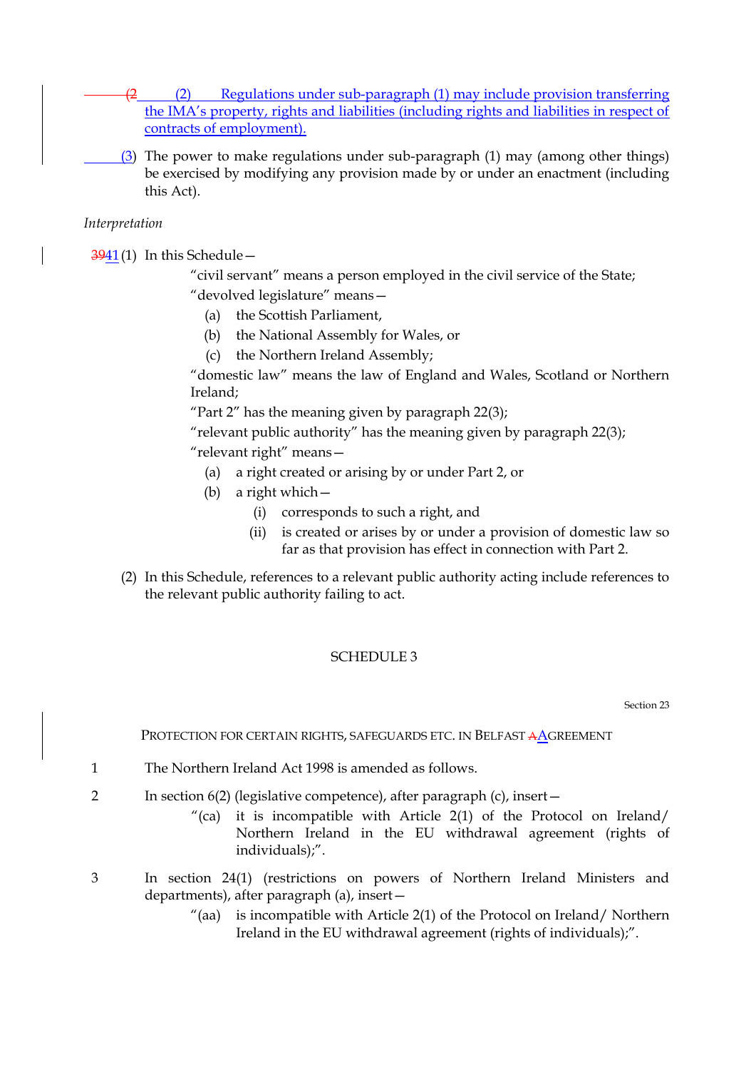(2 (2) Regulations under sub-paragraph (1) may include provision transferring the IMA's property, rights and liabilities (including rights and liabilities in respect of contracts of employment).

(3) The power to make regulations under sub-paragraph (1) may (among other things) be exercised by modifying any provision made by or under an enactment (including this Act).

*Interpretation*

3941 (1) In this Schedule—

"civil servant" means a person employed in the civil service of the State;

"devolved legislature" means—

(a) the Scottish Parliament,

(b) the National Assembly for Wales, or

(c) the Northern Ireland Assembly;

"domestic law" means the law of England and Wales, Scotland or Northern Ireland;

"Part 2" has the meaning given by paragraph 22(3);

"relevant public authority" has the meaning given by paragraph 22(3);

"relevant right" means—

(a) a right created or arising by or under Part 2, or

(b) a right which—

(i) corresponds to such a right, and

(ii) is created or arises by or under a provision of domestic law so far as that provision has effect in connection with Part 2.

(2) In this Schedule, references to a relevant public authority acting include references to the relevant public authority failing to act.

## SCHEDULE 3

Section 23

PROTECTION FOR CERTAIN RIGHTS, SAFEGUARDS ETC. IN BELFAST AAGREEMENT

1 The Northern Ireland Act 1998 is amended as follows.

2 In section 6(2) (legislative competence), after paragraph (c), insert—

"(ca) it is incompatible with Article 2(1) of the Protocol on Ireland/ Northern Ireland in the EU withdrawal agreement (rights of individuals);".

3 In section 24(1) (restrictions on powers of Northern Ireland Ministers and departments), after paragraph (a), insert—

"(aa) is incompatible with Article 2(1) of the Protocol on Ireland/ Northern Ireland in the EU withdrawal agreement (rights of individuals);".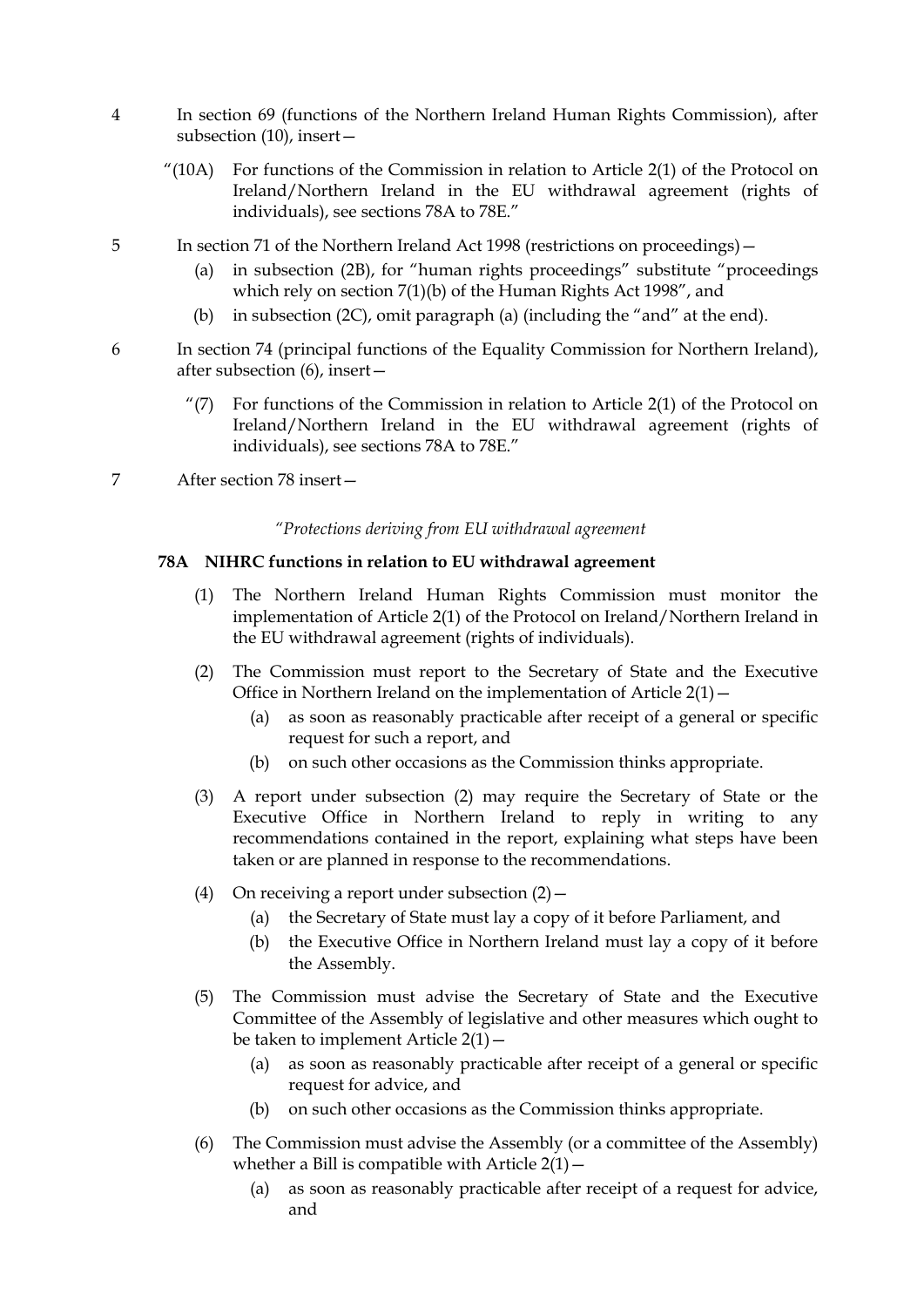4 In section 69 (functions of the Northern Ireland Human Rights Commission), after subsection (10), insert—

"(10A) For functions of the Commission in relation to Article 2(1) of the Protocol on Ireland/Northern Ireland in the EU withdrawal agreement (rights of individuals), see sections 78A to 78E."

5 In section 71 of the Northern Ireland Act 1998 (restrictions on proceedings)—

(a) in subsection (2B), for "human rights proceedings" substitute "proceedings which rely on section 7(1)(b) of the Human Rights Act 1998", and

(b) in subsection (2C), omit paragraph (a) (including the "and" at the end).

6 In section 74 (principal functions of the Equality Commission for Northern Ireland), after subsection (6), insert—

"(7) For functions of the Commission in relation to Article 2(1) of the Protocol on Ireland/Northern Ireland in the EU withdrawal agreement (rights of individuals), see sections 78A to 78E."

7 After section 78 insert—

"*Protections deriving from EU withdrawal agreement*

**78A NIHRC functions in relation to EU withdrawal agreement**

(1) The Northern Ireland Human Rights Commission must monitor the implementation of Article 2(1) of the Protocol on Ireland/Northern Ireland in the EU withdrawal agreement (rights of individuals).

(2) The Commission must report to the Secretary of State and the Executive Office in Northern Ireland on the implementation of Article 2(1)—

(a) as soon as reasonably practicable after receipt of a general or specific request for such a report, and

(b) on such other occasions as the Commission thinks appropriate.

(3) A report under subsection (2) may require the Secretary of State or the Executive Office in Northern Ireland to reply in writing to any recommendations contained in the report, explaining what steps have been taken or are planned in response to the recommendations.

(4) On receiving a report under subsection (2)—

(a) the Secretary of State must lay a copy of it before Parliament, and

(b) the Executive Office in Northern Ireland must lay a copy of it before the Assembly.

(5) The Commission must advise the Secretary of State and the Executive Committee of the Assembly of legislative and other measures which ought to be taken to implement Article 2(1)—

(a) as soon as reasonably practicable after receipt of a general or specific request for advice, and

(b) on such other occasions as the Commission thinks appropriate.

(6) The Commission must advise the Assembly (or a committee of the Assembly) whether a Bill is compatible with Article 2(1)—

(a) as soon as reasonably practicable after receipt of a request for advice, and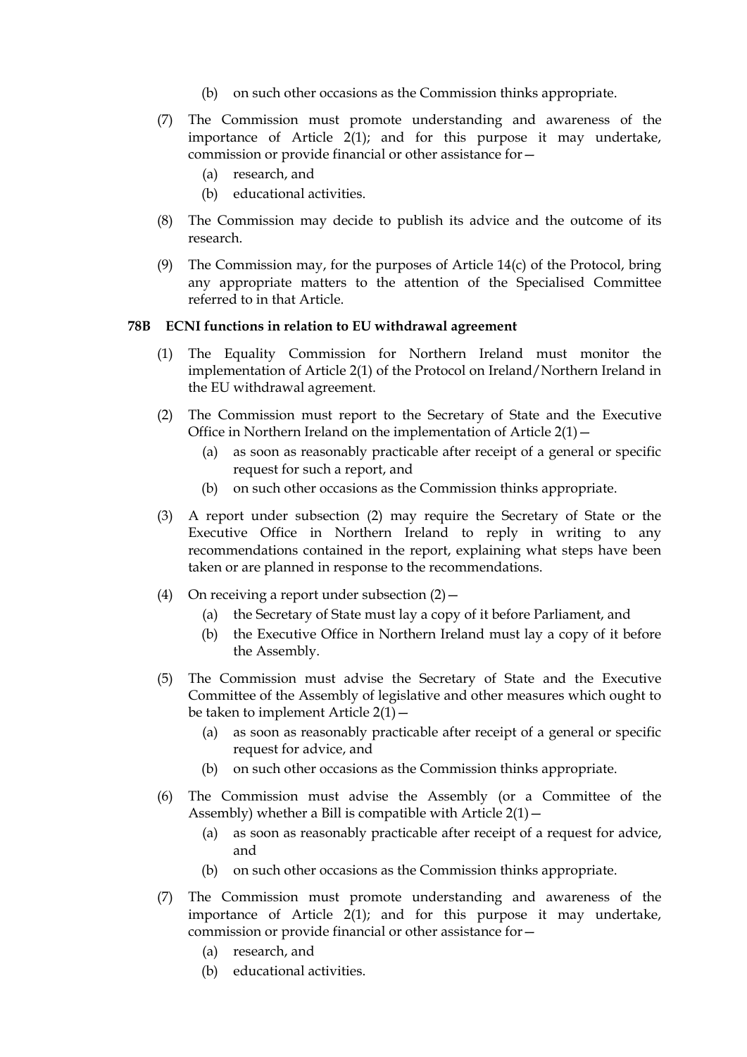(b) on such other occasions as the Commission thinks appropriate.

(7) The Commission must promote understanding and awareness of the importance of Article 2(1); and for this purpose it may undertake, commission or provide financial or other assistance for—

(a) research, and

(b) educational activities.

(8) The Commission may decide to publish its advice and the outcome of its research.

(9) The Commission may, for the purposes of Article 14(c) of the Protocol, bring any appropriate matters to the attention of the Specialised Committee referred to in that Article.

### 78B ECNI functions in relation to EU withdrawal agreement

(1) The Equality Commission for Northern Ireland must monitor the implementation of Article 2(1) of the Protocol on Ireland/Northern Ireland in the EU withdrawal agreement.

(2) The Commission must report to the Secretary of State and the Executive Office in Northern Ireland on the implementation of Article 2(1)—

(a) as soon as reasonably practicable after receipt of a general or specific request for such a report, and

(b) on such other occasions as the Commission thinks appropriate.

(3) A report under subsection (2) may require the Secretary of State or the Executive Office in Northern Ireland to reply in writing to any recommendations contained in the report, explaining what steps have been taken or are planned in response to the recommendations.

(4) On receiving a report under subsection (2)—

(a) the Secretary of State must lay a copy of it before Parliament, and

(b) the Executive Office in Northern Ireland must lay a copy of it before the Assembly.

(5) The Commission must advise the Secretary of State and the Executive Committee of the Assembly of legislative and other measures which ought to be taken to implement Article 2(1)—

(a) as soon as reasonably practicable after receipt of a general or specific request for advice, and

(b) on such other occasions as the Commission thinks appropriate.

(6) The Commission must advise the Assembly (or a Committee of the Assembly) whether a Bill is compatible with Article 2(1)—

(a) as soon as reasonably practicable after receipt of a request for advice, and

(b) on such other occasions as the Commission thinks appropriate.

(7) The Commission must promote understanding and awareness of the importance of Article 2(1); and for this purpose it may undertake, commission or provide financial or other assistance for—

(a) research, and

(b) educational activities.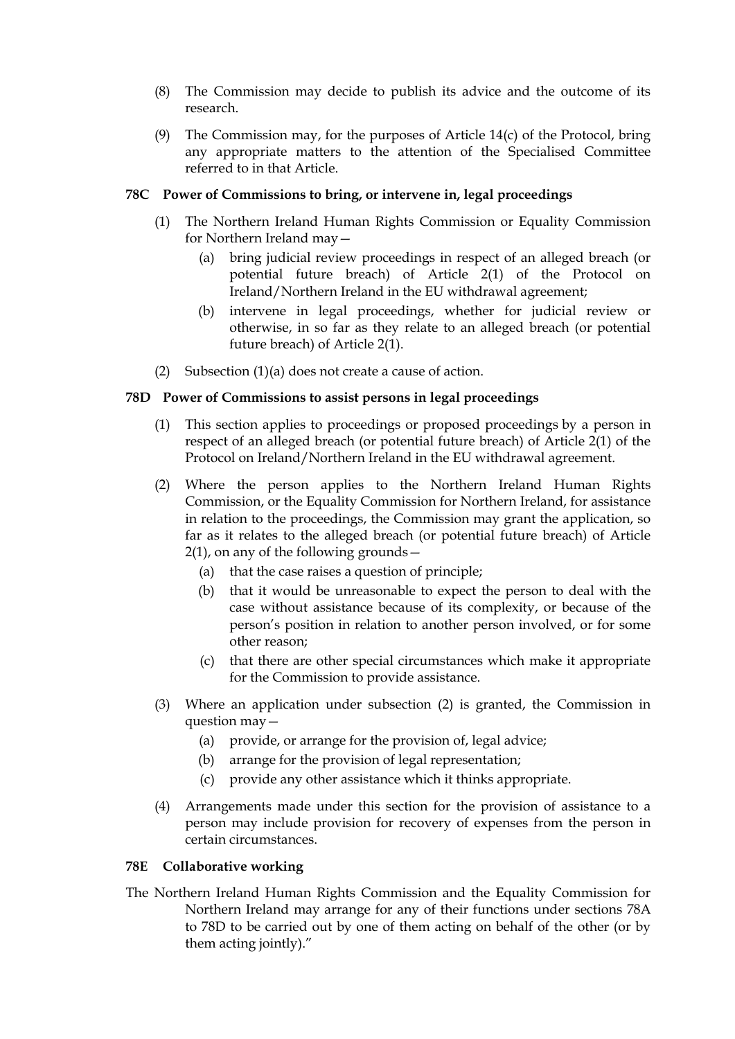(8) The Commission may decide to publish its advice and the outcome of its research.

(9) The Commission may, for the purposes of Article 14(c) of the Protocol, bring any appropriate matters to the attention of the Specialised Committee referred to in that Article.

**78C Power of Commissions to bring, or intervene in, legal proceedings**

(1) The Northern Ireland Human Rights Commission or Equality Commission for Northern Ireland may—

(a) bring judicial review proceedings in respect of an alleged breach (or potential future breach) of Article 2(1) of the Protocol on Ireland/Northern Ireland in the EU withdrawal agreement;

(b) intervene in legal proceedings, whether for judicial review or otherwise, in so far as they relate to an alleged breach (or potential future breach) of Article 2(1).

(2) Subsection (1)(a) does not create a cause of action.

**78D Power of Commissions to assist persons in legal proceedings**

(1) This section applies to proceedings or proposed proceedings by a person in respect of an alleged breach (or potential future breach) of Article 2(1) of the Protocol on Ireland/Northern Ireland in the EU withdrawal agreement.

(2) Where the person applies to the Northern Ireland Human Rights Commission, or the Equality Commission for Northern Ireland, for assistance in relation to the proceedings, the Commission may grant the application, so far as it relates to the alleged breach (or potential future breach) of Article 2(1), on any of the following grounds—

(a) that the case raises a question of principle;

(b) that it would be unreasonable to expect the person to deal with the case without assistance because of its complexity, or because of the person's position in relation to another person involved, or for some other reason;

(c) that there are other special circumstances which make it appropriate for the Commission to provide assistance.

(3) Where an application under subsection (2) is granted, the Commission in question may—

(a) provide, or arrange for the provision of, legal advice;

(b) arrange for the provision of legal representation;

(c) provide any other assistance which it thinks appropriate.

(4) Arrangements made under this section for the provision of assistance to a person may include provision for recovery of expenses from the person in certain circumstances.

**78E Collaborative working**

The Northern Ireland Human Rights Commission and the Equality Commission for Northern Ireland may arrange for any of their functions under sections 78A to 78D to be carried out by one of them acting on behalf of the other (or by them acting jointly)."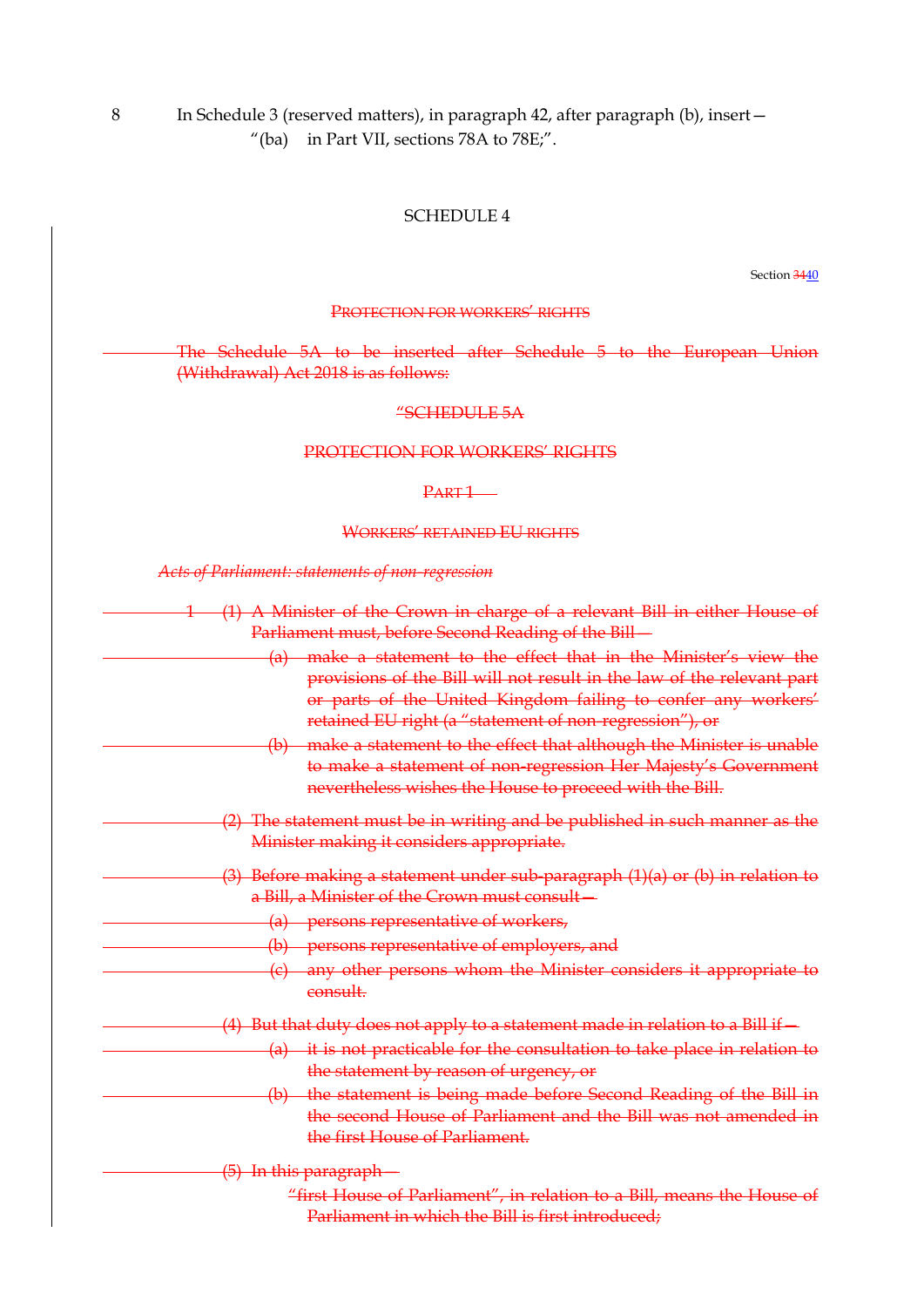8 In Schedule 3 (reserved matters), in paragraph 42, after paragraph (b), insert—

"(ba) in Part VII, sections 78A to 78E;".

SCHEDULE 4

Section ~~34~~40

~~PROTECTION FOR WORKERS' RIGHTS~~

~~The Schedule 5A to be inserted after Schedule 5 to the European Union (Withdrawal) Act 2018 is as follows:~~

~~"SCHEDULE 5A~~

~~PROTECTION FOR WORKERS' RIGHTS~~

~~PART 1~~

~~WORKERS' RETAINED EU RIGHTS~~

*~~Acts of Parliament: statements of non-regression~~*

~~1 (1) A Minister of the Crown in charge of a relevant Bill in either House of Parliament must, before Second Reading of the Bill—~~

~~(a) make a statement to the effect that in the Minister's view the provisions of the Bill will not result in the law of the relevant part or parts of the United Kingdom failing to confer any workers' retained EU right (a "statement of non-regression"), or~~

~~(b) make a statement to the effect that although the Minister is unable to make a statement of non-regression Her Majesty's Government nevertheless wishes the House to proceed with the Bill.~~

~~(2) The statement must be in writing and be published in such manner as the Minister making it considers appropriate.~~

~~(3) Before making a statement under sub-paragraph (1)(a) or (b) in relation to a Bill, a Minister of the Crown must consult—~~

~~(a) persons representative of workers,~~

~~(b) persons representative of employers, and~~

~~(c) any other persons whom the Minister considers it appropriate to consult.~~

~~(4) But that duty does not apply to a statement made in relation to a Bill if—~~

~~(a) it is not practicable for the consultation to take place in relation to the statement by reason of urgency, or~~

~~(b) the statement is being made before Second Reading of the Bill in the second House of Parliament and the Bill was not amended in the first House of Parliament.~~

~~(5) In this paragraph—~~

~~"first House of Parliament", in relation to a Bill, means the House of Parliament in which the Bill is first introduced;~~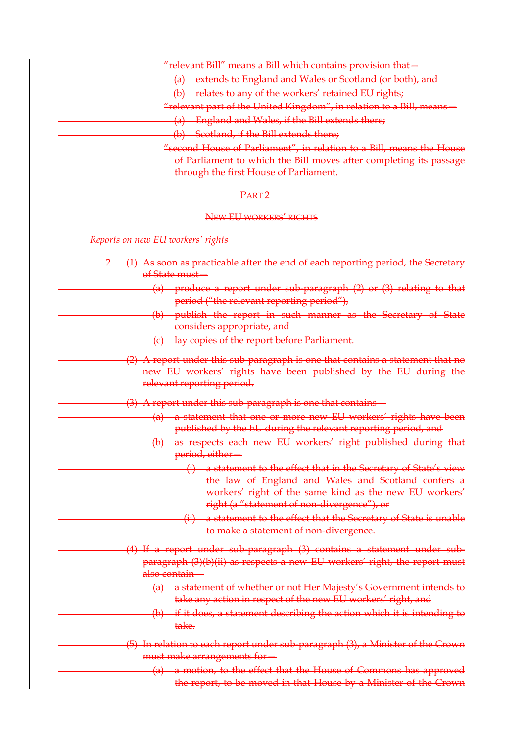"relevant Bill" means a Bill which contains provision that—

(a) extends to England and Wales or Scotland (or both), and

(b) relates to any of the workers' retained EU rights;

"relevant part of the United Kingdom", in relation to a Bill, means—

(a) England and Wales, if the Bill extends there;

(b) Scotland, if the Bill extends there;

"second House of Parliament", in relation to a Bill, means the House of Parliament to which the Bill moves after completing its passage through the first House of Parliament.

## PART 2

## NEW EU WORKERS' RIGHTS

*Reports on new EU workers' rights*

2 (1) As soon as practicable after the end of each reporting period, the Secretary of State must—

(a) produce a report under sub-paragraph (2) or (3) relating to that period ("the relevant reporting period"),

(b) publish the report in such manner as the Secretary of State considers appropriate, and

(c) lay copies of the report before Parliament.

(2) A report under this sub-paragraph is one that contains a statement that no new EU workers' rights have been published by the EU during the relevant reporting period.

(3) A report under this sub-paragraph is one that contains—

(a) a statement that one or more new EU workers' rights have been published by the EU during the relevant reporting period, and

(b) as respects each new EU workers' right published during that period, either—

(i) a statement to the effect that in the Secretary of State's view the law of England and Wales and Scotland confers a workers' right of the same kind as the new EU workers' right (a "statement of non-divergence"), or

(ii) a statement to the effect that the Secretary of State is unable to make a statement of non-divergence.

(4) If a report under sub-paragraph (3) contains a statement under sub-paragraph (3)(b)(ii) as respects a new EU workers' right, the report must also contain—

(a) a statement of whether or not Her Majesty's Government intends to take any action in respect of the new EU workers' right, and

(b) if it does, a statement describing the action which it is intending to take.

(5) In relation to each report under sub-paragraph (3), a Minister of the Crown must make arrangements for—

(a) a motion, to the effect that the House of Commons has approved the report, to be moved in that House by a Minister of the Crown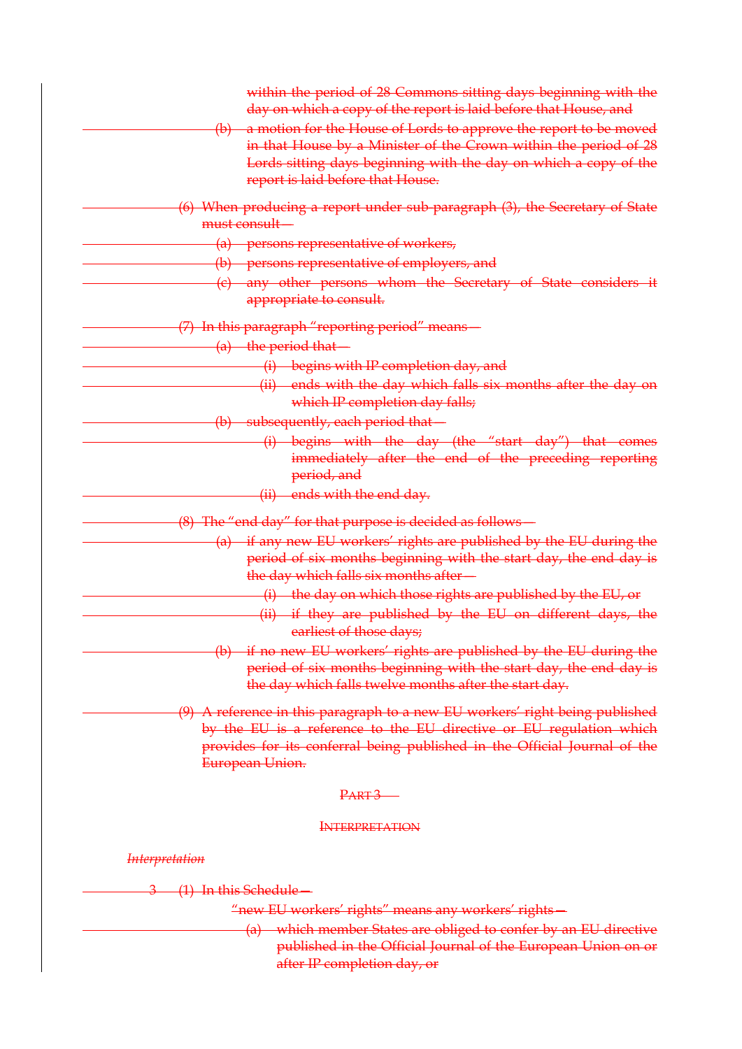within the period of 28 Commons sitting days beginning with the day on which a copy of the report is laid before that House, and

(b) a motion for the House of Lords to approve the report to be moved in that House by a Minister of the Crown within the period of 28 Lords sitting days beginning with the day on which a copy of the report is laid before that House.

(6) When producing a report under sub-paragraph (3), the Secretary of State must consult—

(a) persons representative of workers,

(b) persons representative of employers, and

(c) any other persons whom the Secretary of State considers it appropriate to consult.

(7) In this paragraph "reporting period" means—

(a) the period that—

(i) begins with IP completion day, and

(ii) ends with the day which falls six months after the day on which IP completion day falls;

(b) subsequently, each period that—

(i) begins with the day (the "start day") that comes immediately after the end of the preceding reporting period, and

(ii) ends with the end day.

(8) The "end day" for that purpose is decided as follows—

(a) if any new EU workers' rights are published by the EU during the period of six months beginning with the start day, the end day is the day which falls six months after—

(i) the day on which those rights are published by the EU, or

(ii) if they are published by the EU on different days, the earliest of those days;

(b) if no new EU workers' rights are published by the EU during the period of six months beginning with the start day, the end day is the day which falls twelve months after the start day.

(9) A reference in this paragraph to a new EU workers' right being published by the EU is a reference to the EU directive or EU regulation which provides for its conferral being published in the Official Journal of the European Union.

## PART 3

## INTERPRETATION

*Interpretation*

3 (1) In this Schedule—

"new EU workers' rights" means any workers' rights—

(a) which member States are obliged to confer by an EU directive published in the Official Journal of the European Union on or after IP completion day, or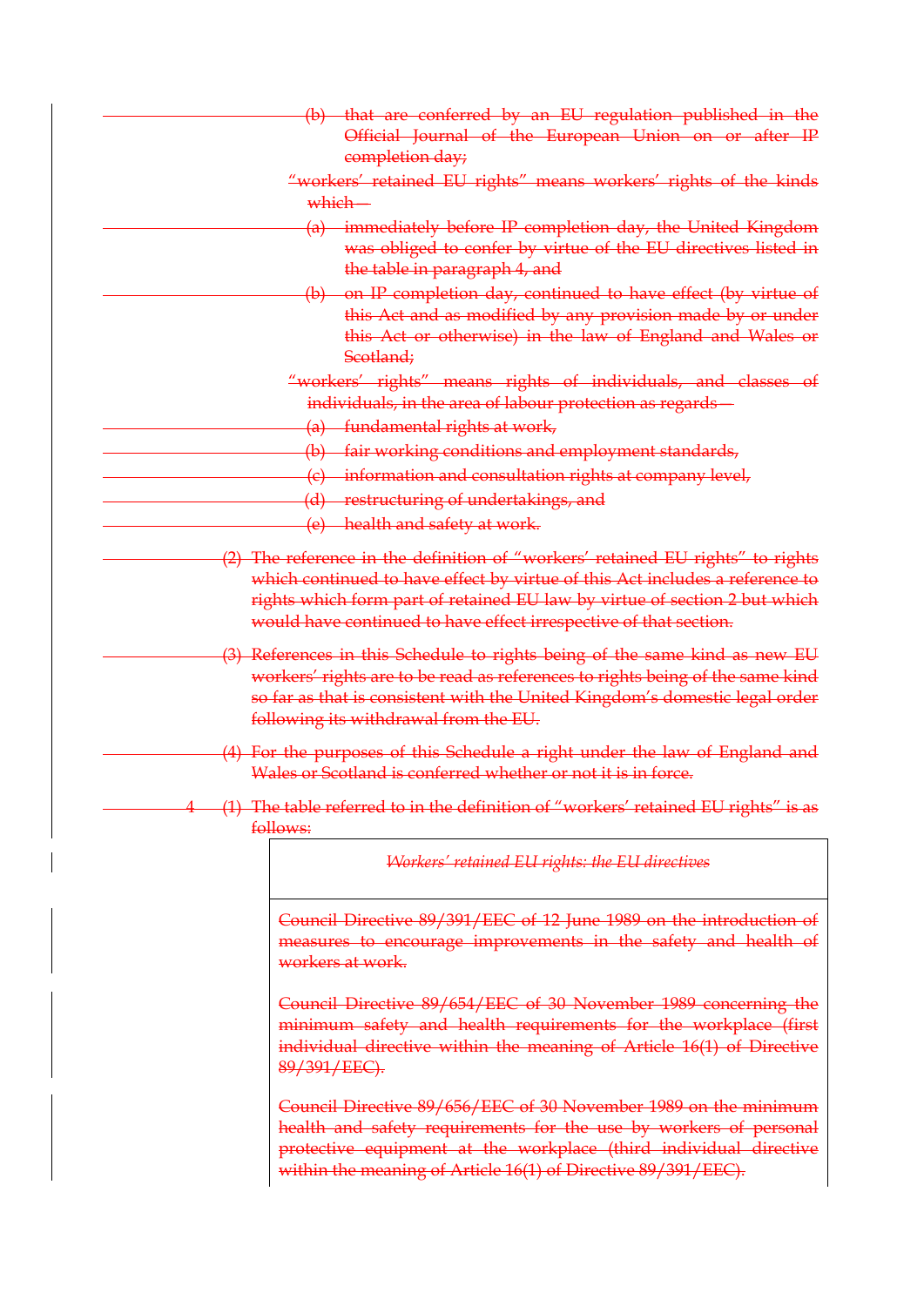(b) that are conferred by an EU regulation published in the Official Journal of the European Union on or after IP completion day;

"workers' retained EU rights" means workers' rights of the kinds which—

(a) immediately before IP completion day, the United Kingdom was obliged to confer by virtue of the EU directives listed in the table in paragraph 4, and

(b) on IP completion day, continued to have effect (by virtue of this Act and as modified by any provision made by or under this Act or otherwise) in the law of England and Wales or Scotland;

"workers' rights" means rights of individuals, and classes of individuals, in the area of labour protection as regards—

(a) fundamental rights at work,

(b) fair working conditions and employment standards,

(c) information and consultation rights at company level,

(d) restructuring of undertakings, and

(e) health and safety at work.

(2) The reference in the definition of "workers' retained EU rights" to rights which continued to have effect by virtue of this Act includes a reference to rights which form part of retained EU law by virtue of section 2 but which would have continued to have effect irrespective of that section.

(3) References in this Schedule to rights being of the same kind as new EU workers' rights are to be read as references to rights being of the same kind so far as that is consistent with the United Kingdom's domestic legal order following its withdrawal from the EU.

(4) For the purposes of this Schedule a right under the law of England and Wales or Scotland is conferred whether or not it is in force.

4 (1) The table referred to in the definition of "workers' retained EU rights" is as follows:

| *Workers' retained EU rights: the EU directives* |
| --- |
| Council Directive 89/391/EEC of 12 June 1989 on the introduction of measures to encourage improvements in the safety and health of workers at work. |
| Council Directive 89/654/EEC of 30 November 1989 concerning the minimum safety and health requirements for the workplace (first individual directive within the meaning of Article 16(1) of Directive 89/391/EEC). |
| Council Directive 89/656/EEC of 30 November 1989 on the minimum health and safety requirements for the use by workers of personal protective equipment at the workplace (third individual directive within the meaning of Article 16(1) of Directive 89/391/EEC). |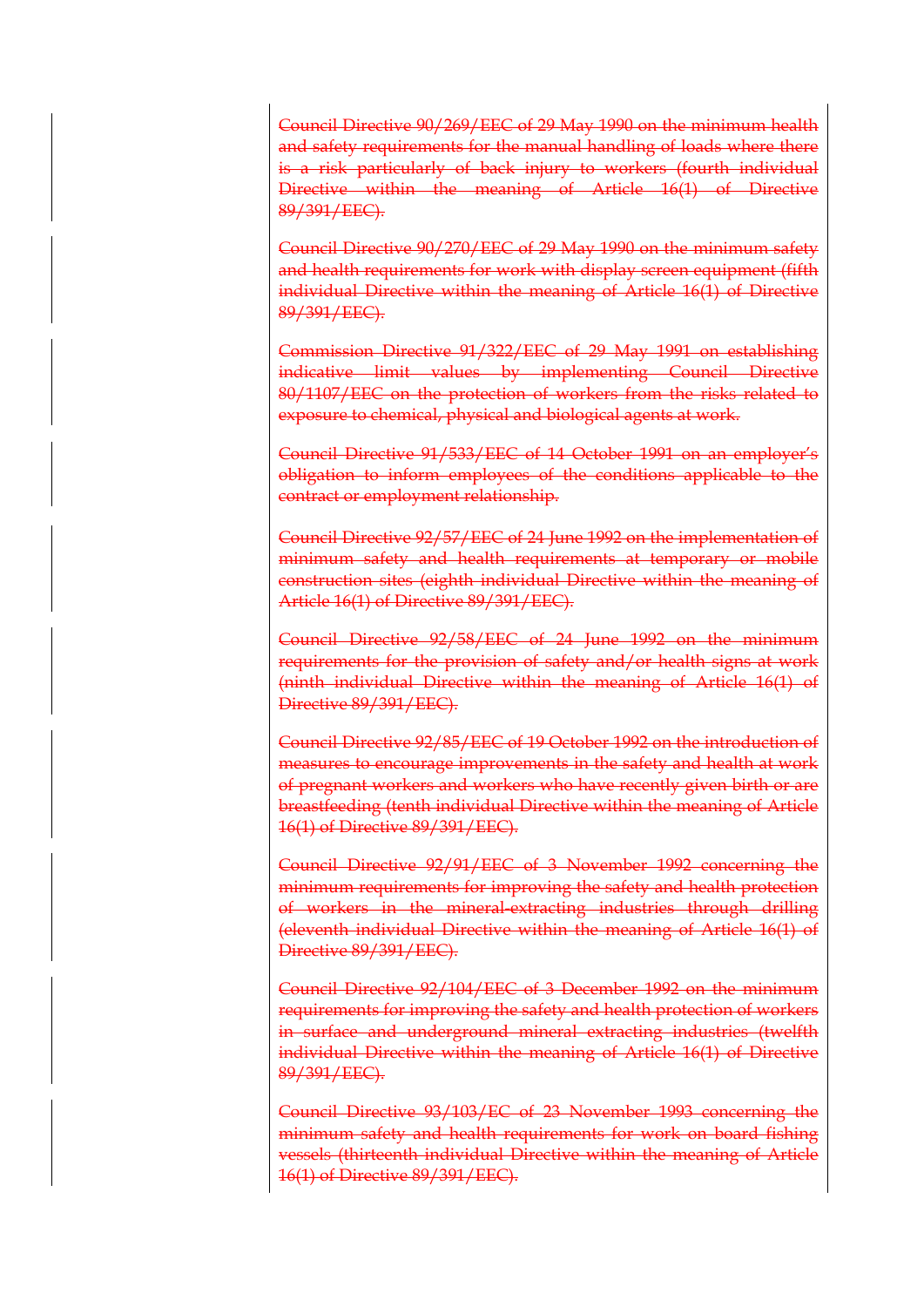~~Council Directive 90/269/EEC of 29 May 1990 on the minimum health and safety requirements for the manual handling of loads where there is a risk particularly of back injury to workers (fourth individual Directive within the meaning of Article 16(1) of Directive 89/391/EEC).~~

~~Council Directive 90/270/EEC of 29 May 1990 on the minimum safety and health requirements for work with display screen equipment (fifth individual Directive within the meaning of Article 16(1) of Directive 89/391/EEC).~~

~~Commission Directive 91/322/EEC of 29 May 1991 on establishing indicative limit values by implementing Council Directive 80/1107/EEC on the protection of workers from the risks related to exposure to chemical, physical and biological agents at work.~~

~~Council Directive 91/533/EEC of 14 October 1991 on an employer's obligation to inform employees of the conditions applicable to the contract or employment relationship.~~

~~Council Directive 92/57/EEC of 24 June 1992 on the implementation of minimum safety and health requirements at temporary or mobile construction sites (eighth individual Directive within the meaning of Article 16(1) of Directive 89/391/EEC).~~

~~Council Directive 92/58/EEC of 24 June 1992 on the minimum requirements for the provision of safety and/or health signs at work (ninth individual Directive within the meaning of Article 16(1) of Directive 89/391/EEC).~~

~~Council Directive 92/85/EEC of 19 October 1992 on the introduction of measures to encourage improvements in the safety and health at work of pregnant workers and workers who have recently given birth or are breastfeeding (tenth individual Directive within the meaning of Article 16(1) of Directive 89/391/EEC).~~

~~Council Directive 92/91/EEC of 3 November 1992 concerning the minimum requirements for improving the safety and health protection of workers in the mineral-extracting industries through drilling (eleventh individual Directive within the meaning of Article 16(1) of Directive 89/391/EEC).~~

~~Council Directive 92/104/EEC of 3 December 1992 on the minimum requirements for improving the safety and health protection of workers in surface and underground mineral extracting industries (twelfth individual Directive within the meaning of Article 16(1) of Directive 89/391/EEC).~~

~~Council Directive 93/103/EC of 23 November 1993 concerning the minimum safety and health requirements for work on board fishing vessels (thirteenth individual Directive within the meaning of Article 16(1) of Directive 89/391/EEC).~~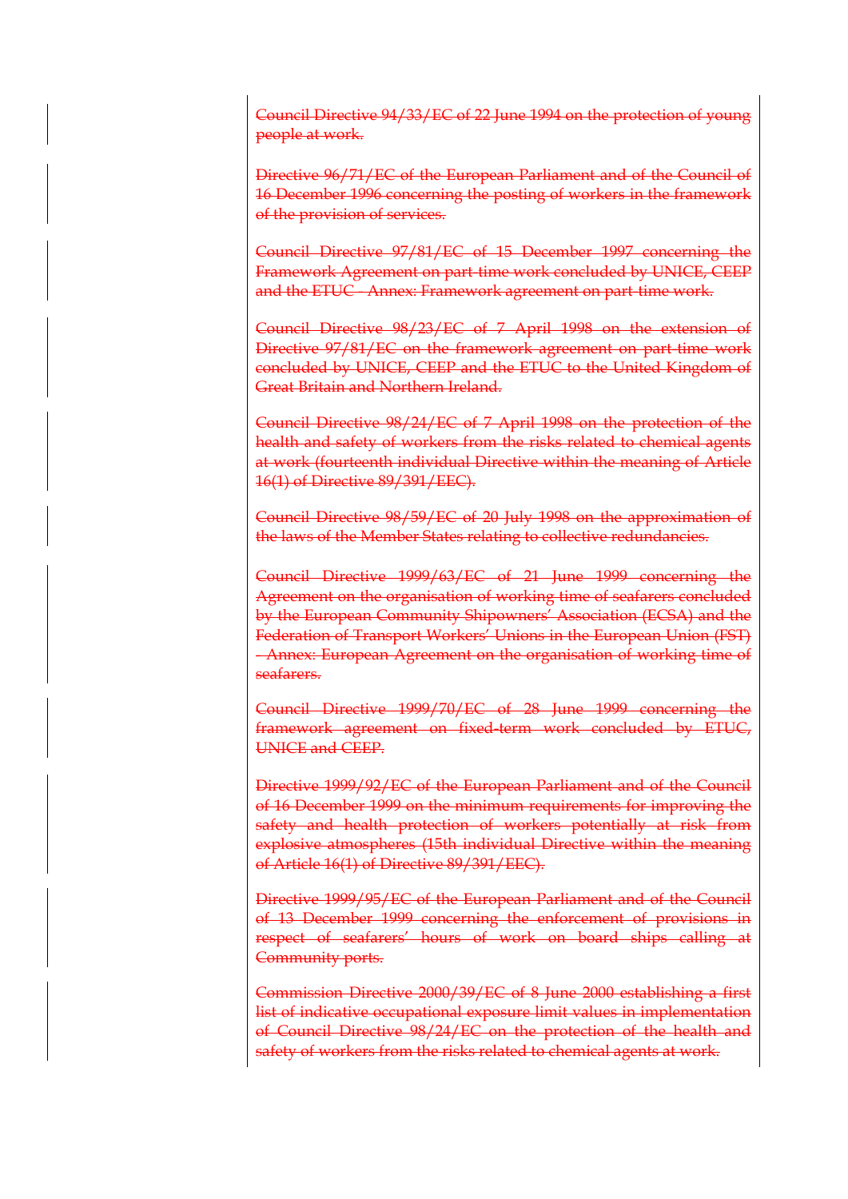~~Council Directive 94/33/EC of 22 June 1994 on the protection of young people at work.~~

~~Directive 96/71/EC of the European Parliament and of the Council of 16 December 1996 concerning the posting of workers in the framework of the provision of services.~~

~~Council Directive 97/81/EC of 15 December 1997 concerning the Framework Agreement on part-time work concluded by UNICE, CEEP and the ETUC - Annex: Framework agreement on part-time work.~~

~~Council Directive 98/23/EC of 7 April 1998 on the extension of Directive 97/81/EC on the framework agreement on part-time work concluded by UNICE, CEEP and the ETUC to the United Kingdom of Great Britain and Northern Ireland.~~

~~Council Directive 98/24/EC of 7 April 1998 on the protection of the health and safety of workers from the risks related to chemical agents at work (fourteenth individual Directive within the meaning of Article 16(1) of Directive 89/391/EEC).~~

~~Council Directive 98/59/EC of 20 July 1998 on the approximation of the laws of the Member States relating to collective redundancies.~~

~~Council Directive 1999/63/EC of 21 June 1999 concerning the Agreement on the organisation of working time of seafarers concluded by the European Community Shipowners' Association (ECSA) and the Federation of Transport Workers' Unions in the European Union (FST) - Annex: European Agreement on the organisation of working time of seafarers.~~

~~Council Directive 1999/70/EC of 28 June 1999 concerning the framework agreement on fixed-term work concluded by ETUC, UNICE and CEEP.~~

~~Directive 1999/92/EC of the European Parliament and of the Council of 16 December 1999 on the minimum requirements for improving the safety and health protection of workers potentially at risk from explosive atmospheres (15th individual Directive within the meaning of Article 16(1) of Directive 89/391/EEC).~~

~~Directive 1999/95/EC of the European Parliament and of the Council of 13 December 1999 concerning the enforcement of provisions in respect of seafarers' hours of work on board ships calling at Community ports.~~

~~Commission Directive 2000/39/EC of 8 June 2000 establishing a first list of indicative occupational exposure limit values in implementation of Council Directive 98/24/EC on the protection of the health and safety of workers from the risks related to chemical agents at work.~~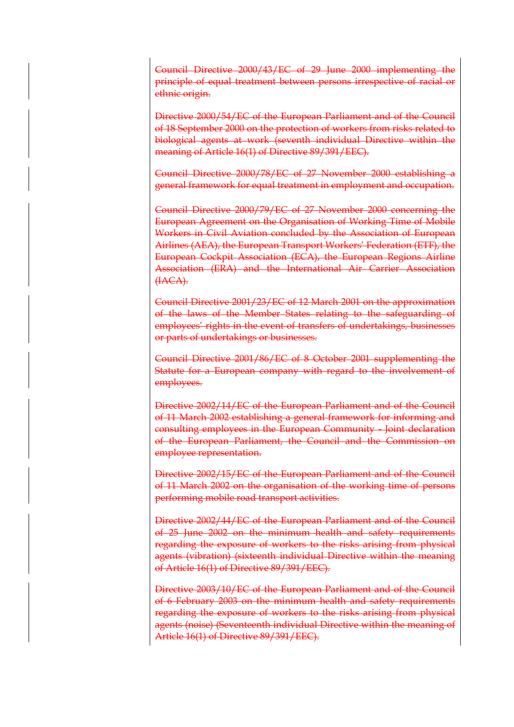~~Council Directive 2000/43/EC of 29 June 2000 implementing the principle of equal treatment between persons irrespective of racial or ethnic origin.~~

~~Directive 2000/54/EC of the European Parliament and of the Council of 18 September 2000 on the protection of workers from risks related to biological agents at work (seventh individual Directive within the meaning of Article 16(1) of Directive 89/391/EEC).~~

~~Council Directive 2000/78/EC of 27 November 2000 establishing a general framework for equal treatment in employment and occupation.~~

~~Council Directive 2000/79/EC of 27 November 2000 concerning the European Agreement on the Organisation of Working Time of Mobile Workers in Civil Aviation concluded by the Association of European Airlines (AEA), the European Transport Workers' Federation (ETF), the European Cockpit Association (ECA), the European Regions Airline Association (ERA) and the International Air Carrier Association (IACA).~~

~~Council Directive 2001/23/EC of 12 March 2001 on the approximation of the laws of the Member States relating to the safeguarding of employees' rights in the event of transfers of undertakings, businesses or parts of undertakings or businesses.~~

~~Council Directive 2001/86/EC of 8 October 2001 supplementing the Statute for a European company with regard to the involvement of employees.~~

~~Directive 2002/14/EC of the European Parliament and of the Council of 11 March 2002 establishing a general framework for informing and consulting employees in the European Community - Joint declaration of the European Parliament, the Council and the Commission on employee representation.~~

~~Directive 2002/15/EC of the European Parliament and of the Council of 11 March 2002 on the organisation of the working time of persons performing mobile road transport activities.~~

~~Directive 2002/44/EC of the European Parliament and of the Council of 25 June 2002 on the minimum health and safety requirements regarding the exposure of workers to the risks arising from physical agents (vibration) (sixteenth individual Directive within the meaning of Article 16(1) of Directive 89/391/EEC).~~

~~Directive 2003/10/EC of the European Parliament and of the Council of 6 February 2003 on the minimum health and safety requirements regarding the exposure of workers to the risks arising from physical agents (noise) (Seventeenth individual Directive within the meaning of Article 16(1) of Directive 89/391/EEC).~~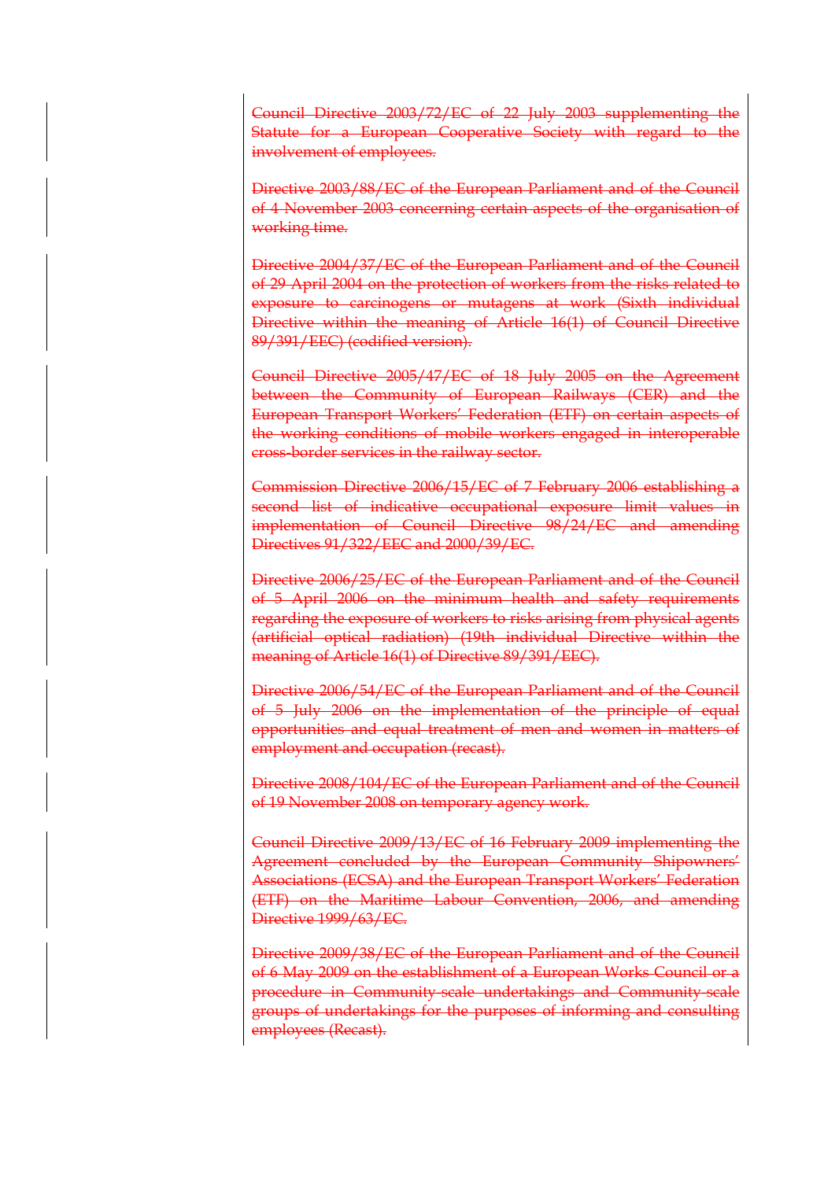~~Council Directive 2003/72/EC of 22 July 2003 supplementing the Statute for a European Cooperative Society with regard to the involvement of employees.~~

~~Directive 2003/88/EC of the European Parliament and of the Council of 4 November 2003 concerning certain aspects of the organisation of working time.~~

~~Directive 2004/37/EC of the European Parliament and of the Council of 29 April 2004 on the protection of workers from the risks related to exposure to carcinogens or mutagens at work (Sixth individual Directive within the meaning of Article 16(1) of Council Directive 89/391/EEC) (codified version).~~

~~Council Directive 2005/47/EC of 18 July 2005 on the Agreement between the Community of European Railways (CER) and the European Transport Workers' Federation (ETF) on certain aspects of the working conditions of mobile workers engaged in interoperable cross-border services in the railway sector.~~

~~Commission Directive 2006/15/EC of 7 February 2006 establishing a second list of indicative occupational exposure limit values in implementation of Council Directive 98/24/EC and amending Directives 91/322/EEC and 2000/39/EC.~~

~~Directive 2006/25/EC of the European Parliament and of the Council of 5 April 2006 on the minimum health and safety requirements regarding the exposure of workers to risks arising from physical agents (artificial optical radiation) (19th individual Directive within the meaning of Article 16(1) of Directive 89/391/EEC).~~

~~Directive 2006/54/EC of the European Parliament and of the Council of 5 July 2006 on the implementation of the principle of equal opportunities and equal treatment of men and women in matters of employment and occupation (recast).~~

~~Directive 2008/104/EC of the European Parliament and of the Council of 19 November 2008 on temporary agency work.~~

~~Council Directive 2009/13/EC of 16 February 2009 implementing the Agreement concluded by the European Community Shipowners' Associations (ECSA) and the European Transport Workers' Federation (ETF) on the Maritime Labour Convention, 2006, and amending Directive 1999/63/EC.~~

~~Directive 2009/38/EC of the European Parliament and of the Council of 6 May 2009 on the establishment of a European Works Council or a procedure in Community-scale undertakings and Community-scale groups of undertakings for the purposes of informing and consulting employees (Recast).~~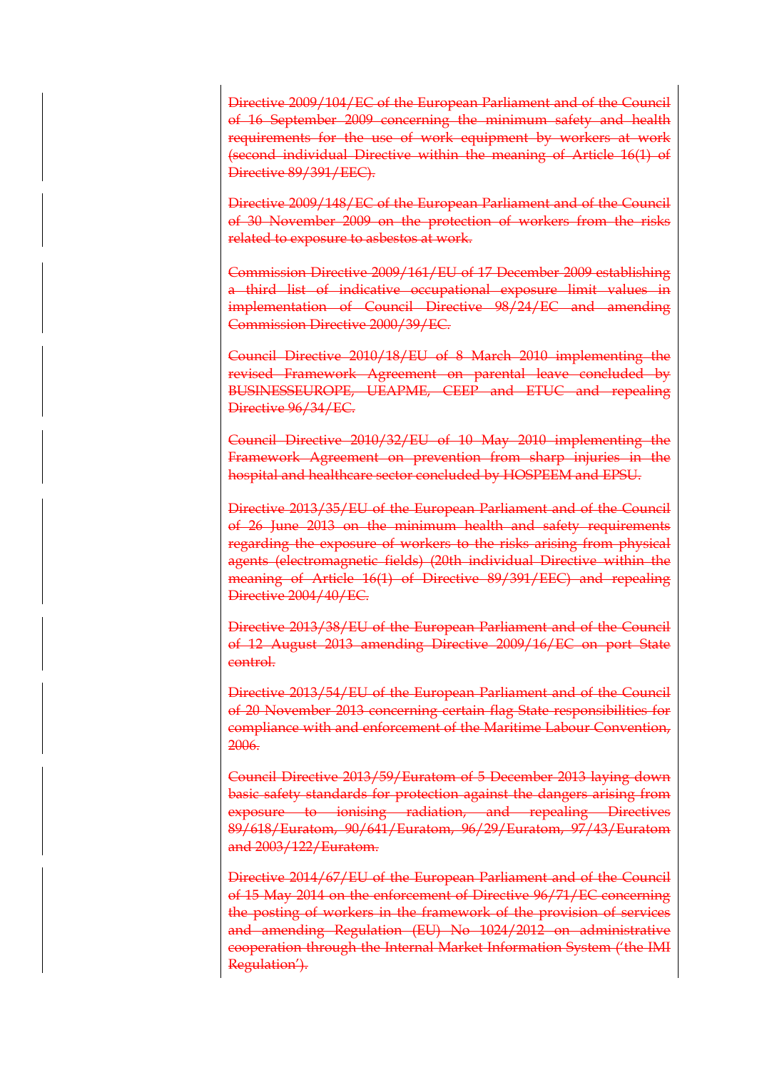~~Directive 2009/104/EC of the European Parliament and of the Council of 16 September 2009 concerning the minimum safety and health requirements for the use of work equipment by workers at work (second individual Directive within the meaning of Article 16(1) of Directive 89/391/EEC).~~

~~Directive 2009/148/EC of the European Parliament and of the Council of 30 November 2009 on the protection of workers from the risks related to exposure to asbestos at work.~~

~~Commission Directive 2009/161/EU of 17 December 2009 establishing a third list of indicative occupational exposure limit values in implementation of Council Directive 98/24/EC and amending Commission Directive 2000/39/EC.~~

~~Council Directive 2010/18/EU of 8 March 2010 implementing the revised Framework Agreement on parental leave concluded by BUSINESSEUROPE, UEAPME, CEEP and ETUC and repealing Directive 96/34/EC.~~

~~Council Directive 2010/32/EU of 10 May 2010 implementing the Framework Agreement on prevention from sharp injuries in the hospital and healthcare sector concluded by HOSPEEM and EPSU.~~

~~Directive 2013/35/EU of the European Parliament and of the Council of 26 June 2013 on the minimum health and safety requirements regarding the exposure of workers to the risks arising from physical agents (electromagnetic fields) (20th individual Directive within the meaning of Article 16(1) of Directive 89/391/EEC) and repealing Directive 2004/40/EC.~~

~~Directive 2013/38/EU of the European Parliament and of the Council of 12 August 2013 amending Directive 2009/16/EC on port State control.~~

~~Directive 2013/54/EU of the European Parliament and of the Council of 20 November 2013 concerning certain flag State responsibilities for compliance with and enforcement of the Maritime Labour Convention, 2006.~~

~~Council Directive 2013/59/Euratom of 5 December 2013 laying down basic safety standards for protection against the dangers arising from exposure to ionising radiation, and repealing Directives 89/618/Euratom, 90/641/Euratom, 96/29/Euratom, 97/43/Euratom and 2003/122/Euratom.~~

~~Directive 2014/67/EU of the European Parliament and of the Council of 15 May 2014 on the enforcement of Directive 96/71/EC concerning the posting of workers in the framework of the provision of services and amending Regulation (EU) No 1024/2012 on administrative cooperation through the Internal Market Information System ('the IMI Regulation').~~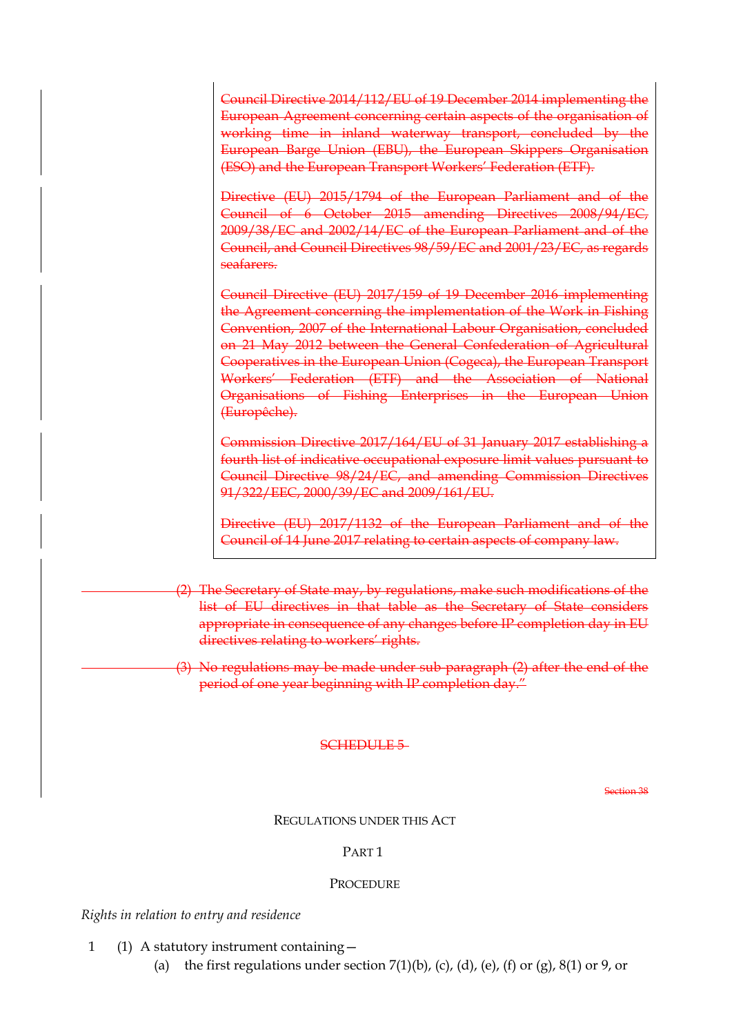Council Directive 2014/112/EU of 19 December 2014 implementing the European Agreement concerning certain aspects of the organisation of working time in inland waterway transport, concluded by the European Barge Union (EBU), the European Skippers Organisation (ESO) and the European Transport Workers' Federation (ETF).

Directive (EU) 2015/1794 of the European Parliament and of the Council of 6 October 2015 amending Directives 2008/94/EC, 2009/38/EC and 2002/14/EC of the European Parliament and of the Council, and Council Directives 98/59/EC and 2001/23/EC, as regards seafarers.

Council Directive (EU) 2017/159 of 19 December 2016 implementing the Agreement concerning the implementation of the Work in Fishing Convention, 2007 of the International Labour Organisation, concluded on 21 May 2012 between the General Confederation of Agricultural Cooperatives in the European Union (Cogeca), the European Transport Workers' Federation (ETF) and the Association of National Organisations of Fishing Enterprises in the European Union (Europêche).

Commission Directive 2017/164/EU of 31 January 2017 establishing a fourth list of indicative occupational exposure limit values pursuant to Council Directive 98/24/EC, and amending Commission Directives 91/322/EEC, 2000/39/EC and 2009/161/EU.

Directive (EU) 2017/1132 of the European Parliament and of the Council of 14 June 2017 relating to certain aspects of company law.

(2) The Secretary of State may, by regulations, make such modifications of the list of EU directives in that table as the Secretary of State considers appropriate in consequence of any changes before IP completion day in EU directives relating to workers' rights.

(3) No regulations may be made under sub-paragraph (2) after the end of the period of one year beginning with IP completion day."

## SCHEDULE 5

Section 38

REGULATIONS UNDER THIS ACT

PART 1

PROCEDURE

*Rights in relation to entry and residence*

1 (1) A statutory instrument containing—

(a) the first regulations under section 7(1)(b), (c), (d), (e), (f) or (g), 8(1) or 9, or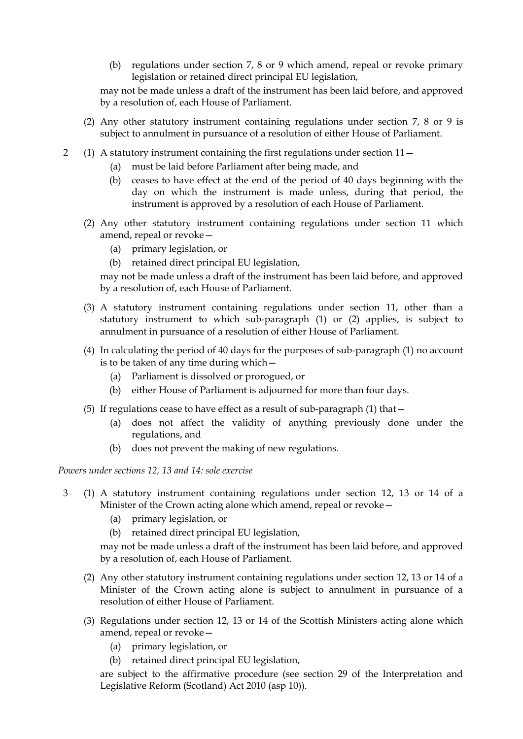(b) regulations under section 7, 8 or 9 which amend, repeal or revoke primary legislation or retained direct principal EU legislation,

may not be made unless a draft of the instrument has been laid before, and approved by a resolution of, each House of Parliament.

(2) Any other statutory instrument containing regulations under section 7, 8 or 9 is subject to annulment in pursuance of a resolution of either House of Parliament.

2 (1) A statutory instrument containing the first regulations under section 11—

(a) must be laid before Parliament after being made, and

(b) ceases to have effect at the end of the period of 40 days beginning with the day on which the instrument is made unless, during that period, the instrument is approved by a resolution of each House of Parliament.

(2) Any other statutory instrument containing regulations under section 11 which amend, repeal or revoke—

(a) primary legislation, or

(b) retained direct principal EU legislation,

may not be made unless a draft of the instrument has been laid before, and approved by a resolution of, each House of Parliament.

(3) A statutory instrument containing regulations under section 11, other than a statutory instrument to which sub-paragraph (1) or (2) applies, is subject to annulment in pursuance of a resolution of either House of Parliament.

(4) In calculating the period of 40 days for the purposes of sub-paragraph (1) no account is to be taken of any time during which—

(a) Parliament is dissolved or prorogued, or

(b) either House of Parliament is adjourned for more than four days.

(5) If regulations cease to have effect as a result of sub-paragraph (1) that—

(a) does not affect the validity of anything previously done under the regulations, and

(b) does not prevent the making of new regulations.

*Powers under sections 12, 13 and 14: sole exercise*

3 (1) A statutory instrument containing regulations under section 12, 13 or 14 of a Minister of the Crown acting alone which amend, repeal or revoke—

(a) primary legislation, or

(b) retained direct principal EU legislation,

may not be made unless a draft of the instrument has been laid before, and approved by a resolution of, each House of Parliament.

(2) Any other statutory instrument containing regulations under section 12, 13 or 14 of a Minister of the Crown acting alone is subject to annulment in pursuance of a resolution of either House of Parliament.

(3) Regulations under section 12, 13 or 14 of the Scottish Ministers acting alone which amend, repeal or revoke—

(a) primary legislation, or

(b) retained direct principal EU legislation,

are subject to the affirmative procedure (see section 29 of the Interpretation and Legislative Reform (Scotland) Act 2010 (asp 10)).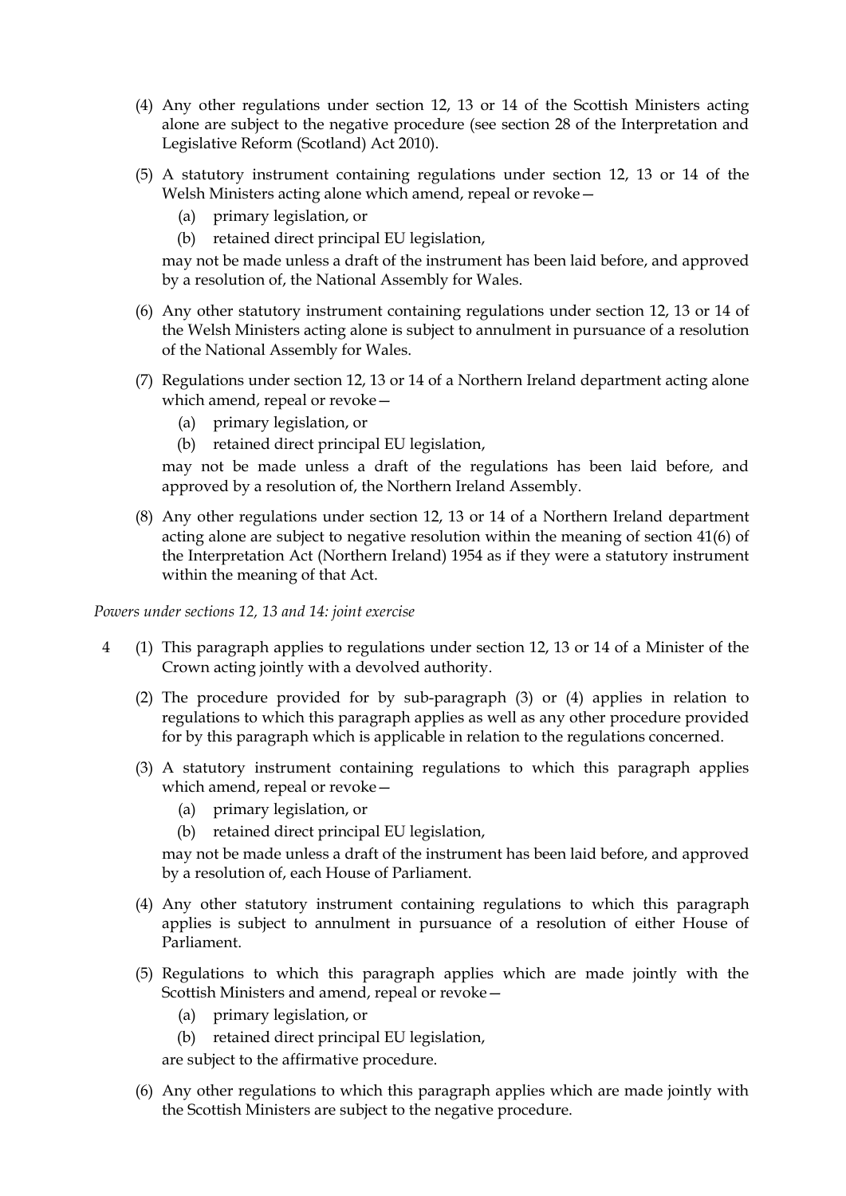(4) Any other regulations under section 12, 13 or 14 of the Scottish Ministers acting alone are subject to the negative procedure (see section 28 of the Interpretation and Legislative Reform (Scotland) Act 2010).

(5) A statutory instrument containing regulations under section 12, 13 or 14 of the Welsh Ministers acting alone which amend, repeal or revoke—

(a) primary legislation, or

(b) retained direct principal EU legislation,

may not be made unless a draft of the instrument has been laid before, and approved by a resolution of, the National Assembly for Wales.

(6) Any other statutory instrument containing regulations under section 12, 13 or 14 of the Welsh Ministers acting alone is subject to annulment in pursuance of a resolution of the National Assembly for Wales.

(7) Regulations under section 12, 13 or 14 of a Northern Ireland department acting alone which amend, repeal or revoke—

(a) primary legislation, or

(b) retained direct principal EU legislation,

may not be made unless a draft of the regulations has been laid before, and approved by a resolution of, the Northern Ireland Assembly.

(8) Any other regulations under section 12, 13 or 14 of a Northern Ireland department acting alone are subject to negative resolution within the meaning of section 41(6) of the Interpretation Act (Northern Ireland) 1954 as if they were a statutory instrument within the meaning of that Act.

*Powers under sections 12, 13 and 14: joint exercise*

4 (1) This paragraph applies to regulations under section 12, 13 or 14 of a Minister of the Crown acting jointly with a devolved authority.

(2) The procedure provided for by sub-paragraph (3) or (4) applies in relation to regulations to which this paragraph applies as well as any other procedure provided for by this paragraph which is applicable in relation to the regulations concerned.

(3) A statutory instrument containing regulations to which this paragraph applies which amend, repeal or revoke—

(a) primary legislation, or

(b) retained direct principal EU legislation,

may not be made unless a draft of the instrument has been laid before, and approved by a resolution of, each House of Parliament.

(4) Any other statutory instrument containing regulations to which this paragraph applies is subject to annulment in pursuance of a resolution of either House of Parliament.

(5) Regulations to which this paragraph applies which are made jointly with the Scottish Ministers and amend, repeal or revoke—

(a) primary legislation, or

(b) retained direct principal EU legislation,

are subject to the affirmative procedure.

(6) Any other regulations to which this paragraph applies which are made jointly with the Scottish Ministers are subject to the negative procedure.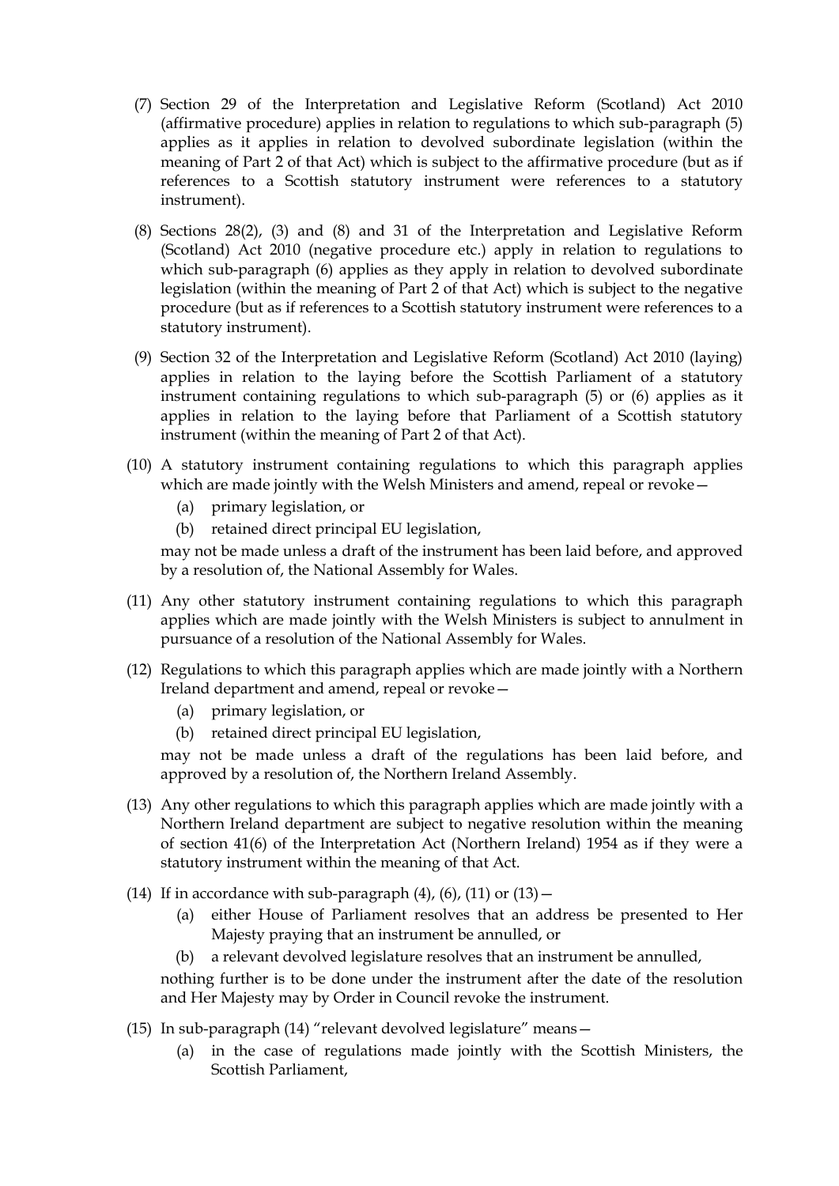(7) Section 29 of the Interpretation and Legislative Reform (Scotland) Act 2010 (affirmative procedure) applies in relation to regulations to which sub-paragraph (5) applies as it applies in relation to devolved subordinate legislation (within the meaning of Part 2 of that Act) which is subject to the affirmative procedure (but as if references to a Scottish statutory instrument were references to a statutory instrument).

(8) Sections 28(2), (3) and (8) and 31 of the Interpretation and Legislative Reform (Scotland) Act 2010 (negative procedure etc.) apply in relation to regulations to which sub-paragraph (6) applies as they apply in relation to devolved subordinate legislation (within the meaning of Part 2 of that Act) which is subject to the negative procedure (but as if references to a Scottish statutory instrument were references to a statutory instrument).

(9) Section 32 of the Interpretation and Legislative Reform (Scotland) Act 2010 (laying) applies in relation to the laying before the Scottish Parliament of a statutory instrument containing regulations to which sub-paragraph (5) or (6) applies as it applies in relation to the laying before that Parliament of a Scottish statutory instrument (within the meaning of Part 2 of that Act).

(10) A statutory instrument containing regulations to which this paragraph applies which are made jointly with the Welsh Ministers and amend, repeal or revoke—

  (a) primary legislation, or

  (b) retained direct principal EU legislation,

may not be made unless a draft of the instrument has been laid before, and approved by a resolution of, the National Assembly for Wales.

(11) Any other statutory instrument containing regulations to which this paragraph applies which are made jointly with the Welsh Ministers is subject to annulment in pursuance of a resolution of the National Assembly for Wales.

(12) Regulations to which this paragraph applies which are made jointly with a Northern Ireland department and amend, repeal or revoke—

  (a) primary legislation, or

  (b) retained direct principal EU legislation,

may not be made unless a draft of the regulations has been laid before, and approved by a resolution of, the Northern Ireland Assembly.

(13) Any other regulations to which this paragraph applies which are made jointly with a Northern Ireland department are subject to negative resolution within the meaning of section 41(6) of the Interpretation Act (Northern Ireland) 1954 as if they were a statutory instrument within the meaning of that Act.

(14) If in accordance with sub-paragraph (4), (6), (11) or (13)—

  (a) either House of Parliament resolves that an address be presented to Her Majesty praying that an instrument be annulled, or

  (b) a relevant devolved legislature resolves that an instrument be annulled,

nothing further is to be done under the instrument after the date of the resolution and Her Majesty may by Order in Council revoke the instrument.

(15) In sub-paragraph (14) "relevant devolved legislature" means—

  (a) in the case of regulations made jointly with the Scottish Ministers, the Scottish Parliament,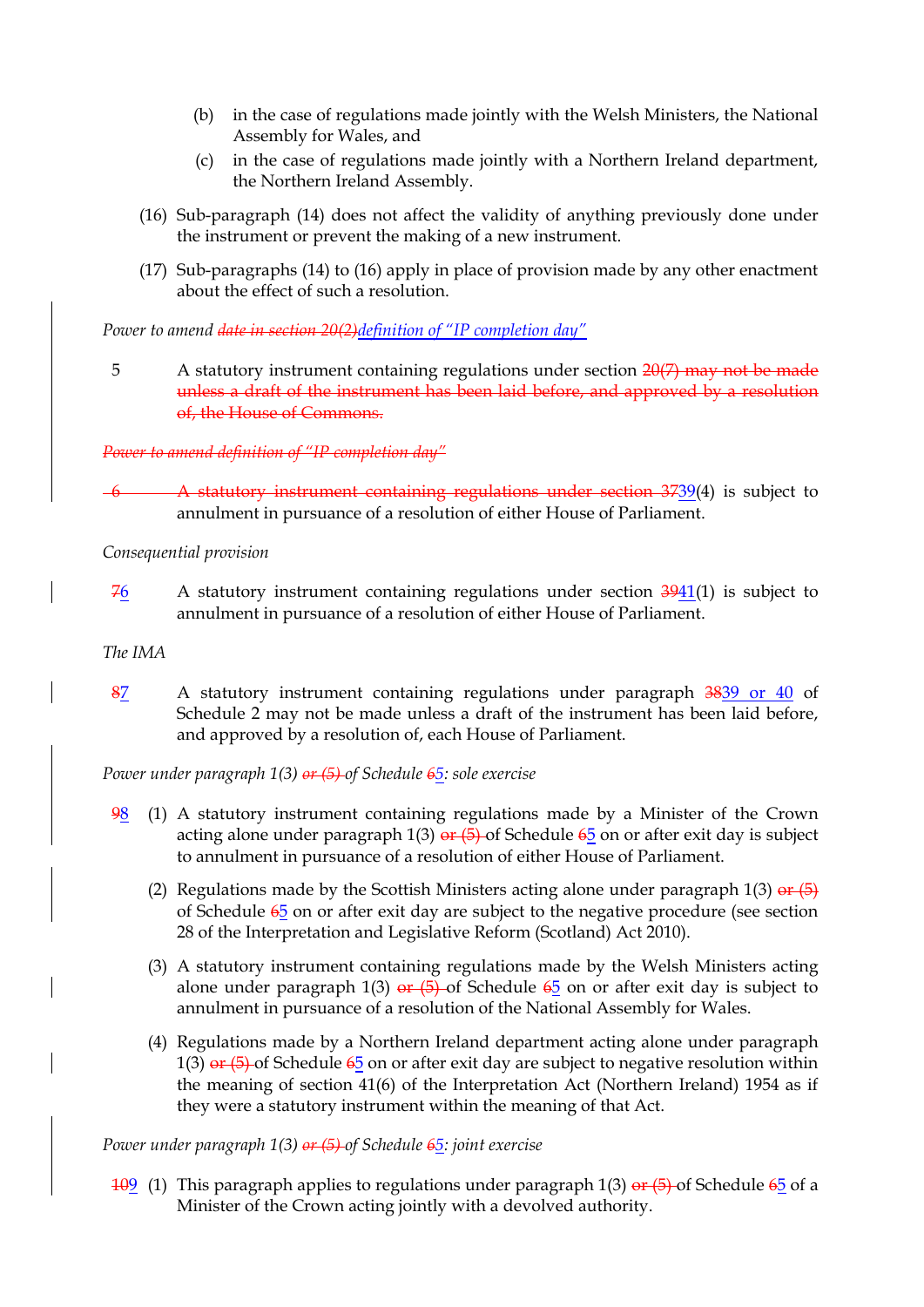(b) in the case of regulations made jointly with the Welsh Ministers, the National Assembly for Wales, and

(c) in the case of regulations made jointly with a Northern Ireland department, the Northern Ireland Assembly.

(16) Sub-paragraph (14) does not affect the validity of anything previously done under the instrument or prevent the making of a new instrument.

(17) Sub-paragraphs (14) to (16) apply in place of provision made by any other enactment about the effect of such a resolution.

*Power to amend ~~date in section 20(2)~~definition of "IP completion day"*

5 A statutory instrument containing regulations under section ~~20(7) may not be made unless a draft of the instrument has been laid before, and approved by a resolution of, the House of Commons.~~

~~*Power to amend definition of "IP completion day"*~~

~~6 A statutory instrument containing regulations under section 37~~39(4) is subject to annulment in pursuance of a resolution of either House of Parliament.

*Consequential provision*

~~7~~6 A statutory instrument containing regulations under section ~~39~~41(1) is subject to annulment in pursuance of a resolution of either House of Parliament.

*The IMA*

~~8~~7 A statutory instrument containing regulations under paragraph ~~38~~39 or 40 of Schedule 2 may not be made unless a draft of the instrument has been laid before, and approved by a resolution of, each House of Parliament.

*Power under paragraph 1(3) ~~or (5)~~ of Schedule ~~6~~5: sole exercise*

~~9~~8 (1) A statutory instrument containing regulations made by a Minister of the Crown acting alone under paragraph 1(3) ~~or (5)~~ of Schedule ~~6~~5 on or after exit day is subject to annulment in pursuance of a resolution of either House of Parliament.

(2) Regulations made by the Scottish Ministers acting alone under paragraph 1(3) ~~or (5)~~ of Schedule ~~6~~5 on or after exit day are subject to the negative procedure (see section 28 of the Interpretation and Legislative Reform (Scotland) Act 2010).

(3) A statutory instrument containing regulations made by the Welsh Ministers acting alone under paragraph 1(3) ~~or (5)~~ of Schedule ~~6~~5 on or after exit day is subject to annulment in pursuance of a resolution of the National Assembly for Wales.

(4) Regulations made by a Northern Ireland department acting alone under paragraph 1(3) ~~or (5)~~ of Schedule ~~6~~5 on or after exit day are subject to negative resolution within the meaning of section 41(6) of the Interpretation Act (Northern Ireland) 1954 as if they were a statutory instrument within the meaning of that Act.

*Power under paragraph 1(3) ~~or (5)~~ of Schedule ~~6~~5: joint exercise*

~~10~~9 (1) This paragraph applies to regulations under paragraph 1(3) ~~or (5)~~ of Schedule ~~6~~5 of a Minister of the Crown acting jointly with a devolved authority.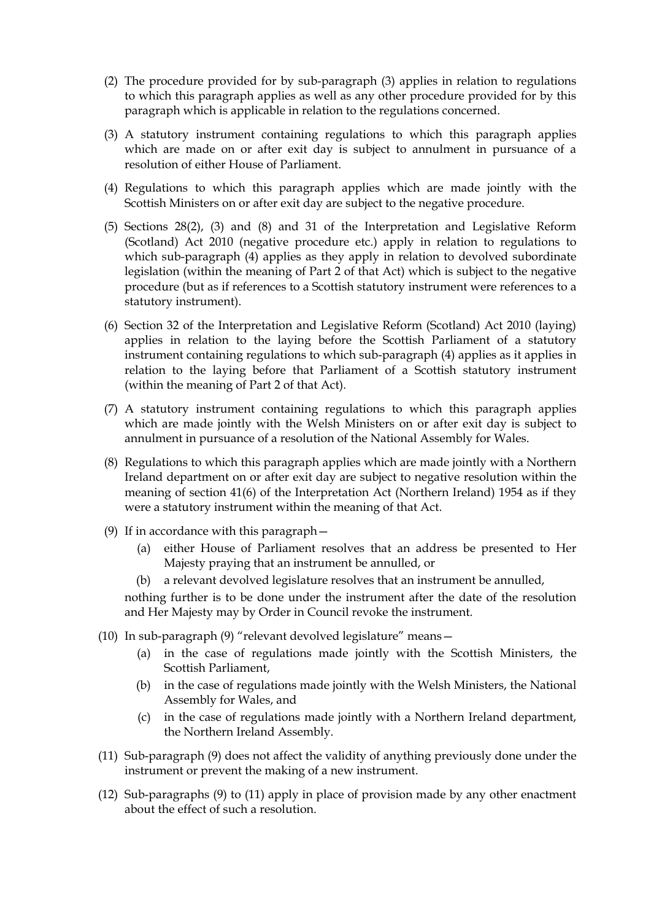(2) The procedure provided for by sub-paragraph (3) applies in relation to regulations to which this paragraph applies as well as any other procedure provided for by this paragraph which is applicable in relation to the regulations concerned.

(3) A statutory instrument containing regulations to which this paragraph applies which are made on or after exit day is subject to annulment in pursuance of a resolution of either House of Parliament.

(4) Regulations to which this paragraph applies which are made jointly with the Scottish Ministers on or after exit day are subject to the negative procedure.

(5) Sections 28(2), (3) and (8) and 31 of the Interpretation and Legislative Reform (Scotland) Act 2010 (negative procedure etc.) apply in relation to regulations to which sub-paragraph (4) applies as they apply in relation to devolved subordinate legislation (within the meaning of Part 2 of that Act) which is subject to the negative procedure (but as if references to a Scottish statutory instrument were references to a statutory instrument).

(6) Section 32 of the Interpretation and Legislative Reform (Scotland) Act 2010 (laying) applies in relation to the laying before the Scottish Parliament of a statutory instrument containing regulations to which sub-paragraph (4) applies as it applies in relation to the laying before that Parliament of a Scottish statutory instrument (within the meaning of Part 2 of that Act).

(7) A statutory instrument containing regulations to which this paragraph applies which are made jointly with the Welsh Ministers on or after exit day is subject to annulment in pursuance of a resolution of the National Assembly for Wales.

(8) Regulations to which this paragraph applies which are made jointly with a Northern Ireland department on or after exit day are subject to negative resolution within the meaning of section 41(6) of the Interpretation Act (Northern Ireland) 1954 as if they were a statutory instrument within the meaning of that Act.

(9) If in accordance with this paragraph—

  (a) either House of Parliament resolves that an address be presented to Her Majesty praying that an instrument be annulled, or

  (b) a relevant devolved legislature resolves that an instrument be annulled,

nothing further is to be done under the instrument after the date of the resolution and Her Majesty may by Order in Council revoke the instrument.

(10) In sub-paragraph (9) "relevant devolved legislature" means—

  (a) in the case of regulations made jointly with the Scottish Ministers, the Scottish Parliament,

  (b) in the case of regulations made jointly with the Welsh Ministers, the National Assembly for Wales, and

  (c) in the case of regulations made jointly with a Northern Ireland department, the Northern Ireland Assembly.

(11) Sub-paragraph (9) does not affect the validity of anything previously done under the instrument or prevent the making of a new instrument.

(12) Sub-paragraphs (9) to (11) apply in place of provision made by any other enactment about the effect of such a resolution.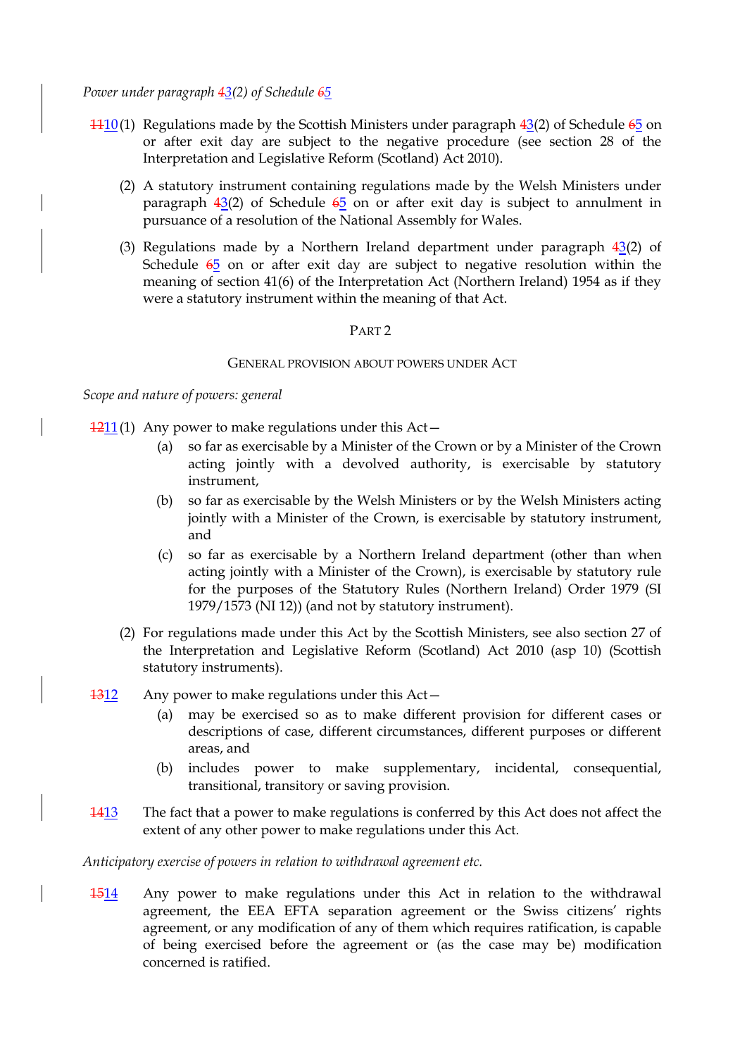*Power under paragraph ~~4~~3(2) of Schedule ~~6~~5*

~~11~~10 (1) Regulations made by the Scottish Ministers under paragraph ~~4~~3(2) of Schedule ~~6~~5 on or after exit day are subject to the negative procedure (see section 28 of the Interpretation and Legislative Reform (Scotland) Act 2010).

(2) A statutory instrument containing regulations made by the Welsh Ministers under paragraph ~~4~~3(2) of Schedule ~~6~~5 on or after exit day is subject to annulment in pursuance of a resolution of the National Assembly for Wales.

(3) Regulations made by a Northern Ireland department under paragraph ~~4~~3(2) of Schedule ~~6~~5 on or after exit day are subject to negative resolution within the meaning of section 41(6) of the Interpretation Act (Northern Ireland) 1954 as if they were a statutory instrument within the meaning of that Act.

## PART 2

### GENERAL PROVISION ABOUT POWERS UNDER ACT

*Scope and nature of powers: general*

~~12~~11 (1) Any power to make regulations under this Act—

(a) so far as exercisable by a Minister of the Crown or by a Minister of the Crown acting jointly with a devolved authority, is exercisable by statutory instrument,

(b) so far as exercisable by the Welsh Ministers or by the Welsh Ministers acting jointly with a Minister of the Crown, is exercisable by statutory instrument, and

(c) so far as exercisable by a Northern Ireland department (other than when acting jointly with a Minister of the Crown), is exercisable by statutory rule for the purposes of the Statutory Rules (Northern Ireland) Order 1979 (SI 1979/1573 (NI 12)) (and not by statutory instrument).

(2) For regulations made under this Act by the Scottish Ministers, see also section 27 of the Interpretation and Legislative Reform (Scotland) Act 2010 (asp 10) (Scottish statutory instruments).

~~13~~12 Any power to make regulations under this Act—

(a) may be exercised so as to make different provision for different cases or descriptions of case, different circumstances, different purposes or different areas, and

(b) includes power to make supplementary, incidental, consequential, transitional, transitory or saving provision.

~~14~~13 The fact that a power to make regulations is conferred by this Act does not affect the extent of any other power to make regulations under this Act.

*Anticipatory exercise of powers in relation to withdrawal agreement etc.*

~~15~~14 Any power to make regulations under this Act in relation to the withdrawal agreement, the EEA EFTA separation agreement or the Swiss citizens' rights agreement, or any modification of any of them which requires ratification, is capable of being exercised before the agreement or (as the case may be) modification concerned is ratified.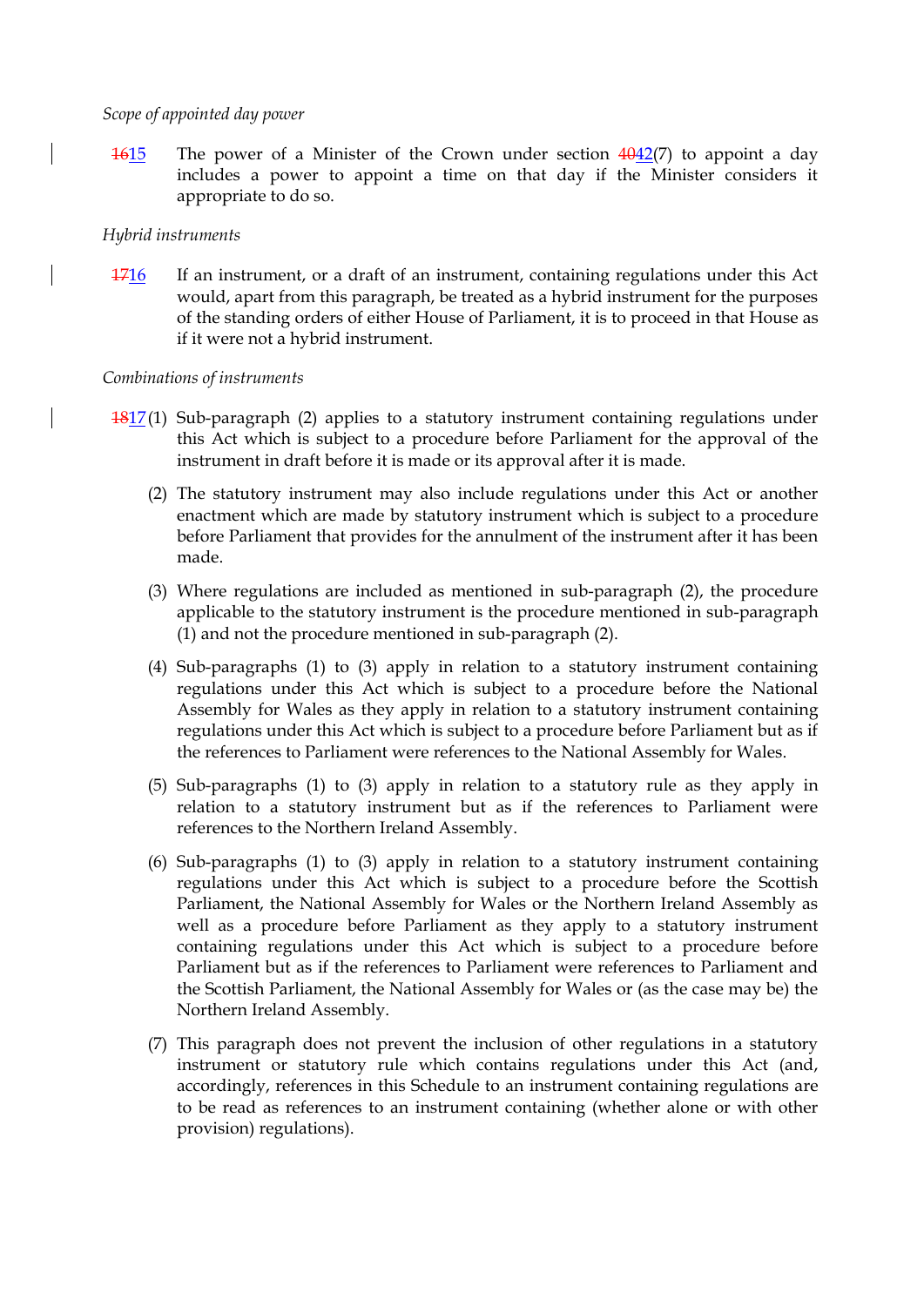*Scope of appointed day power*

~~16~~15 The power of a Minister of the Crown under section ~~40~~42(7) to appoint a day includes a power to appoint a time on that day if the Minister considers it appropriate to do so.

*Hybrid instruments*

~~17~~16 If an instrument, or a draft of an instrument, containing regulations under this Act would, apart from this paragraph, be treated as a hybrid instrument for the purposes of the standing orders of either House of Parliament, it is to proceed in that House as if it were not a hybrid instrument.

*Combinations of instruments*

~~18~~17 (1) Sub-paragraph (2) applies to a statutory instrument containing regulations under this Act which is subject to a procedure before Parliament for the approval of the instrument in draft before it is made or its approval after it is made.

(2) The statutory instrument may also include regulations under this Act or another enactment which are made by statutory instrument which is subject to a procedure before Parliament that provides for the annulment of the instrument after it has been made.

(3) Where regulations are included as mentioned in sub-paragraph (2), the procedure applicable to the statutory instrument is the procedure mentioned in sub-paragraph (1) and not the procedure mentioned in sub-paragraph (2).

(4) Sub-paragraphs (1) to (3) apply in relation to a statutory instrument containing regulations under this Act which is subject to a procedure before the National Assembly for Wales as they apply in relation to a statutory instrument containing regulations under this Act which is subject to a procedure before Parliament but as if the references to Parliament were references to the National Assembly for Wales.

(5) Sub-paragraphs (1) to (3) apply in relation to a statutory rule as they apply in relation to a statutory instrument but as if the references to Parliament were references to the Northern Ireland Assembly.

(6) Sub-paragraphs (1) to (3) apply in relation to a statutory instrument containing regulations under this Act which is subject to a procedure before the Scottish Parliament, the National Assembly for Wales or the Northern Ireland Assembly as well as a procedure before Parliament as they apply to a statutory instrument containing regulations under this Act which is subject to a procedure before Parliament but as if the references to Parliament were references to Parliament and the Scottish Parliament, the National Assembly for Wales or (as the case may be) the Northern Ireland Assembly.

(7) This paragraph does not prevent the inclusion of other regulations in a statutory instrument or statutory rule which contains regulations under this Act (and, accordingly, references in this Schedule to an instrument containing regulations are to be read as references to an instrument containing (whether alone or with other provision) regulations).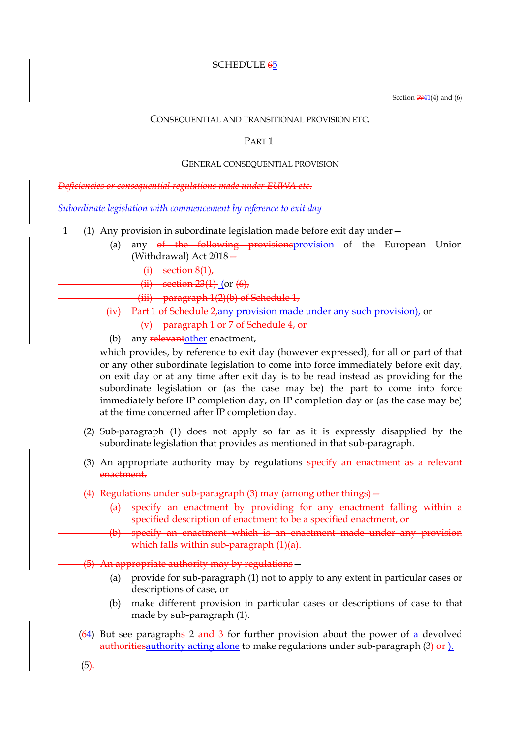# SCHEDULE ~~6~~5

Section ~~39~~41(4) and (6)

## CONSEQUENTIAL AND TRANSITIONAL PROVISION ETC.

### PART 1

### GENERAL CONSEQUENTIAL PROVISION

~~*Deficiencies or consequential regulations made under EUWA etc.*~~

*Subordinate legislation with commencement by reference to exit day*

1 (1) Any provision in subordinate legislation made before exit day under—

(a) any ~~of the following provisions~~provision of the European Union (Withdrawal) Act 2018~~—~~

~~(i) section 8(1),~~

~~(ii) section 23(1)~~ (or ~~(6),~~

~~(iii) paragraph 1(2)(b) of Schedule 1,~~

~~(iv) Part 1 of Schedule 2,~~any provision made under any such provision), or

~~(v) paragraph 1 or 7 of Schedule 4, or~~

(b) any ~~relevant~~other enactment,

which provides, by reference to exit day (however expressed), for all or part of that or any other subordinate legislation to come into force immediately before exit day, on exit day or at any time after exit day is to be read instead as providing for the subordinate legislation or (as the case may be) the part to come into force immediately before IP completion day, on IP completion day or (as the case may be) at the time concerned after IP completion day.

(2) Sub-paragraph (1) does not apply so far as it is expressly disapplied by the subordinate legislation that provides as mentioned in that sub-paragraph.

(3) An appropriate authority may by regulations ~~specify an enactment as a relevant enactment.~~

~~(4) Regulations under sub-paragraph (3) may (among other things)—~~

~~(a) specify an enactment by providing for any enactment falling within a specified description of enactment to be a specified enactment, or~~

~~(b) specify an enactment which is an enactment made under any provision which falls within sub-paragraph (1)(a).~~

~~(5) An appropriate authority may by regulations~~—

(a) provide for sub-paragraph (1) not to apply to any extent in particular cases or descriptions of case, or

(b) make different provision in particular cases or descriptions of case to that made by sub-paragraph (1).

(~~6~~4) But see paragraph~~s~~ 2 ~~and 3~~ for further provision about the power of a devolved ~~authorities~~authority acting alone to make regulations under sub-paragraph (3~~) or~~).

(5)~~.~~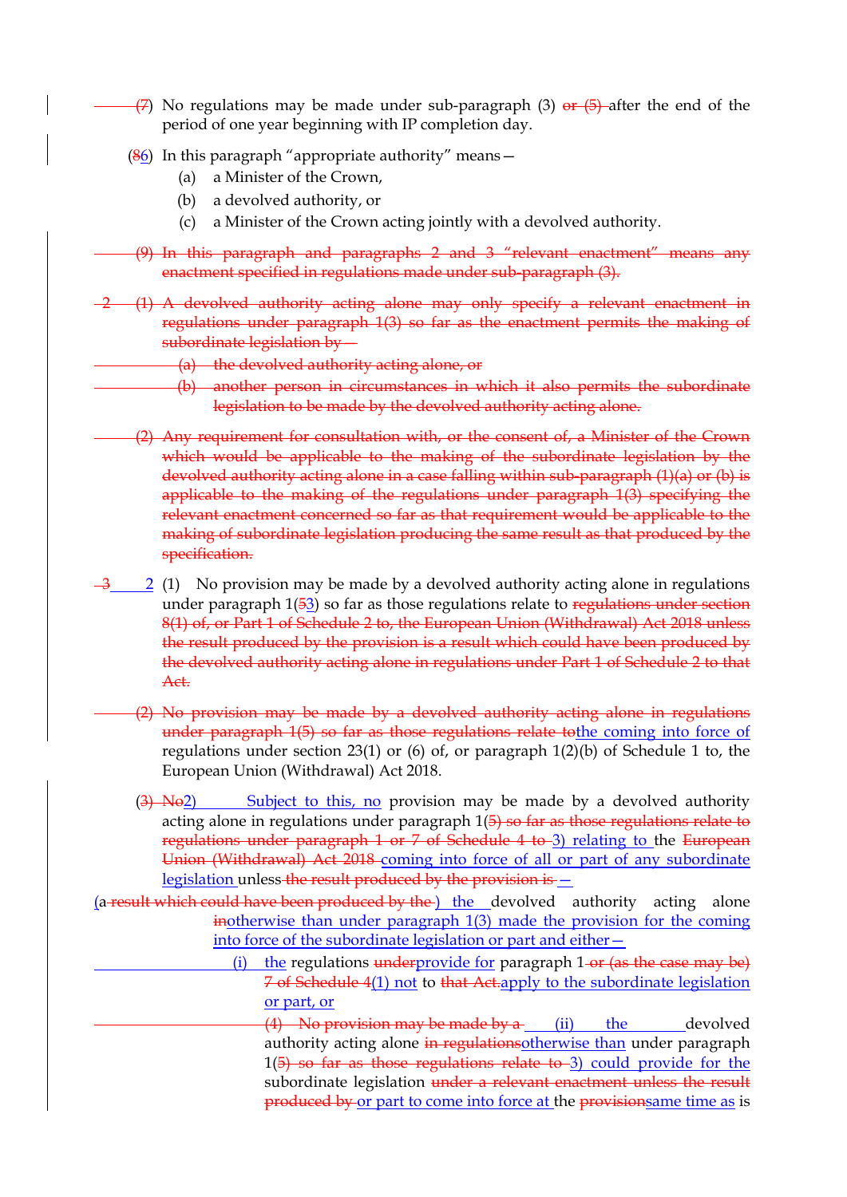(~~7~~) No regulations may be made under sub-paragraph (3) ~~or (5)~~ after the end of the period of one year beginning with IP completion day.

(~~8~~6) In this paragraph "appropriate authority" means—

(a) a Minister of the Crown,

(b) a devolved authority, or

(c) a Minister of the Crown acting jointly with a devolved authority.

~~(9) In this paragraph and paragraphs 2 and 3 "relevant enactment" means any enactment specified in regulations made under sub-paragraph (3).~~

~~2 (1) A devolved authority acting alone may only specify a relevant enactment in regulations under paragraph 1(3) so far as the enactment permits the making of subordinate legislation by—~~

~~(a) the devolved authority acting alone, or~~

~~(b) another person in circumstances in which it also permits the subordinate legislation to be made by the devolved authority acting alone.~~

~~(2) Any requirement for consultation with, or the consent of, a Minister of the Crown which would be applicable to the making of the subordinate legislation by the devolved authority acting alone in a case falling within sub-paragraph (1)(a) or (b) is applicable to the making of the regulations under paragraph 1(3) specifying the relevant enactment concerned so far as that requirement would be applicable to the making of subordinate legislation producing the same result as that produced by the specification.~~

~~3~~ 2 (1) No provision may be made by a devolved authority acting alone in regulations under paragraph 1(~~5~~3) so far as those regulations relate to ~~regulations under section 8(1) of, or Part 1 of Schedule 2 to, the European Union (Withdrawal) Act 2018 unless the result produced by the provision is a result which could have been produced by the devolved authority acting alone in regulations under Part 1 of Schedule 2 to that Act.~~

~~(2) No provision may be made by a devolved authority acting alone in regulations under paragraph 1(5) so far as those regulations relate to~~the coming into force of regulations under section 23(1) or (6) of, or paragraph 1(2)(b) of Schedule 1 to, the European Union (Withdrawal) Act 2018.

(~~3) No~~2) Subject to this, no provision may be made by a devolved authority acting alone in regulations under paragraph 1(~~5) so far as those regulations relate to regulations under paragraph 1 or 7 of Schedule 4 to~~3) relating to the ~~European Union (Withdrawal) Act 2018~~ coming into force of all or part of any subordinate legislation unless ~~the result produced by the provision is~~—

(a ~~result which could have been produced by the~~) the devolved authority acting alone ~~in~~otherwise than under paragraph 1(3) made the provision for the coming into force of the subordinate legislation or part and either—

(i) the regulations ~~under~~provide for paragraph 1 ~~or (as the case may be) 7 of Schedule 4~~(1) not to ~~that Act.~~apply to the subordinate legislation or part, or

~~(4) No provision may be made by a~~ (ii) the devolved authority acting alone ~~in regulations~~otherwise than under paragraph 1(~~5) so far as those regulations relate to~~3) could provide for the subordinate legislation ~~under a relevant enactment unless the result produced by~~ or part to come into force at the ~~provision~~same time as is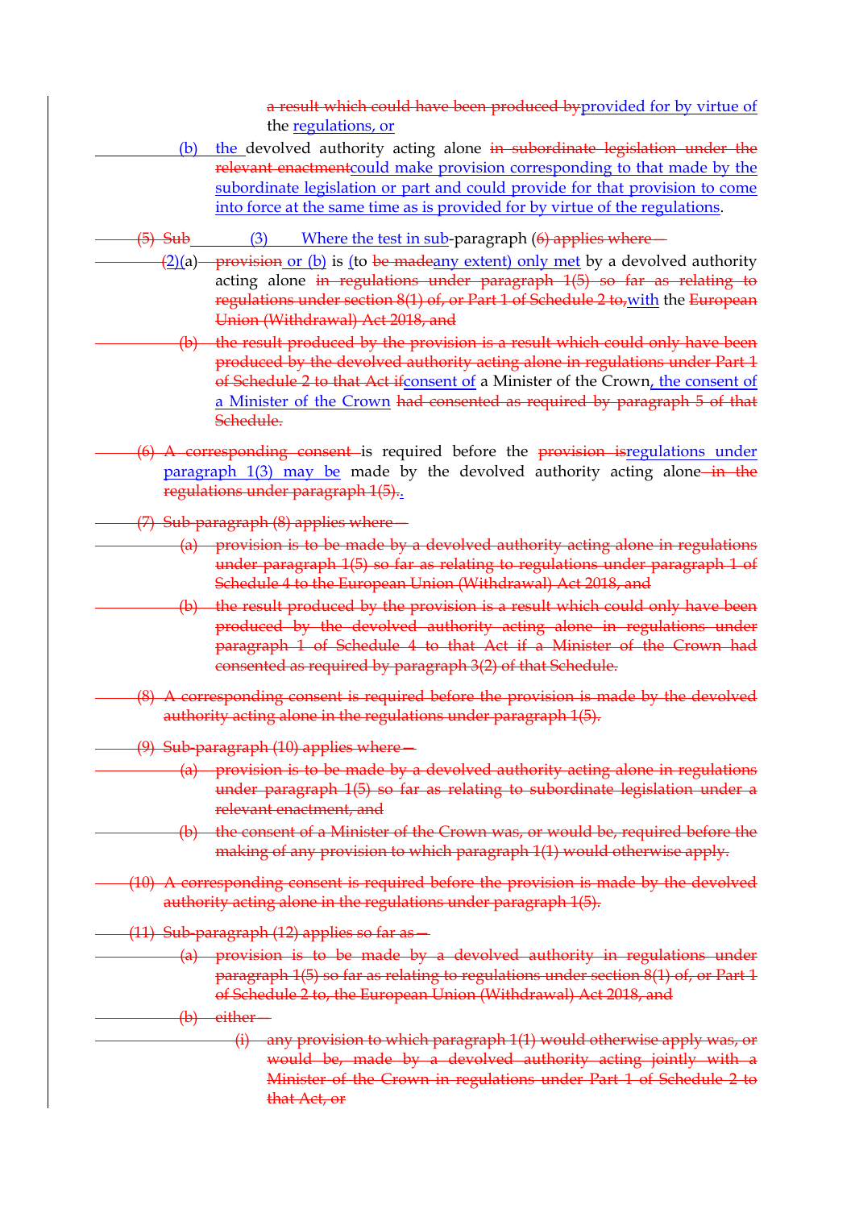a result which could have been produced byprovided for by virtue of the regulations, or

(b) the devolved authority acting alone in subordinate legislation under the relevant enactmentcould make provision corresponding to that made by the subordinate legislation or part and could provide for that provision to come into force at the same time as is provided for by virtue of the regulations.

(5) Sub (3) Where the test in sub-paragraph (6) applies where—

(2)(a) provision or (b) is (to be madeany extent) only met by a devolved authority acting alone in regulations under paragraph 1(5) so far as relating to regulations under section 8(1) of, or Part 1 of Schedule 2 to,with the European Union (Withdrawal) Act 2018, and

(b) the result produced by the provision is a result which could only have been produced by the devolved authority acting alone in regulations under Part 1 of Schedule 2 to that Act ifconsent of a Minister of the Crown, the consent of a Minister of the Crown had consented as required by paragraph 5 of that Schedule.

(6) A corresponding consent is required before the provision isregulations under paragraph 1(3) may be made by the devolved authority acting alone in the regulations under paragraph 1(5)..

(7) Sub-paragraph (8) applies where—

(a) provision is to be made by a devolved authority acting alone in regulations under paragraph 1(5) so far as relating to regulations under paragraph 1 of Schedule 4 to the European Union (Withdrawal) Act 2018, and

(b) the result produced by the provision is a result which could only have been produced by the devolved authority acting alone in regulations under paragraph 1 of Schedule 4 to that Act if a Minister of the Crown had consented as required by paragraph 3(2) of that Schedule.

(8) A corresponding consent is required before the provision is made by the devolved authority acting alone in the regulations under paragraph 1(5).

(9) Sub-paragraph (10) applies where—

(a) provision is to be made by a devolved authority acting alone in regulations under paragraph 1(5) so far as relating to subordinate legislation under a relevant enactment, and

(b) the consent of a Minister of the Crown was, or would be, required before the making of any provision to which paragraph 1(1) would otherwise apply.

(10) A corresponding consent is required before the provision is made by the devolved authority acting alone in the regulations under paragraph 1(5).

(11) Sub-paragraph (12) applies so far as—

(a) provision is to be made by a devolved authority in regulations under paragraph 1(5) so far as relating to regulations under section 8(1) of, or Part 1 of Schedule 2 to, the European Union (Withdrawal) Act 2018, and

(b) either—

(i) any provision to which paragraph 1(1) would otherwise apply was, or would be, made by a devolved authority acting jointly with a Minister of the Crown in regulations under Part 1 of Schedule 2 to that Act, or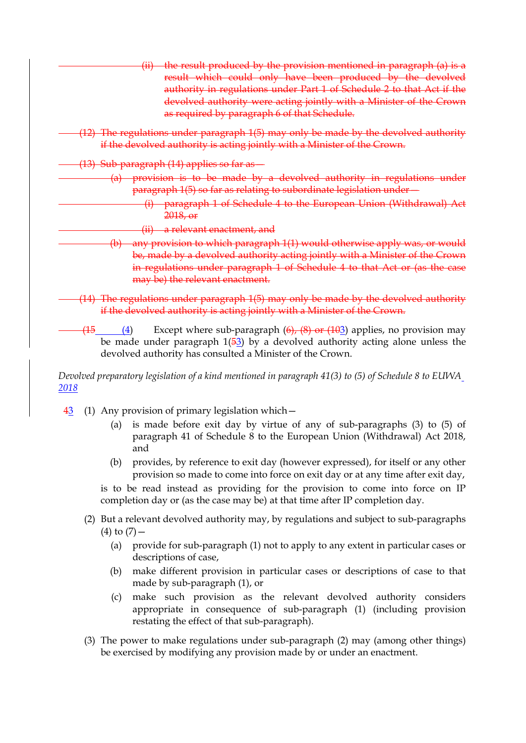~~(ii) the result produced by the provision mentioned in paragraph (a) is a result which could only have been produced by the devolved authority in regulations under Part 1 of Schedule 2 to that Act if the devolved authority were acting jointly with a Minister of the Crown as required by paragraph 6 of that Schedule.~~

~~(12) The regulations under paragraph 1(5) may only be made by the devolved authority if the devolved authority is acting jointly with a Minister of the Crown.~~

~~(13) Sub-paragraph (14) applies so far as—~~

~~(a) provision is to be made by a devolved authority in regulations under paragraph 1(5) so far as relating to subordinate legislation under—~~

~~(i) paragraph 1 of Schedule 4 to the European Union (Withdrawal) Act 2018, or~~

~~(ii) a relevant enactment, and~~

~~(b) any provision to which paragraph 1(1) would otherwise apply was, or would be, made by a devolved authority acting jointly with a Minister of the Crown in regulations under paragraph 1 of Schedule 4 to that Act or (as the case may be) the relevant enactment.~~

~~(14) The regulations under paragraph 1(5) may only be made by the devolved authority if the devolved authority is acting jointly with a Minister of the Crown.~~

~~(15~~(4) Except where sub-paragraph ~~(6), (8) or (10~~3) applies, no provision may be made under paragraph 1(~~5~~3) by a devolved authority acting alone unless the devolved authority has consulted a Minister of the Crown.

*Devolved preparatory legislation of a kind mentioned in paragraph 41(3) to (5) of Schedule 8 to EUWA 2018*

~~4~~3 (1) Any provision of primary legislation which—

(a) is made before exit day by virtue of any of sub-paragraphs (3) to (5) of paragraph 41 of Schedule 8 to the European Union (Withdrawal) Act 2018, and

(b) provides, by reference to exit day (however expressed), for itself or any other provision so made to come into force on exit day or at any time after exit day,

is to be read instead as providing for the provision to come into force on IP completion day or (as the case may be) at that time after IP completion day.

(2) But a relevant devolved authority may, by regulations and subject to sub-paragraphs (4) to (7)—

(a) provide for sub-paragraph (1) not to apply to any extent in particular cases or descriptions of case,

(b) make different provision in particular cases or descriptions of case to that made by sub-paragraph (1), or

(c) make such provision as the relevant devolved authority considers appropriate in consequence of sub-paragraph (1) (including provision restating the effect of that sub-paragraph).

(3) The power to make regulations under sub-paragraph (2) may (among other things) be exercised by modifying any provision made by or under an enactment.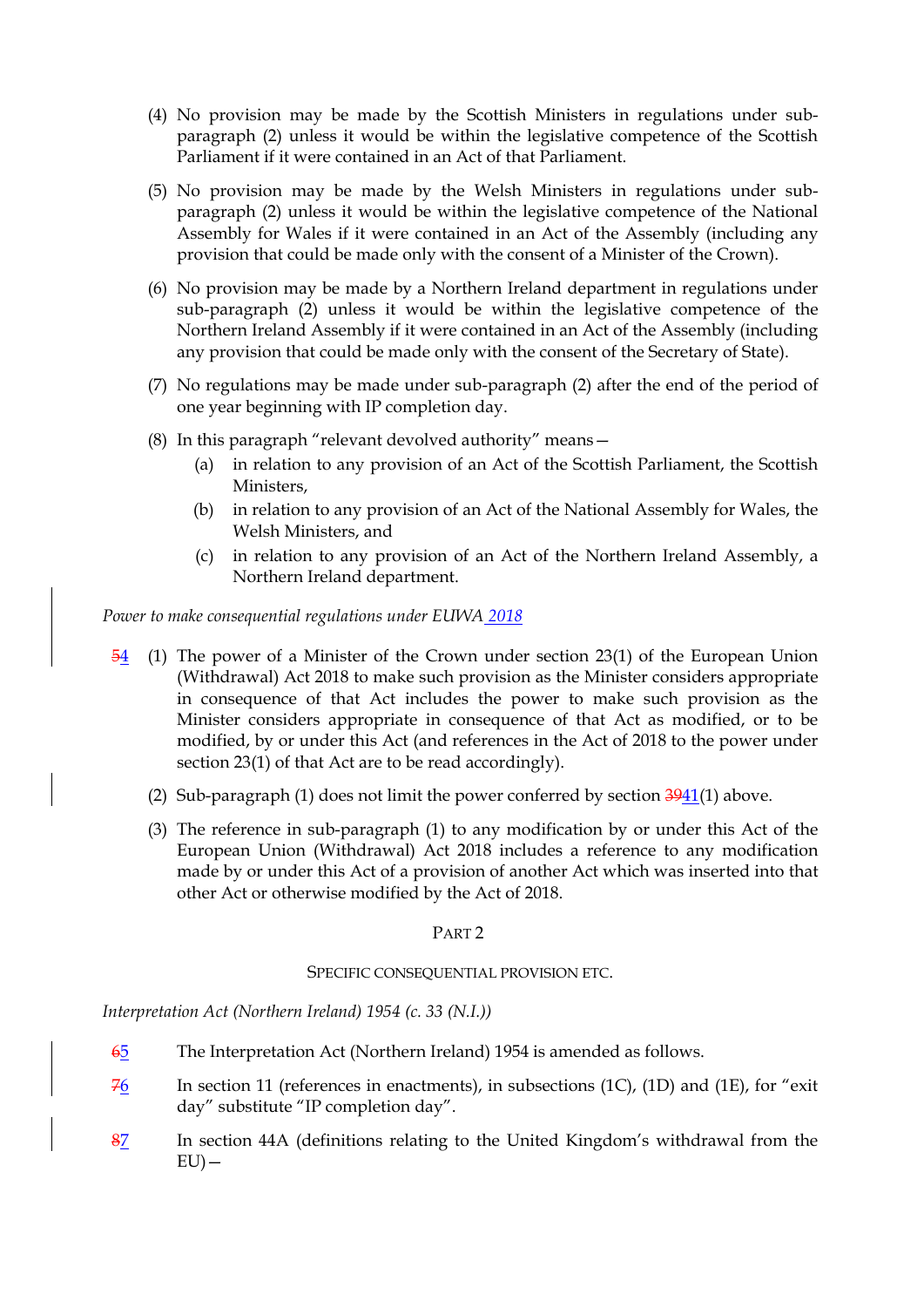(4) No provision may be made by the Scottish Ministers in regulations under sub-paragraph (2) unless it would be within the legislative competence of the Scottish Parliament if it were contained in an Act of that Parliament.

(5) No provision may be made by the Welsh Ministers in regulations under sub-paragraph (2) unless it would be within the legislative competence of the National Assembly for Wales if it were contained in an Act of the Assembly (including any provision that could be made only with the consent of a Minister of the Crown).

(6) No provision may be made by a Northern Ireland department in regulations under sub-paragraph (2) unless it would be within the legislative competence of the Northern Ireland Assembly if it were contained in an Act of the Assembly (including any provision that could be made only with the consent of the Secretary of State).

(7) No regulations may be made under sub-paragraph (2) after the end of the period of one year beginning with IP completion day.

(8) In this paragraph "relevant devolved authority" means—

(a) in relation to any provision of an Act of the Scottish Parliament, the Scottish Ministers,

(b) in relation to any provision of an Act of the National Assembly for Wales, the Welsh Ministers, and

(c) in relation to any provision of an Act of the Northern Ireland Assembly, a Northern Ireland department.

*Power to make consequential regulations under EUWA 2018*

~~5~~4 (1) The power of a Minister of the Crown under section 23(1) of the European Union (Withdrawal) Act 2018 to make such provision as the Minister considers appropriate in consequence of that Act includes the power to make such provision as the Minister considers appropriate in consequence of that Act as modified, or to be modified, by or under this Act (and references in the Act of 2018 to the power under section 23(1) of that Act are to be read accordingly).

(2) Sub-paragraph (1) does not limit the power conferred by section ~~39~~41(1) above.

(3) The reference in sub-paragraph (1) to any modification by or under this Act of the European Union (Withdrawal) Act 2018 includes a reference to any modification made by or under this Act of a provision of another Act which was inserted into that other Act or otherwise modified by the Act of 2018.

PART 2

SPECIFIC CONSEQUENTIAL PROVISION ETC.

*Interpretation Act (Northern Ireland) 1954 (c. 33 (N.I.))*

~~6~~5 The Interpretation Act (Northern Ireland) 1954 is amended as follows.

~~7~~6 In section 11 (references in enactments), in subsections (1C), (1D) and (1E), for "exit day" substitute "IP completion day".

~~8~~7 In section 44A (definitions relating to the United Kingdom's withdrawal from the EU)—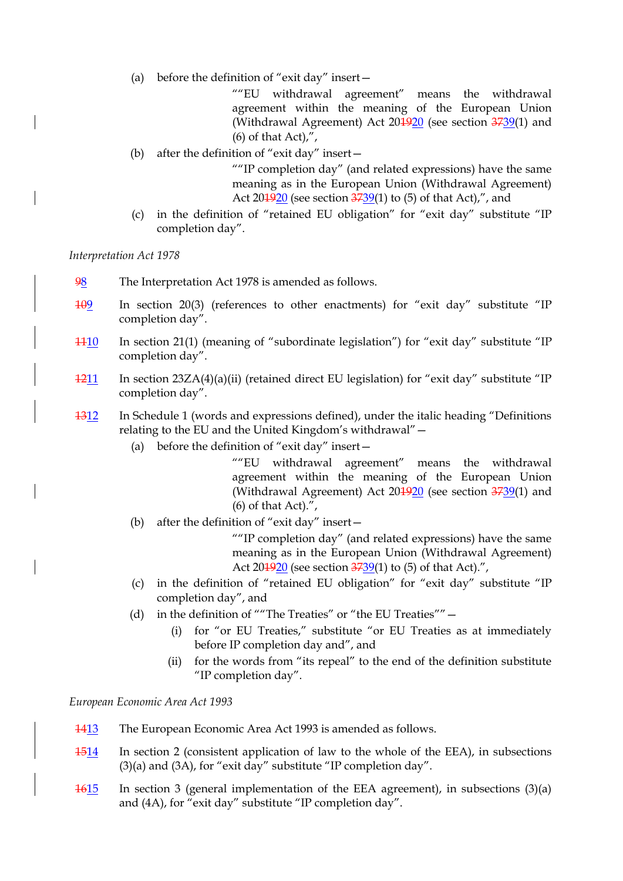(a) before the definition of “exit day” insert—

““EU withdrawal agreement” means the withdrawal agreement within the meaning of the European Union (Withdrawal Agreement) Act 20~~19~~20 (see section ~~37~~39(1) and (6) of that Act),”,

(b) after the definition of “exit day” insert—

““IP completion day” (and related expressions) have the same meaning as in the European Union (Withdrawal Agreement) Act 20~~19~~20 (see section ~~37~~39(1) to (5) of that Act),”, and

(c) in the definition of “retained EU obligation” for “exit day” substitute “IP completion day”.

*Interpretation Act 1978*

~~9~~8 The Interpretation Act 1978 is amended as follows.

~~10~~9 In section 20(3) (references to other enactments) for “exit day” substitute “IP completion day”.

~~11~~10 In section 21(1) (meaning of “subordinate legislation”) for “exit day” substitute “IP completion day”.

~~12~~11 In section 23ZA(4)(a)(ii) (retained direct EU legislation) for “exit day” substitute “IP completion day”.

~~13~~12 In Schedule 1 (words and expressions defined), under the italic heading “Definitions relating to the EU and the United Kingdom’s withdrawal”—

(a) before the definition of “exit day” insert—

““EU withdrawal agreement” means the withdrawal agreement within the meaning of the European Union (Withdrawal Agreement) Act 20~~19~~20 (see section ~~37~~39(1) and (6) of that Act).”,

(b) after the definition of “exit day” insert—

““IP completion day” (and related expressions) have the same meaning as in the European Union (Withdrawal Agreement) Act 20~~19~~20 (see section ~~37~~39(1) to (5) of that Act).”,

(c) in the definition of “retained EU obligation” for “exit day” substitute “IP completion day”, and

(d) in the definition of ““The Treaties” or “the EU Treaties””—

(i) for “or EU Treaties,” substitute “or EU Treaties as at immediately before IP completion day and”, and

(ii) for the words from “its repeal” to the end of the definition substitute “IP completion day”.

*European Economic Area Act 1993*

~~14~~13 The European Economic Area Act 1993 is amended as follows.

~~15~~14 In section 2 (consistent application of law to the whole of the EEA), in subsections (3)(a) and (3A), for “exit day” substitute “IP completion day”.

~~16~~15 In section 3 (general implementation of the EEA agreement), in subsections (3)(a) and (4A), for “exit day” substitute “IP completion day”.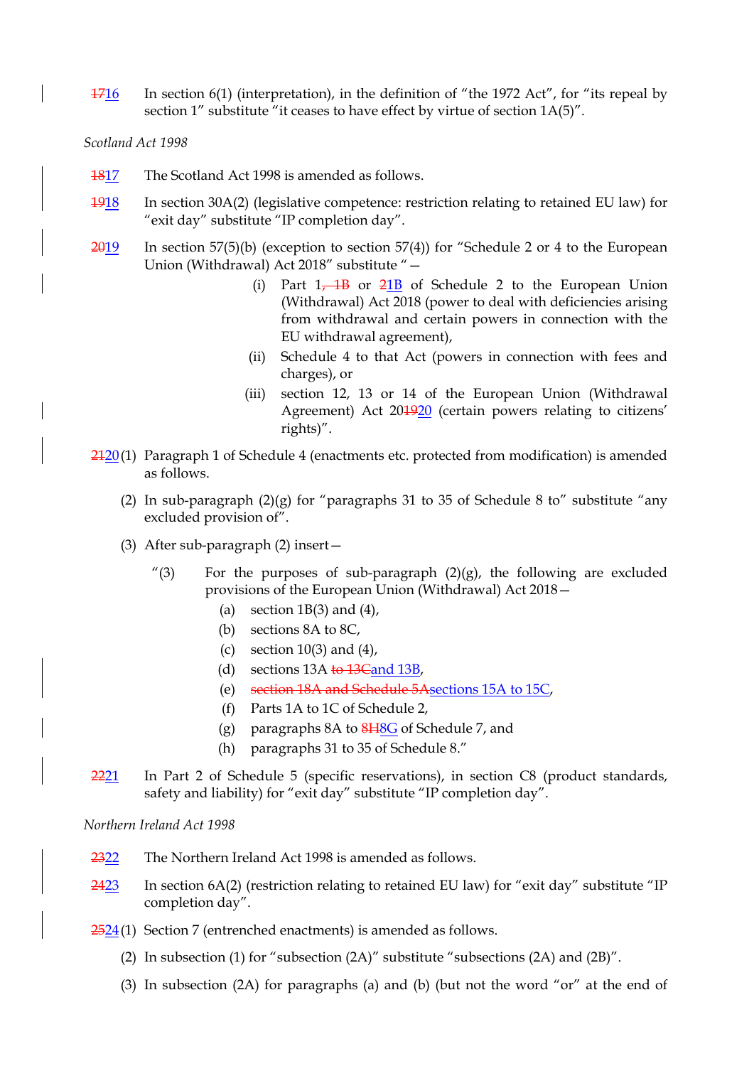~~17~~16 In section 6(1) (interpretation), in the definition of "the 1972 Act", for "its repeal by section 1" substitute "it ceases to have effect by virtue of section 1A(5)".

*Scotland Act 1998*

~~18~~17 The Scotland Act 1998 is amended as follows.

~~19~~18 In section 30A(2) (legislative competence: restriction relating to retained EU law) for "exit day" substitute "IP completion day".

~~20~~19 In section 57(5)(b) (exception to section 57(4)) for "Schedule 2 or 4 to the European Union (Withdrawal) Act 2018" substitute "—

(i) Part 1~~, 1B~~ or ~~2~~1B of Schedule 2 to the European Union (Withdrawal) Act 2018 (power to deal with deficiencies arising from withdrawal and certain powers in connection with the EU withdrawal agreement),

(ii) Schedule 4 to that Act (powers in connection with fees and charges), or

(iii) section 12, 13 or 14 of the European Union (Withdrawal Agreement) Act 20~~19~~20 (certain powers relating to citizens' rights)".

~~21~~20 (1) Paragraph 1 of Schedule 4 (enactments etc. protected from modification) is amended as follows.

(2) In sub-paragraph (2)(g) for "paragraphs 31 to 35 of Schedule 8 to" substitute "any excluded provision of".

(3) After sub-paragraph (2) insert—

"(3) For the purposes of sub-paragraph (2)(g), the following are excluded provisions of the European Union (Withdrawal) Act 2018—

(a) section 1B(3) and (4),

(b) sections 8A to 8C,

(c) section 10(3) and (4),

(d) sections 13A ~~to 13C~~and 13B,

(e) ~~section 18A and Schedule 5A~~sections 15A to 15C,

(f) Parts 1A to 1C of Schedule 2,

(g) paragraphs 8A to ~~8H~~8G of Schedule 7, and

(h) paragraphs 31 to 35 of Schedule 8."

~~22~~21 In Part 2 of Schedule 5 (specific reservations), in section C8 (product standards, safety and liability) for "exit day" substitute "IP completion day".

*Northern Ireland Act 1998*

~~23~~22 The Northern Ireland Act 1998 is amended as follows.

~~24~~23 In section 6A(2) (restriction relating to retained EU law) for "exit day" substitute "IP completion day".

~~25~~24 (1) Section 7 (entrenched enactments) is amended as follows.

(2) In subsection (1) for "subsection (2A)" substitute "subsections (2A) and (2B)".

(3) In subsection (2A) for paragraphs (a) and (b) (but not the word "or" at the end of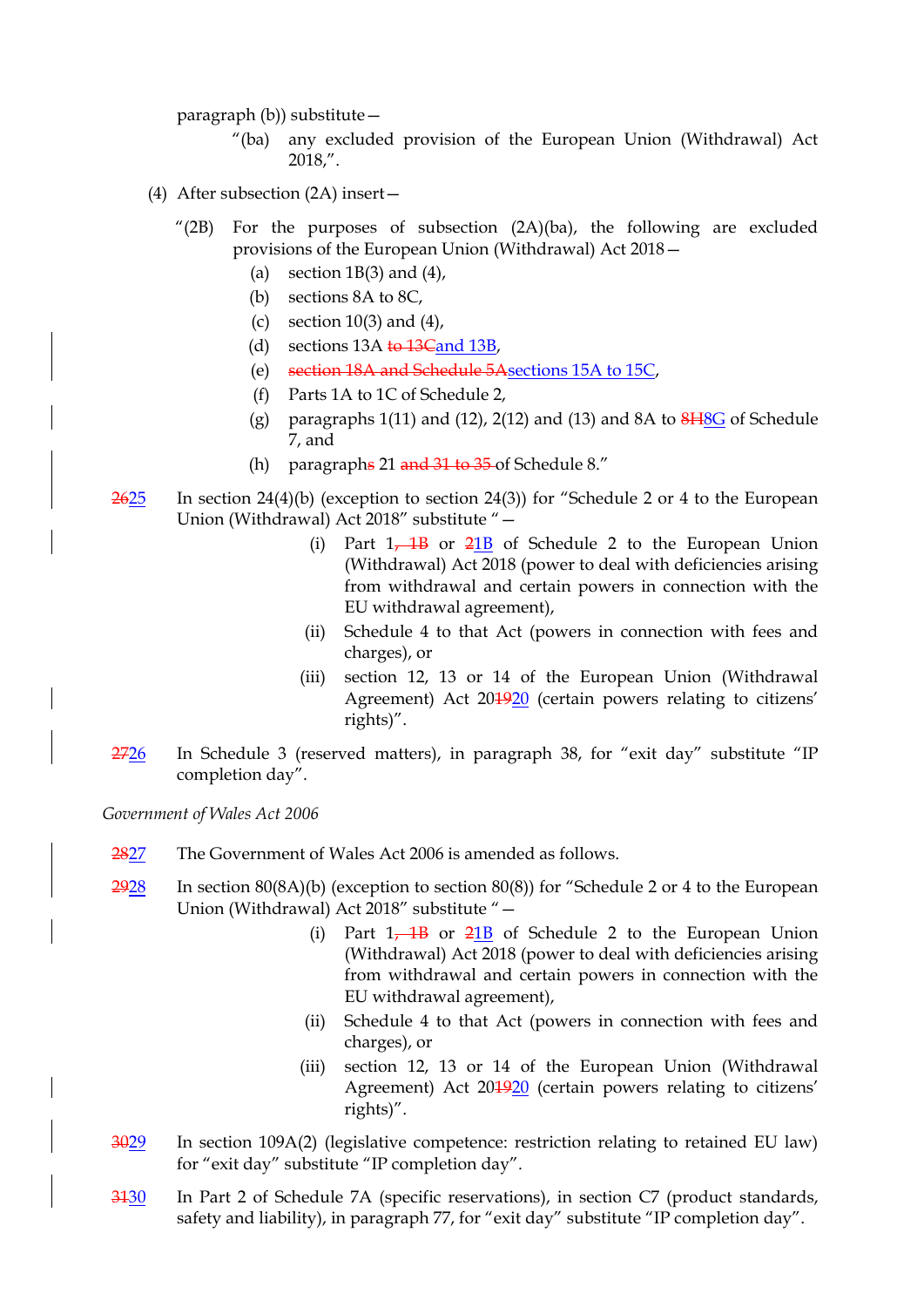paragraph (b)) substitute—

> "(ba) any excluded provision of the European Union (Withdrawal) Act 2018,".

(4) After subsection (2A) insert—

> "(2B) For the purposes of subsection (2A)(ba), the following are excluded provisions of the European Union (Withdrawal) Act 2018—
>
> (a) section 1B(3) and (4),
>
> (b) sections 8A to 8C,
>
> (c) section 10(3) and (4),
>
> (d) sections 13A ~~to 13C~~and 13B,
>
> (e) ~~section 18A and Schedule 5A~~sections 15A to 15C,
>
> (f) Parts 1A to 1C of Schedule 2,
>
> (g) paragraphs 1(11) and (12), 2(12) and (13) and 8A to ~~8H~~8G of Schedule 7, and
>
> (h) paragraph~~s~~ 21 ~~and 31 to 35~~ of Schedule 8."

~~26~~25 In section 24(4)(b) (exception to section 24(3)) for "Schedule 2 or 4 to the European Union (Withdrawal) Act 2018" substitute "—

> (i) Part 1~~, 1B~~ or ~~2~~1B of Schedule 2 to the European Union (Withdrawal) Act 2018 (power to deal with deficiencies arising from withdrawal and certain powers in connection with the EU withdrawal agreement),
>
> (ii) Schedule 4 to that Act (powers in connection with fees and charges), or
>
> (iii) section 12, 13 or 14 of the European Union (Withdrawal Agreement) Act 20~~19~~20 (certain powers relating to citizens' rights)".

~~27~~26 In Schedule 3 (reserved matters), in paragraph 38, for "exit day" substitute "IP completion day".

*Government of Wales Act 2006*

~~28~~27 The Government of Wales Act 2006 is amended as follows.

~~29~~28 In section 80(8A)(b) (exception to section 80(8)) for "Schedule 2 or 4 to the European Union (Withdrawal) Act 2018" substitute "—

> (i) Part 1~~, 1B~~ or ~~2~~1B of Schedule 2 to the European Union (Withdrawal) Act 2018 (power to deal with deficiencies arising from withdrawal and certain powers in connection with the EU withdrawal agreement),
>
> (ii) Schedule 4 to that Act (powers in connection with fees and charges), or
>
> (iii) section 12, 13 or 14 of the European Union (Withdrawal Agreement) Act 20~~19~~20 (certain powers relating to citizens' rights)".

~~30~~29 In section 109A(2) (legislative competence: restriction relating to retained EU law) for "exit day" substitute "IP completion day".

~~31~~30 In Part 2 of Schedule 7A (specific reservations), in section C7 (product standards, safety and liability), in paragraph 77, for "exit day" substitute "IP completion day".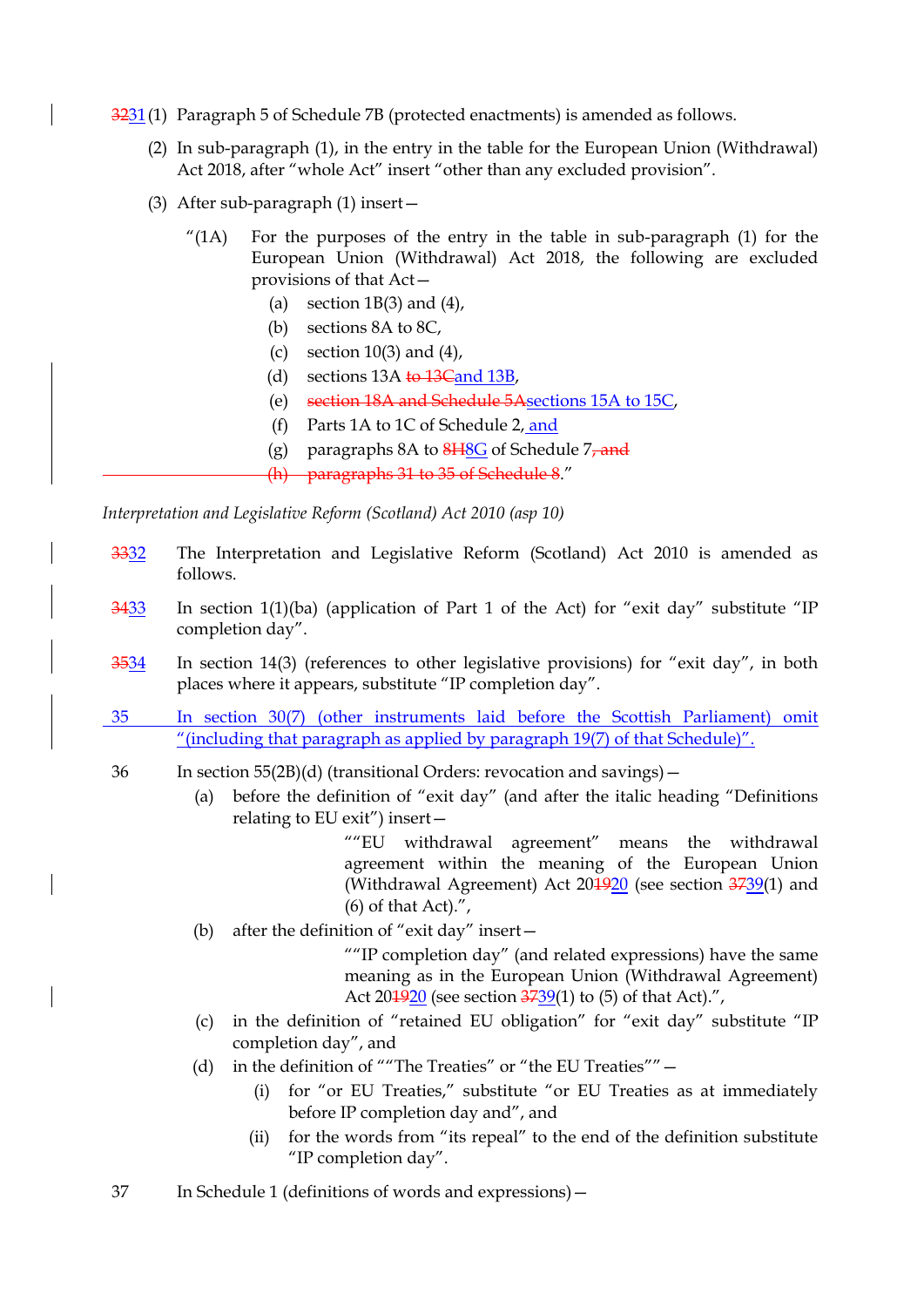~~32~~31 (1) Paragraph 5 of Schedule 7B (protected enactments) is amended as follows.

(2) In sub-paragraph (1), in the entry in the table for the European Union (Withdrawal) Act 2018, after "whole Act" insert "other than any excluded provision".

(3) After sub-paragraph (1) insert—

"(1A) For the purposes of the entry in the table in sub-paragraph (1) for the European Union (Withdrawal) Act 2018, the following are excluded provisions of that Act—

(a) section 1B(3) and (4),

(b) sections 8A to 8C,

(c) section 10(3) and (4),

(d) sections 13A ~~to 13C~~and 13B,

(e) ~~section 18A and Schedule 5A~~sections 15A to 15C,

(f) Parts 1A to 1C of Schedule 2, and

(g) paragraphs 8A to ~~8H~~8G of Schedule 7~~, and~~

~~(h) paragraphs 31 to 35 of Schedule 8~~."

*Interpretation and Legislative Reform (Scotland) Act 2010 (asp 10)*

~~33~~32 The Interpretation and Legislative Reform (Scotland) Act 2010 is amended as follows.

~~34~~33 In section 1(1)(ba) (application of Part 1 of the Act) for "exit day" substitute "IP completion day".

~~35~~34 In section 14(3) (references to other legislative provisions) for "exit day", in both places where it appears, substitute "IP completion day".

35 In section 30(7) (other instruments laid before the Scottish Parliament) omit "(including that paragraph as applied by paragraph 19(7) of that Schedule)".

36 In section 55(2B)(d) (transitional Orders: revocation and savings)—

(a) before the definition of "exit day" (and after the italic heading "Definitions relating to EU exit") insert—

""EU withdrawal agreement" means the withdrawal agreement within the meaning of the European Union (Withdrawal Agreement) Act 20~~19~~20 (see section ~~37~~39(1) and (6) of that Act).",

(b) after the definition of "exit day" insert—

""IP completion day" (and related expressions) have the same meaning as in the European Union (Withdrawal Agreement) Act 20~~19~~20 (see section ~~37~~39(1) to (5) of that Act).",

(c) in the definition of "retained EU obligation" for "exit day" substitute "IP completion day", and

(d) in the definition of ""The Treaties" or "the EU Treaties""—

(i) for "or EU Treaties," substitute "or EU Treaties as at immediately before IP completion day and", and

(ii) for the words from "its repeal" to the end of the definition substitute "IP completion day".

37 In Schedule 1 (definitions of words and expressions)—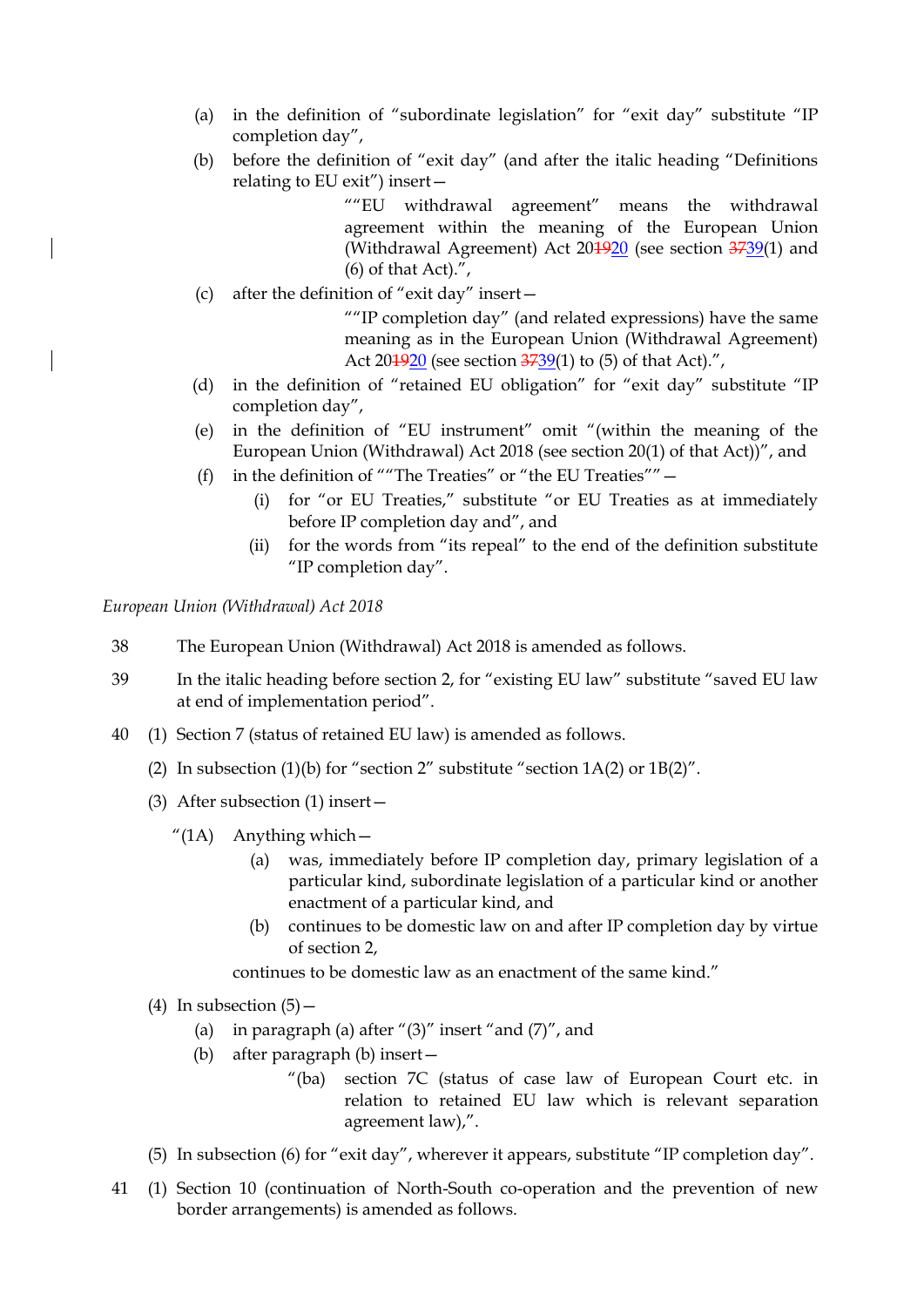(a) in the definition of "subordinate legislation" for "exit day" substitute "IP completion day",

(b) before the definition of "exit day" (and after the italic heading "Definitions relating to EU exit") insert—

> ""EU withdrawal agreement" means the withdrawal agreement within the meaning of the European Union (Withdrawal Agreement) Act 20~~19~~20 (see section ~~37~~39(1) and (6) of that Act).",

(c) after the definition of "exit day" insert—

> ""IP completion day" (and related expressions) have the same meaning as in the European Union (Withdrawal Agreement) Act 20~~19~~20 (see section ~~37~~39(1) to (5) of that Act).",

(d) in the definition of "retained EU obligation" for "exit day" substitute "IP completion day",

(e) in the definition of "EU instrument" omit "(within the meaning of the European Union (Withdrawal) Act 2018 (see section 20(1) of that Act))", and

(f) in the definition of ""The Treaties" or "the EU Treaties""—

   (i) for "or EU Treaties," substitute "or EU Treaties as at immediately before IP completion day and", and

   (ii) for the words from "its repeal" to the end of the definition substitute "IP completion day".

*European Union (Withdrawal) Act 2018*

38 The European Union (Withdrawal) Act 2018 is amended as follows.

39 In the italic heading before section 2, for "existing EU law" substitute "saved EU law at end of implementation period".

40 (1) Section 7 (status of retained EU law) is amended as follows.

(2) In subsection (1)(b) for "section 2" substitute "section 1A(2) or 1B(2)".

(3) After subsection (1) insert—

> "(1A) Anything which—
>
> (a) was, immediately before IP completion day, primary legislation of a particular kind, subordinate legislation of a particular kind or another enactment of a particular kind, and
>
> (b) continues to be domestic law on and after IP completion day by virtue of section 2,
>
> continues to be domestic law as an enactment of the same kind."

(4) In subsection (5)—

   (a) in paragraph (a) after "(3)" insert "and (7)", and

   (b) after paragraph (b) insert—

   > "(ba) section 7C (status of case law of European Court etc. in relation to retained EU law which is relevant separation agreement law),".

(5) In subsection (6) for "exit day", wherever it appears, substitute "IP completion day".

41 (1) Section 10 (continuation of North-South co-operation and the prevention of new border arrangements) is amended as follows.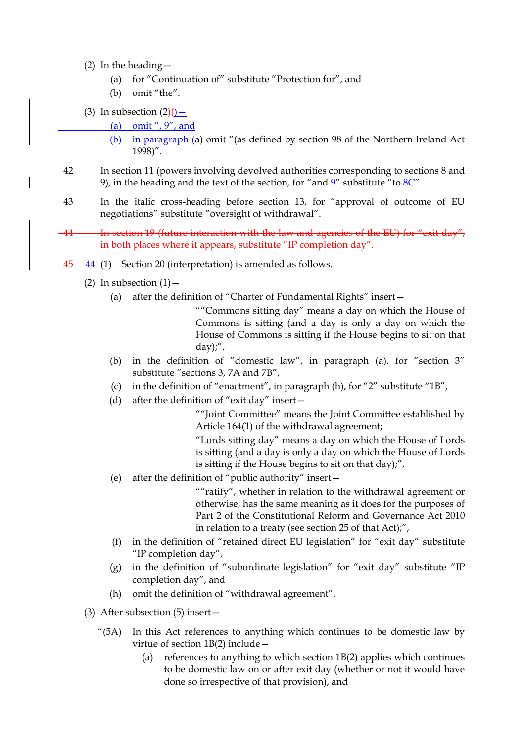(2) In the heading—

(a) for "Continuation of" substitute "Protection for", and

(b) omit "the".

(3) In subsection (2)(—

(a) omit ", 9", and

(b) in paragraph (a) omit "(as defined by section 98 of the Northern Ireland Act 1998)".

42 In section 11 (powers involving devolved authorities corresponding to sections 8 and 9), in the heading and the text of the section, for "and 9" substitute "to 8C".

43 In the italic cross-heading before section 13, for "approval of outcome of EU negotiations" substitute "oversight of withdrawal".

~~44 In section 19 (future interaction with the law and agencies of the EU) for "exit day", in both places where it appears, substitute "IP completion day".~~

~~45~~ 44 (1) Section 20 (interpretation) is amended as follows.

(2) In subsection (1)—

(a) after the definition of "Charter of Fundamental Rights" insert—

> ""Commons sitting day" means a day on which the House of Commons is sitting (and a day is only a day on which the House of Commons is sitting if the House begins to sit on that day);",

(b) in the definition of "domestic law", in paragraph (a), for "section 3" substitute "sections 3, 7A and 7B",

(c) in the definition of "enactment", in paragraph (h), for "2" substitute "1B",

(d) after the definition of "exit day" insert—

> ""Joint Committee" means the Joint Committee established by Article 164(1) of the withdrawal agreement;
>
> "Lords sitting day" means a day on which the House of Lords is sitting (and a day is only a day on which the House of Lords is sitting if the House begins to sit on that day);",

(e) after the definition of "public authority" insert—

> ""ratify", whether in relation to the withdrawal agreement or otherwise, has the same meaning as it does for the purposes of Part 2 of the Constitutional Reform and Governance Act 2010 in relation to a treaty (see section 25 of that Act);",

(f) in the definition of "retained direct EU legislation" for "exit day" substitute "IP completion day",

(g) in the definition of "subordinate legislation" for "exit day" substitute "IP completion day", and

(h) omit the definition of "withdrawal agreement".

(3) After subsection (5) insert—

"(5A) In this Act references to anything which continues to be domestic law by virtue of section 1B(2) include—

(a) references to anything to which section 1B(2) applies which continues to be domestic law on or after exit day (whether or not it would have done so irrespective of that provision), and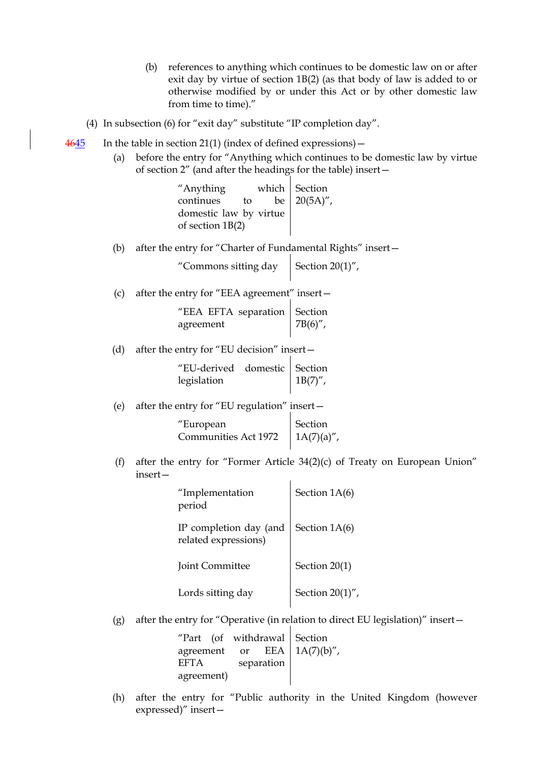(b) references to anything which continues to be domestic law on or after exit day by virtue of section 1B(2) (as that body of law is added to or otherwise modified by or under this Act or by other domestic law from time to time)."

(4) In subsection (6) for "exit day" substitute "IP completion day".

~~46~~45 In the table in section 21(1) (index of defined expressions)—

(a) before the entry for "Anything which continues to be domestic law by virtue of section 2" (and after the headings for the table) insert—

| | |
|---|---|
| "Anything which continues to be domestic law by virtue of section 1B(2) | Section 20(5A)", |

(b) after the entry for "Charter of Fundamental Rights" insert—

| | |
|---|---|
| "Commons sitting day | Section 20(1)", |

(c) after the entry for "EEA agreement" insert—

| | |
|---|---|
| "EEA EFTA separation agreement | Section 7B(6)", |

(d) after the entry for "EU decision" insert—

| | |
|---|---|
| "EU-derived domestic legislation | Section 1B(7)", |

(e) after the entry for "EU regulation" insert—

| | |
|---|---|
| "European Communities Act 1972 | Section 1A(7)(a)", |

(f) after the entry for "Former Article 34(2)(c) of Treaty on European Union" insert—

| | |
|---|---|
| "Implementation period | Section 1A(6) |
| IP completion day (and related expressions) | Section 1A(6) |
| Joint Committee | Section 20(1) |
| Lords sitting day | Section 20(1)", |

(g) after the entry for "Operative (in relation to direct EU legislation)" insert—

| | |
|---|---|
| "Part (of withdrawal agreement or EEA EFTA separation agreement) | Section 1A(7)(b)", |

(h) after the entry for "Public authority in the United Kingdom (however expressed)" insert—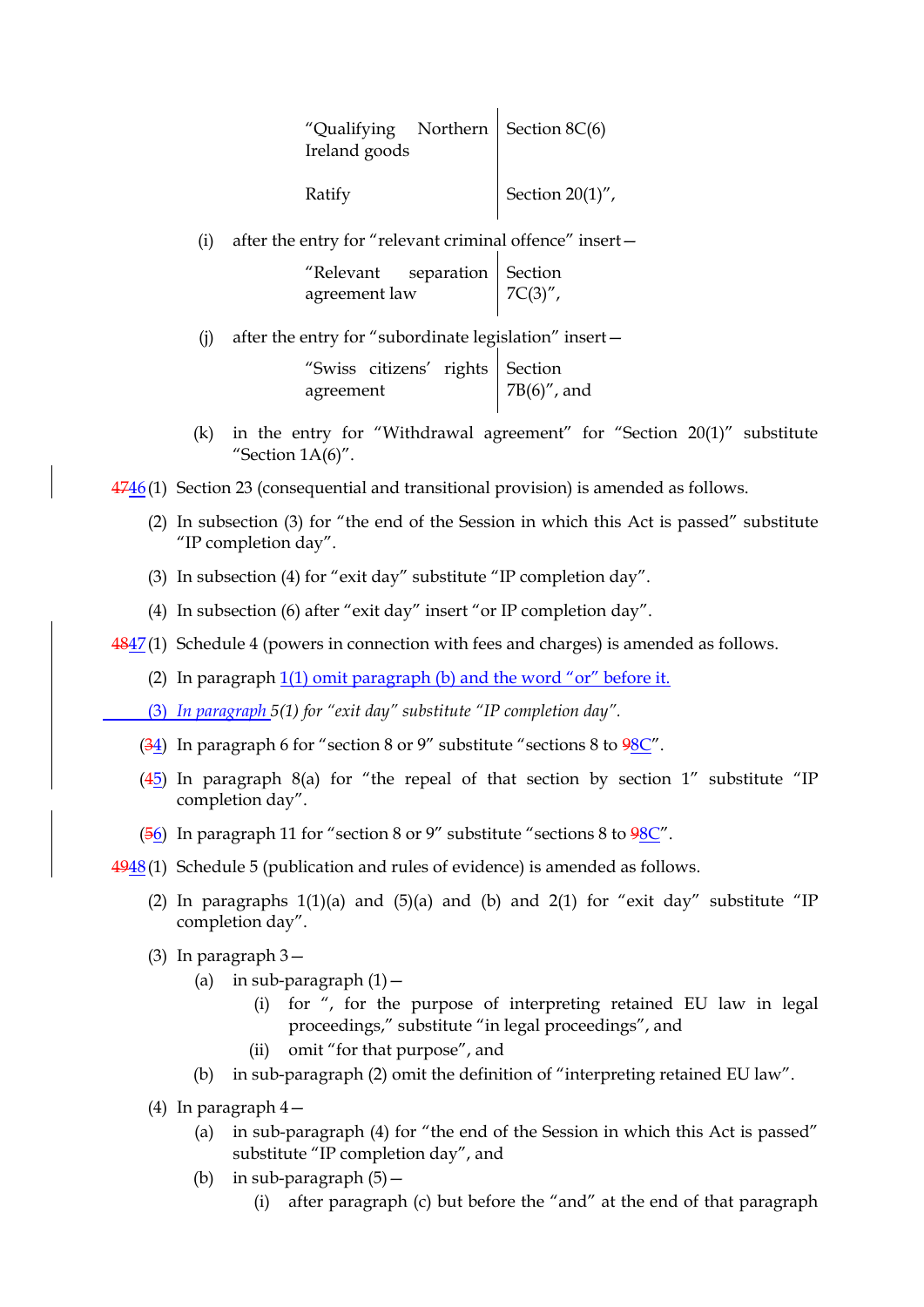| | |
|---|---|
| "Qualifying Northern Ireland goods | Section 8C(6) |
| Ratify | Section 20(1)", |

(i) after the entry for "relevant criminal offence" insert—

| | |
|---|---|
| "Relevant separation agreement law | Section 7C(3)", |

(j) after the entry for "subordinate legislation" insert—

| | |
|---|---|
| "Swiss citizens' rights agreement | Section 7B(6)", and |

(k) in the entry for "Withdrawal agreement" for "Section 20(1)" substitute "Section 1A(6)".

~~47~~46 (1) Section 23 (consequential and transitional provision) is amended as follows.

(2) In subsection (3) for "the end of the Session in which this Act is passed" substitute "IP completion day".

(3) In subsection (4) for "exit day" substitute "IP completion day".

(4) In subsection (6) after "exit day" insert "or IP completion day".

~~48~~47 (1) Schedule 4 (powers in connection with fees and charges) is amended as follows.

(2) In paragraph 1(1) omit paragraph (b) and the word "or" before it.

(3) In paragraph 5(1) for "exit day" substitute "IP completion day".

(~~3~~4) In paragraph 6 for "section 8 or 9" substitute "sections 8 to ~~9~~8C".

(~~4~~5) In paragraph 8(a) for "the repeal of that section by section 1" substitute "IP completion day".

(~~5~~6) In paragraph 11 for "section 8 or 9" substitute "sections 8 to ~~9~~8C".

~~49~~48 (1) Schedule 5 (publication and rules of evidence) is amended as follows.

(2) In paragraphs 1(1)(a) and (5)(a) and (b) and 2(1) for "exit day" substitute "IP completion day".

(3) In paragraph 3—

(a) in sub-paragraph (1)—

(i) for ", for the purpose of interpreting retained EU law in legal proceedings," substitute "in legal proceedings", and

(ii) omit "for that purpose", and

(b) in sub-paragraph (2) omit the definition of "interpreting retained EU law".

(4) In paragraph 4—

(a) in sub-paragraph (4) for "the end of the Session in which this Act is passed" substitute "IP completion day", and

(b) in sub-paragraph (5)—

(i) after paragraph (c) but before the "and" at the end of that paragraph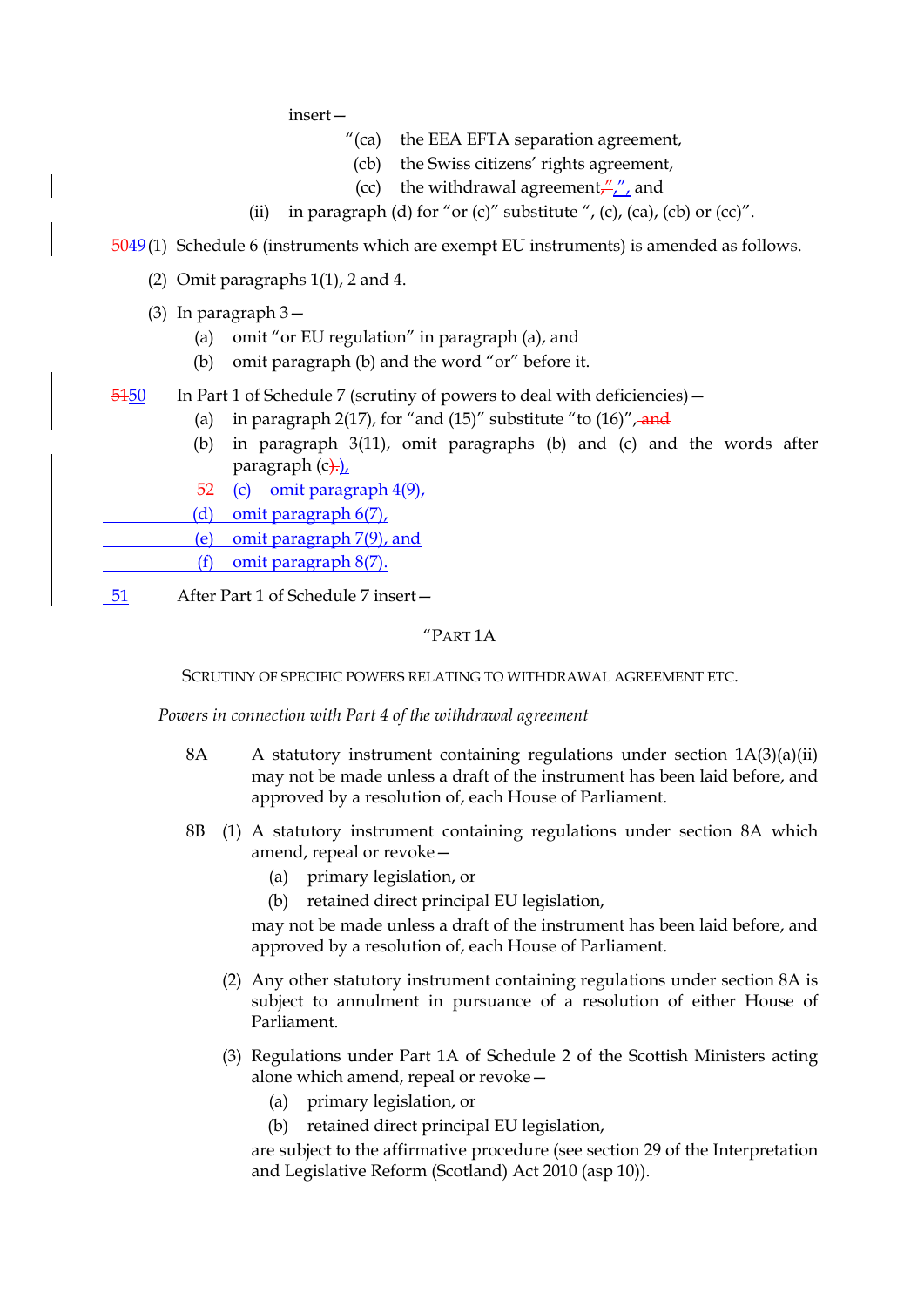insert—

> “(ca) the EEA EFTA separation agreement,
>
> (cb) the Swiss citizens’ rights agreement,
>
> (cc) the withdrawal agreement,”,”, and

(ii) in paragraph (d) for “or (c)” substitute “, (c), (ca), (cb) or (cc)”.

5049 (1) Schedule 6 (instruments which are exempt EU instruments) is amended as follows.

(2) Omit paragraphs 1(1), 2 and 4.

(3) In paragraph 3—

(a) omit “or EU regulation” in paragraph (a), and

(b) omit paragraph (b) and the word “or” before it.

5150 In Part 1 of Schedule 7 (scrutiny of powers to deal with deficiencies)—

(a) in paragraph 2(17), for “and (15)” substitute “to (16)”, and

(b) in paragraph 3(11), omit paragraphs (b) and (c) and the words after paragraph (c).),

52 (c) omit paragraph 4(9),

(d) omit paragraph 6(7),

(e) omit paragraph 7(9), and

(f) omit paragraph 8(7).

51 After Part 1 of Schedule 7 insert—

“PART 1A

SCRUTINY OF SPECIFIC POWERS RELATING TO WITHDRAWAL AGREEMENT ETC.

*Powers in connection with Part 4 of the withdrawal agreement*

8A A statutory instrument containing regulations under section 1A(3)(a)(ii) may not be made unless a draft of the instrument has been laid before, and approved by a resolution of, each House of Parliament.

8B (1) A statutory instrument containing regulations under section 8A which amend, repeal or revoke—

(a) primary legislation, or

(b) retained direct principal EU legislation,

may not be made unless a draft of the instrument has been laid before, and approved by a resolution of, each House of Parliament.

(2) Any other statutory instrument containing regulations under section 8A is subject to annulment in pursuance of a resolution of either House of Parliament.

(3) Regulations under Part 1A of Schedule 2 of the Scottish Ministers acting alone which amend, repeal or revoke—

(a) primary legislation, or

(b) retained direct principal EU legislation,

are subject to the affirmative procedure (see section 29 of the Interpretation and Legislative Reform (Scotland) Act 2010 (asp 10)).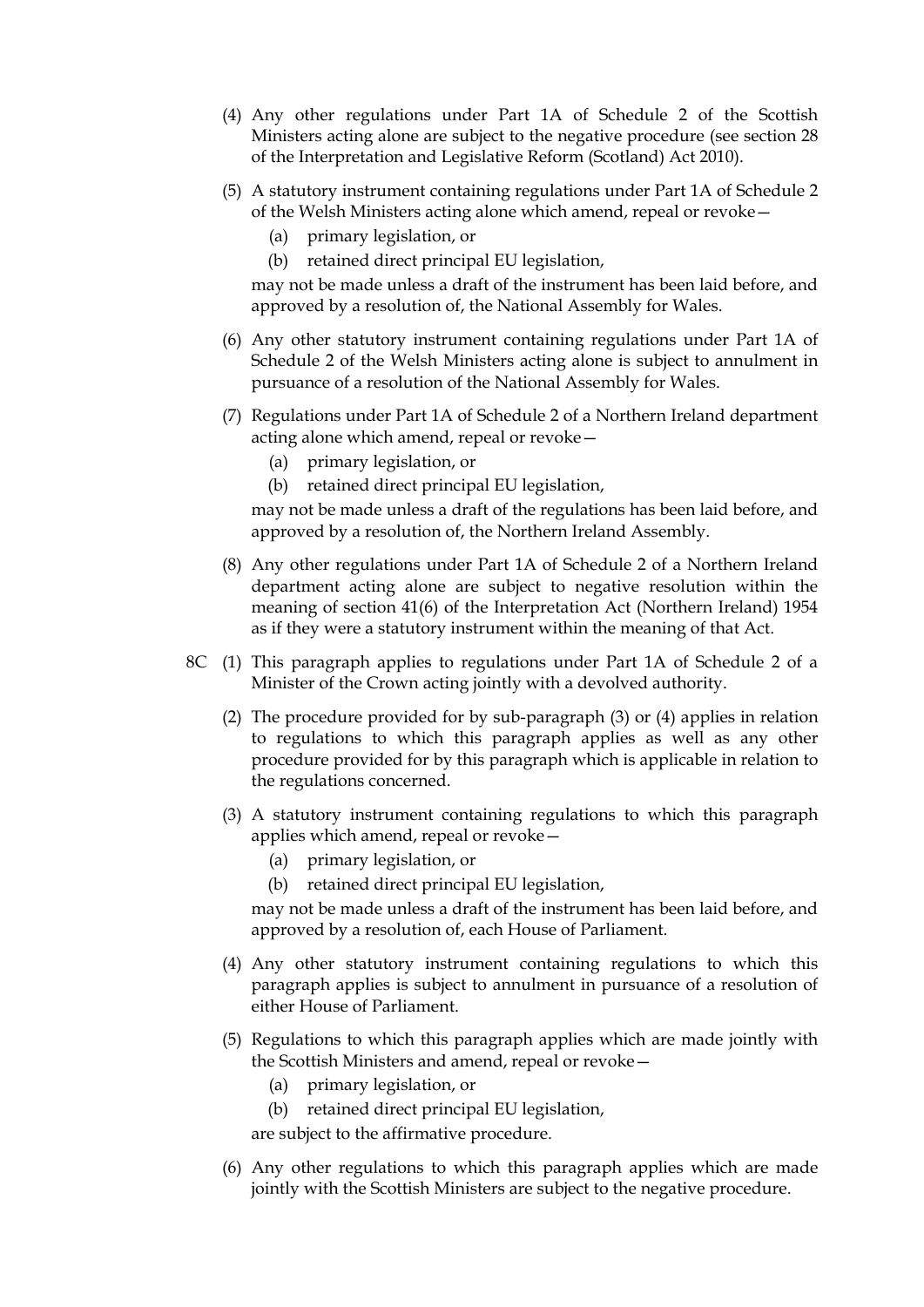(4) Any other regulations under Part 1A of Schedule 2 of the Scottish Ministers acting alone are subject to the negative procedure (see section 28 of the Interpretation and Legislative Reform (Scotland) Act 2010).

(5) A statutory instrument containing regulations under Part 1A of Schedule 2 of the Welsh Ministers acting alone which amend, repeal or revoke—

  (a) primary legislation, or

  (b) retained direct principal EU legislation,

may not be made unless a draft of the instrument has been laid before, and approved by a resolution of, the National Assembly for Wales.

(6) Any other statutory instrument containing regulations under Part 1A of Schedule 2 of the Welsh Ministers acting alone is subject to annulment in pursuance of a resolution of the National Assembly for Wales.

(7) Regulations under Part 1A of Schedule 2 of a Northern Ireland department acting alone which amend, repeal or revoke—

  (a) primary legislation, or

  (b) retained direct principal EU legislation,

may not be made unless a draft of the regulations has been laid before, and approved by a resolution of, the Northern Ireland Assembly.

(8) Any other regulations under Part 1A of Schedule 2 of a Northern Ireland department acting alone are subject to negative resolution within the meaning of section 41(6) of the Interpretation Act (Northern Ireland) 1954 as if they were a statutory instrument within the meaning of that Act.

8C (1) This paragraph applies to regulations under Part 1A of Schedule 2 of a Minister of the Crown acting jointly with a devolved authority.

(2) The procedure provided for by sub-paragraph (3) or (4) applies in relation to regulations to which this paragraph applies as well as any other procedure provided for by this paragraph which is applicable in relation to the regulations concerned.

(3) A statutory instrument containing regulations to which this paragraph applies which amend, repeal or revoke—

  (a) primary legislation, or

  (b) retained direct principal EU legislation,

may not be made unless a draft of the instrument has been laid before, and approved by a resolution of, each House of Parliament.

(4) Any other statutory instrument containing regulations to which this paragraph applies is subject to annulment in pursuance of a resolution of either House of Parliament.

(5) Regulations to which this paragraph applies which are made jointly with the Scottish Ministers and amend, repeal or revoke—

  (a) primary legislation, or

  (b) retained direct principal EU legislation,

are subject to the affirmative procedure.

(6) Any other regulations to which this paragraph applies which are made jointly with the Scottish Ministers are subject to the negative procedure.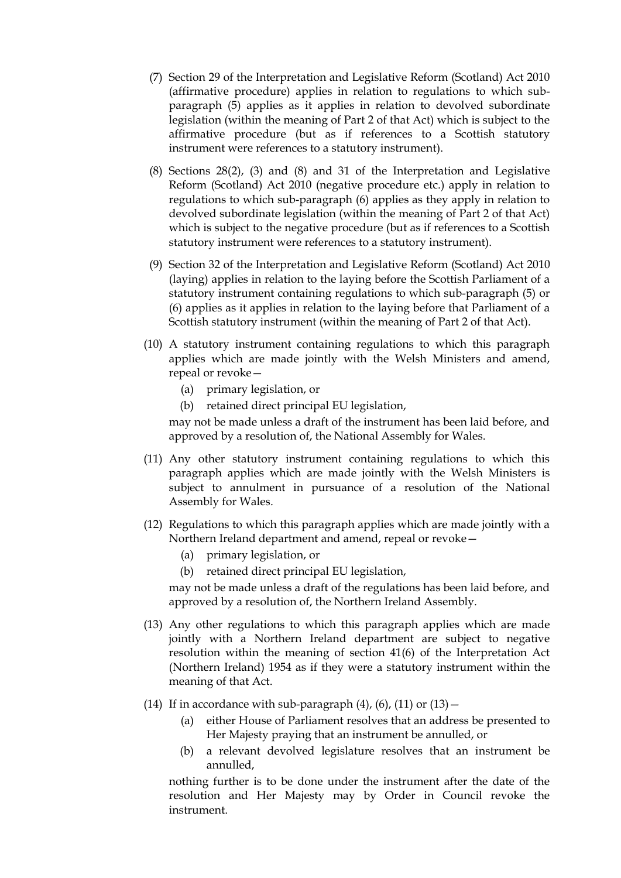(7) Section 29 of the Interpretation and Legislative Reform (Scotland) Act 2010 (affirmative procedure) applies in relation to regulations to which sub-paragraph (5) applies as it applies in relation to devolved subordinate legislation (within the meaning of Part 2 of that Act) which is subject to the affirmative procedure (but as if references to a Scottish statutory instrument were references to a statutory instrument).

(8) Sections 28(2), (3) and (8) and 31 of the Interpretation and Legislative Reform (Scotland) Act 2010 (negative procedure etc.) apply in relation to regulations to which sub-paragraph (6) applies as they apply in relation to devolved subordinate legislation (within the meaning of Part 2 of that Act) which is subject to the negative procedure (but as if references to a Scottish statutory instrument were references to a statutory instrument).

(9) Section 32 of the Interpretation and Legislative Reform (Scotland) Act 2010 (laying) applies in relation to the laying before the Scottish Parliament of a statutory instrument containing regulations to which sub-paragraph (5) or (6) applies as it applies in relation to the laying before that Parliament of a Scottish statutory instrument (within the meaning of Part 2 of that Act).

(10) A statutory instrument containing regulations to which this paragraph applies which are made jointly with the Welsh Ministers and amend, repeal or revoke—

(a) primary legislation, or

(b) retained direct principal EU legislation,

may not be made unless a draft of the instrument has been laid before, and approved by a resolution of, the National Assembly for Wales.

(11) Any other statutory instrument containing regulations to which this paragraph applies which are made jointly with the Welsh Ministers is subject to annulment in pursuance of a resolution of the National Assembly for Wales.

(12) Regulations to which this paragraph applies which are made jointly with a Northern Ireland department and amend, repeal or revoke—

(a) primary legislation, or

(b) retained direct principal EU legislation,

may not be made unless a draft of the regulations has been laid before, and approved by a resolution of, the Northern Ireland Assembly.

(13) Any other regulations to which this paragraph applies which are made jointly with a Northern Ireland department are subject to negative resolution within the meaning of section 41(6) of the Interpretation Act (Northern Ireland) 1954 as if they were a statutory instrument within the meaning of that Act.

(14) If in accordance with sub-paragraph (4), (6), (11) or (13)—

(a) either House of Parliament resolves that an address be presented to Her Majesty praying that an instrument be annulled, or

(b) a relevant devolved legislature resolves that an instrument be annulled,

nothing further is to be done under the instrument after the date of the resolution and Her Majesty may by Order in Council revoke the instrument.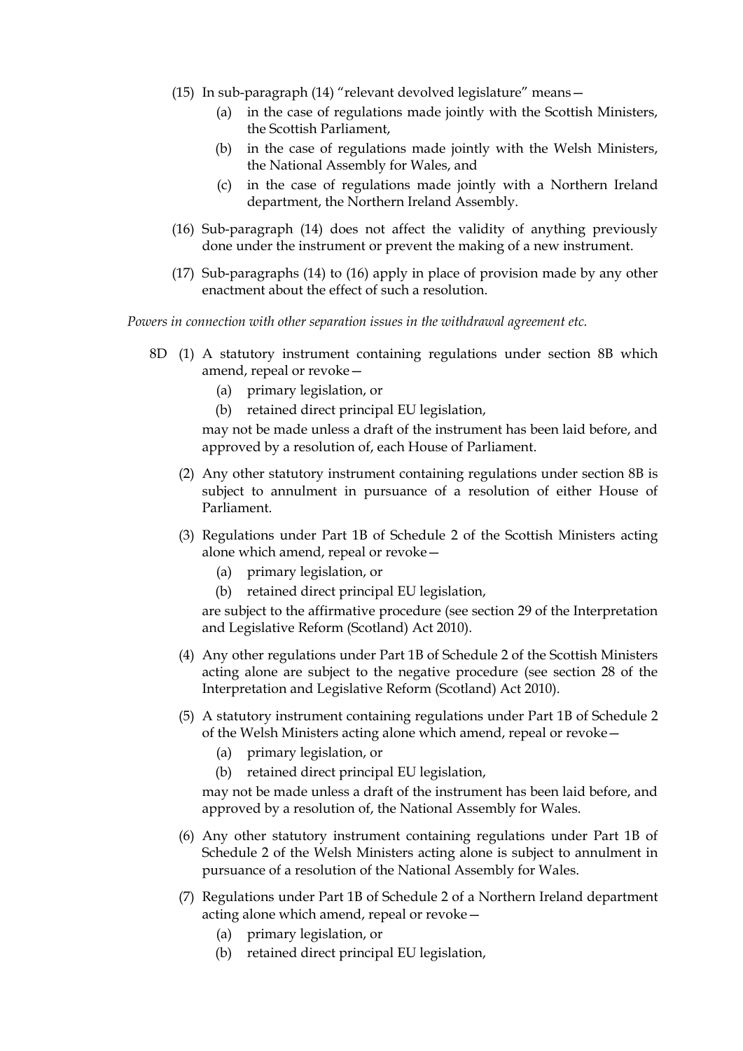(15) In sub-paragraph (14) "relevant devolved legislature" means—

(a) in the case of regulations made jointly with the Scottish Ministers, the Scottish Parliament,

(b) in the case of regulations made jointly with the Welsh Ministers, the National Assembly for Wales, and

(c) in the case of regulations made jointly with a Northern Ireland department, the Northern Ireland Assembly.

(16) Sub-paragraph (14) does not affect the validity of anything previously done under the instrument or prevent the making of a new instrument.

(17) Sub-paragraphs (14) to (16) apply in place of provision made by any other enactment about the effect of such a resolution.

*Powers in connection with other separation issues in the withdrawal agreement etc.*

8D (1) A statutory instrument containing regulations under section 8B which amend, repeal or revoke—

(a) primary legislation, or

(b) retained direct principal EU legislation,

may not be made unless a draft of the instrument has been laid before, and approved by a resolution of, each House of Parliament.

(2) Any other statutory instrument containing regulations under section 8B is subject to annulment in pursuance of a resolution of either House of Parliament.

(3) Regulations under Part 1B of Schedule 2 of the Scottish Ministers acting alone which amend, repeal or revoke—

(a) primary legislation, or

(b) retained direct principal EU legislation,

are subject to the affirmative procedure (see section 29 of the Interpretation and Legislative Reform (Scotland) Act 2010).

(4) Any other regulations under Part 1B of Schedule 2 of the Scottish Ministers acting alone are subject to the negative procedure (see section 28 of the Interpretation and Legislative Reform (Scotland) Act 2010).

(5) A statutory instrument containing regulations under Part 1B of Schedule 2 of the Welsh Ministers acting alone which amend, repeal or revoke—

(a) primary legislation, or

(b) retained direct principal EU legislation,

may not be made unless a draft of the instrument has been laid before, and approved by a resolution of, the National Assembly for Wales.

(6) Any other statutory instrument containing regulations under Part 1B of Schedule 2 of the Welsh Ministers acting alone is subject to annulment in pursuance of a resolution of the National Assembly for Wales.

(7) Regulations under Part 1B of Schedule 2 of a Northern Ireland department acting alone which amend, repeal or revoke—

(a) primary legislation, or

(b) retained direct principal EU legislation,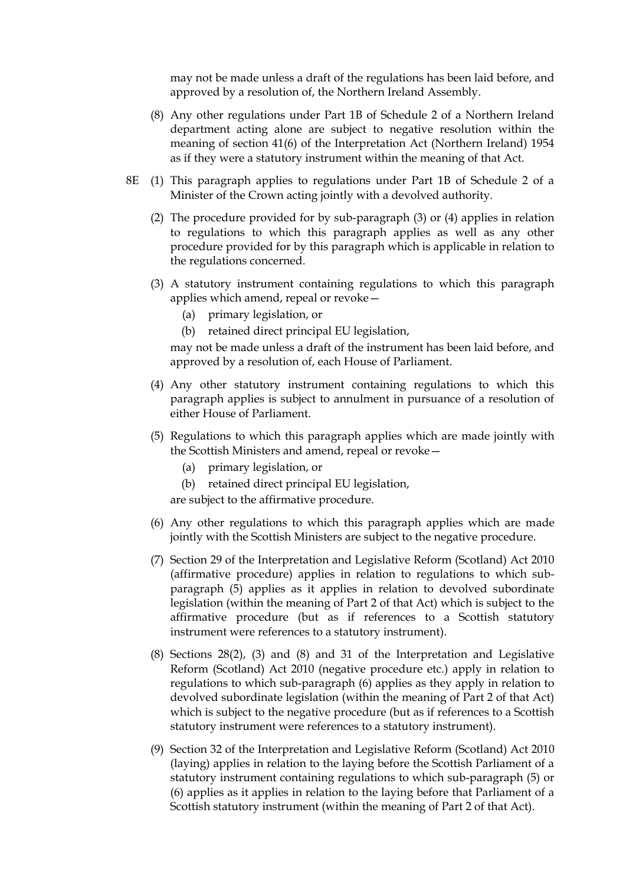may not be made unless a draft of the regulations has been laid before, and approved by a resolution of, the Northern Ireland Assembly.

(8) Any other regulations under Part 1B of Schedule 2 of a Northern Ireland department acting alone are subject to negative resolution within the meaning of section 41(6) of the Interpretation Act (Northern Ireland) 1954 as if they were a statutory instrument within the meaning of that Act.

8E (1) This paragraph applies to regulations under Part 1B of Schedule 2 of a Minister of the Crown acting jointly with a devolved authority.

(2) The procedure provided for by sub-paragraph (3) or (4) applies in relation to regulations to which this paragraph applies as well as any other procedure provided for by this paragraph which is applicable in relation to the regulations concerned.

(3) A statutory instrument containing regulations to which this paragraph applies which amend, repeal or revoke—

(a) primary legislation, or

(b) retained direct principal EU legislation,

may not be made unless a draft of the instrument has been laid before, and approved by a resolution of, each House of Parliament.

(4) Any other statutory instrument containing regulations to which this paragraph applies is subject to annulment in pursuance of a resolution of either House of Parliament.

(5) Regulations to which this paragraph applies which are made jointly with the Scottish Ministers and amend, repeal or revoke—

(a) primary legislation, or

(b) retained direct principal EU legislation,

are subject to the affirmative procedure.

(6) Any other regulations to which this paragraph applies which are made jointly with the Scottish Ministers are subject to the negative procedure.

(7) Section 29 of the Interpretation and Legislative Reform (Scotland) Act 2010 (affirmative procedure) applies in relation to regulations to which sub-paragraph (5) applies as it applies in relation to devolved subordinate legislation (within the meaning of Part 2 of that Act) which is subject to the affirmative procedure (but as if references to a Scottish statutory instrument were references to a statutory instrument).

(8) Sections 28(2), (3) and (8) and 31 of the Interpretation and Legislative Reform (Scotland) Act 2010 (negative procedure etc.) apply in relation to regulations to which sub-paragraph (6) applies as they apply in relation to devolved subordinate legislation (within the meaning of Part 2 of that Act) which is subject to the negative procedure (but as if references to a Scottish statutory instrument were references to a statutory instrument).

(9) Section 32 of the Interpretation and Legislative Reform (Scotland) Act 2010 (laying) applies in relation to the laying before the Scottish Parliament of a statutory instrument containing regulations to which sub-paragraph (5) or (6) applies as it applies in relation to the laying before that Parliament of a Scottish statutory instrument (within the meaning of Part 2 of that Act).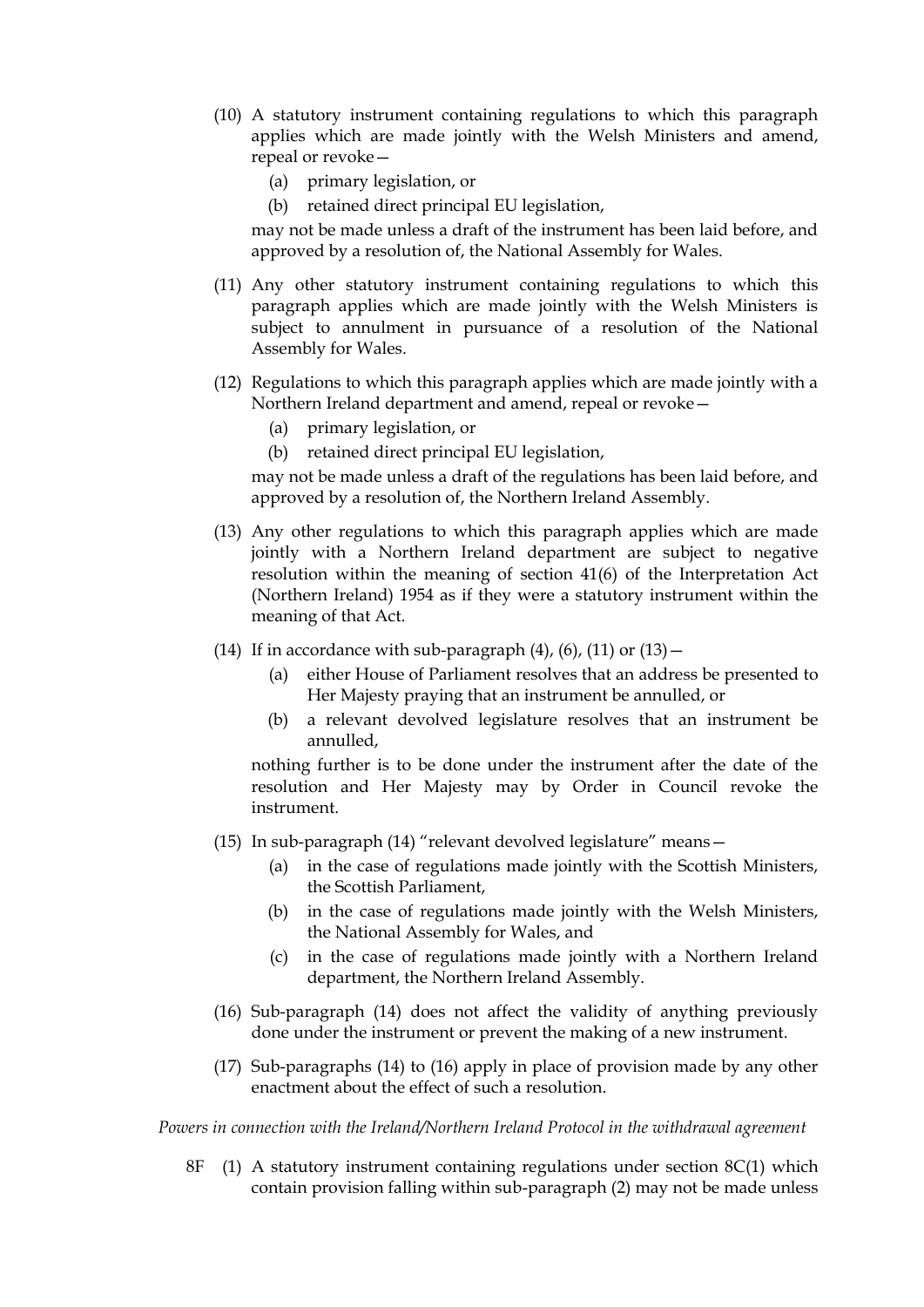(10) A statutory instrument containing regulations to which this paragraph applies which are made jointly with the Welsh Ministers and amend, repeal or revoke—

  (a) primary legislation, or

  (b) retained direct principal EU legislation,

may not be made unless a draft of the instrument has been laid before, and approved by a resolution of, the National Assembly for Wales.

(11) Any other statutory instrument containing regulations to which this paragraph applies which are made jointly with the Welsh Ministers is subject to annulment in pursuance of a resolution of the National Assembly for Wales.

(12) Regulations to which this paragraph applies which are made jointly with a Northern Ireland department and amend, repeal or revoke—

  (a) primary legislation, or

  (b) retained direct principal EU legislation,

may not be made unless a draft of the regulations has been laid before, and approved by a resolution of, the Northern Ireland Assembly.

(13) Any other regulations to which this paragraph applies which are made jointly with a Northern Ireland department are subject to negative resolution within the meaning of section 41(6) of the Interpretation Act (Northern Ireland) 1954 as if they were a statutory instrument within the meaning of that Act.

(14) If in accordance with sub-paragraph (4), (6), (11) or (13)—

  (a) either House of Parliament resolves that an address be presented to Her Majesty praying that an instrument be annulled, or

  (b) a relevant devolved legislature resolves that an instrument be annulled,

nothing further is to be done under the instrument after the date of the resolution and Her Majesty may by Order in Council revoke the instrument.

(15) In sub-paragraph (14) "relevant devolved legislature" means—

  (a) in the case of regulations made jointly with the Scottish Ministers, the Scottish Parliament,

  (b) in the case of regulations made jointly with the Welsh Ministers, the National Assembly for Wales, and

  (c) in the case of regulations made jointly with a Northern Ireland department, the Northern Ireland Assembly.

(16) Sub-paragraph (14) does not affect the validity of anything previously done under the instrument or prevent the making of a new instrument.

(17) Sub-paragraphs (14) to (16) apply in place of provision made by any other enactment about the effect of such a resolution.

*Powers in connection with the Ireland/Northern Ireland Protocol in the withdrawal agreement*

8F (1) A statutory instrument containing regulations under section 8C(1) which contain provision falling within sub-paragraph (2) may not be made unless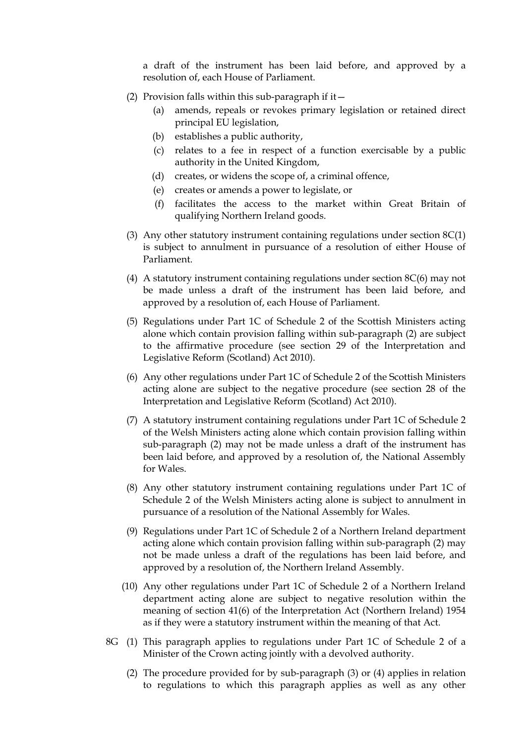a draft of the instrument has been laid before, and approved by a resolution of, each House of Parliament.

(2) Provision falls within this sub-paragraph if it—

(a) amends, repeals or revokes primary legislation or retained direct principal EU legislation,

(b) establishes a public authority,

(c) relates to a fee in respect of a function exercisable by a public authority in the United Kingdom,

(d) creates, or widens the scope of, a criminal offence,

(e) creates or amends a power to legislate, or

(f) facilitates the access to the market within Great Britain of qualifying Northern Ireland goods.

(3) Any other statutory instrument containing regulations under section 8C(1) is subject to annulment in pursuance of a resolution of either House of Parliament.

(4) A statutory instrument containing regulations under section 8C(6) may not be made unless a draft of the instrument has been laid before, and approved by a resolution of, each House of Parliament.

(5) Regulations under Part 1C of Schedule 2 of the Scottish Ministers acting alone which contain provision falling within sub-paragraph (2) are subject to the affirmative procedure (see section 29 of the Interpretation and Legislative Reform (Scotland) Act 2010).

(6) Any other regulations under Part 1C of Schedule 2 of the Scottish Ministers acting alone are subject to the negative procedure (see section 28 of the Interpretation and Legislative Reform (Scotland) Act 2010).

(7) A statutory instrument containing regulations under Part 1C of Schedule 2 of the Welsh Ministers acting alone which contain provision falling within sub-paragraph (2) may not be made unless a draft of the instrument has been laid before, and approved by a resolution of, the National Assembly for Wales.

(8) Any other statutory instrument containing regulations under Part 1C of Schedule 2 of the Welsh Ministers acting alone is subject to annulment in pursuance of a resolution of the National Assembly for Wales.

(9) Regulations under Part 1C of Schedule 2 of a Northern Ireland department acting alone which contain provision falling within sub-paragraph (2) may not be made unless a draft of the regulations has been laid before, and approved by a resolution of, the Northern Ireland Assembly.

(10) Any other regulations under Part 1C of Schedule 2 of a Northern Ireland department acting alone are subject to negative resolution within the meaning of section 41(6) of the Interpretation Act (Northern Ireland) 1954 as if they were a statutory instrument within the meaning of that Act.

8G (1) This paragraph applies to regulations under Part 1C of Schedule 2 of a Minister of the Crown acting jointly with a devolved authority.

(2) The procedure provided for by sub-paragraph (3) or (4) applies in relation to regulations to which this paragraph applies as well as any other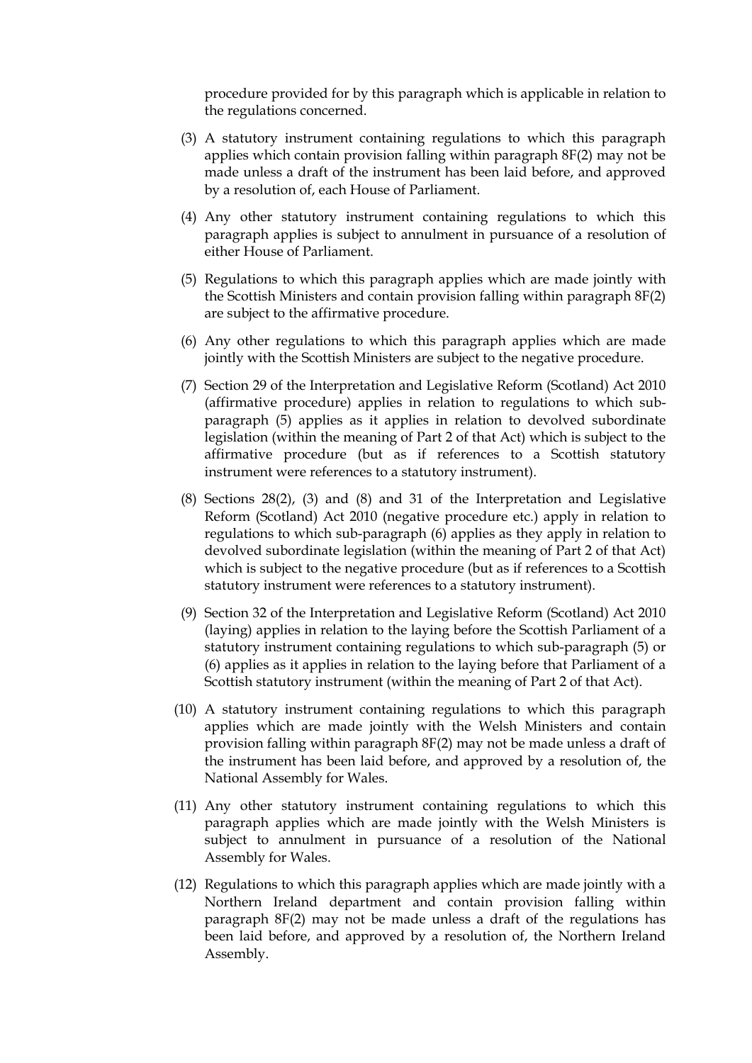procedure provided for by this paragraph which is applicable in relation to the regulations concerned.

(3) A statutory instrument containing regulations to which this paragraph applies which contain provision falling within paragraph 8F(2) may not be made unless a draft of the instrument has been laid before, and approved by a resolution of, each House of Parliament.

(4) Any other statutory instrument containing regulations to which this paragraph applies is subject to annulment in pursuance of a resolution of either House of Parliament.

(5) Regulations to which this paragraph applies which are made jointly with the Scottish Ministers and contain provision falling within paragraph 8F(2) are subject to the affirmative procedure.

(6) Any other regulations to which this paragraph applies which are made jointly with the Scottish Ministers are subject to the negative procedure.

(7) Section 29 of the Interpretation and Legislative Reform (Scotland) Act 2010 (affirmative procedure) applies in relation to regulations to which sub-paragraph (5) applies as it applies in relation to devolved subordinate legislation (within the meaning of Part 2 of that Act) which is subject to the affirmative procedure (but as if references to a Scottish statutory instrument were references to a statutory instrument).

(8) Sections 28(2), (3) and (8) and 31 of the Interpretation and Legislative Reform (Scotland) Act 2010 (negative procedure etc.) apply in relation to regulations to which sub-paragraph (6) applies as they apply in relation to devolved subordinate legislation (within the meaning of Part 2 of that Act) which is subject to the negative procedure (but as if references to a Scottish statutory instrument were references to a statutory instrument).

(9) Section 32 of the Interpretation and Legislative Reform (Scotland) Act 2010 (laying) applies in relation to the laying before the Scottish Parliament of a statutory instrument containing regulations to which sub-paragraph (5) or (6) applies as it applies in relation to the laying before that Parliament of a Scottish statutory instrument (within the meaning of Part 2 of that Act).

(10) A statutory instrument containing regulations to which this paragraph applies which are made jointly with the Welsh Ministers and contain provision falling within paragraph 8F(2) may not be made unless a draft of the instrument has been laid before, and approved by a resolution of, the National Assembly for Wales.

(11) Any other statutory instrument containing regulations to which this paragraph applies which are made jointly with the Welsh Ministers is subject to annulment in pursuance of a resolution of the National Assembly for Wales.

(12) Regulations to which this paragraph applies which are made jointly with a Northern Ireland department and contain provision falling within paragraph 8F(2) may not be made unless a draft of the regulations has been laid before, and approved by a resolution of, the Northern Ireland Assembly.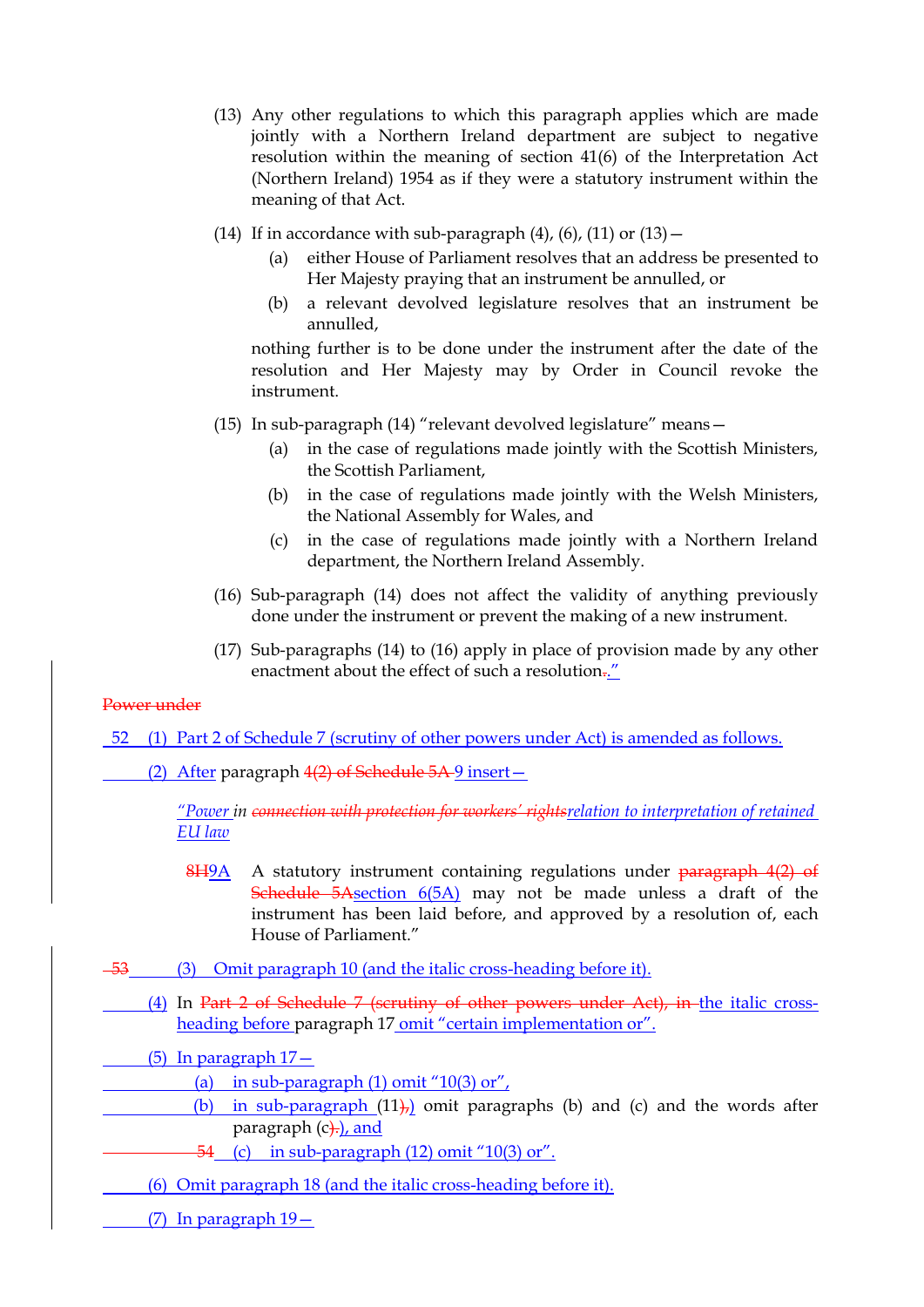(13) Any other regulations to which this paragraph applies which are made jointly with a Northern Ireland department are subject to negative resolution within the meaning of section 41(6) of the Interpretation Act (Northern Ireland) 1954 as if they were a statutory instrument within the meaning of that Act.

(14) If in accordance with sub-paragraph (4), (6), (11) or (13)—

(a) either House of Parliament resolves that an address be presented to Her Majesty praying that an instrument be annulled, or

(b) a relevant devolved legislature resolves that an instrument be annulled,

nothing further is to be done under the instrument after the date of the resolution and Her Majesty may by Order in Council revoke the instrument.

(15) In sub-paragraph (14) "relevant devolved legislature" means—

(a) in the case of regulations made jointly with the Scottish Ministers, the Scottish Parliament,

(b) in the case of regulations made jointly with the Welsh Ministers, the National Assembly for Wales, and

(c) in the case of regulations made jointly with a Northern Ireland department, the Northern Ireland Assembly.

(16) Sub-paragraph (14) does not affect the validity of anything previously done under the instrument or prevent the making of a new instrument.

(17) Sub-paragraphs (14) to (16) apply in place of provision made by any other enactment about the effect of such a resolution.."

~~Power under~~

52 (1) Part 2 of Schedule 7 (scrutiny of other powers under Act) is amended as follows.

(2) After paragraph ~~4(2) of Schedule 5A~~ 9 insert—

*"Power in ~~connection with protection for workers' rights~~relation to interpretation of retained EU law*

~~8H~~9A A statutory instrument containing regulations under ~~paragraph 4(2) of Schedule 5A~~section 6(5A) may not be made unless a draft of the instrument has been laid before, and approved by a resolution of, each House of Parliament."

~~53~~ (3) Omit paragraph 10 (and the italic cross-heading before it).

(4) In ~~Part 2 of Schedule 7 (scrutiny of other powers under Act), in~~ the italic cross-heading before paragraph 17 omit "certain implementation or".

(5) In paragraph 17—

(a) in sub-paragraph (1) omit "10(3) or",

(b) in sub-paragraph (11~~),~~) omit paragraphs (b) and (c) and the words after paragraph (c~~).~~), and

~~54~~ (c) in sub-paragraph (12) omit "10(3) or".

(6) Omit paragraph 18 (and the italic cross-heading before it).

(7) In paragraph 19—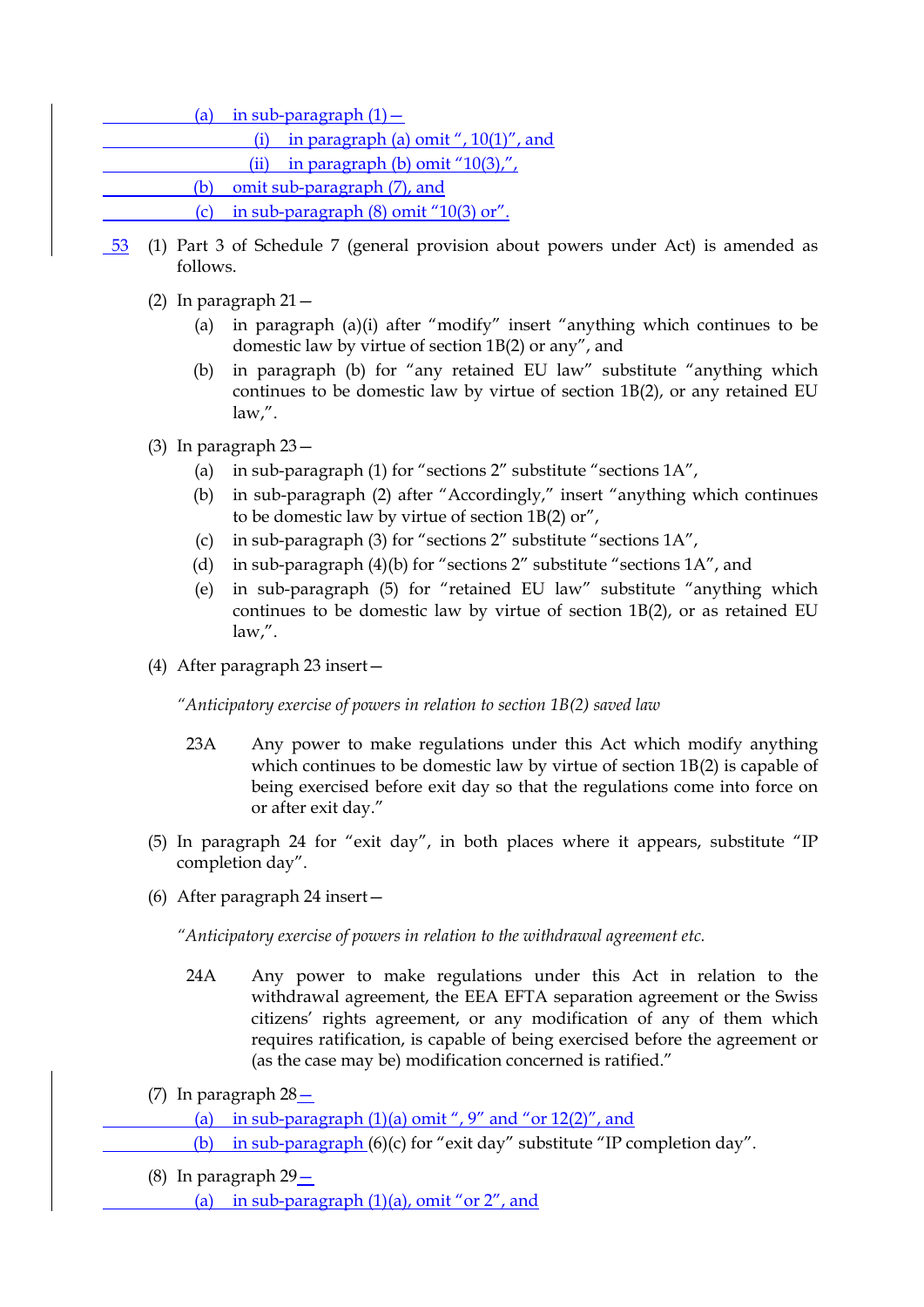(a) in sub-paragraph (1)—

(i) in paragraph (a) omit ", 10(1)", and

(ii) in paragraph (b) omit "10(3),",

(b) omit sub-paragraph (7), and

(c) in sub-paragraph (8) omit "10(3) or".

53 (1) Part 3 of Schedule 7 (general provision about powers under Act) is amended as follows.

(2) In paragraph 21—

(a) in paragraph (a)(i) after "modify" insert "anything which continues to be domestic law by virtue of section 1B(2) or any", and

(b) in paragraph (b) for "any retained EU law" substitute "anything which continues to be domestic law by virtue of section 1B(2), or any retained EU law,".

(3) In paragraph 23—

(a) in sub-paragraph (1) for "sections 2" substitute "sections 1A",

(b) in sub-paragraph (2) after "Accordingly," insert "anything which continues to be domestic law by virtue of section 1B(2) or",

(c) in sub-paragraph (3) for "sections 2" substitute "sections 1A",

(d) in sub-paragraph (4)(b) for "sections 2" substitute "sections 1A", and

(e) in sub-paragraph (5) for "retained EU law" substitute "anything which continues to be domestic law by virtue of section 1B(2), or as retained EU law,".

(4) After paragraph 23 insert—

*"Anticipatory exercise of powers in relation to section 1B(2) saved law*

23A Any power to make regulations under this Act which modify anything which continues to be domestic law by virtue of section 1B(2) is capable of being exercised before exit day so that the regulations come into force on or after exit day."

(5) In paragraph 24 for "exit day", in both places where it appears, substitute "IP completion day".

(6) After paragraph 24 insert—

*"Anticipatory exercise of powers in relation to the withdrawal agreement etc.*

24A Any power to make regulations under this Act in relation to the withdrawal agreement, the EEA EFTA separation agreement or the Swiss citizens' rights agreement, or any modification of any of them which requires ratification, is capable of being exercised before the agreement or (as the case may be) modification concerned is ratified."

(7) In paragraph 28—

(a) in sub-paragraph (1)(a) omit ", 9" and "or 12(2)", and

(b) in sub-paragraph (6)(c) for "exit day" substitute "IP completion day".

(8) In paragraph 29—

(a) in sub-paragraph (1)(a), omit "or 2", and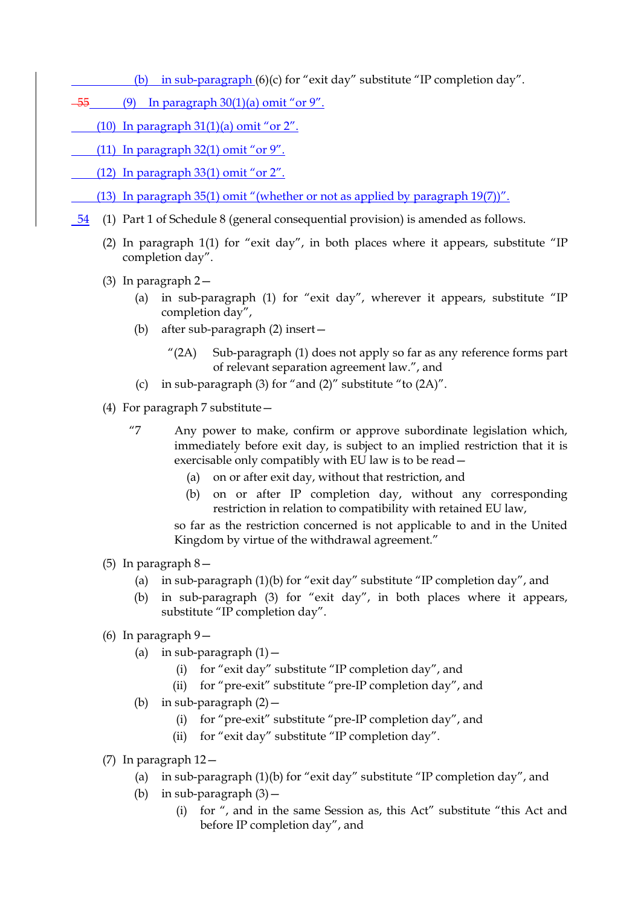(b) in sub-paragraph (6)(c) for "exit day" substitute "IP completion day".

~~55~~ (9) In paragraph 30(1)(a) omit "or 9".

(10) In paragraph 31(1)(a) omit "or 2".

(11) In paragraph 32(1) omit "or 9".

(12) In paragraph 33(1) omit "or 2".

(13) In paragraph 35(1) omit "(whether or not as applied by paragraph 19(7))".

54 (1) Part 1 of Schedule 8 (general consequential provision) is amended as follows.

(2) In paragraph 1(1) for "exit day", in both places where it appears, substitute "IP completion day".

(3) In paragraph 2—

- (a) in sub-paragraph (1) for "exit day", wherever it appears, substitute "IP completion day",
- (b) after sub-paragraph (2) insert—

  "(2A) Sub-paragraph (1) does not apply so far as any reference forms part of relevant separation agreement law.", and
- (c) in sub-paragraph (3) for "and (2)" substitute "to (2A)".

(4) For paragraph 7 substitute—

"7 Any power to make, confirm or approve subordinate legislation which, immediately before exit day, is subject to an implied restriction that it is exercisable only compatibly with EU law is to be read—

- (a) on or after exit day, without that restriction, and
- (b) on or after IP completion day, without any corresponding restriction in relation to compatibility with retained EU law,

so far as the restriction concerned is not applicable to and in the United Kingdom by virtue of the withdrawal agreement."

(5) In paragraph 8—

- (a) in sub-paragraph (1)(b) for "exit day" substitute "IP completion day", and
- (b) in sub-paragraph (3) for "exit day", in both places where it appears, substitute "IP completion day".

(6) In paragraph 9—

- (a) in sub-paragraph (1)—
  - (i) for "exit day" substitute "IP completion day", and
  - (ii) for "pre-exit" substitute "pre-IP completion day", and
- (b) in sub-paragraph (2)—
  - (i) for "pre-exit" substitute "pre-IP completion day", and
  - (ii) for "exit day" substitute "IP completion day".

(7) In paragraph 12—

- (a) in sub-paragraph (1)(b) for "exit day" substitute "IP completion day", and
- (b) in sub-paragraph (3)—
  - (i) for ", and in the same Session as, this Act" substitute "this Act and before IP completion day", and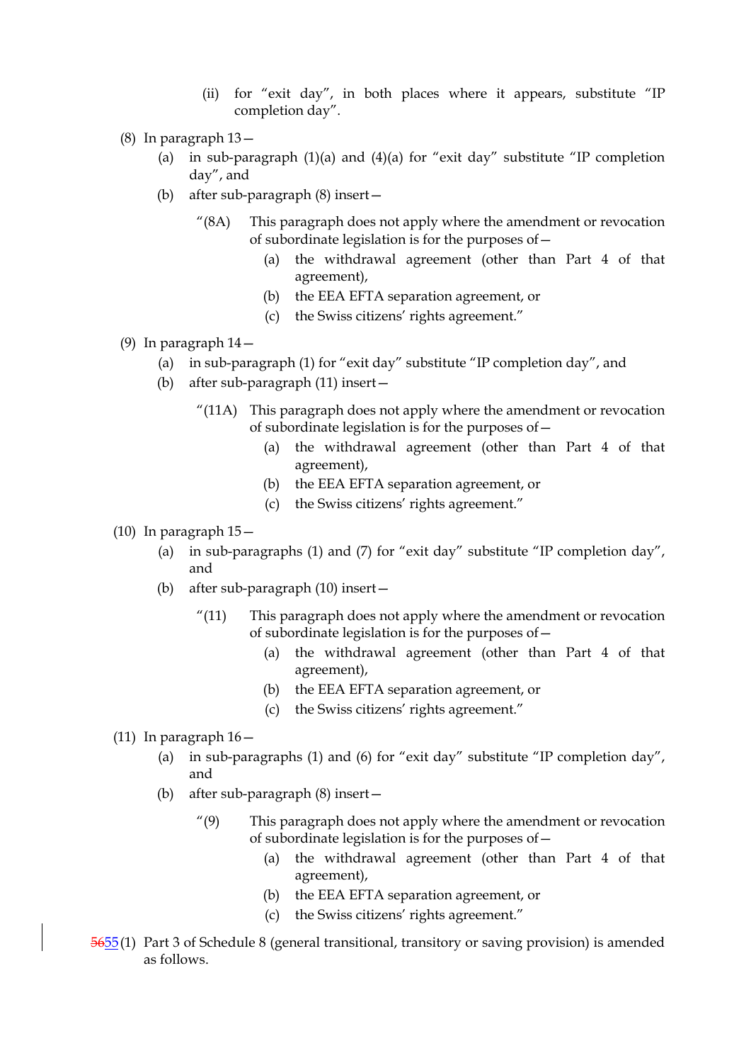(ii) for "exit day", in both places where it appears, substitute "IP completion day".

(8) In paragraph 13—

(a) in sub-paragraph (1)(a) and (4)(a) for "exit day" substitute "IP completion day", and

(b) after sub-paragraph (8) insert—

"(8A) This paragraph does not apply where the amendment or revocation of subordinate legislation is for the purposes of—

(a) the withdrawal agreement (other than Part 4 of that agreement),

(b) the EEA EFTA separation agreement, or

(c) the Swiss citizens' rights agreement."

(9) In paragraph 14—

(a) in sub-paragraph (1) for "exit day" substitute "IP completion day", and

(b) after sub-paragraph (11) insert—

"(11A) This paragraph does not apply where the amendment or revocation of subordinate legislation is for the purposes of—

(a) the withdrawal agreement (other than Part 4 of that agreement),

(b) the EEA EFTA separation agreement, or

(c) the Swiss citizens' rights agreement."

(10) In paragraph 15—

(a) in sub-paragraphs (1) and (7) for "exit day" substitute "IP completion day", and

(b) after sub-paragraph (10) insert—

"(11) This paragraph does not apply where the amendment or revocation of subordinate legislation is for the purposes of—

(a) the withdrawal agreement (other than Part 4 of that agreement),

(b) the EEA EFTA separation agreement, or

(c) the Swiss citizens' rights agreement."

(11) In paragraph 16—

(a) in sub-paragraphs (1) and (6) for "exit day" substitute "IP completion day", and

(b) after sub-paragraph (8) insert—

"(9) This paragraph does not apply where the amendment or revocation of subordinate legislation is for the purposes of—

(a) the withdrawal agreement (other than Part 4 of that agreement),

(b) the EEA EFTA separation agreement, or

(c) the Swiss citizens' rights agreement."

~~56~~55 (1) Part 3 of Schedule 8 (general transitional, transitory or saving provision) is amended as follows.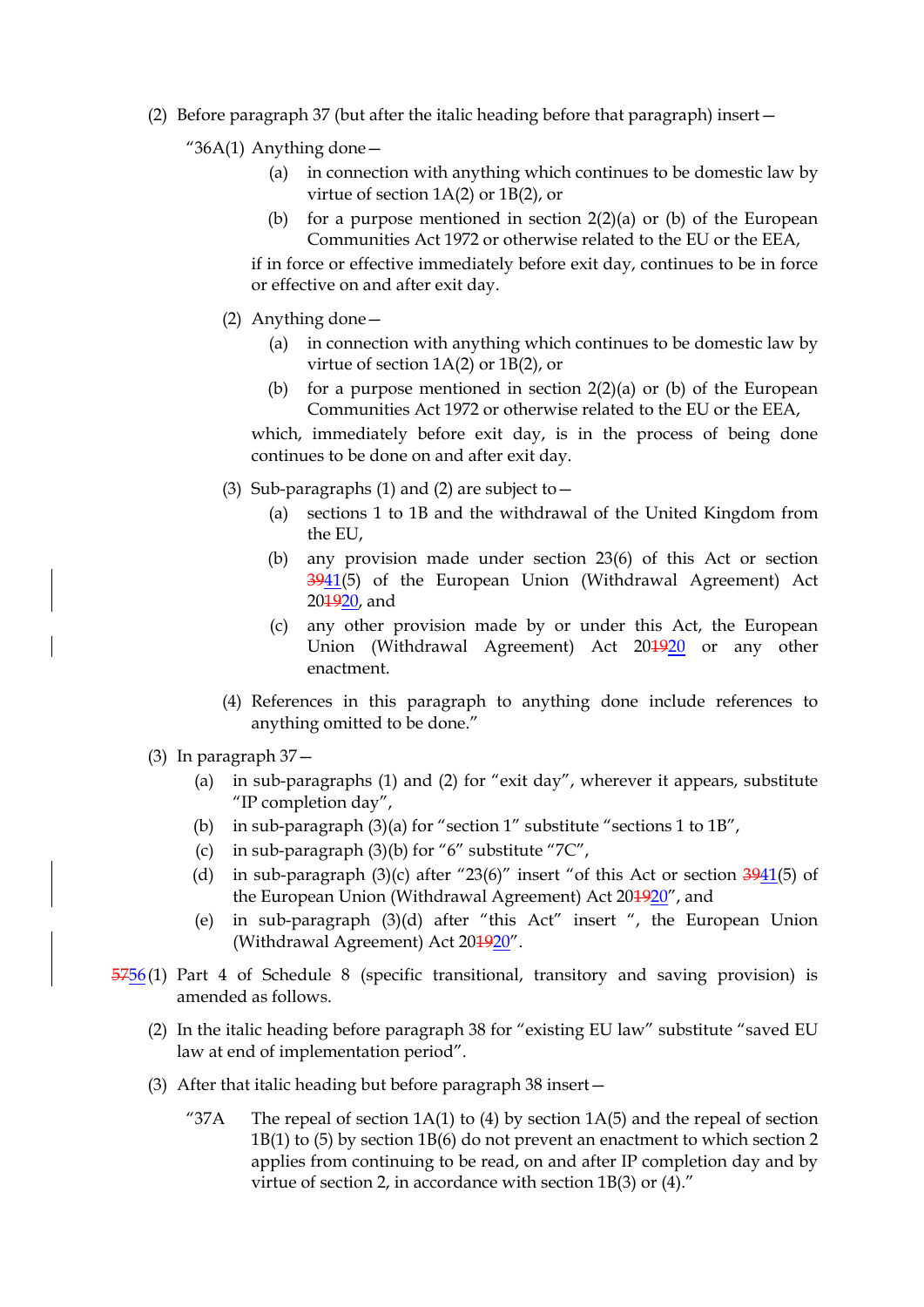(2) Before paragraph 37 (but after the italic heading before that paragraph) insert—

"36A(1) Anything done—

(a) in connection with anything which continues to be domestic law by virtue of section 1A(2) or 1B(2), or

(b) for a purpose mentioned in section 2(2)(a) or (b) of the European Communities Act 1972 or otherwise related to the EU or the EEA,

if in force or effective immediately before exit day, continues to be in force or effective on and after exit day.

(2) Anything done—

(a) in connection with anything which continues to be domestic law by virtue of section 1A(2) or 1B(2), or

(b) for a purpose mentioned in section 2(2)(a) or (b) of the European Communities Act 1972 or otherwise related to the EU or the EEA,

which, immediately before exit day, is in the process of being done continues to be done on and after exit day.

(3) Sub-paragraphs (1) and (2) are subject to—

(a) sections 1 to 1B and the withdrawal of the United Kingdom from the EU,

(b) any provision made under section 23(6) of this Act or section ~~39~~41(5) of the European Union (Withdrawal Agreement) Act 20~~19~~20, and

(c) any other provision made by or under this Act, the European Union (Withdrawal Agreement) Act 20~~19~~20 or any other enactment.

(4) References in this paragraph to anything done include references to anything omitted to be done."

(3) In paragraph 37—

(a) in sub-paragraphs (1) and (2) for "exit day", wherever it appears, substitute "IP completion day",

(b) in sub-paragraph (3)(a) for "section 1" substitute "sections 1 to 1B",

(c) in sub-paragraph (3)(b) for "6" substitute "7C",

(d) in sub-paragraph (3)(c) after "23(6)" insert "of this Act or section ~~39~~41(5) of the European Union (Withdrawal Agreement) Act 20~~19~~20", and

(e) in sub-paragraph (3)(d) after "this Act" insert ", the European Union (Withdrawal Agreement) Act 20~~19~~20".

~~57~~56 (1) Part 4 of Schedule 8 (specific transitional, transitory and saving provision) is amended as follows.

(2) In the italic heading before paragraph 38 for "existing EU law" substitute "saved EU law at end of implementation period".

(3) After that italic heading but before paragraph 38 insert—

"37A The repeal of section 1A(1) to (4) by section 1A(5) and the repeal of section 1B(1) to (5) by section 1B(6) do not prevent an enactment to which section 2 applies from continuing to be read, on and after IP completion day and by virtue of section 2, in accordance with section 1B(3) or (4)."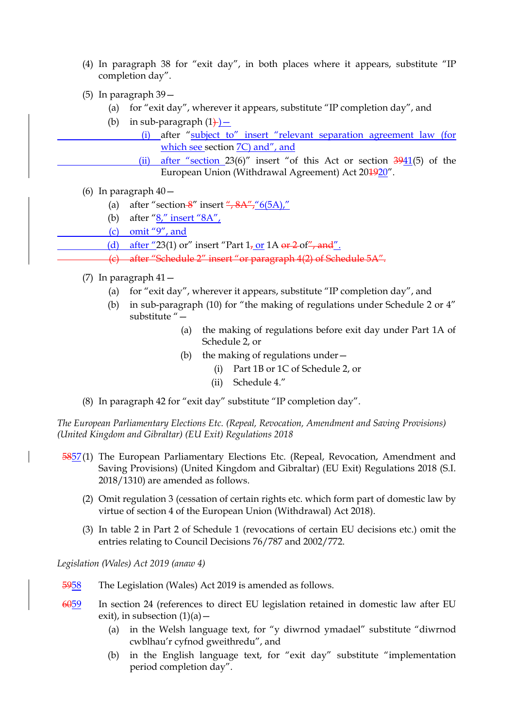(4) In paragraph 38 for “exit day”, in both places where it appears, substitute “IP completion day”.

(5) In paragraph 39—

(a) for “exit day”, wherever it appears, substitute “IP completion day”, and

(b) in sub-paragraph (1)—

(i) after “subject to” insert “relevant separation agreement law (for which see section 7C) and”, and

(ii) after “section 23(6)” insert “of this Act or section 41(5) of the European Union (Withdrawal Agreement) Act 2020”.

(6) In paragraph 40—

(a) after “section” insert “6(5A),”

(b) after “8,” insert “8A”,

(c) omit “9”, and

(d) after “23(1) or” insert “Part 1 or 1A of”.

(7) In paragraph 41—

(a) for “exit day”, wherever it appears, substitute “IP completion day”, and

(b) in sub-paragraph (10) for “the making of regulations under Schedule 2 or 4” substitute “—

(a) the making of regulations before exit day under Part 1A of Schedule 2, or

(b) the making of regulations under—

(i) Part 1B or 1C of Schedule 2, or

(ii) Schedule 4.”

(8) In paragraph 42 for “exit day” substitute “IP completion day”.

*The European Parliamentary Elections Etc. (Repeal, Revocation, Amendment and Saving Provisions) (United Kingdom and Gibraltar) (EU Exit) Regulations 2018*

57 (1) The European Parliamentary Elections Etc. (Repeal, Revocation, Amendment and Saving Provisions) (United Kingdom and Gibraltar) (EU Exit) Regulations 2018 (S.I. 2018/1310) are amended as follows.

(2) Omit regulation 3 (cessation of certain rights etc. which form part of domestic law by virtue of section 4 of the European Union (Withdrawal) Act 2018).

(3) In table 2 in Part 2 of Schedule 1 (revocations of certain EU decisions etc.) omit the entries relating to Council Decisions 76/787 and 2002/772.

*Legislation (Wales) Act 2019 (anaw 4)*

58 The Legislation (Wales) Act 2019 is amended as follows.

59 In section 24 (references to direct EU legislation retained in domestic law after EU exit), in subsection (1)(a)—

(a) in the Welsh language text, for “y diwrnod ymadael” substitute “diwrnod cwblhau'r cyfnod gweithredu”, and

(b) in the English language text, for “exit day” substitute “implementation period completion day”.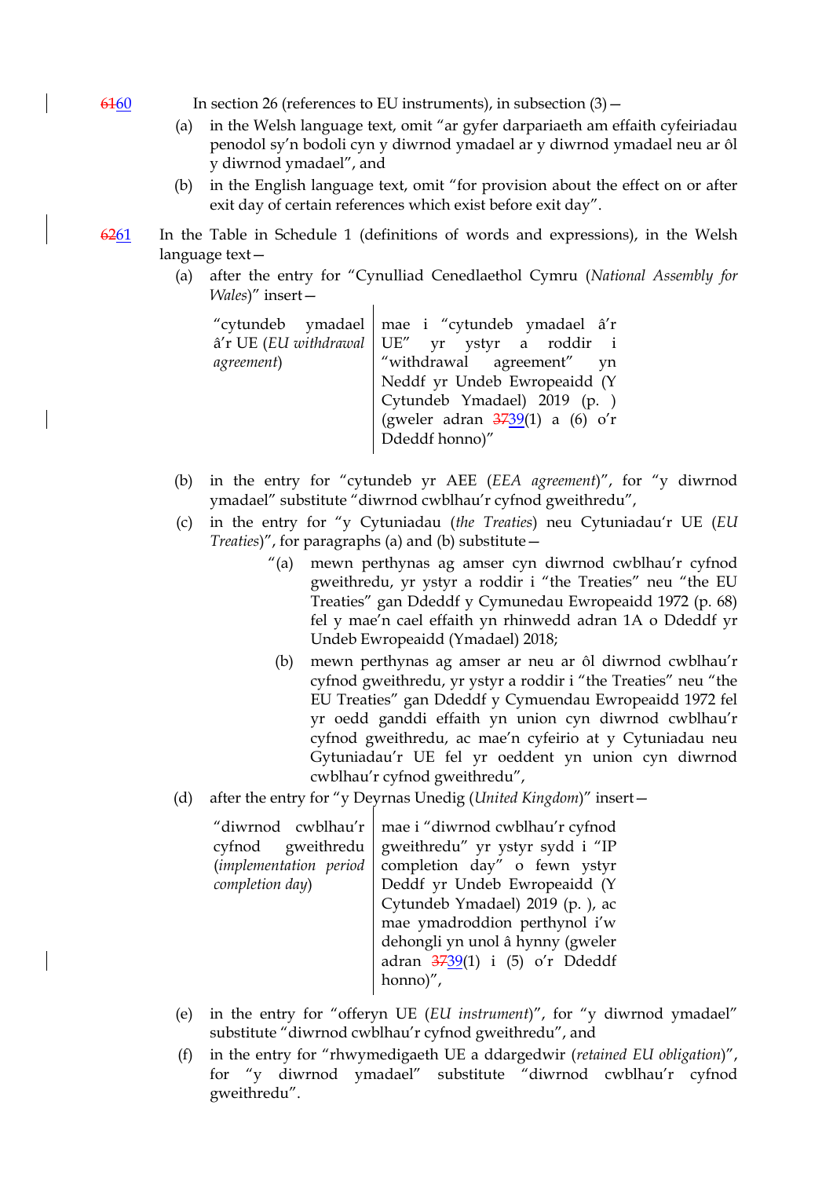~~61~~60 In section 26 (references to EU instruments), in subsection (3)—

(a) in the Welsh language text, omit "ar gyfer darpariaeth am effaith cyfeiriadau penodol sy'n bodoli cyn y diwrnod ymadael ar y diwrnod ymadael neu ar ôl y diwrnod ymadael", and

(b) in the English language text, omit "for provision about the effect on or after exit day of certain references which exist before exit day".

~~62~~61 In the Table in Schedule 1 (definitions of words and expressions), in the Welsh language text—

(a) after the entry for "Cynulliad Cenedlaethol Cymru (*National Assembly for Wales*)" insert—

| | |
|---|---|
| "cytundeb ymadael â'r UE (*EU withdrawal agreement*) | mae i "cytundeb ymadael â'r UE" yr ystyr a roddir i "withdrawal agreement" yn Neddf yr Undeb Ewropeaidd (Y Cytundeb Ymadael) 2019 (p. ) (gweler adran ~~37~~39(1) a (6) o'r Ddeddf honno)" |

(b) in the entry for "cytundeb yr AEE (*EEA agreement*)", for "y diwrnod ymadael" substitute "diwrnod cwblhau'r cyfnod gweithredu",

(c) in the entry for "y Cytuniadau (*the Treaties*) neu Cytuniadau'r UE (*EU Treaties*)", for paragraphs (a) and (b) substitute—

"(a) mewn perthynas ag amser cyn diwrnod cwblhau'r cyfnod gweithredu, yr ystyr a roddir i "the Treaties" neu "the EU Treaties" gan Ddeddf y Cymunedau Ewropeaidd 1972 (p. 68) fel y mae'n cael effaith yn rhinwedd adran 1A o Ddeddf yr Undeb Ewropeaidd (Ymadael) 2018;

(b) mewn perthynas ag amser ar neu ar ôl diwrnod cwblhau'r cyfnod gweithredu, yr ystyr a roddir i "the Treaties" neu "the EU Treaties" gan Ddeddf y Cymuendau Ewropeaidd 1972 fel yr oedd ganddi effaith yn union cyn diwrnod cwblhau'r cyfnod gweithredu, ac mae'n cyfeirio at y Cytuniadau neu Gytuniadau'r UE fel yr oeddent yn union cyn diwrnod cwblhau'r cyfnod gweithredu",

(d) after the entry for "y Deyrnas Unedig (*United Kingdom*)" insert—

| | |
|---|---|
| "diwrnod cwblhau'r cyfnod gweithredu (*implementation period completion day*) | mae i "diwrnod cwblhau'r cyfnod gweithredu" yr ystyr sydd i "IP completion day" o fewn ystyr Deddf yr Undeb Ewropeaidd (Y Cytundeb Ymadael) 2019 (p. ), ac mae ymadroddion perthynol i'w dehongli yn unol â hynny (gweler adran ~~37~~39(1) i (5) o'r Ddeddf honno)", |

(e) in the entry for "offeryn UE (*EU instrument*)", for "y diwrnod ymadael" substitute "diwrnod cwblhau'r cyfnod gweithredu", and

(f) in the entry for "rhwymedigaeth UE a ddargedwir (*retained EU obligation*)", for "y diwrnod ymadael" substitute "diwrnod cwblhau'r cyfnod gweithredu".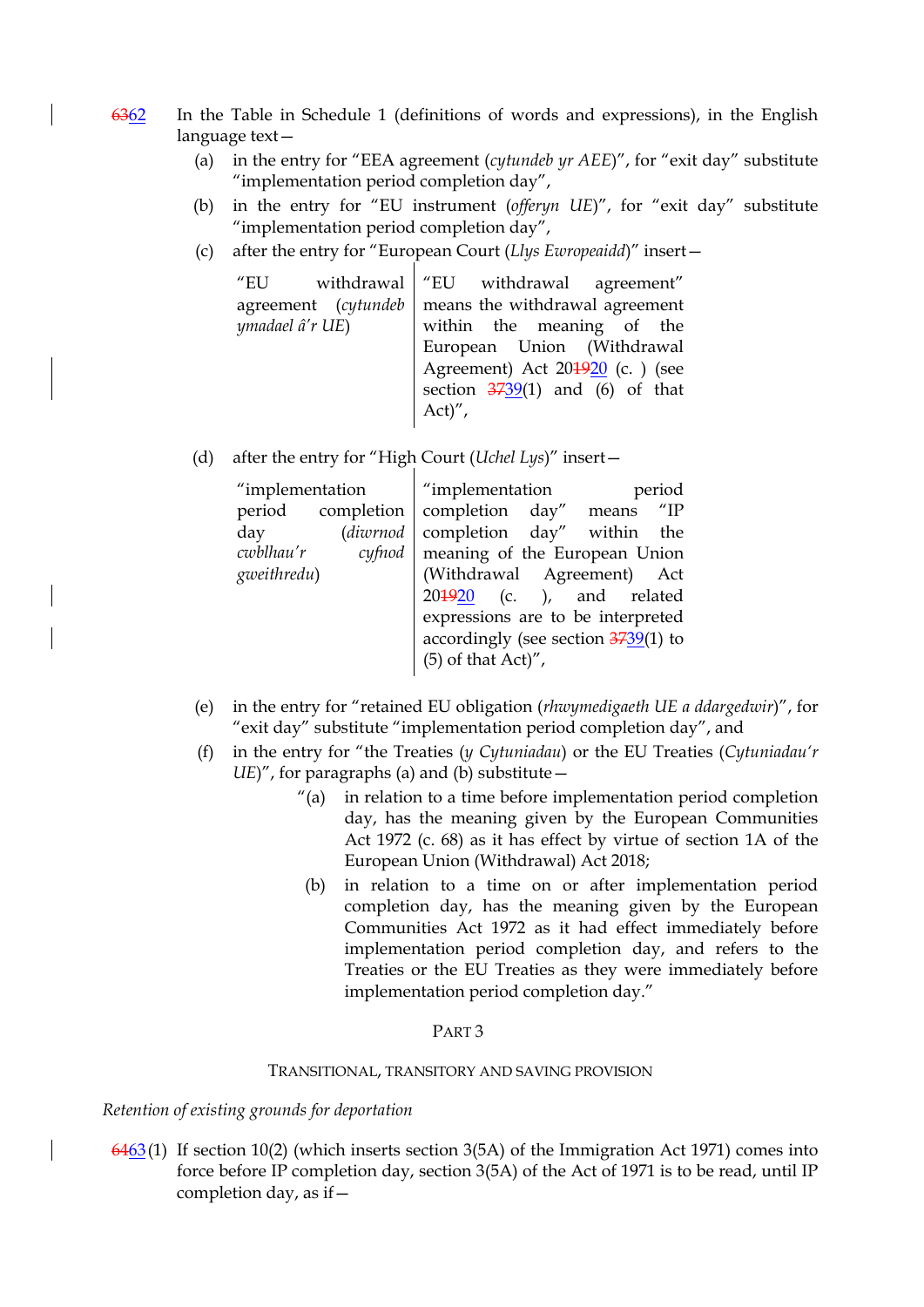6362 In the Table in Schedule 1 (definitions of words and expressions), in the English language text—

(a) in the entry for "EEA agreement (*cytundeb yr AEE*)", for "exit day" substitute "implementation period completion day",

(b) in the entry for "EU instrument (*offeryn UE*)", for "exit day" substitute "implementation period completion day",

(c) after the entry for "European Court (*Llys Ewropeaidd*)" insert—

| | |
|---|---|
| "EU withdrawal agreement (*cytundeb ymadael â'r UE*) | "EU withdrawal agreement" means the withdrawal agreement within the meaning of the European Union (Withdrawal Agreement) Act 201920 (c. ) (see section 3739(1) and (6) of that Act)", |

(d) after the entry for "High Court (*Uchel Lys*)" insert—

| | |
|---|---|
| "implementation period completion day (*diwrnod cwblhau'r cyfnod gweithredu*) | "implementation period completion day" means "IP completion day" within the meaning of the European Union (Withdrawal Agreement) Act 201920 (c. ), and related expressions are to be interpreted accordingly (see section 3739(1) to (5) of that Act)", |

(e) in the entry for "retained EU obligation (*rhwymedigaeth UE a ddargedwir*)", for "exit day" substitute "implementation period completion day", and

(f) in the entry for "the Treaties (*y Cytuniadau*) or the EU Treaties (*Cytuniadau'r UE*)", for paragraphs (a) and (b) substitute—

"(a) in relation to a time before implementation period completion day, has the meaning given by the European Communities Act 1972 (c. 68) as it has effect by virtue of section 1A of the European Union (Withdrawal) Act 2018;

(b) in relation to a time on or after implementation period completion day, has the meaning given by the European Communities Act 1972 as it had effect immediately before implementation period completion day, and refers to the Treaties or the EU Treaties as they were immediately before implementation period completion day."

## PART 3

### TRANSITIONAL, TRANSITORY AND SAVING PROVISION

*Retention of existing grounds for deportation*

6463 (1) If section 10(2) (which inserts section 3(5A) of the Immigration Act 1971) comes into force before IP completion day, section 3(5A) of the Act of 1971 is to be read, until IP completion day, as if—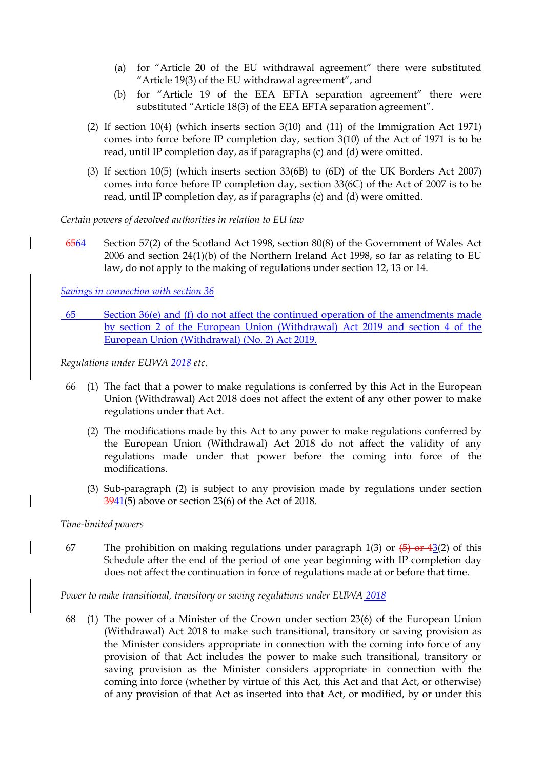(a) for "Article 20 of the EU withdrawal agreement" there were substituted "Article 19(3) of the EU withdrawal agreement", and

(b) for "Article 19 of the EEA EFTA separation agreement" there were substituted "Article 18(3) of the EEA EFTA separation agreement".

(2) If section 10(4) (which inserts section 3(10) and (11) of the Immigration Act 1971) comes into force before IP completion day, section 3(10) of the Act of 1971 is to be read, until IP completion day, as if paragraphs (c) and (d) were omitted.

(3) If section 10(5) (which inserts section 33(6B) to (6D) of the UK Borders Act 2007) comes into force before IP completion day, section 33(6C) of the Act of 2007 is to be read, until IP completion day, as if paragraphs (c) and (d) were omitted.

*Certain powers of devolved authorities in relation to EU law*

~~65~~64 Section 57(2) of the Scotland Act 1998, section 80(8) of the Government of Wales Act 2006 and section 24(1)(b) of the Northern Ireland Act 1998, so far as relating to EU law, do not apply to the making of regulations under section 12, 13 or 14.

*Savings in connection with section 36*

65 Section 36(e) and (f) do not affect the continued operation of the amendments made by section 2 of the European Union (Withdrawal) Act 2019 and section 4 of the European Union (Withdrawal) (No. 2) Act 2019.

*Regulations under EUWA 2018 etc.*

66 (1) The fact that a power to make regulations is conferred by this Act in the European Union (Withdrawal) Act 2018 does not affect the extent of any other power to make regulations under that Act.

(2) The modifications made by this Act to any power to make regulations conferred by the European Union (Withdrawal) Act 2018 do not affect the validity of any regulations made under that power before the coming into force of the modifications.

(3) Sub-paragraph (2) is subject to any provision made by regulations under section ~~39~~41(5) above or section 23(6) of the Act of 2018.

*Time-limited powers*

67 The prohibition on making regulations under paragraph 1(3) or ~~(5) or 4~~3(2) of this Schedule after the end of the period of one year beginning with IP completion day does not affect the continuation in force of regulations made at or before that time.

*Power to make transitional, transitory or saving regulations under EUWA 2018*

68 (1) The power of a Minister of the Crown under section 23(6) of the European Union (Withdrawal) Act 2018 to make such transitional, transitory or saving provision as the Minister considers appropriate in connection with the coming into force of any provision of that Act includes the power to make such transitional, transitory or saving provision as the Minister considers appropriate in connection with the coming into force (whether by virtue of this Act, this Act and that Act, or otherwise) of any provision of that Act as inserted into that Act, or modified, by or under this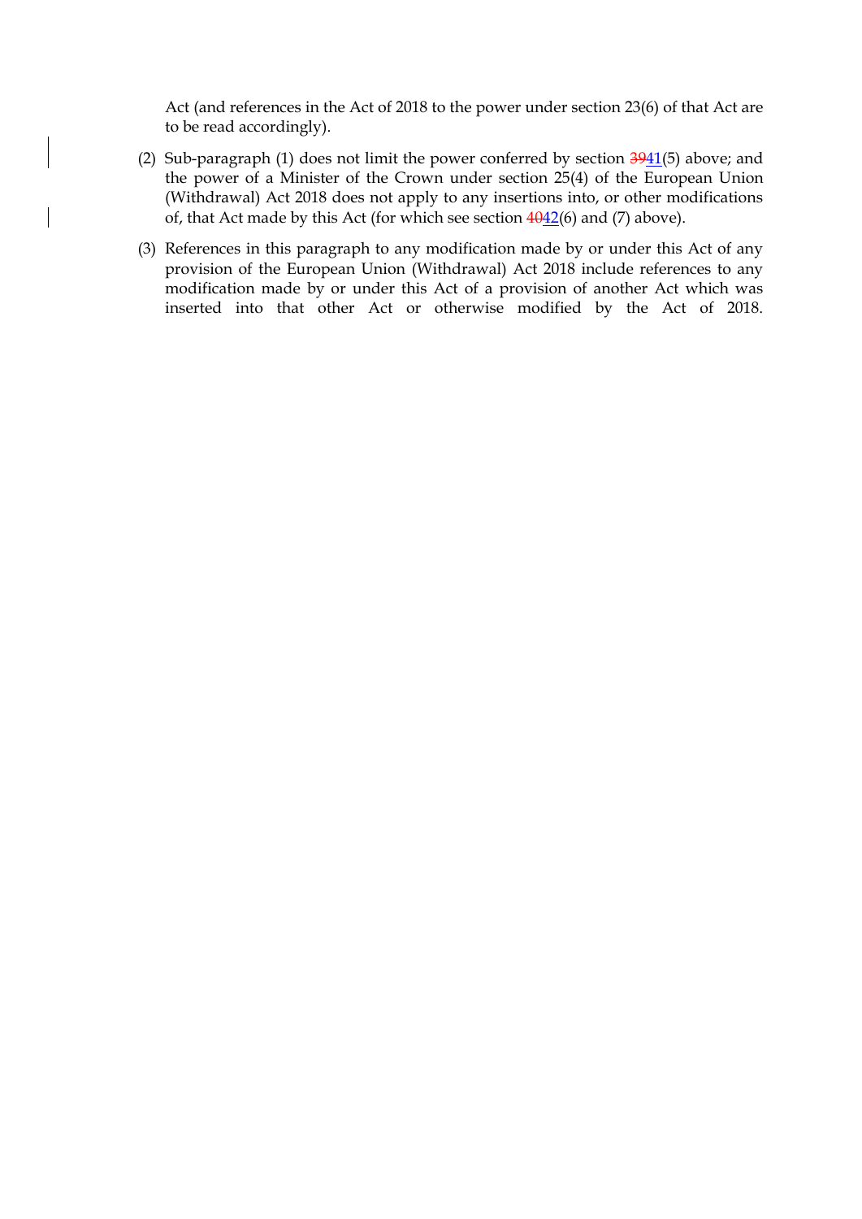Act (and references in the Act of 2018 to the power under section 23(6) of that Act are to be read accordingly).

(2) Sub-paragraph (1) does not limit the power conferred by section ~~39~~41(5) above; and the power of a Minister of the Crown under section 25(4) of the European Union (Withdrawal) Act 2018 does not apply to any insertions into, or other modifications of, that Act made by this Act (for which see section ~~40~~42(6) and (7) above).

(3) References in this paragraph to any modification made by or under this Act of any provision of the European Union (Withdrawal) Act 2018 include references to any modification made by or under this Act of a provision of another Act which was inserted into that other Act or otherwise modified by the Act of 2018.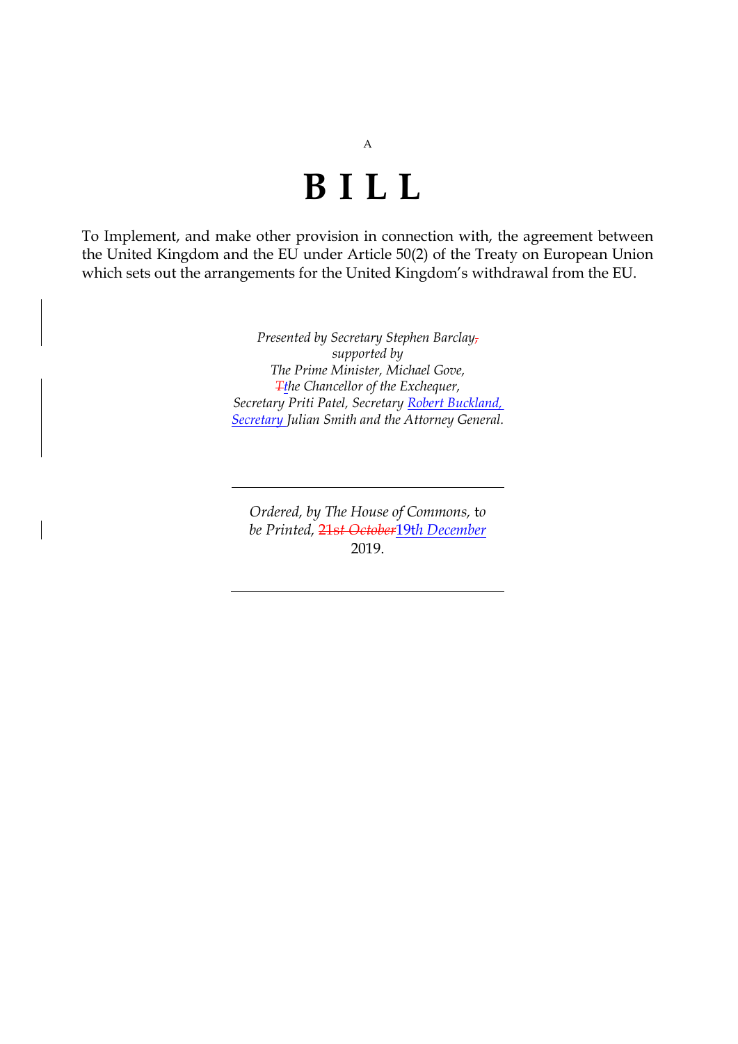A

# B I L L

To Implement, and make other provision in connection with, the agreement between the United Kingdom and the EU under Article 50(2) of the Treaty on European Union which sets out the arrangements for the United Kingdom's withdrawal from the EU.

*Presented by Secretary Stephen Barclay,*
*supported by*
*The Prime Minister, Michael Gove,*
*Tthe Chancellor of the Exchequer,*
*Secretary Priti Patel, Secretary Robert Buckland, Secretary Julian Smith and the Attorney General.*

---

*Ordered, by The House of Commons, to be Printed, 21st October19th December* 2019.

---